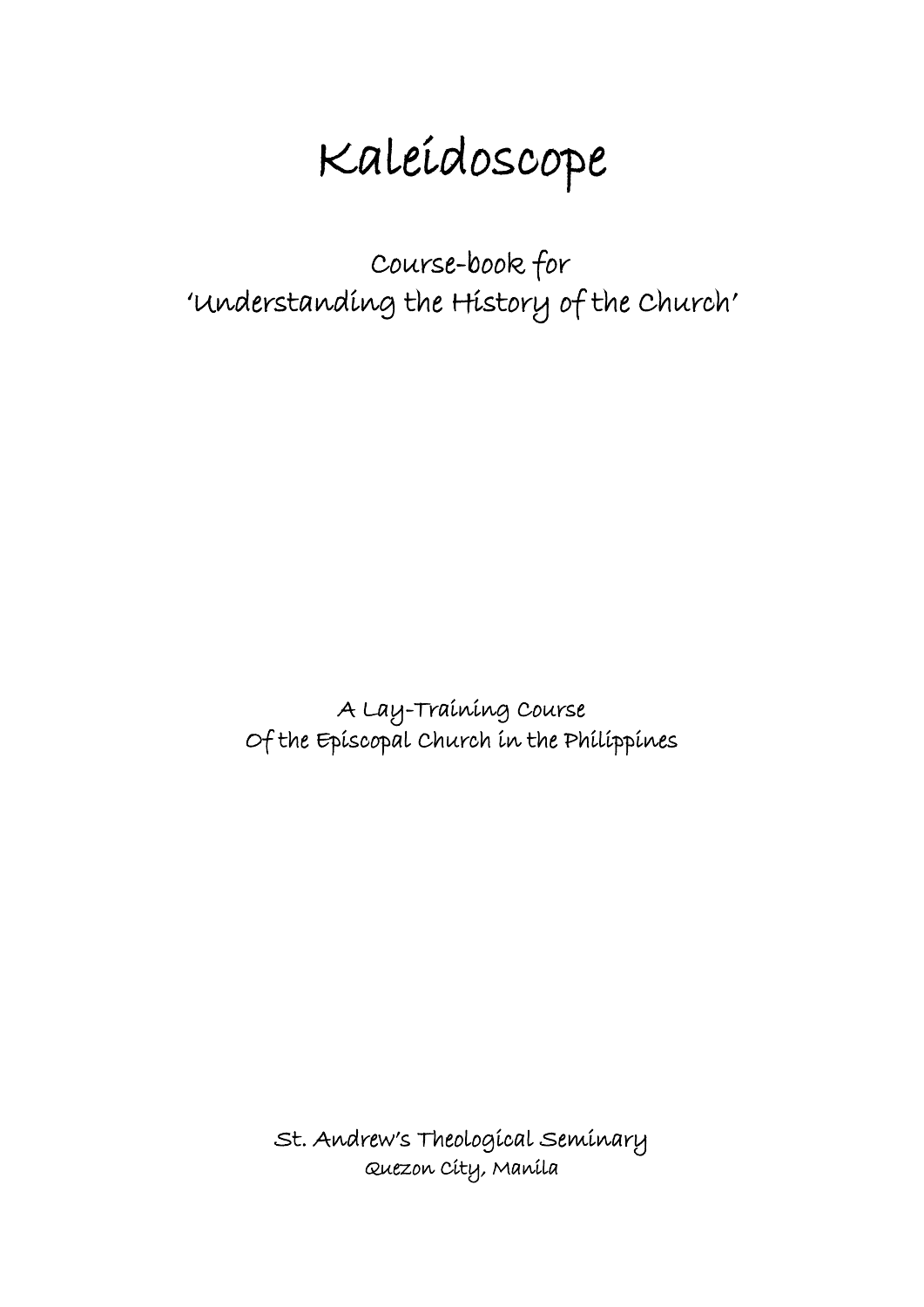# Kaleidoscope

Course-book for
'Understanding the History of the Church'

A Lay-Training Course
Of the Episcopal Church in the Philippines

St. Andrew's Theological Seminary
Quezon City, Manila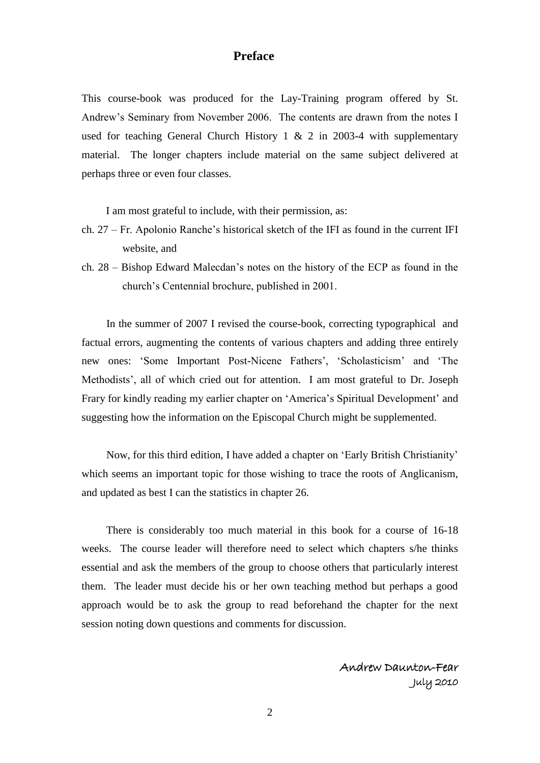# Preface

This course-book was produced for the Lay-Training program offered by St. Andrew's Seminary from November 2006. The contents are drawn from the notes I used for teaching General Church History 1 & 2 in 2003-4 with supplementary material. The longer chapters include material on the same subject delivered at perhaps three or even four classes.

I am most grateful to include, with their permission, as:

ch. 27 – Fr. Apolonio Ranche's historical sketch of the IFI as found in the current IFI website, and

ch. 28 – Bishop Edward Malecdan's notes on the history of the ECP as found in the church's Centennial brochure, published in 2001.

In the summer of 2007 I revised the course-book, correcting typographical and factual errors, augmenting the contents of various chapters and adding three entirely new ones: 'Some Important Post-Nicene Fathers', 'Scholasticism' and 'The Methodists', all of which cried out for attention. I am most grateful to Dr. Joseph Frary for kindly reading my earlier chapter on 'America's Spiritual Development' and suggesting how the information on the Episcopal Church might be supplemented.

Now, for this third edition, I have added a chapter on 'Early British Christianity' which seems an important topic for those wishing to trace the roots of Anglicanism, and updated as best I can the statistics in chapter 26.

There is considerably too much material in this book for a course of 16-18 weeks. The course leader will therefore need to select which chapters s/he thinks essential and ask the members of the group to choose others that particularly interest them. The leader must decide his or her own teaching method but perhaps a good approach would be to ask the group to read beforehand the chapter for the next session noting down questions and comments for discussion.

Andrew Daunton-Fear
July 2010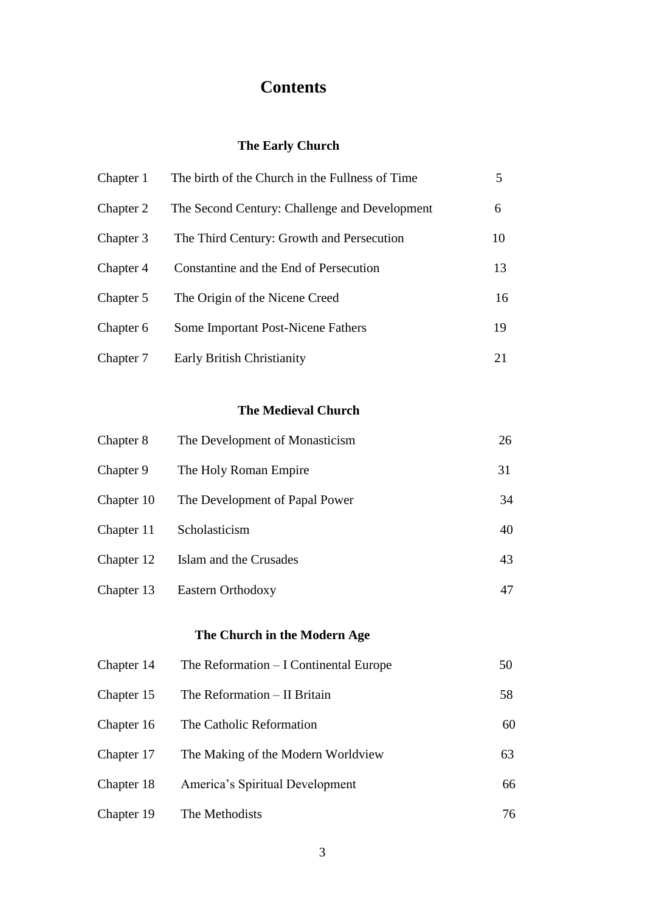# Contents

## The Early Church

| | | |
|---|---|---|
| Chapter 1 | The birth of the Church in the Fullness of Time | 5 |
| Chapter 2 | The Second Century: Challenge and Development | 6 |
| Chapter 3 | The Third Century: Growth and Persecution | 10 |
| Chapter 4 | Constantine and the End of Persecution | 13 |
| Chapter 5 | The Origin of the Nicene Creed | 16 |
| Chapter 6 | Some Important Post-Nicene Fathers | 19 |
| Chapter 7 | Early British Christianity | 21 |

## The Medieval Church

| | | |
|---|---|---|
| Chapter 8 | The Development of Monasticism | 26 |
| Chapter 9 | The Holy Roman Empire | 31 |
| Chapter 10 | The Development of Papal Power | 34 |
| Chapter 11 | Scholasticism | 40 |
| Chapter 12 | Islam and the Crusades | 43 |
| Chapter 13 | Eastern Orthodoxy | 47 |

## The Church in the Modern Age

| | | |
|---|---|---|
| Chapter 14 | The Reformation – I Continental Europe | 50 |
| Chapter 15 | The Reformation – II Britain | 58 |
| Chapter 16 | The Catholic Reformation | 60 |
| Chapter 17 | The Making of the Modern Worldview | 63 |
| Chapter 18 | America's Spiritual Development | 66 |
| Chapter 19 | The Methodists | 76 |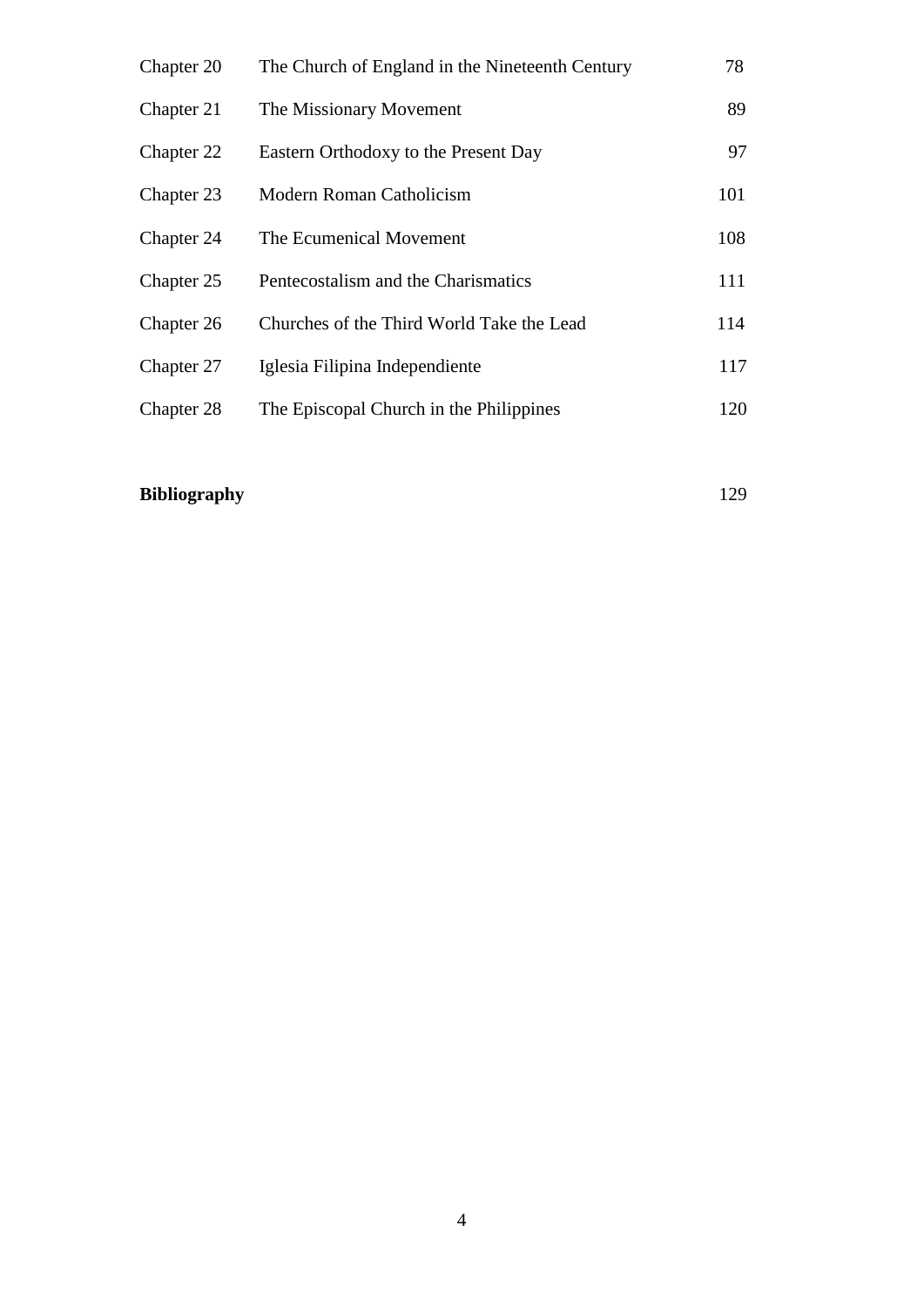| | | |
|---|---|---|
| Chapter 20 | The Church of England in the Nineteenth Century | 78 |
| Chapter 21 | The Missionary Movement | 89 |
| Chapter 22 | Eastern Orthodoxy to the Present Day | 97 |
| Chapter 23 | Modern Roman Catholicism | 101 |
| Chapter 24 | The Ecumenical Movement | 108 |
| Chapter 25 | Pentecostalism and the Charismatics | 111 |
| Chapter 26 | Churches of the Third World Take the Lead | 114 |
| Chapter 27 | Iglesia Filipina Independiente | 117 |
| Chapter 28 | The Episcopal Church in the Philippines | 120 |

**Bibliography** 129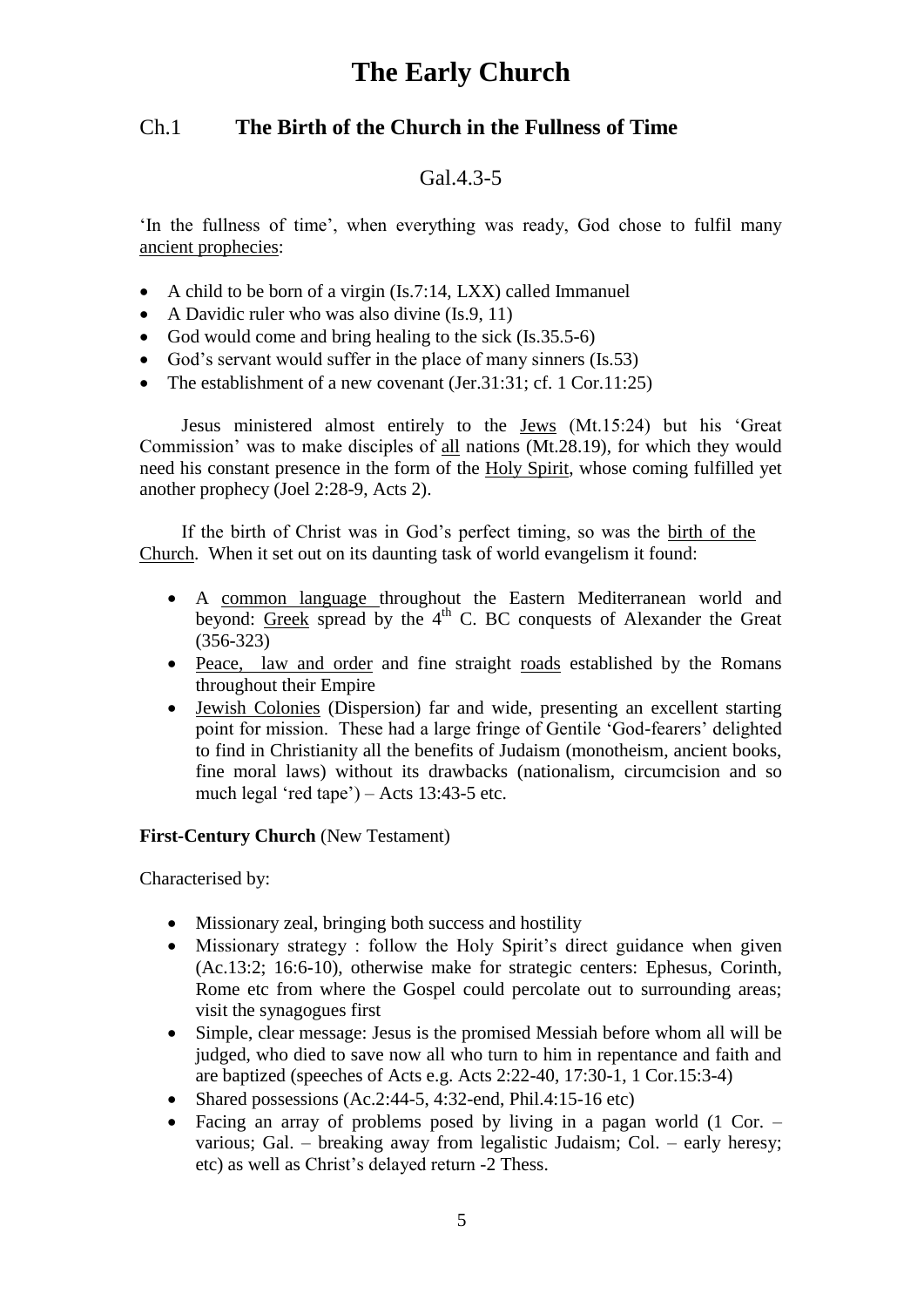# The Early Church

## Ch.1 The Birth of the Church in the Fullness of Time

### Gal.4.3-5

'In the fullness of time', when everything was ready, God chose to fulfil many ancient prophecies:

- A child to be born of a virgin (Is.7:14, LXX) called Immanuel
- A Davidic ruler who was also divine (Is.9, 11)
- God would come and bring healing to the sick (Is.35.5-6)
- God's servant would suffer in the place of many sinners (Is.53)
- The establishment of a new covenant (Jer.31:31; cf. 1 Cor.11:25)

Jesus ministered almost entirely to the Jews (Mt.15:24) but his 'Great Commission' was to make disciples of all nations (Mt.28.19), for which they would need his constant presence in the form of the Holy Spirit, whose coming fulfilled yet another prophecy (Joel 2:28-9, Acts 2).

If the birth of Christ was in God's perfect timing, so was the birth of the Church. When it set out on its daunting task of world evangelism it found:

- A common language throughout the Eastern Mediterranean world and beyond: Greek spread by the 4th C. BC conquests of Alexander the Great (356-323)
- Peace, law and order and fine straight roads established by the Romans throughout their Empire
- Jewish Colonies (Dispersion) far and wide, presenting an excellent starting point for mission. These had a large fringe of Gentile 'God-fearers' delighted to find in Christianity all the benefits of Judaism (monotheism, ancient books, fine moral laws) without its drawbacks (nationalism, circumcision and so much legal 'red tape') – Acts 13:43-5 etc.

**First-Century Church** (New Testament)

Characterised by:

- Missionary zeal, bringing both success and hostility
- Missionary strategy : follow the Holy Spirit's direct guidance when given (Ac.13:2; 16:6-10), otherwise make for strategic centers: Ephesus, Corinth, Rome etc from where the Gospel could percolate out to surrounding areas; visit the synagogues first
- Simple, clear message: Jesus is the promised Messiah before whom all will be judged, who died to save now all who turn to him in repentance and faith and are baptized (speeches of Acts e.g. Acts 2:22-40, 17:30-1, 1 Cor.15:3-4)
- Shared possessions (Ac.2:44-5, 4:32-end, Phil.4:15-16 etc)
- Facing an array of problems posed by living in a pagan world (1 Cor. – various; Gal. – breaking away from legalistic Judaism; Col. – early heresy; etc) as well as Christ's delayed return -2 Thess.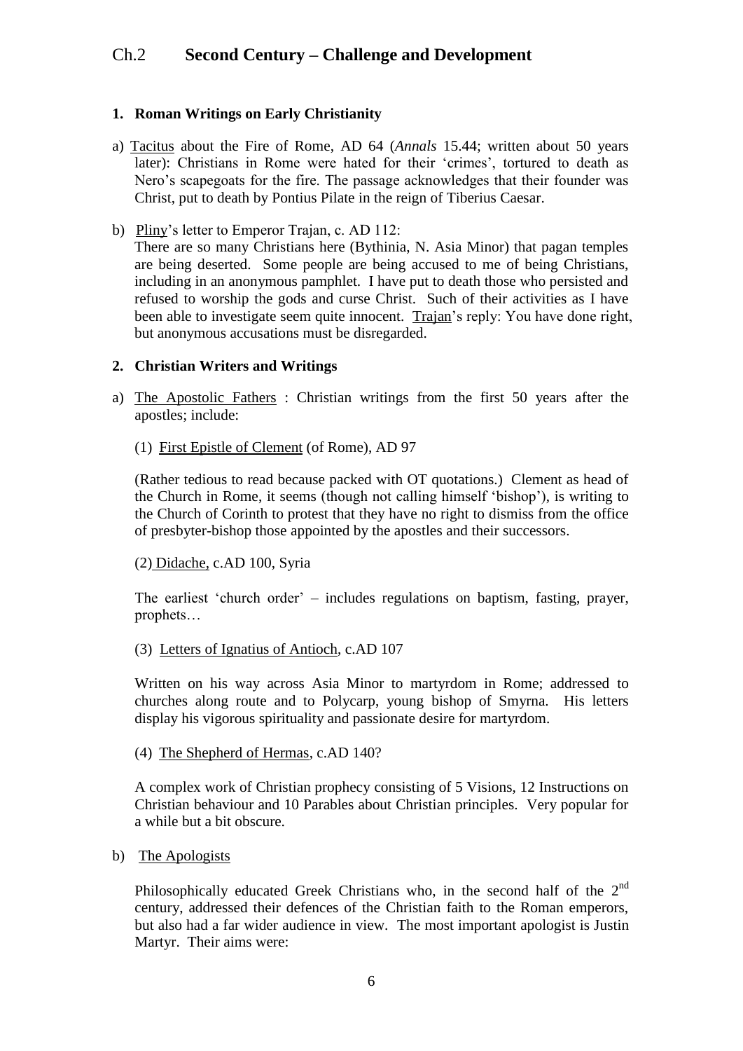# Ch.2 Second Century – Challenge and Development

### 1. Roman Writings on Early Christianity

a) Tacitus about the Fire of Rome, AD 64 (*Annals* 15.44; written about 50 years later): Christians in Rome were hated for their 'crimes', tortured to death as Nero's scapegoats for the fire. The passage acknowledges that their founder was Christ, put to death by Pontius Pilate in the reign of Tiberius Caesar.

b) Pliny's letter to Emperor Trajan, c. AD 112:
There are so many Christians here (Bythinia, N. Asia Minor) that pagan temples are being deserted. Some people are being accused to me of being Christians, including in an anonymous pamphlet. I have put to death those who persisted and refused to worship the gods and curse Christ. Such of their activities as I have been able to investigate seem quite innocent. Trajan's reply: You have done right, but anonymous accusations must be disregarded.

### 2. Christian Writers and Writings

a) The Apostolic Fathers : Christian writings from the first 50 years after the apostles; include:

(1) First Epistle of Clement (of Rome), AD 97

(Rather tedious to read because packed with OT quotations.) Clement as head of the Church in Rome, it seems (though not calling himself 'bishop'), is writing to the Church of Corinth to protest that they have no right to dismiss from the office of presbyter-bishop those appointed by the apostles and their successors.

(2) Didache, c.AD 100, Syria

The earliest 'church order' – includes regulations on baptism, fasting, prayer, prophets…

(3) Letters of Ignatius of Antioch, c.AD 107

Written on his way across Asia Minor to martyrdom in Rome; addressed to churches along route and to Polycarp, young bishop of Smyrna. His letters display his vigorous spirituality and passionate desire for martyrdom.

(4) The Shepherd of Hermas, c.AD 140?

A complex work of Christian prophecy consisting of 5 Visions, 12 Instructions on Christian behaviour and 10 Parables about Christian principles. Very popular for a while but a bit obscure.

b) The Apologists

Philosophically educated Greek Christians who, in the second half of the 2nd century, addressed their defences of the Christian faith to the Roman emperors, but also had a far wider audience in view. The most important apologist is Justin Martyr. Their aims were: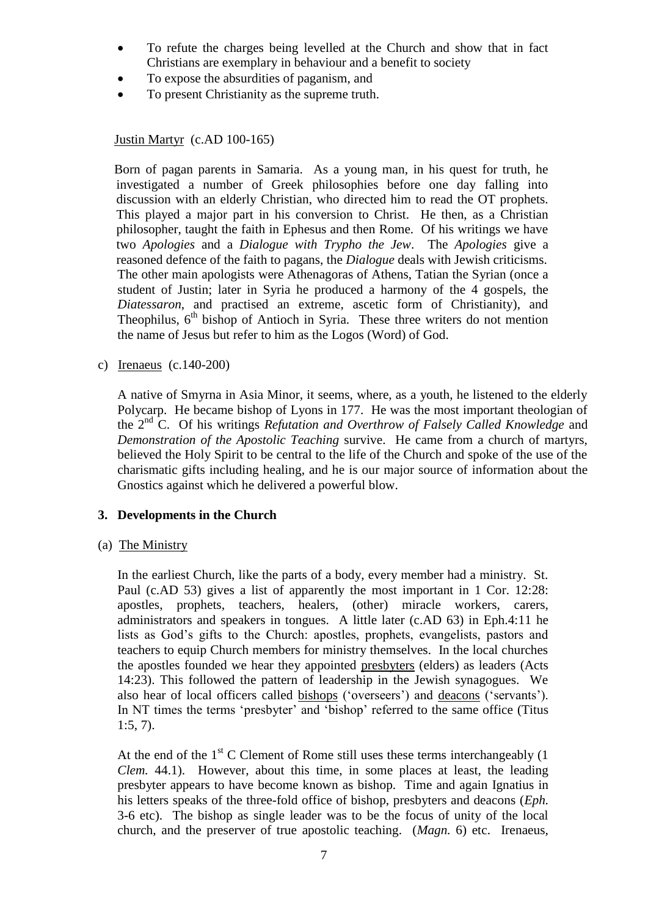- To refute the charges being levelled at the Church and show that in fact Christians are exemplary in behaviour and a benefit to society
- To expose the absurdities of paganism, and
- To present Christianity as the supreme truth.

Justin Martyr (c.AD 100-165)

Born of pagan parents in Samaria. As a young man, in his quest for truth, he investigated a number of Greek philosophies before one day falling into discussion with an elderly Christian, who directed him to read the OT prophets. This played a major part in his conversion to Christ. He then, as a Christian philosopher, taught the faith in Ephesus and then Rome. Of his writings we have two *Apologies* and a *Dialogue with Trypho the Jew*. The *Apologies* give a reasoned defence of the faith to pagans, the *Dialogue* deals with Jewish criticisms. The other main apologists were Athenagoras of Athens, Tatian the Syrian (once a student of Justin; later in Syria he produced a harmony of the 4 gospels, the *Diatessaron*, and practised an extreme, ascetic form of Christianity), and Theophilus, 6th bishop of Antioch in Syria. These three writers do not mention the name of Jesus but refer to him as the Logos (Word) of God.

c) Irenaeus (c.140-200)

A native of Smyrna in Asia Minor, it seems, where, as a youth, he listened to the elderly Polycarp. He became bishop of Lyons in 177. He was the most important theologian of the 2nd C. Of his writings *Refutation and Overthrow of Falsely Called Knowledge* and *Demonstration of the Apostolic Teaching* survive. He came from a church of martyrs, believed the Holy Spirit to be central to the life of the Church and spoke of the use of the charismatic gifts including healing, and he is our major source of information about the Gnostics against which he delivered a powerful blow.

### 3. Developments in the Church

(a) The Ministry

In the earliest Church, like the parts of a body, every member had a ministry. St. Paul (c.AD 53) gives a list of apparently the most important in 1 Cor. 12:28: apostles, prophets, teachers, healers, (other) miracle workers, carers, administrators and speakers in tongues. A little later (c.AD 63) in Eph.4:11 he lists as God's gifts to the Church: apostles, prophets, evangelists, pastors and teachers to equip Church members for ministry themselves. In the local churches the apostles founded we hear they appointed presbyters (elders) as leaders (Acts 14:23). This followed the pattern of leadership in the Jewish synagogues. We also hear of local officers called bishops ('overseers') and deacons ('servants'). In NT times the terms 'presbyter' and 'bishop' referred to the same office (Titus 1:5, 7).

At the end of the 1st C Clement of Rome still uses these terms interchangeably (1 *Clem.* 44.1). However, about this time, in some places at least, the leading presbyter appears to have become known as bishop. Time and again Ignatius in his letters speaks of the three-fold office of bishop, presbyters and deacons (*Eph.* 3-6 etc). The bishop as single leader was to be the focus of unity of the local church, and the preserver of true apostolic teaching. (*Magn.* 6) etc. Irenaeus,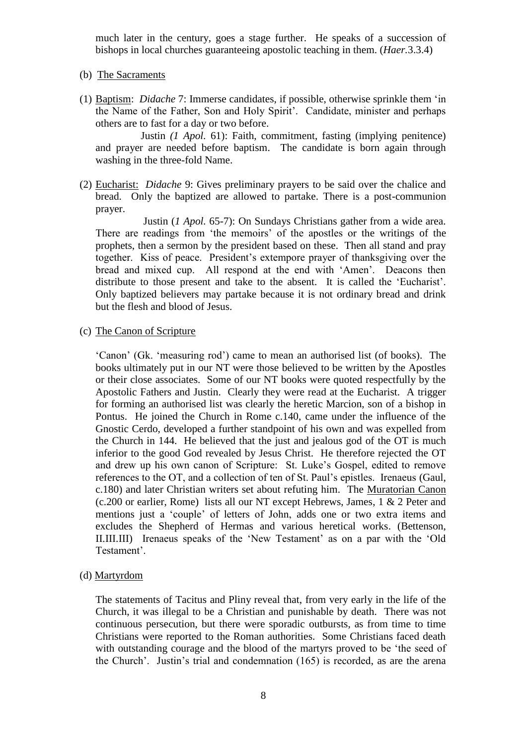much later in the century, goes a stage further. He speaks of a succession of bishops in local churches guaranteeing apostolic teaching in them. (*Haer.*3.3.4)

(b) <u>The Sacraments</u>

(1) <u>Baptism</u>: *Didache* 7: Immerse candidates, if possible, otherwise sprinkle them 'in the Name of the Father, Son and Holy Spirit'. Candidate, minister and perhaps others are to fast for a day or two before.

Justin *(1 Apol.* 61): Faith, commitment, fasting (implying penitence) and prayer are needed before baptism. The candidate is born again through washing in the three-fold Name.

(2) <u>Eucharist</u>: *Didache* 9: Gives preliminary prayers to be said over the chalice and bread. Only the baptized are allowed to partake. There is a post-communion prayer.

Justin (*1 Apol.* 65-7): On Sundays Christians gather from a wide area. There are readings from 'the memoirs' of the apostles or the writings of the prophets, then a sermon by the president based on these. Then all stand and pray together. Kiss of peace. President's extempore prayer of thanksgiving over the bread and mixed cup. All respond at the end with 'Amen'. Deacons then distribute to those present and take to the absent. It is called the 'Eucharist'. Only baptized believers may partake because it is not ordinary bread and drink but the flesh and blood of Jesus.

(c) <u>The Canon of Scripture</u>

'Canon' (Gk. 'measuring rod') came to mean an authorised list (of books). The books ultimately put in our NT were those believed to be written by the Apostles or their close associates. Some of our NT books were quoted respectfully by the Apostolic Fathers and Justin. Clearly they were read at the Eucharist. A trigger for forming an authorised list was clearly the heretic Marcion, son of a bishop in Pontus. He joined the Church in Rome c.140, came under the influence of the Gnostic Cerdo, developed a further standpoint of his own and was expelled from the Church in 144. He believed that the just and jealous god of the OT is much inferior to the good God revealed by Jesus Christ. He therefore rejected the OT and drew up his own canon of Scripture: St. Luke's Gospel, edited to remove references to the OT, and a collection of ten of St. Paul's epistles. Irenaeus (Gaul, c.180) and later Christian writers set about refuting him. The <u>Muratorian Canon</u> (c.200 or earlier, Rome) lists all our NT except Hebrews, James, 1 & 2 Peter and mentions just a 'couple' of letters of John, adds one or two extra items and excludes the Shepherd of Hermas and various heretical works. (Bettenson, II.III.III) Irenaeus speaks of the 'New Testament' as on a par with the 'Old Testament'.

(d) <u>Martyrdom</u>

The statements of Tacitus and Pliny reveal that, from very early in the life of the Church, it was illegal to be a Christian and punishable by death. There was not continuous persecution, but there were sporadic outbursts, as from time to time Christians were reported to the Roman authorities. Some Christians faced death with outstanding courage and the blood of the martyrs proved to be 'the seed of the Church'. Justin's trial and condemnation (165) is recorded, as are the arena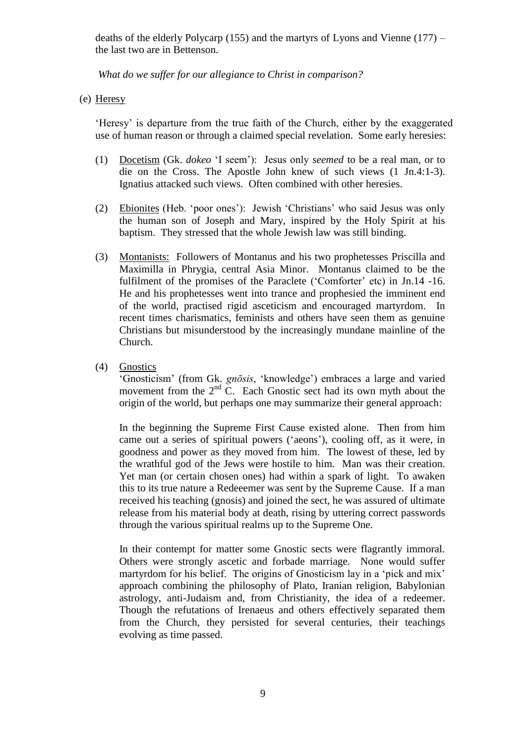deaths of the elderly Polycarp (155) and the martyrs of Lyons and Vienne (177) – the last two are in Bettenson.

*What do we suffer for our allegiance to Christ in comparison?*

(e) <u>Heresy</u>

'Heresy' is departure from the true faith of the Church, either by the exaggerated use of human reason or through a claimed special revelation. Some early heresies:

(1) <u>Docetism</u> (Gk. *dokeo* 'I seem'): Jesus only *seemed* to be a real man, or to die on the Cross. The Apostle John knew of such views (1 Jn.4:1-3). Ignatius attacked such views. Often combined with other heresies.

(2) <u>Ebionites</u> (Heb. 'poor ones'): Jewish 'Christians' who said Jesus was only the human son of Joseph and Mary, inspired by the Holy Spirit at his baptism. They stressed that the whole Jewish law was still binding.

(3) <u>Montanists:</u> Followers of Montanus and his two prophetesses Priscilla and Maximilla in Phrygia, central Asia Minor. Montanus claimed to be the fulfilment of the promises of the Paraclete ('Comforter' etc) in Jn.14 -16. He and his prophetesses went into trance and prophesied the imminent end of the world, practised rigid asceticism and encouraged martyrdom. In recent times charismatics, feminists and others have seen them as genuine Christians but misunderstood by the increasingly mundane mainline of the Church.

(4) <u>Gnostics</u>

'Gnosticism' (from Gk. *gnōsis*, 'knowledge') embraces a large and varied movement from the 2nd C. Each Gnostic sect had its own myth about the origin of the world, but perhaps one may summarize their general approach:

In the beginning the Supreme First Cause existed alone. Then from him came out a series of spiritual powers ('aeons'), cooling off, as it were, in goodness and power as they moved from him. The lowest of these, led by the wrathful god of the Jews were hostile to him. Man was their creation. Yet man (or certain chosen ones) had within a spark of light. To awaken this to its true nature a Redeeemer was sent by the Supreme Cause. If a man received his teaching (gnosis) and joined the sect, he was assured of ultimate release from his material body at death, rising by uttering correct passwords through the various spiritual realms up to the Supreme One.

In their contempt for matter some Gnostic sects were flagrantly immoral. Others were strongly ascetic and forbade marriage. None would suffer martyrdom for his belief. The origins of Gnosticism lay in a 'pick and mix' approach combining the philosophy of Plato, Iranian religion, Babylonian astrology, anti-Judaism and, from Christianity, the idea of a redeemer. Though the refutations of Irenaeus and others effectively separated them from the Church, they persisted for several centuries, their teachings evolving as time passed.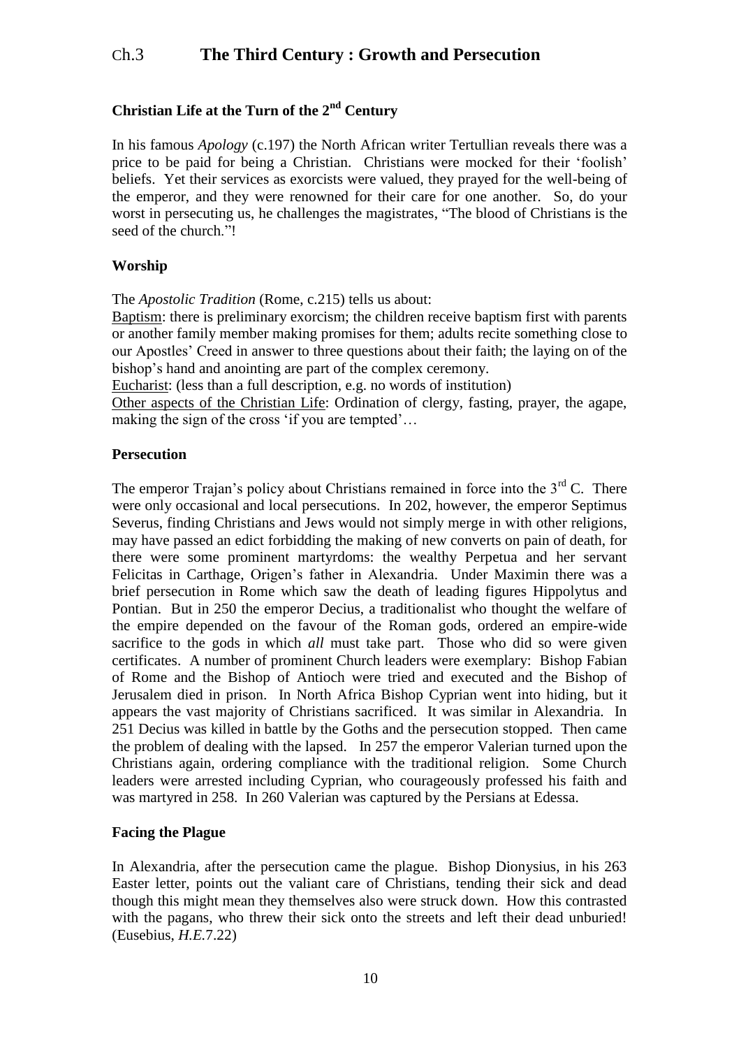# Ch.3 The Third Century : Growth and Persecution

## Christian Life at the Turn of the 2nd Century

In his famous *Apology* (c.197) the North African writer Tertullian reveals there was a price to be paid for being a Christian. Christians were mocked for their 'foolish' beliefs. Yet their services as exorcists were valued, they prayed for the well-being of the emperor, and they were renowned for their care for one another. So, do your worst in persecuting us, he challenges the magistrates, "The blood of Christians is the seed of the church."!

## Worship

The *Apostolic Tradition* (Rome, c.215) tells us about:

Baptism: there is preliminary exorcism; the children receive baptism first with parents or another family member making promises for them; adults recite something close to our Apostles' Creed in answer to three questions about their faith; the laying on of the bishop's hand and anointing are part of the complex ceremony.

Eucharist: (less than a full description, e.g. no words of institution)

Other aspects of the Christian Life: Ordination of clergy, fasting, prayer, the agape, making the sign of the cross 'if you are tempted'…

## Persecution

The emperor Trajan's policy about Christians remained in force into the 3rd C. There were only occasional and local persecutions. In 202, however, the emperor Septimus Severus, finding Christians and Jews would not simply merge in with other religions, may have passed an edict forbidding the making of new converts on pain of death, for there were some prominent martyrdoms: the wealthy Perpetua and her servant Felicitas in Carthage, Origen's father in Alexandria. Under Maximin there was a brief persecution in Rome which saw the death of leading figures Hippolytus and Pontian. But in 250 the emperor Decius, a traditionalist who thought the welfare of the empire depended on the favour of the Roman gods, ordered an empire-wide sacrifice to the gods in which *all* must take part. Those who did so were given certificates. A number of prominent Church leaders were exemplary: Bishop Fabian of Rome and the Bishop of Antioch were tried and executed and the Bishop of Jerusalem died in prison. In North Africa Bishop Cyprian went into hiding, but it appears the vast majority of Christians sacrificed. It was similar in Alexandria. In 251 Decius was killed in battle by the Goths and the persecution stopped. Then came the problem of dealing with the lapsed. In 257 the emperor Valerian turned upon the Christians again, ordering compliance with the traditional religion. Some Church leaders were arrested including Cyprian, who courageously professed his faith and was martyred in 258. In 260 Valerian was captured by the Persians at Edessa.

## Facing the Plague

In Alexandria, after the persecution came the plague. Bishop Dionysius, in his 263 Easter letter, points out the valiant care of Christians, tending their sick and dead though this might mean they themselves also were struck down. How this contrasted with the pagans, who threw their sick onto the streets and left their dead unburied! (Eusebius, *H.E.*7.22)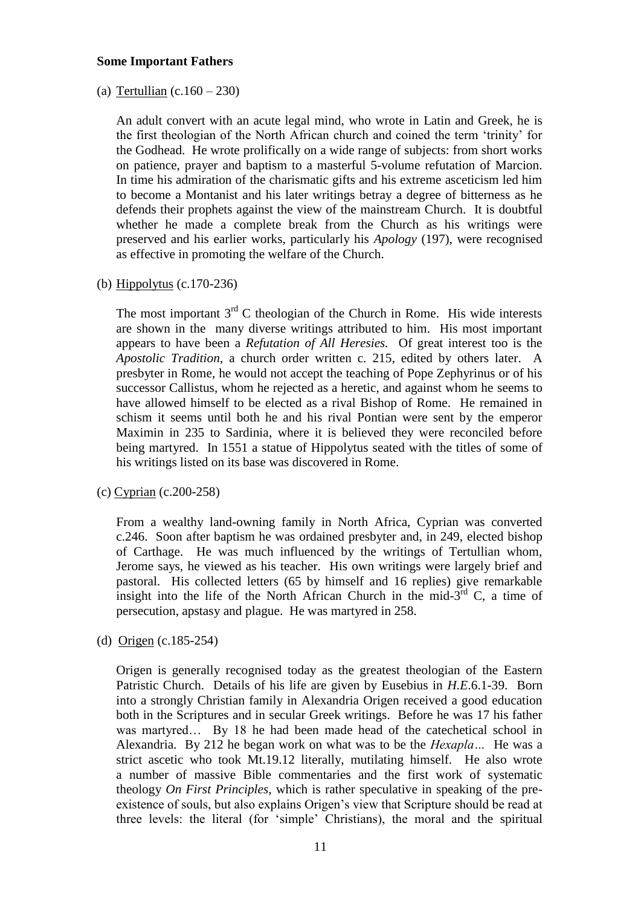**Some Important Fathers**

(a) Tertullian (c.160 – 230)

An adult convert with an acute legal mind, who wrote in Latin and Greek, he is the first theologian of the North African church and coined the term 'trinity' for the Godhead. He wrote prolifically on a wide range of subjects: from short works on patience, prayer and baptism to a masterful 5-volume refutation of Marcion. In time his admiration of the charismatic gifts and his extreme asceticism led him to become a Montanist and his later writings betray a degree of bitterness as he defends their prophets against the view of the mainstream Church. It is doubtful whether he made a complete break from the Church as his writings were preserved and his earlier works, particularly his *Apology* (197), were recognised as effective in promoting the welfare of the Church.

(b) Hippolytus (c.170-236)

The most important 3rd C theologian of the Church in Rome. His wide interests are shown in the many diverse writings attributed to him. His most important appears to have been a *Refutation of All Heresies.* Of great interest too is the *Apostolic Tradition*, a church order written c. 215, edited by others later. A presbyter in Rome, he would not accept the teaching of Pope Zephyrinus or of his successor Callistus, whom he rejected as a heretic, and against whom he seems to have allowed himself to be elected as a rival Bishop of Rome. He remained in schism it seems until both he and his rival Pontian were sent by the emperor Maximin in 235 to Sardinia, where it is believed they were reconciled before being martyred. In 1551 a statue of Hippolytus seated with the titles of some of his writings listed on its base was discovered in Rome.

(c) Cyprian (c.200-258)

From a wealthy land-owning family in North Africa, Cyprian was converted c.246. Soon after baptism he was ordained presbyter and, in 249, elected bishop of Carthage. He was much influenced by the writings of Tertullian whom, Jerome says, he viewed as his teacher. His own writings were largely brief and pastoral. His collected letters (65 by himself and 16 replies) give remarkable insight into the life of the North African Church in the mid-3rd C, a time of persecution, apstasy and plague. He was martyred in 258.

(d) Origen (c.185-254)

Origen is generally recognised today as the greatest theologian of the Eastern Patristic Church. Details of his life are given by Eusebius in *H.E.*6.1-39. Born into a strongly Christian family in Alexandria Origen received a good education both in the Scriptures and in secular Greek writings. Before he was 17 his father was martyred… By 18 he had been made head of the catechetical school in Alexandria. By 212 he began work on what was to be the *Hexapla*… He was a strict ascetic who took Mt.19.12 literally, mutilating himself. He also wrote a number of massive Bible commentaries and the first work of systematic theology *On First Principles*, which is rather speculative in speaking of the pre-existence of souls, but also explains Origen's view that Scripture should be read at three levels: the literal (for 'simple' Christians), the moral and the spiritual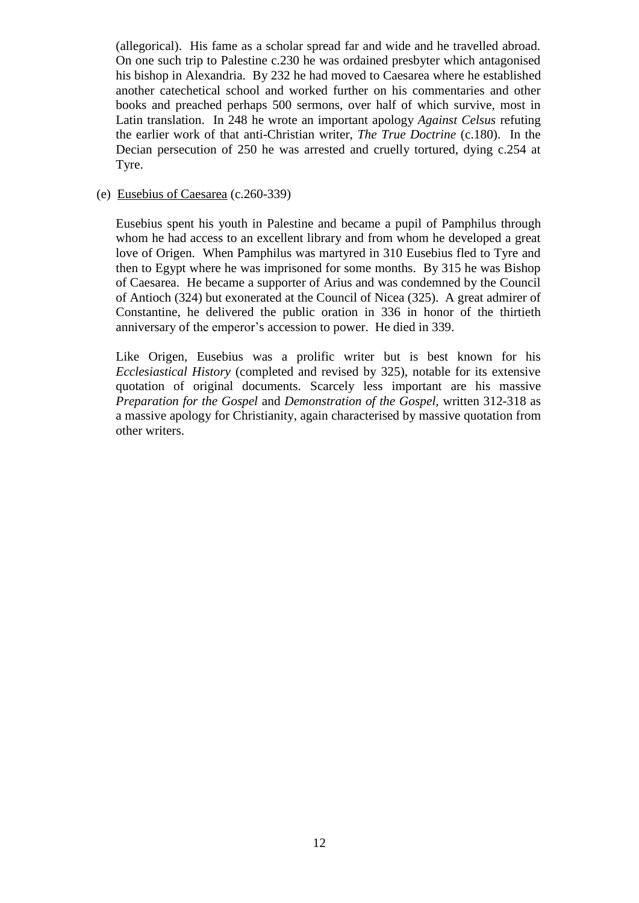(allegorical). His fame as a scholar spread far and wide and he travelled abroad. On one such trip to Palestine c.230 he was ordained presbyter which antagonised his bishop in Alexandria. By 232 he had moved to Caesarea where he established another catechetical school and worked further on his commentaries and other books and preached perhaps 500 sermons, over half of which survive, most in Latin translation. In 248 he wrote an important apology *Against Celsus* refuting the earlier work of that anti-Christian writer, *The True Doctrine* (c.180). In the Decian persecution of 250 he was arrested and cruelly tortured, dying c.254 at Tyre.

(e) Eusebius of Caesarea (c.260-339)

Eusebius spent his youth in Palestine and became a pupil of Pamphilus through whom he had access to an excellent library and from whom he developed a great love of Origen. When Pamphilus was martyred in 310 Eusebius fled to Tyre and then to Egypt where he was imprisoned for some months. By 315 he was Bishop of Caesarea. He became a supporter of Arius and was condemned by the Council of Antioch (324) but exonerated at the Council of Nicea (325). A great admirer of Constantine, he delivered the public oration in 336 in honor of the thirtieth anniversary of the emperor's accession to power. He died in 339.

Like Origen, Eusebius was a prolific writer but is best known for his *Ecclesiastical History* (completed and revised by 325), notable for its extensive quotation of original documents. Scarcely less important are his massive *Preparation for the Gospel* and *Demonstration of the Gospel*, written 312-318 as a massive apology for Christianity, again characterised by massive quotation from other writers.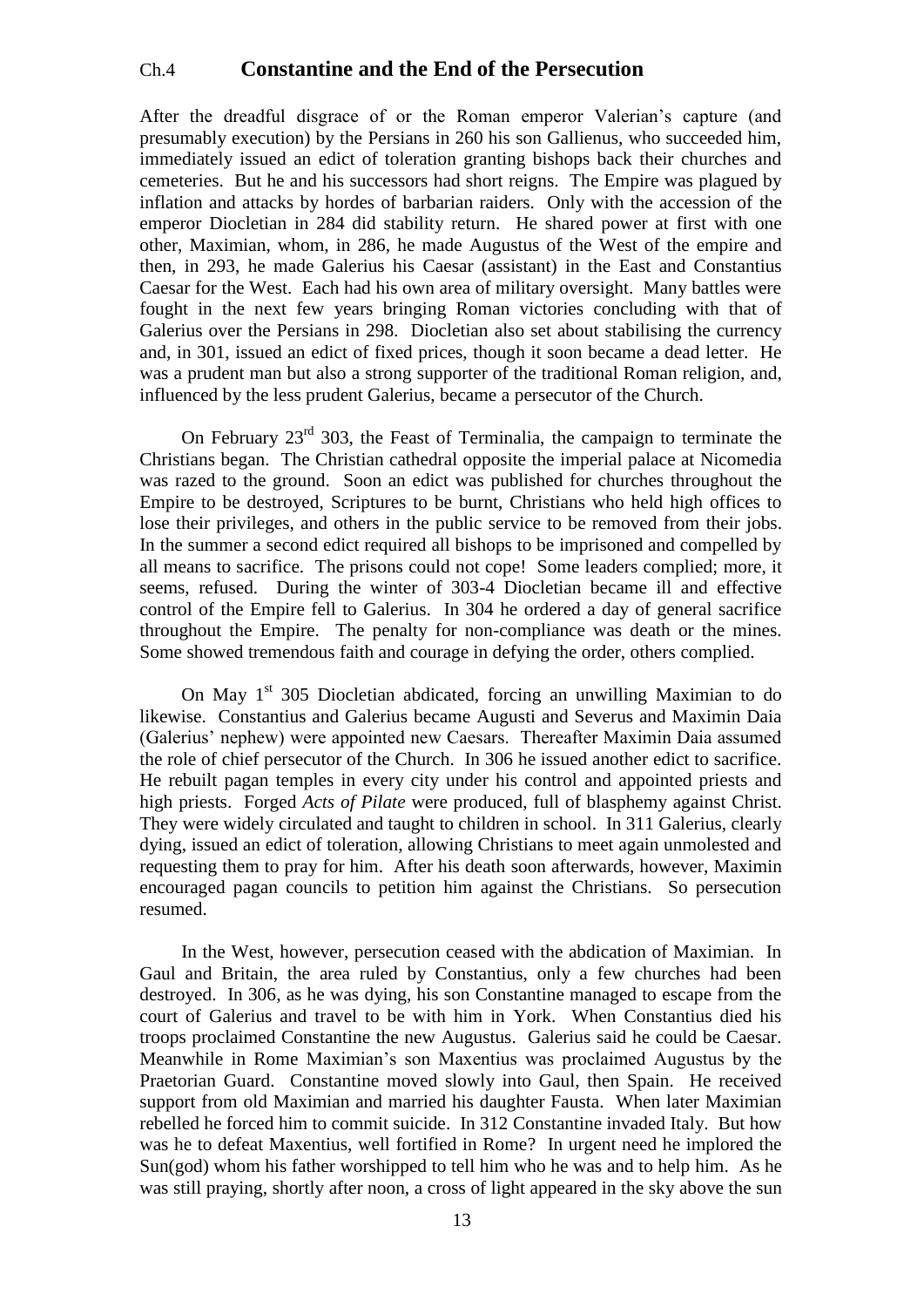# Ch.4 Constantine and the End of the Persecution

After the dreadful disgrace of or the Roman emperor Valerian's capture (and presumably execution) by the Persians in 260 his son Gallienus, who succeeded him, immediately issued an edict of toleration granting bishops back their churches and cemeteries. But he and his successors had short reigns. The Empire was plagued by inflation and attacks by hordes of barbarian raiders. Only with the accession of the emperor Diocletian in 284 did stability return. He shared power at first with one other, Maximian, whom, in 286, he made Augustus of the West of the empire and then, in 293, he made Galerius his Caesar (assistant) in the East and Constantius Caesar for the West. Each had his own area of military oversight. Many battles were fought in the next few years bringing Roman victories concluding with that of Galerius over the Persians in 298. Diocletian also set about stabilising the currency and, in 301, issued an edict of fixed prices, though it soon became a dead letter. He was a prudent man but also a strong supporter of the traditional Roman religion, and, influenced by the less prudent Galerius, became a persecutor of the Church.

On February 23rd 303, the Feast of Terminalia, the campaign to terminate the Christians began. The Christian cathedral opposite the imperial palace at Nicomedia was razed to the ground. Soon an edict was published for churches throughout the Empire to be destroyed, Scriptures to be burnt, Christians who held high offices to lose their privileges, and others in the public service to be removed from their jobs. In the summer a second edict required all bishops to be imprisoned and compelled by all means to sacrifice. The prisons could not cope! Some leaders complied; more, it seems, refused. During the winter of 303-4 Diocletian became ill and effective control of the Empire fell to Galerius. In 304 he ordered a day of general sacrifice throughout the Empire. The penalty for non-compliance was death or the mines. Some showed tremendous faith and courage in defying the order, others complied.

On May 1st 305 Diocletian abdicated, forcing an unwilling Maximian to do likewise. Constantius and Galerius became Augusti and Severus and Maximin Daia (Galerius' nephew) were appointed new Caesars. Thereafter Maximin Daia assumed the role of chief persecutor of the Church. In 306 he issued another edict to sacrifice. He rebuilt pagan temples in every city under his control and appointed priests and high priests. Forged *Acts of Pilate* were produced, full of blasphemy against Christ. They were widely circulated and taught to children in school. In 311 Galerius, clearly dying, issued an edict of toleration, allowing Christians to meet again unmolested and requesting them to pray for him. After his death soon afterwards, however, Maximin encouraged pagan councils to petition him against the Christians. So persecution resumed.

In the West, however, persecution ceased with the abdication of Maximian. In Gaul and Britain, the area ruled by Constantius, only a few churches had been destroyed. In 306, as he was dying, his son Constantine managed to escape from the court of Galerius and travel to be with him in York. When Constantius died his troops proclaimed Constantine the new Augustus. Galerius said he could be Caesar. Meanwhile in Rome Maximian's son Maxentius was proclaimed Augustus by the Praetorian Guard. Constantine moved slowly into Gaul, then Spain. He received support from old Maximian and married his daughter Fausta. When later Maximian rebelled he forced him to commit suicide. In 312 Constantine invaded Italy. But how was he to defeat Maxentius, well fortified in Rome? In urgent need he implored the Sun(god) whom his father worshipped to tell him who he was and to help him. As he was still praying, shortly after noon, a cross of light appeared in the sky above the sun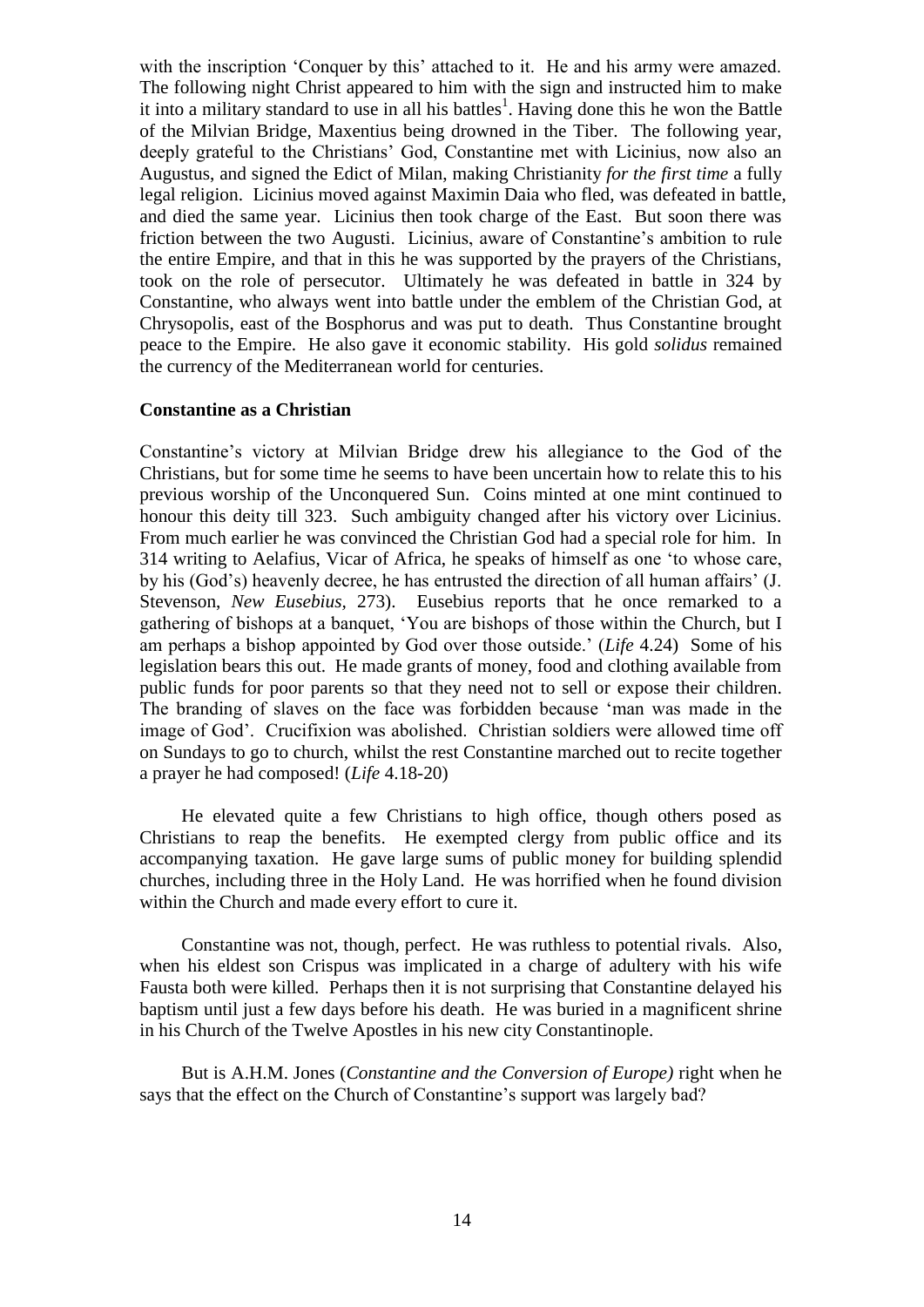with the inscription 'Conquer by this' attached to it. He and his army were amazed. The following night Christ appeared to him with the sign and instructed him to make it into a military standard to use in all his battles[1]. Having done this he won the Battle of the Milvian Bridge, Maxentius being drowned in the Tiber. The following year, deeply grateful to the Christians' God, Constantine met with Licinius, now also an Augustus, and signed the Edict of Milan, making Christianity *for the first time* a fully legal religion. Licinius moved against Maximin Daia who fled, was defeated in battle, and died the same year. Licinius then took charge of the East. But soon there was friction between the two Augusti. Licinius, aware of Constantine's ambition to rule the entire Empire, and that in this he was supported by the prayers of the Christians, took on the role of persecutor. Ultimately he was defeated in battle in 324 by Constantine, who always went into battle under the emblem of the Christian God, at Chrysopolis, east of the Bosphorus and was put to death. Thus Constantine brought peace to the Empire. He also gave it economic stability. His gold *solidus* remained the currency of the Mediterranean world for centuries.

**Constantine as a Christian**

Constantine's victory at Milvian Bridge drew his allegiance to the God of the Christians, but for some time he seems to have been uncertain how to relate this to his previous worship of the Unconquered Sun. Coins minted at one mint continued to honour this deity till 323. Such ambiguity changed after his victory over Licinius. From much earlier he was convinced the Christian God had a special role for him. In 314 writing to Aelafius, Vicar of Africa, he speaks of himself as one 'to whose care, by his (God's) heavenly decree, he has entrusted the direction of all human affairs' (J. Stevenson, *New Eusebius*, 273). Eusebius reports that he once remarked to a gathering of bishops at a banquet, 'You are bishops of those within the Church, but I am perhaps a bishop appointed by God over those outside.' (*Life* 4.24) Some of his legislation bears this out. He made grants of money, food and clothing available from public funds for poor parents so that they need not to sell or expose their children. The branding of slaves on the face was forbidden because 'man was made in the image of God'. Crucifixion was abolished. Christian soldiers were allowed time off on Sundays to go to church, whilst the rest Constantine marched out to recite together a prayer he had composed! (*Life* 4.18-20)

He elevated quite a few Christians to high office, though others posed as Christians to reap the benefits. He exempted clergy from public office and its accompanying taxation. He gave large sums of public money for building splendid churches, including three in the Holy Land. He was horrified when he found division within the Church and made every effort to cure it.

Constantine was not, though, perfect. He was ruthless to potential rivals. Also, when his eldest son Crispus was implicated in a charge of adultery with his wife Fausta both were killed. Perhaps then it is not surprising that Constantine delayed his baptism until just a few days before his death. He was buried in a magnificent shrine in his Church of the Twelve Apostles in his new city Constantinople.

But is A.H.M. Jones (*Constantine and the Conversion of Europe)* right when he says that the effect on the Church of Constantine's support was largely bad?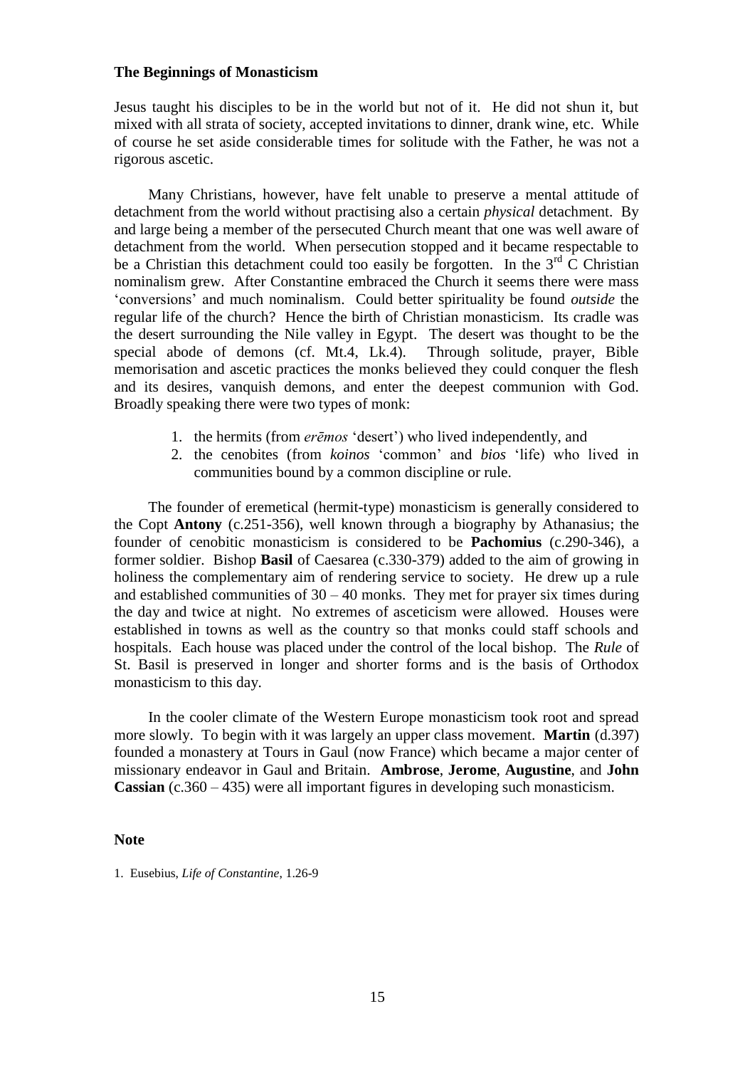**The Beginnings of Monasticism**

Jesus taught his disciples to be in the world but not of it. He did not shun it, but mixed with all strata of society, accepted invitations to dinner, drank wine, etc. While of course he set aside considerable times for solitude with the Father, he was not a rigorous ascetic.

Many Christians, however, have felt unable to preserve a mental attitude of detachment from the world without practising also a certain *physical* detachment. By and large being a member of the persecuted Church meant that one was well aware of detachment from the world. When persecution stopped and it became respectable to be a Christian this detachment could too easily be forgotten. In the 3rd C Christian nominalism grew. After Constantine embraced the Church it seems there were mass 'conversions' and much nominalism. Could better spirituality be found *outside* the regular life of the church? Hence the birth of Christian monasticism. Its cradle was the desert surrounding the Nile valley in Egypt. The desert was thought to be the special abode of demons (cf. Mt.4, Lk.4). Through solitude, prayer, Bible memorisation and ascetic practices the monks believed they could conquer the flesh and its desires, vanquish demons, and enter the deepest communion with God. Broadly speaking there were two types of monk:

1. the hermits (from *erēmos* 'desert') who lived independently, and
2. the cenobites (from *koinos* 'common' and *bios* 'life) who lived in communities bound by a common discipline or rule.

The founder of eremetical (hermit-type) monasticism is generally considered to the Copt **Antony** (c.251-356), well known through a biography by Athanasius; the founder of cenobitic monasticism is considered to be **Pachomius** (c.290-346), a former soldier. Bishop **Basil** of Caesarea (c.330-379) added to the aim of growing in holiness the complementary aim of rendering service to society. He drew up a rule and established communities of 30 – 40 monks. They met for prayer six times during the day and twice at night. No extremes of asceticism were allowed. Houses were established in towns as well as the country so that monks could staff schools and hospitals. Each house was placed under the control of the local bishop. The *Rule* of St. Basil is preserved in longer and shorter forms and is the basis of Orthodox monasticism to this day.

In the cooler climate of the Western Europe monasticism took root and spread more slowly. To begin with it was largely an upper class movement. **Martin** (d.397) founded a monastery at Tours in Gaul (now France) which became a major center of missionary endeavor in Gaul and Britain. **Ambrose**, **Jerome**, **Augustine**, and **John Cassian** (c.360 – 435) were all important figures in developing such monasticism.

**Note**

1. Eusebius, *Life of Constantine*, 1.26-9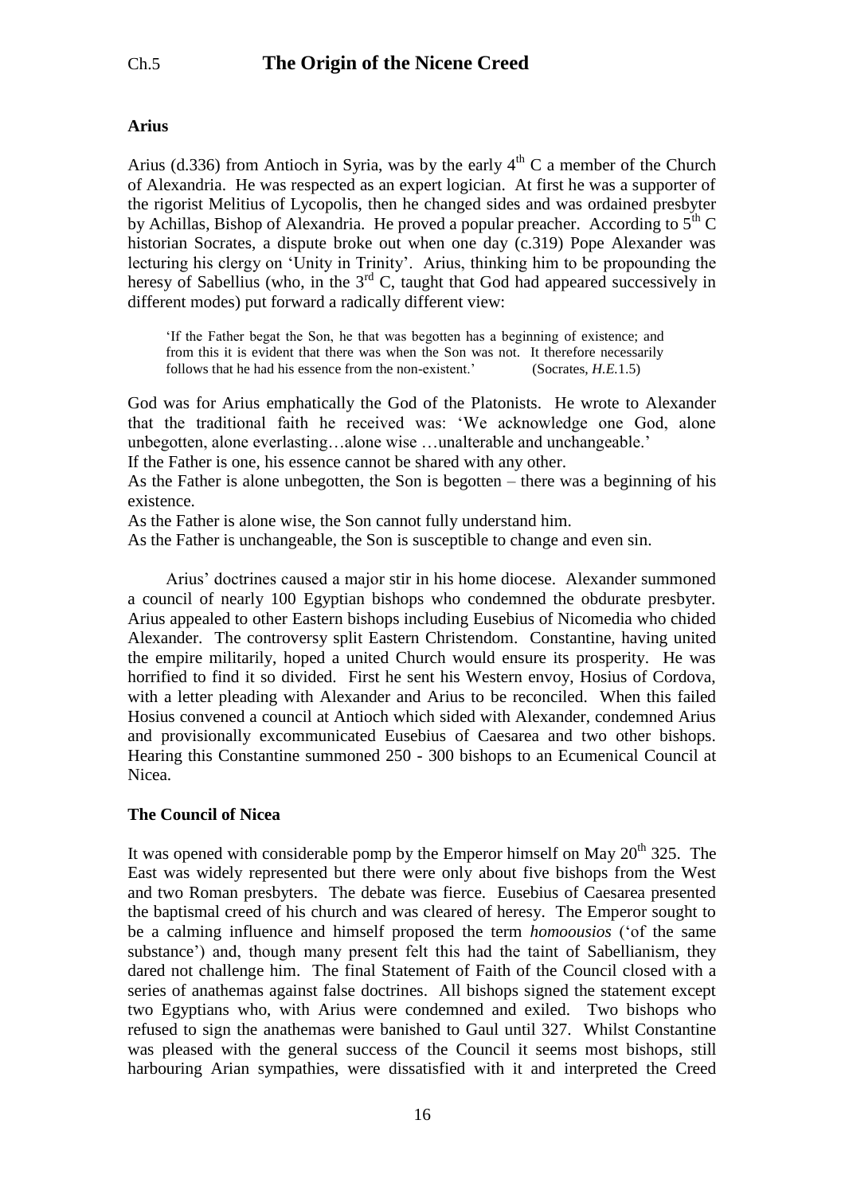# Ch.5 The Origin of the Nicene Creed

**Arius**

Arius (d.336) from Antioch in Syria, was by the early 4th C a member of the Church of Alexandria. He was respected as an expert logician. At first he was a supporter of the rigorist Melitius of Lycopolis, then he changed sides and was ordained presbyter by Achillas, Bishop of Alexandria. He proved a popular preacher. According to 5th C historian Socrates, a dispute broke out when one day (c.319) Pope Alexander was lecturing his clergy on 'Unity in Trinity'. Arius, thinking him to be propounding the heresy of Sabellius (who, in the 3rd C, taught that God had appeared successively in different modes) put forward a radically different view:

> 'If the Father begat the Son, he that was begotten has a beginning of existence; and from this it is evident that there was when the Son was not. It therefore necessarily follows that he had his essence from the non-existent.' (Socrates, *H.E.*1.5)

God was for Arius emphatically the God of the Platonists. He wrote to Alexander that the traditional faith he received was: 'We acknowledge one God, alone unbegotten, alone everlasting…alone wise …unalterable and unchangeable.'
If the Father is one, his essence cannot be shared with any other.
As the Father is alone unbegotten, the Son is begotten – there was a beginning of his existence.
As the Father is alone wise, the Son cannot fully understand him.
As the Father is unchangeable, the Son is susceptible to change and even sin.

Arius' doctrines caused a major stir in his home diocese. Alexander summoned a council of nearly 100 Egyptian bishops who condemned the obdurate presbyter. Arius appealed to other Eastern bishops including Eusebius of Nicomedia who chided Alexander. The controversy split Eastern Christendom. Constantine, having united the empire militarily, hoped a united Church would ensure its prosperity. He was horrified to find it so divided. First he sent his Western envoy, Hosius of Cordova, with a letter pleading with Alexander and Arius to be reconciled. When this failed Hosius convened a council at Antioch which sided with Alexander, condemned Arius and provisionally excommunicated Eusebius of Caesarea and two other bishops. Hearing this Constantine summoned 250 - 300 bishops to an Ecumenical Council at Nicea.

**The Council of Nicea**

It was opened with considerable pomp by the Emperor himself on May 20th 325. The East was widely represented but there were only about five bishops from the West and two Roman presbyters. The debate was fierce. Eusebius of Caesarea presented the baptismal creed of his church and was cleared of heresy. The Emperor sought to be a calming influence and himself proposed the term *homoousios* ('of the same substance') and, though many present felt this had the taint of Sabellianism, they dared not challenge him. The final Statement of Faith of the Council closed with a series of anathemas against false doctrines. All bishops signed the statement except two Egyptians who, with Arius were condemned and exiled. Two bishops who refused to sign the anathemas were banished to Gaul until 327. Whilst Constantine was pleased with the general success of the Council it seems most bishops, still harbouring Arian sympathies, were dissatisfied with it and interpreted the Creed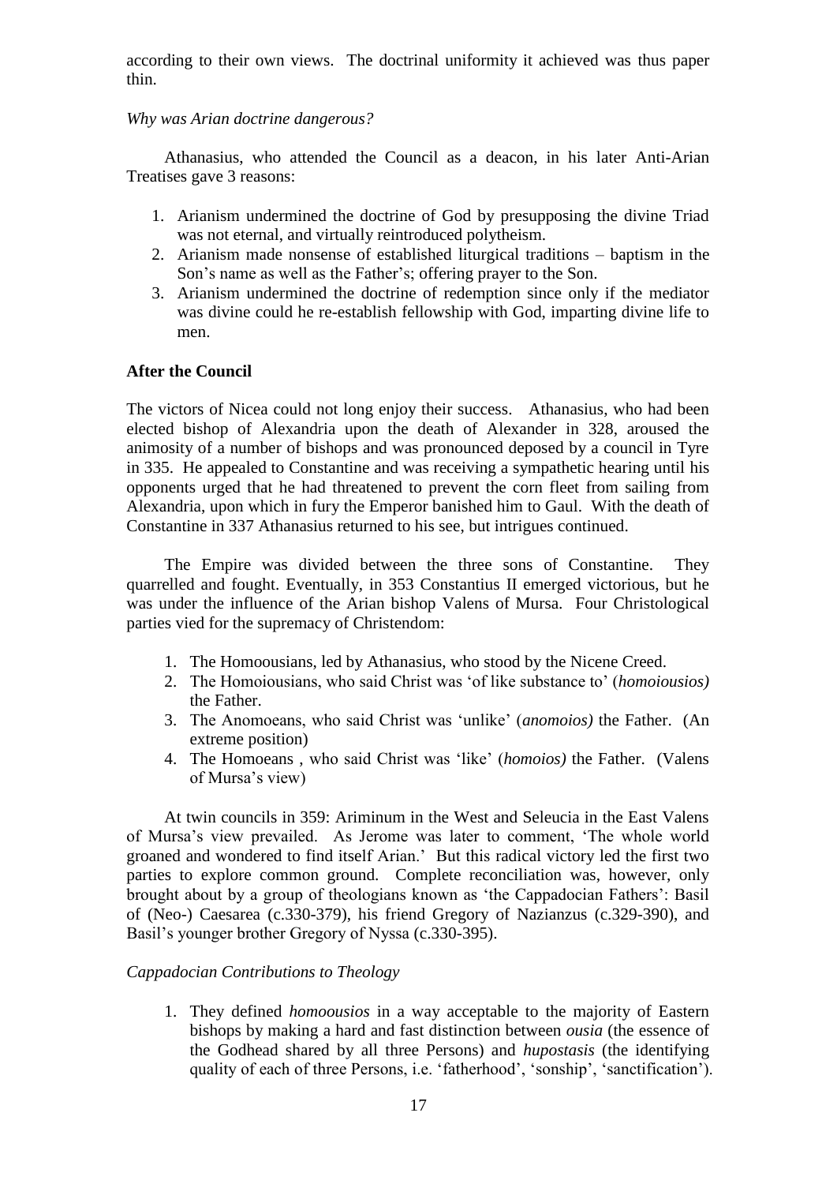according to their own views. The doctrinal uniformity it achieved was thus paper thin.

*Why was Arian doctrine dangerous?*

Athanasius, who attended the Council as a deacon, in his later Anti-Arian Treatises gave 3 reasons:

1. Arianism undermined the doctrine of God by presupposing the divine Triad was not eternal, and virtually reintroduced polytheism.
2. Arianism made nonsense of established liturgical traditions – baptism in the Son's name as well as the Father's; offering prayer to the Son.
3. Arianism undermined the doctrine of redemption since only if the mediator was divine could he re-establish fellowship with God, imparting divine life to men.

**After the Council**

The victors of Nicea could not long enjoy their success. Athanasius, who had been elected bishop of Alexandria upon the death of Alexander in 328, aroused the animosity of a number of bishops and was pronounced deposed by a council in Tyre in 335. He appealed to Constantine and was receiving a sympathetic hearing until his opponents urged that he had threatened to prevent the corn fleet from sailing from Alexandria, upon which in fury the Emperor banished him to Gaul. With the death of Constantine in 337 Athanasius returned to his see, but intrigues continued.

The Empire was divided between the three sons of Constantine. They quarrelled and fought. Eventually, in 353 Constantius II emerged victorious, but he was under the influence of the Arian bishop Valens of Mursa. Four Christological parties vied for the supremacy of Christendom:

1. The Homoousians, led by Athanasius, who stood by the Nicene Creed.
2. The Homoiousians, who said Christ was 'of like substance to' (*homoiousios)* the Father.
3. The Anomoeans, who said Christ was 'unlike' (*anomoios)* the Father. (An extreme position)
4. The Homoeans , who said Christ was 'like' (*homoios)* the Father. (Valens of Mursa's view)

At twin councils in 359: Ariminum in the West and Seleucia in the East Valens of Mursa's view prevailed. As Jerome was later to comment, 'The whole world groaned and wondered to find itself Arian.' But this radical victory led the first two parties to explore common ground. Complete reconciliation was, however, only brought about by a group of theologians known as 'the Cappadocian Fathers': Basil of (Neo-) Caesarea (c.330-379), his friend Gregory of Nazianzus (c.329-390), and Basil's younger brother Gregory of Nyssa (c.330-395).

*Cappadocian Contributions to Theology*

1. They defined *homoousios* in a way acceptable to the majority of Eastern bishops by making a hard and fast distinction between *ousia* (the essence of the Godhead shared by all three Persons) and *hupostasis* (the identifying quality of each of three Persons, i.e. 'fatherhood', 'sonship', 'sanctification').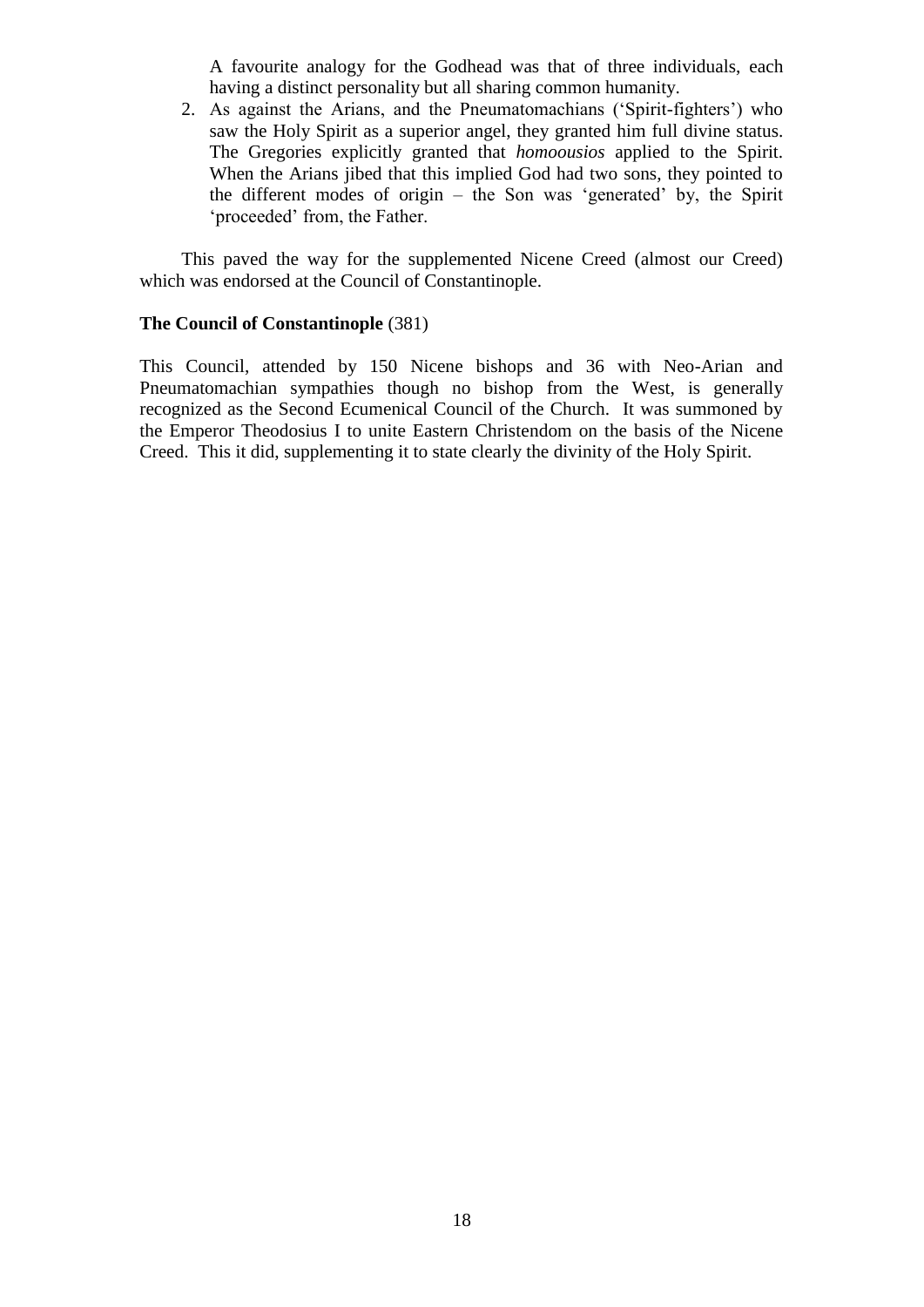A favourite analogy for the Godhead was that of three individuals, each having a distinct personality but all sharing common humanity.

2. As against the Arians, and the Pneumatomachians ('Spirit-fighters') who saw the Holy Spirit as a superior angel, they granted him full divine status. The Gregories explicitly granted that *homoousios* applied to the Spirit. When the Arians jibed that this implied God had two sons, they pointed to the different modes of origin – the Son was 'generated' by, the Spirit 'proceeded' from, the Father.

This paved the way for the supplemented Nicene Creed (almost our Creed) which was endorsed at the Council of Constantinople.

**The Council of Constantinople** (381)

This Council, attended by 150 Nicene bishops and 36 with Neo-Arian and Pneumatomachian sympathies though no bishop from the West, is generally recognized as the Second Ecumenical Council of the Church. It was summoned by the Emperor Theodosius I to unite Eastern Christendom on the basis of the Nicene Creed. This it did, supplementing it to state clearly the divinity of the Holy Spirit.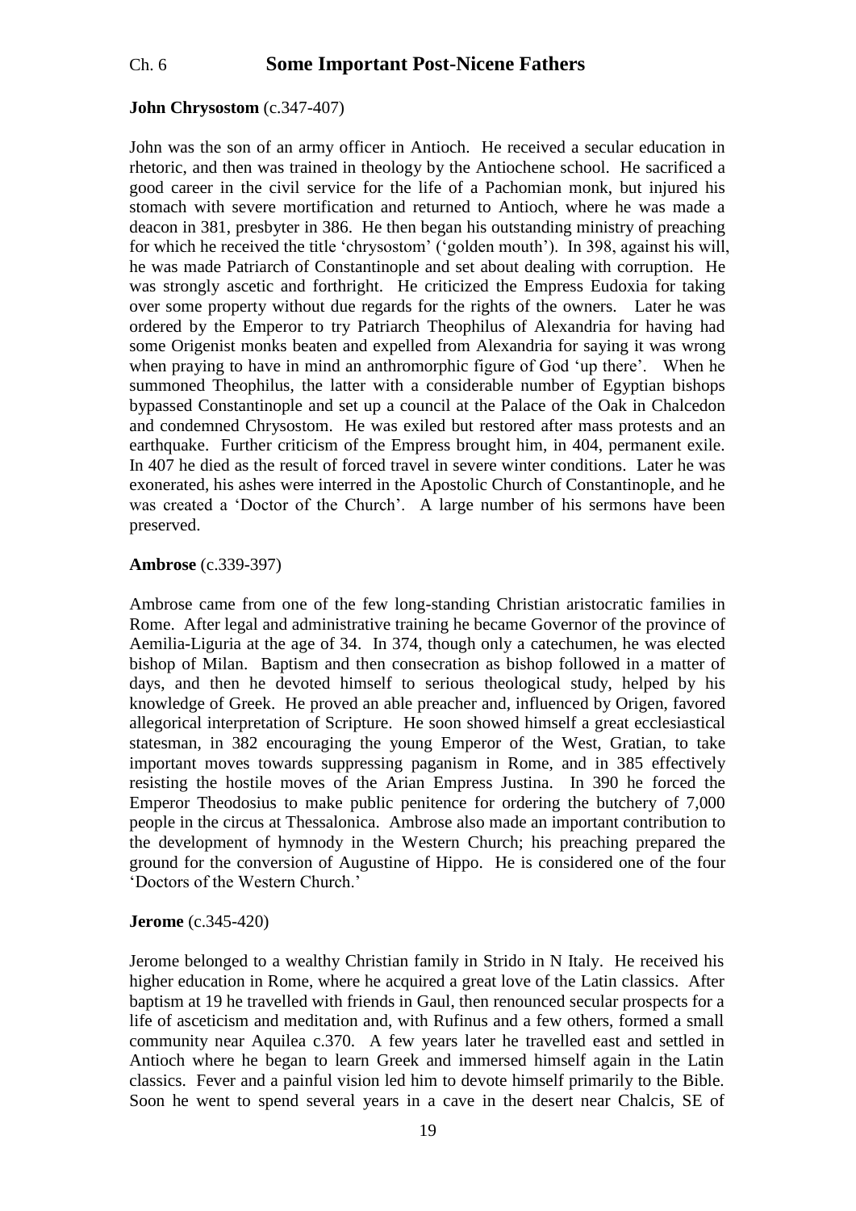## Ch. 6 Some Important Post-Nicene Fathers

**John Chrysostom** (c.347-407)

John was the son of an army officer in Antioch. He received a secular education in rhetoric, and then was trained in theology by the Antiochene school. He sacrificed a good career in the civil service for the life of a Pachomian monk, but injured his stomach with severe mortification and returned to Antioch, where he was made a deacon in 381, presbyter in 386. He then began his outstanding ministry of preaching for which he received the title 'chrysostom' ('golden mouth'). In 398, against his will, he was made Patriarch of Constantinople and set about dealing with corruption. He was strongly ascetic and forthright. He criticized the Empress Eudoxia for taking over some property without due regards for the rights of the owners. Later he was ordered by the Emperor to try Patriarch Theophilus of Alexandria for having had some Origenist monks beaten and expelled from Alexandria for saying it was wrong when praying to have in mind an anthromorphic figure of God 'up there'. When he summoned Theophilus, the latter with a considerable number of Egyptian bishops bypassed Constantinople and set up a council at the Palace of the Oak in Chalcedon and condemned Chrysostom. He was exiled but restored after mass protests and an earthquake. Further criticism of the Empress brought him, in 404, permanent exile. In 407 he died as the result of forced travel in severe winter conditions. Later he was exonerated, his ashes were interred in the Apostolic Church of Constantinople, and he was created a 'Doctor of the Church'. A large number of his sermons have been preserved.

**Ambrose** (c.339-397)

Ambrose came from one of the few long-standing Christian aristocratic families in Rome. After legal and administrative training he became Governor of the province of Aemilia-Liguria at the age of 34. In 374, though only a catechumen, he was elected bishop of Milan. Baptism and then consecration as bishop followed in a matter of days, and then he devoted himself to serious theological study, helped by his knowledge of Greek. He proved an able preacher and, influenced by Origen, favored allegorical interpretation of Scripture. He soon showed himself a great ecclesiastical statesman, in 382 encouraging the young Emperor of the West, Gratian, to take important moves towards suppressing paganism in Rome, and in 385 effectively resisting the hostile moves of the Arian Empress Justina. In 390 he forced the Emperor Theodosius to make public penitence for ordering the butchery of 7,000 people in the circus at Thessalonica. Ambrose also made an important contribution to the development of hymnody in the Western Church; his preaching prepared the ground for the conversion of Augustine of Hippo. He is considered one of the four 'Doctors of the Western Church.'

**Jerome** (c.345-420)

Jerome belonged to a wealthy Christian family in Strido in N Italy. He received his higher education in Rome, where he acquired a great love of the Latin classics. After baptism at 19 he travelled with friends in Gaul, then renounced secular prospects for a life of asceticism and meditation and, with Rufinus and a few others, formed a small community near Aquilea c.370. A few years later he travelled east and settled in Antioch where he began to learn Greek and immersed himself again in the Latin classics. Fever and a painful vision led him to devote himself primarily to the Bible. Soon he went to spend several years in a cave in the desert near Chalcis, SE of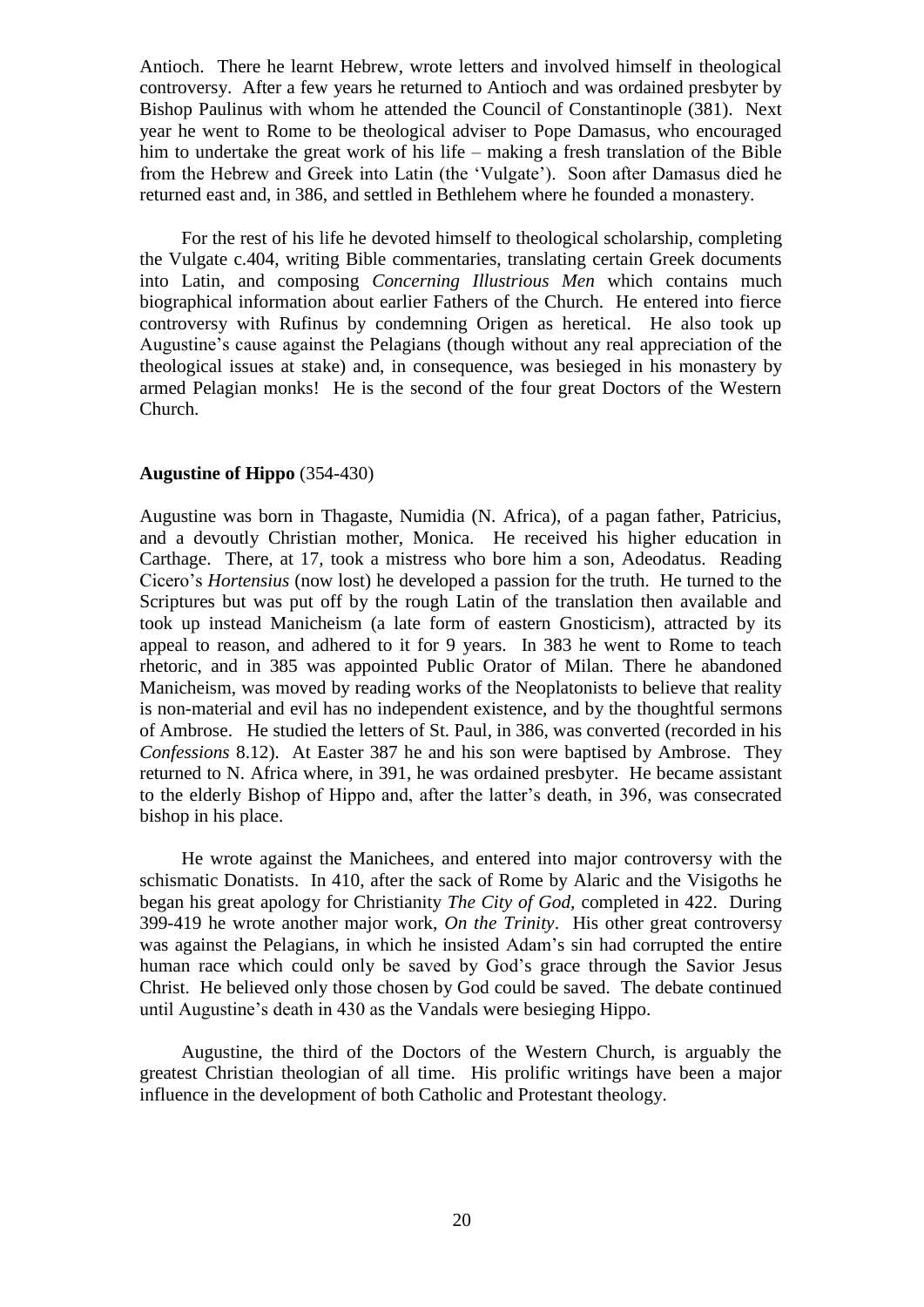Antioch. There he learnt Hebrew, wrote letters and involved himself in theological controversy. After a few years he returned to Antioch and was ordained presbyter by Bishop Paulinus with whom he attended the Council of Constantinople (381). Next year he went to Rome to be theological adviser to Pope Damasus, who encouraged him to undertake the great work of his life – making a fresh translation of the Bible from the Hebrew and Greek into Latin (the 'Vulgate'). Soon after Damasus died he returned east and, in 386, and settled in Bethlehem where he founded a monastery.

For the rest of his life he devoted himself to theological scholarship, completing the Vulgate c.404, writing Bible commentaries, translating certain Greek documents into Latin, and composing *Concerning Illustrious Men* which contains much biographical information about earlier Fathers of the Church. He entered into fierce controversy with Rufinus by condemning Origen as heretical. He also took up Augustine's cause against the Pelagians (though without any real appreciation of the theological issues at stake) and, in consequence, was besieged in his monastery by armed Pelagian monks! He is the second of the four great Doctors of the Western Church.

**Augustine of Hippo** (354-430)

Augustine was born in Thagaste, Numidia (N. Africa), of a pagan father, Patricius, and a devoutly Christian mother, Monica. He received his higher education in Carthage. There, at 17, took a mistress who bore him a son, Adeodatus. Reading Cicero's *Hortensius* (now lost) he developed a passion for the truth. He turned to the Scriptures but was put off by the rough Latin of the translation then available and took up instead Manicheism (a late form of eastern Gnosticism), attracted by its appeal to reason, and adhered to it for 9 years. In 383 he went to Rome to teach rhetoric, and in 385 was appointed Public Orator of Milan. There he abandoned Manicheism, was moved by reading works of the Neoplatonists to believe that reality is non-material and evil has no independent existence, and by the thoughtful sermons of Ambrose. He studied the letters of St. Paul, in 386, was converted (recorded in his *Confessions* 8.12). At Easter 387 he and his son were baptised by Ambrose. They returned to N. Africa where, in 391, he was ordained presbyter. He became assistant to the elderly Bishop of Hippo and, after the latter's death, in 396, was consecrated bishop in his place.

He wrote against the Manichees, and entered into major controversy with the schismatic Donatists. In 410, after the sack of Rome by Alaric and the Visigoths he began his great apology for Christianity *The City of God*, completed in 422. During 399-419 he wrote another major work, *On the Trinity*. His other great controversy was against the Pelagians, in which he insisted Adam's sin had corrupted the entire human race which could only be saved by God's grace through the Savior Jesus Christ. He believed only those chosen by God could be saved. The debate continued until Augustine's death in 430 as the Vandals were besieging Hippo.

Augustine, the third of the Doctors of the Western Church, is arguably the greatest Christian theologian of all time. His prolific writings have been a major influence in the development of both Catholic and Protestant theology.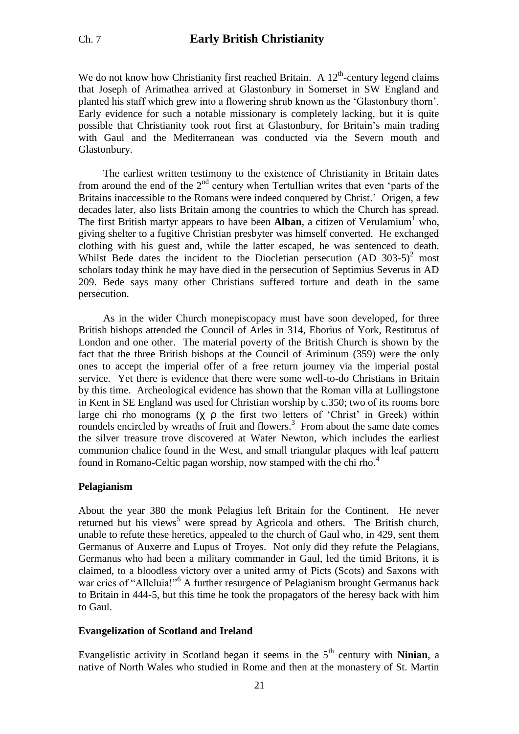# Ch. 7 Early British Christianity

We do not know how Christianity first reached Britain. A 12th-century legend claims that Joseph of Arimathea arrived at Glastonbury in Somerset in SW England and planted his staff which grew into a flowering shrub known as the 'Glastonbury thorn'. Early evidence for such a notable missionary is completely lacking, but it is quite possible that Christianity took root first at Glastonbury, for Britain's main trading with Gaul and the Mediterranean was conducted via the Severn mouth and Glastonbury.

The earliest written testimony to the existence of Christianity in Britain dates from around the end of the 2nd century when Tertullian writes that even 'parts of the Britains inaccessible to the Romans were indeed conquered by Christ.' Origen, a few decades later, also lists Britain among the countries to which the Church has spread. The first British martyr appears to have been **Alban**, a citizen of Verulamium[1] who, giving shelter to a fugitive Christian presbyter was himself converted. He exchanged clothing with his guest and, while the latter escaped, he was sentenced to death. Whilst Bede dates the incident to the Diocletian persecution (AD 303-5)[2] most scholars today think he may have died in the persecution of Septimius Severus in AD 209. Bede says many other Christians suffered torture and death in the same persecution.

As in the wider Church monepiscopacy must have soon developed, for three British bishops attended the Council of Arles in 314, Eborius of York, Restitutus of London and one other. The material poverty of the British Church is shown by the fact that the three British bishops at the Council of Ariminum (359) were the only ones to accept the imperial offer of a free return journey via the imperial postal service. Yet there is evidence that there were some well-to-do Christians in Britain by this time. Archeological evidence has shown that the Roman villa at Lullingstone in Kent in SE England was used for Christian worship by c.350; two of its rooms bore large chi rho monograms (χ ρ the first two letters of 'Christ' in Greek) within roundels encircled by wreaths of fruit and flowers.[3] From about the same date comes the silver treasure trove discovered at Water Newton, which includes the earliest communion chalice found in the West, and small triangular plaques with leaf pattern found in Romano-Celtic pagan worship, now stamped with the chi rho.[4]

### Pelagianism

About the year 380 the monk Pelagius left Britain for the Continent. He never returned but his views[5] were spread by Agricola and others. The British church, unable to refute these heretics, appealed to the church of Gaul who, in 429, sent them Germanus of Auxerre and Lupus of Troyes. Not only did they refute the Pelagians, Germanus who had been a military commander in Gaul, led the timid Britons, it is claimed, to a bloodless victory over a united army of Picts (Scots) and Saxons with war cries of "Alleluia!"[6] A further resurgence of Pelagianism brought Germanus back to Britain in 444-5, but this time he took the propagators of the heresy back with him to Gaul.

### Evangelization of Scotland and Ireland

Evangelistic activity in Scotland began it seems in the 5th century with **Ninian**, a native of North Wales who studied in Rome and then at the monastery of St. Martin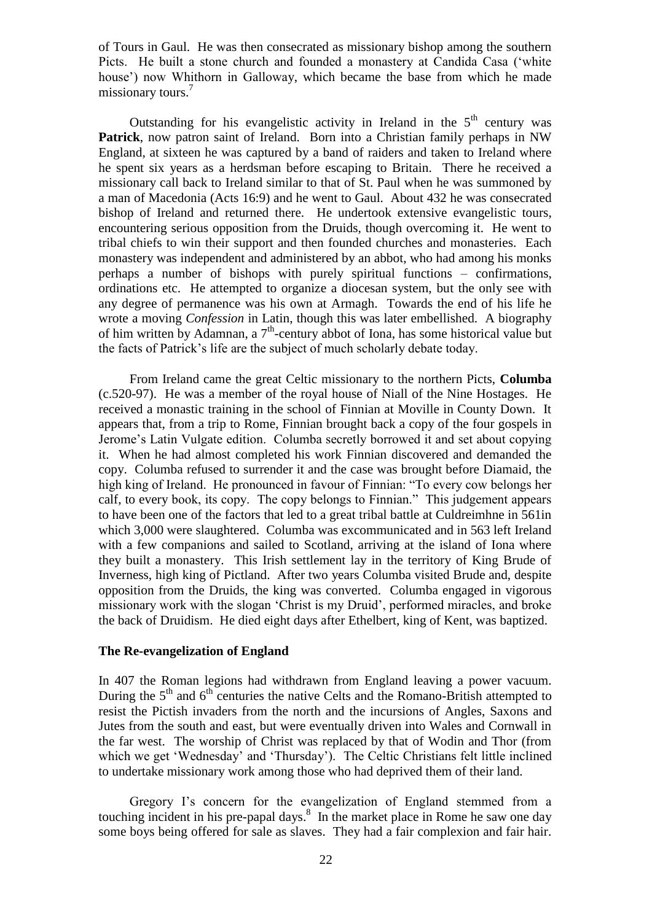of Tours in Gaul. He was then consecrated as missionary bishop among the southern Picts. He built a stone church and founded a monastery at Candida Casa ('white house') now Whithorn in Galloway, which became the base from which he made missionary tours.[7]

Outstanding for his evangelistic activity in Ireland in the 5th century was **Patrick**, now patron saint of Ireland. Born into a Christian family perhaps in NW England, at sixteen he was captured by a band of raiders and taken to Ireland where he spent six years as a herdsman before escaping to Britain. There he received a missionary call back to Ireland similar to that of St. Paul when he was summoned by a man of Macedonia (Acts 16:9) and he went to Gaul. About 432 he was consecrated bishop of Ireland and returned there. He undertook extensive evangelistic tours, encountering serious opposition from the Druids, though overcoming it. He went to tribal chiefs to win their support and then founded churches and monasteries. Each monastery was independent and administered by an abbot, who had among his monks perhaps a number of bishops with purely spiritual functions – confirmations, ordinations etc. He attempted to organize a diocesan system, but the only see with any degree of permanence was his own at Armagh. Towards the end of his life he wrote a moving *Confession* in Latin, though this was later embellished. A biography of him written by Adamnan, a 7th-century abbot of Iona, has some historical value but the facts of Patrick's life are the subject of much scholarly debate today.

From Ireland came the great Celtic missionary to the northern Picts, **Columba** (c.520-97). He was a member of the royal house of Niall of the Nine Hostages. He received a monastic training in the school of Finnian at Moville in County Down. It appears that, from a trip to Rome, Finnian brought back a copy of the four gospels in Jerome's Latin Vulgate edition. Columba secretly borrowed it and set about copying it. When he had almost completed his work Finnian discovered and demanded the copy. Columba refused to surrender it and the case was brought before Diamaid, the high king of Ireland. He pronounced in favour of Finnian: "To every cow belongs her calf, to every book, its copy. The copy belongs to Finnian." This judgement appears to have been one of the factors that led to a great tribal battle at Culdreimhne in 561in which 3,000 were slaughtered. Columba was excommunicated and in 563 left Ireland with a few companions and sailed to Scotland, arriving at the island of Iona where they built a monastery. This Irish settlement lay in the territory of King Brude of Inverness, high king of Pictland. After two years Columba visited Brude and, despite opposition from the Druids, the king was converted. Columba engaged in vigorous missionary work with the slogan 'Christ is my Druid', performed miracles, and broke the back of Druidism. He died eight days after Ethelbert, king of Kent, was baptized.

### The Re-evangelization of England

In 407 the Roman legions had withdrawn from England leaving a power vacuum. During the 5th and 6th centuries the native Celts and the Romano-British attempted to resist the Pictish invaders from the north and the incursions of Angles, Saxons and Jutes from the south and east, but were eventually driven into Wales and Cornwall in the far west. The worship of Christ was replaced by that of Wodin and Thor (from which we get 'Wednesday' and 'Thursday'). The Celtic Christians felt little inclined to undertake missionary work among those who had deprived them of their land.

Gregory I's concern for the evangelization of England stemmed from a touching incident in his pre-papal days.[8] In the market place in Rome he saw one day some boys being offered for sale as slaves. They had a fair complexion and fair hair.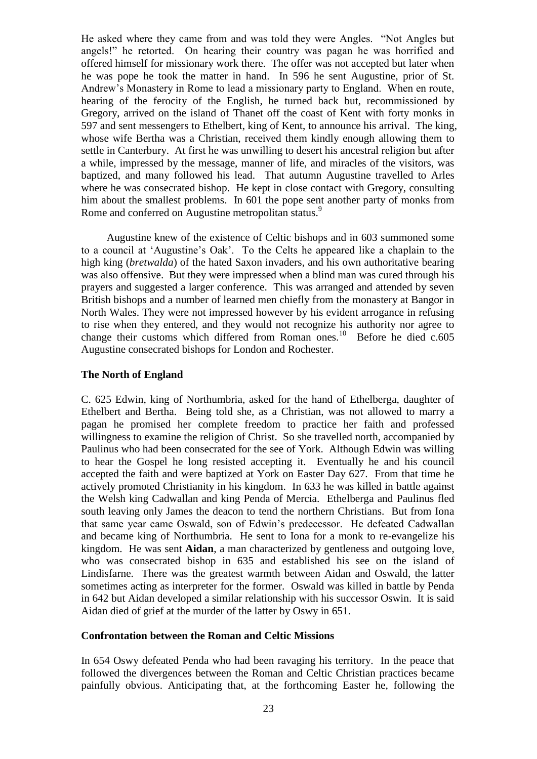He asked where they came from and was told they were Angles. "Not Angles but angels!" he retorted. On hearing their country was pagan he was horrified and offered himself for missionary work there. The offer was not accepted but later when he was pope he took the matter in hand. In 596 he sent Augustine, prior of St. Andrew's Monastery in Rome to lead a missionary party to England. When en route, hearing of the ferocity of the English, he turned back but, recommissioned by Gregory, arrived on the island of Thanet off the coast of Kent with forty monks in 597 and sent messengers to Ethelbert, king of Kent, to announce his arrival. The king, whose wife Bertha was a Christian, received them kindly enough allowing them to settle in Canterbury. At first he was unwilling to desert his ancestral religion but after a while, impressed by the message, manner of life, and miracles of the visitors, was baptized, and many followed his lead. That autumn Augustine travelled to Arles where he was consecrated bishop. He kept in close contact with Gregory, consulting him about the smallest problems. In 601 the pope sent another party of monks from Rome and conferred on Augustine metropolitan status.[9]

Augustine knew of the existence of Celtic bishops and in 603 summoned some to a council at 'Augustine's Oak'. To the Celts he appeared like a chaplain to the high king (*bretwalda*) of the hated Saxon invaders, and his own authoritative bearing was also offensive. But they were impressed when a blind man was cured through his prayers and suggested a larger conference. This was arranged and attended by seven British bishops and a number of learned men chiefly from the monastery at Bangor in North Wales. They were not impressed however by his evident arrogance in refusing to rise when they entered, and they would not recognize his authority nor agree to change their customs which differed from Roman ones.[10] Before he died c.605 Augustine consecrated bishops for London and Rochester.

### The North of England

C. 625 Edwin, king of Northumbria, asked for the hand of Ethelberga, daughter of Ethelbert and Bertha. Being told she, as a Christian, was not allowed to marry a pagan he promised her complete freedom to practice her faith and professed willingness to examine the religion of Christ. So she travelled north, accompanied by Paulinus who had been consecrated for the see of York. Although Edwin was willing to hear the Gospel he long resisted accepting it. Eventually he and his council accepted the faith and were baptized at York on Easter Day 627. From that time he actively promoted Christianity in his kingdom. In 633 he was killed in battle against the Welsh king Cadwallan and king Penda of Mercia. Ethelberga and Paulinus fled south leaving only James the deacon to tend the northern Christians. But from Iona that same year came Oswald, son of Edwin's predecessor. He defeated Cadwallan and became king of Northumbria. He sent to Iona for a monk to re-evangelize his kingdom. He was sent **Aidan**, a man characterized by gentleness and outgoing love, who was consecrated bishop in 635 and established his see on the island of Lindisfarne. There was the greatest warmth between Aidan and Oswald, the latter sometimes acting as interpreter for the former. Oswald was killed in battle by Penda in 642 but Aidan developed a similar relationship with his successor Oswin. It is said Aidan died of grief at the murder of the latter by Oswy in 651.

### Confrontation between the Roman and Celtic Missions

In 654 Oswy defeated Penda who had been ravaging his territory. In the peace that followed the divergences between the Roman and Celtic Christian practices became painfully obvious. Anticipating that, at the forthcoming Easter he, following the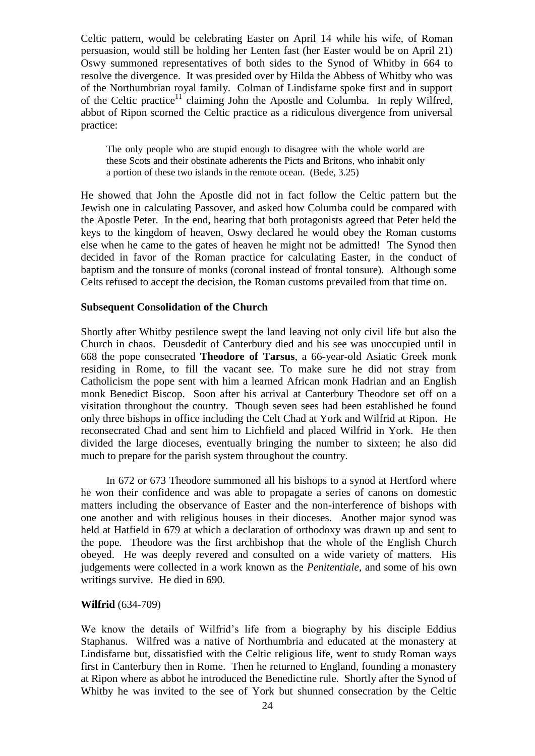Celtic pattern, would be celebrating Easter on April 14 while his wife, of Roman persuasion, would still be holding her Lenten fast (her Easter would be on April 21) Oswy summoned representatives of both sides to the Synod of Whitby in 664 to resolve the divergence. It was presided over by Hilda the Abbess of Whitby who was of the Northumbrian royal family. Colman of Lindisfarne spoke first and in support of the Celtic practice[11] claiming John the Apostle and Columba. In reply Wilfred, abbot of Ripon scorned the Celtic practice as a ridiculous divergence from universal practice:

> The only people who are stupid enough to disagree with the whole world are these Scots and their obstinate adherents the Picts and Britons, who inhabit only a portion of these two islands in the remote ocean. (Bede, 3.25)

He showed that John the Apostle did not in fact follow the Celtic pattern but the Jewish one in calculating Passover, and asked how Columba could be compared with the Apostle Peter. In the end, hearing that both protagonists agreed that Peter held the keys to the kingdom of heaven, Oswy declared he would obey the Roman customs else when he came to the gates of heaven he might not be admitted! The Synod then decided in favor of the Roman practice for calculating Easter, in the conduct of baptism and the tonsure of monks (coronal instead of frontal tonsure). Although some Celts refused to accept the decision, the Roman customs prevailed from that time on.

**Subsequent Consolidation of the Church**

Shortly after Whitby pestilence swept the land leaving not only civil life but also the Church in chaos. Deusdedit of Canterbury died and his see was unoccupied until in 668 the pope consecrated **Theodore of Tarsus**, a 66-year-old Asiatic Greek monk residing in Rome, to fill the vacant see. To make sure he did not stray from Catholicism the pope sent with him a learned African monk Hadrian and an English monk Benedict Biscop. Soon after his arrival at Canterbury Theodore set off on a visitation throughout the country. Though seven sees had been established he found only three bishops in office including the Celt Chad at York and Wilfrid at Ripon. He reconsecrated Chad and sent him to Lichfield and placed Wilfrid in York. He then divided the large dioceses, eventually bringing the number to sixteen; he also did much to prepare for the parish system throughout the country.

In 672 or 673 Theodore summoned all his bishops to a synod at Hertford where he won their confidence and was able to propagate a series of canons on domestic matters including the observance of Easter and the non-interference of bishops with one another and with religious houses in their dioceses. Another major synod was held at Hatfield in 679 at which a declaration of orthodoxy was drawn up and sent to the pope. Theodore was the first archbishop that the whole of the English Church obeyed. He was deeply revered and consulted on a wide variety of matters. His judgements were collected in a work known as the *Penitentiale*, and some of his own writings survive. He died in 690.

**Wilfrid** (634-709)

We know the details of Wilfrid's life from a biography by his disciple Eddius Staphanus. Wilfred was a native of Northumbria and educated at the monastery at Lindisfarne but, dissatisfied with the Celtic religious life, went to study Roman ways first in Canterbury then in Rome. Then he returned to England, founding a monastery at Ripon where as abbot he introduced the Benedictine rule. Shortly after the Synod of Whitby he was invited to the see of York but shunned consecration by the Celtic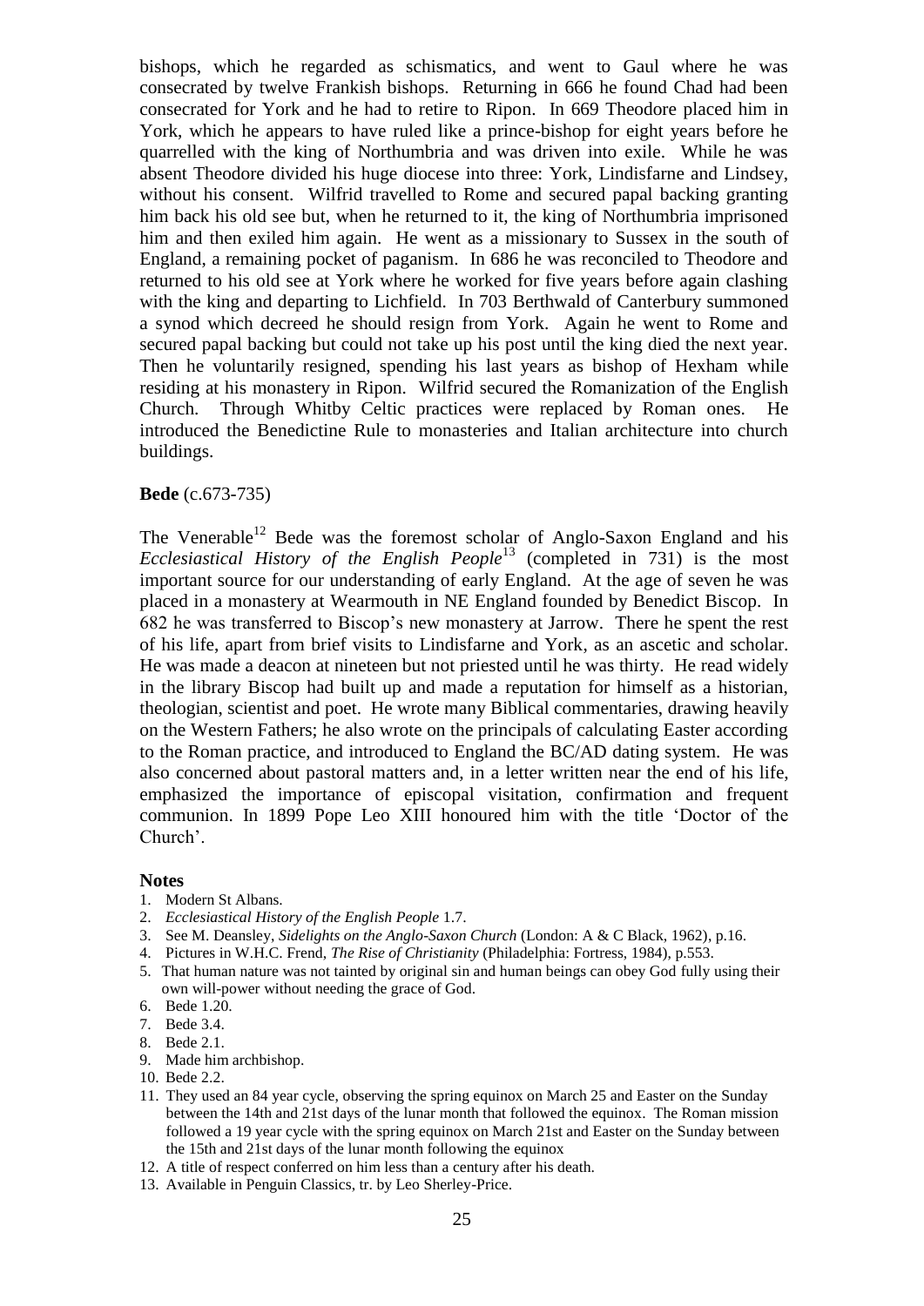bishops, which he regarded as schismatics, and went to Gaul where he was consecrated by twelve Frankish bishops. Returning in 666 he found Chad had been consecrated for York and he had to retire to Ripon. In 669 Theodore placed him in York, which he appears to have ruled like a prince-bishop for eight years before he quarrelled with the king of Northumbria and was driven into exile. While he was absent Theodore divided his huge diocese into three: York, Lindisfarne and Lindsey, without his consent. Wilfrid travelled to Rome and secured papal backing granting him back his old see but, when he returned to it, the king of Northumbria imprisoned him and then exiled him again. He went as a missionary to Sussex in the south of England, a remaining pocket of paganism. In 686 he was reconciled to Theodore and returned to his old see at York where he worked for five years before again clashing with the king and departing to Lichfield. In 703 Berthwald of Canterbury summoned a synod which decreed he should resign from York. Again he went to Rome and secured papal backing but could not take up his post until the king died the next year. Then he voluntarily resigned, spending his last years as bishop of Hexham while residing at his monastery in Ripon. Wilfrid secured the Romanization of the English Church. Through Whitby Celtic practices were replaced by Roman ones. He introduced the Benedictine Rule to monasteries and Italian architecture into church buildings.

**Bede** (c.673-735)

The Venerable[12] Bede was the foremost scholar of Anglo-Saxon England and his *Ecclesiastical History of the English People*[13] (completed in 731) is the most important source for our understanding of early England. At the age of seven he was placed in a monastery at Wearmouth in NE England founded by Benedict Biscop. In 682 he was transferred to Biscop's new monastery at Jarrow. There he spent the rest of his life, apart from brief visits to Lindisfarne and York, as an ascetic and scholar. He was made a deacon at nineteen but not priested until he was thirty. He read widely in the library Biscop had built up and made a reputation for himself as a historian, theologian, scientist and poet. He wrote many Biblical commentaries, drawing heavily on the Western Fathers; he also wrote on the principals of calculating Easter according to the Roman practice, and introduced to England the BC/AD dating system. He was also concerned about pastoral matters and, in a letter written near the end of his life, emphasized the importance of episcopal visitation, confirmation and frequent communion. In 1899 Pope Leo XIII honoured him with the title 'Doctor of the Church'.

**Notes**

1. Modern St Albans.
2. *Ecclesiastical History of the English People* 1.7.
3. See M. Deansley, *Sidelights on the Anglo-Saxon Church* (London: A & C Black, 1962), p.16.
4. Pictures in W.H.C. Frend, *The Rise of Christianity* (Philadelphia: Fortress, 1984), p.553.
5. That human nature was not tainted by original sin and human beings can obey God fully using their own will-power without needing the grace of God.
6. Bede 1.20.
7. Bede 3.4.
8. Bede 2.1.
9. Made him archbishop.
10. Bede 2.2.
11. They used an 84 year cycle, observing the spring equinox on March 25 and Easter on the Sunday between the 14th and 21st days of the lunar month that followed the equinox. The Roman mission followed a 19 year cycle with the spring equinox on March 21st and Easter on the Sunday between the 15th and 21st days of the lunar month following the equinox
12. A title of respect conferred on him less than a century after his death.
13. Available in Penguin Classics, tr. by Leo Sherley-Price.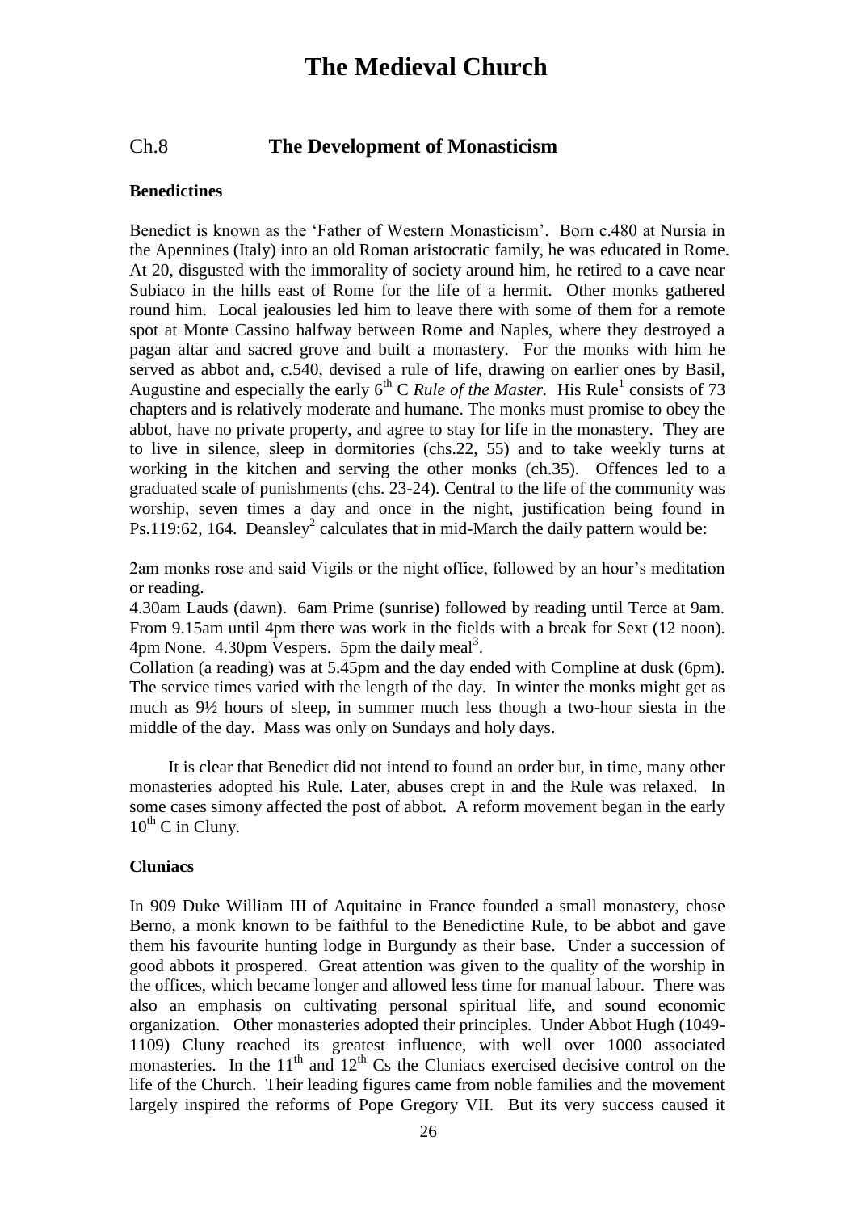# The Medieval Church

## Ch.8 The Development of Monasticism

### Benedictines

Benedict is known as the 'Father of Western Monasticism'. Born c.480 at Nursia in the Apennines (Italy) into an old Roman aristocratic family, he was educated in Rome. At 20, disgusted with the immorality of society around him, he retired to a cave near Subiaco in the hills east of Rome for the life of a hermit. Other monks gathered round him. Local jealousies led him to leave there with some of them for a remote spot at Monte Cassino halfway between Rome and Naples, where they destroyed a pagan altar and sacred grove and built a monastery. For the monks with him he served as abbot and, c.540, devised a rule of life, drawing on earlier ones by Basil, Augustine and especially the early 6th C *Rule of the Master.* His Rule[1] consists of 73 chapters and is relatively moderate and humane. The monks must promise to obey the abbot, have no private property, and agree to stay for life in the monastery. They are to live in silence, sleep in dormitories (chs.22, 55) and to take weekly turns at working in the kitchen and serving the other monks (ch.35). Offences led to a graduated scale of punishments (chs. 23-24). Central to the life of the community was worship, seven times a day and once in the night, justification being found in Ps.119:62, 164. Deansley[2] calculates that in mid-March the daily pattern would be:

2am monks rose and said Vigils or the night office, followed by an hour's meditation or reading.
4.30am Lauds (dawn). 6am Prime (sunrise) followed by reading until Terce at 9am. From 9.15am until 4pm there was work in the fields with a break for Sext (12 noon). 4pm None. 4.30pm Vespers. 5pm the daily meal[3].
Collation (a reading) was at 5.45pm and the day ended with Compline at dusk (6pm). The service times varied with the length of the day. In winter the monks might get as much as 9½ hours of sleep, in summer much less though a two-hour siesta in the middle of the day. Mass was only on Sundays and holy days.

It is clear that Benedict did not intend to found an order but, in time, many other monasteries adopted his Rule. Later, abuses crept in and the Rule was relaxed. In some cases simony affected the post of abbot. A reform movement began in the early 10th C in Cluny.

### Cluniacs

In 909 Duke William III of Aquitaine in France founded a small monastery, chose Berno, a monk known to be faithful to the Benedictine Rule, to be abbot and gave them his favourite hunting lodge in Burgundy as their base. Under a succession of good abbots it prospered. Great attention was given to the quality of the worship in the offices, which became longer and allowed less time for manual labour. There was also an emphasis on cultivating personal spiritual life, and sound economic organization. Other monasteries adopted their principles. Under Abbot Hugh (1049-1109) Cluny reached its greatest influence, with well over 1000 associated monasteries. In the 11th and 12th Cs the Cluniacs exercised decisive control on the life of the Church. Their leading figures came from noble families and the movement largely inspired the reforms of Pope Gregory VII. But its very success caused it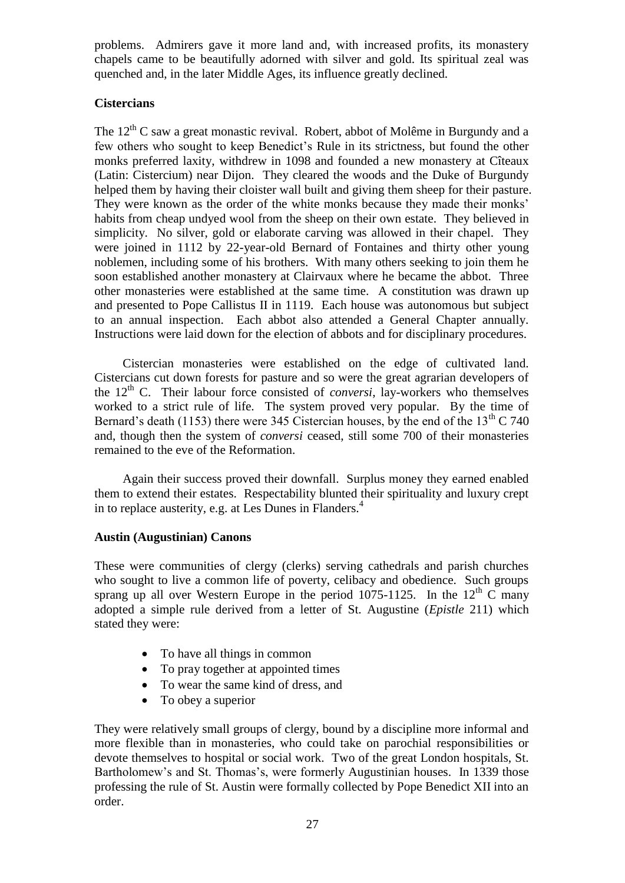problems. Admirers gave it more land and, with increased profits, its monastery chapels came to be beautifully adorned with silver and gold. Its spiritual zeal was quenched and, in the later Middle Ages, its influence greatly declined.

### Cistercians

The 12th C saw a great monastic revival. Robert, abbot of Molême in Burgundy and a few others who sought to keep Benedict's Rule in its strictness, but found the other monks preferred laxity, withdrew in 1098 and founded a new monastery at Cîteaux (Latin: Cistercium) near Dijon. They cleared the woods and the Duke of Burgundy helped them by having their cloister wall built and giving them sheep for their pasture. They were known as the order of the white monks because they made their monks' habits from cheap undyed wool from the sheep on their own estate. They believed in simplicity. No silver, gold or elaborate carving was allowed in their chapel. They were joined in 1112 by 22-year-old Bernard of Fontaines and thirty other young noblemen, including some of his brothers. With many others seeking to join them he soon established another monastery at Clairvaux where he became the abbot. Three other monasteries were established at the same time. A constitution was drawn up and presented to Pope Callistus II in 1119. Each house was autonomous but subject to an annual inspection. Each abbot also attended a General Chapter annually. Instructions were laid down for the election of abbots and for disciplinary procedures.

Cistercian monasteries were established on the edge of cultivated land. Cistercians cut down forests for pasture and so were the great agrarian developers of the 12th C. Their labour force consisted of *conversi*, lay-workers who themselves worked to a strict rule of life. The system proved very popular. By the time of Bernard's death (1153) there were 345 Cistercian houses, by the end of the 13th C 740 and, though then the system of *conversi* ceased, still some 700 of their monasteries remained to the eve of the Reformation.

Again their success proved their downfall. Surplus money they earned enabled them to extend their estates. Respectability blunted their spirituality and luxury crept in to replace austerity, e.g. at Les Dunes in Flanders.[4]

### Austin (Augustinian) Canons

These were communities of clergy (clerks) serving cathedrals and parish churches who sought to live a common life of poverty, celibacy and obedience. Such groups sprang up all over Western Europe in the period 1075-1125. In the 12th C many adopted a simple rule derived from a letter of St. Augustine (*Epistle* 211) which stated they were:

- To have all things in common
- To pray together at appointed times
- To wear the same kind of dress, and
- To obey a superior

They were relatively small groups of clergy, bound by a discipline more informal and more flexible than in monasteries, who could take on parochial responsibilities or devote themselves to hospital or social work. Two of the great London hospitals, St. Bartholomew's and St. Thomas's, were formerly Augustinian houses. In 1339 those professing the rule of St. Austin were formally collected by Pope Benedict XII into an order.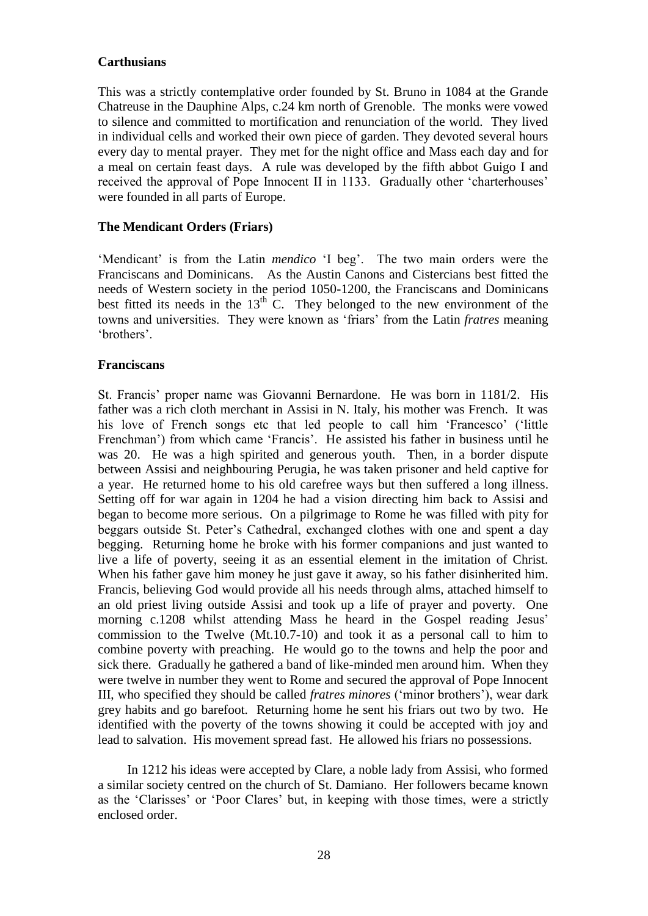**Carthusians**

This was a strictly contemplative order founded by St. Bruno in 1084 at the Grande Chatreuse in the Dauphine Alps, c.24 km north of Grenoble. The monks were vowed to silence and committed to mortification and renunciation of the world. They lived in individual cells and worked their own piece of garden. They devoted several hours every day to mental prayer. They met for the night office and Mass each day and for a meal on certain feast days. A rule was developed by the fifth abbot Guigo I and received the approval of Pope Innocent II in 1133. Gradually other 'charterhouses' were founded in all parts of Europe.

**The Mendicant Orders (Friars)**

'Mendicant' is from the Latin *mendico* 'I beg'. The two main orders were the Franciscans and Dominicans. As the Austin Canons and Cistercians best fitted the needs of Western society in the period 1050-1200, the Franciscans and Dominicans best fitted its needs in the 13th C. They belonged to the new environment of the towns and universities. They were known as 'friars' from the Latin *fratres* meaning 'brothers'.

**Franciscans**

St. Francis' proper name was Giovanni Bernardone. He was born in 1181/2. His father was a rich cloth merchant in Assisi in N. Italy, his mother was French. It was his love of French songs etc that led people to call him 'Francesco' ('little Frenchman') from which came 'Francis'. He assisted his father in business until he was 20. He was a high spirited and generous youth. Then, in a border dispute between Assisi and neighbouring Perugia, he was taken prisoner and held captive for a year. He returned home to his old carefree ways but then suffered a long illness. Setting off for war again in 1204 he had a vision directing him back to Assisi and began to become more serious. On a pilgrimage to Rome he was filled with pity for beggars outside St. Peter's Cathedral, exchanged clothes with one and spent a day begging. Returning home he broke with his former companions and just wanted to live a life of poverty, seeing it as an essential element in the imitation of Christ. When his father gave him money he just gave it away, so his father disinherited him. Francis, believing God would provide all his needs through alms, attached himself to an old priest living outside Assisi and took up a life of prayer and poverty. One morning c.1208 whilst attending Mass he heard in the Gospel reading Jesus' commission to the Twelve (Mt.10.7-10) and took it as a personal call to him to combine poverty with preaching. He would go to the towns and help the poor and sick there. Gradually he gathered a band of like-minded men around him. When they were twelve in number they went to Rome and secured the approval of Pope Innocent III, who specified they should be called *fratres minores* ('minor brothers'), wear dark grey habits and go barefoot. Returning home he sent his friars out two by two. He identified with the poverty of the towns showing it could be accepted with joy and lead to salvation. His movement spread fast. He allowed his friars no possessions.

In 1212 his ideas were accepted by Clare, a noble lady from Assisi, who formed a similar society centred on the church of St. Damiano. Her followers became known as the 'Clarisses' or 'Poor Clares' but, in keeping with those times, were a strictly enclosed order.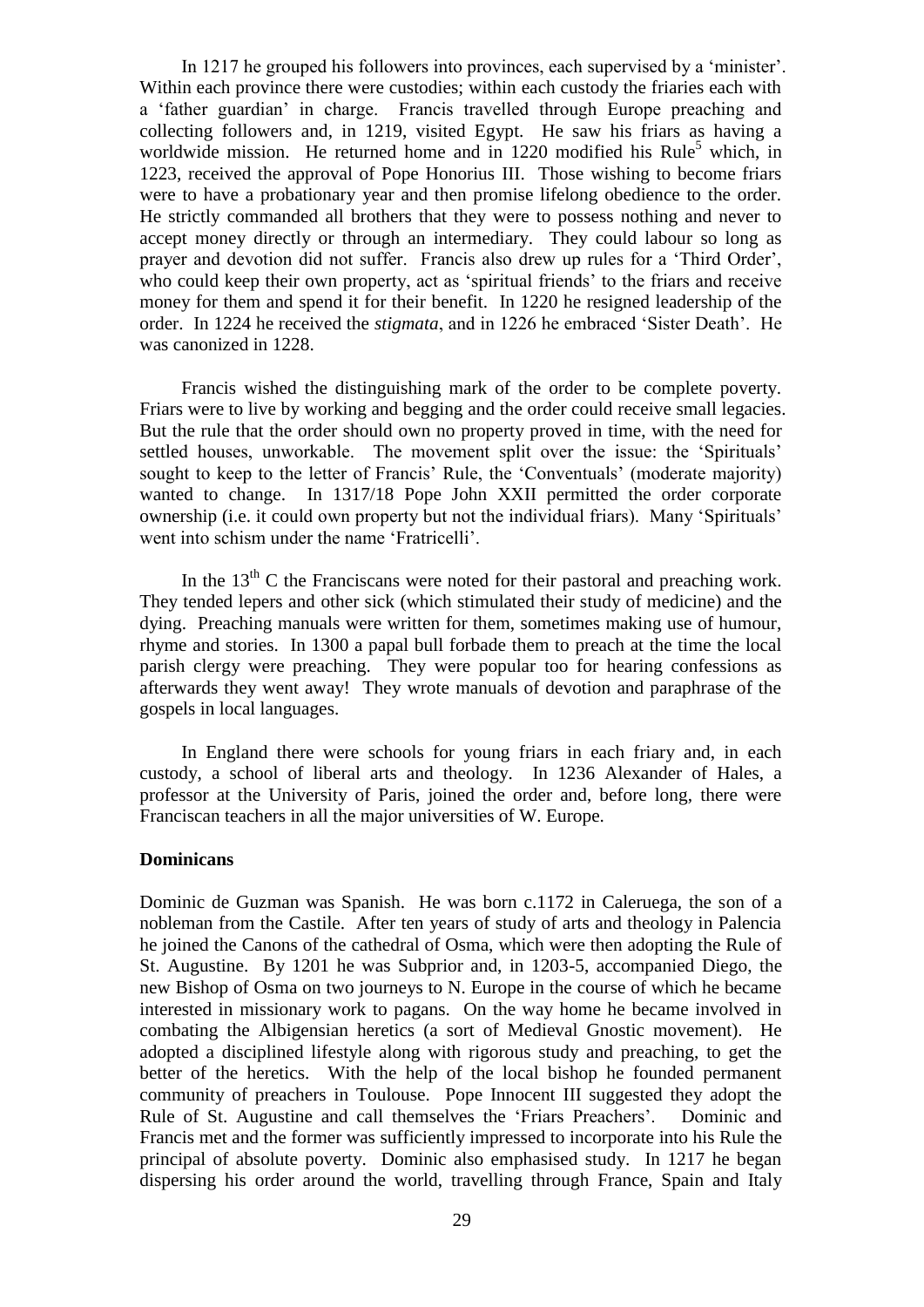In 1217 he grouped his followers into provinces, each supervised by a 'minister'. Within each province there were custodies; within each custody the friaries each with a 'father guardian' in charge. Francis travelled through Europe preaching and collecting followers and, in 1219, visited Egypt. He saw his friars as having a worldwide mission. He returned home and in 1220 modified his Rule[5] which, in 1223, received the approval of Pope Honorius III. Those wishing to become friars were to have a probationary year and then promise lifelong obedience to the order. He strictly commanded all brothers that they were to possess nothing and never to accept money directly or through an intermediary. They could labour so long as prayer and devotion did not suffer. Francis also drew up rules for a 'Third Order', who could keep their own property, act as 'spiritual friends' to the friars and receive money for them and spend it for their benefit. In 1220 he resigned leadership of the order. In 1224 he received the *stigmata*, and in 1226 he embraced 'Sister Death'. He was canonized in 1228.

Francis wished the distinguishing mark of the order to be complete poverty. Friars were to live by working and begging and the order could receive small legacies. But the rule that the order should own no property proved in time, with the need for settled houses, unworkable. The movement split over the issue: the 'Spirituals' sought to keep to the letter of Francis' Rule, the 'Conventuals' (moderate majority) wanted to change. In 1317/18 Pope John XXII permitted the order corporate ownership (i.e. it could own property but not the individual friars). Many 'Spirituals' went into schism under the name 'Fratricelli'.

In the 13th C the Franciscans were noted for their pastoral and preaching work. They tended lepers and other sick (which stimulated their study of medicine) and the dying. Preaching manuals were written for them, sometimes making use of humour, rhyme and stories. In 1300 a papal bull forbade them to preach at the time the local parish clergy were preaching. They were popular too for hearing confessions as afterwards they went away! They wrote manuals of devotion and paraphrase of the gospels in local languages.

In England there were schools for young friars in each friary and, in each custody, a school of liberal arts and theology. In 1236 Alexander of Hales, a professor at the University of Paris, joined the order and, before long, there were Franciscan teachers in all the major universities of W. Europe.

**Dominicans**

Dominic de Guzman was Spanish. He was born c.1172 in Caleruega, the son of a nobleman from the Castile. After ten years of study of arts and theology in Palencia he joined the Canons of the cathedral of Osma, which were then adopting the Rule of St. Augustine. By 1201 he was Subprior and, in 1203-5, accompanied Diego, the new Bishop of Osma on two journeys to N. Europe in the course of which he became interested in missionary work to pagans. On the way home he became involved in combating the Albigensian heretics (a sort of Medieval Gnostic movement). He adopted a disciplined lifestyle along with rigorous study and preaching, to get the better of the heretics. With the help of the local bishop he founded permanent community of preachers in Toulouse. Pope Innocent III suggested they adopt the Rule of St. Augustine and call themselves the 'Friars Preachers'. Dominic and Francis met and the former was sufficiently impressed to incorporate into his Rule the principal of absolute poverty. Dominic also emphasised study. In 1217 he began dispersing his order around the world, travelling through France, Spain and Italy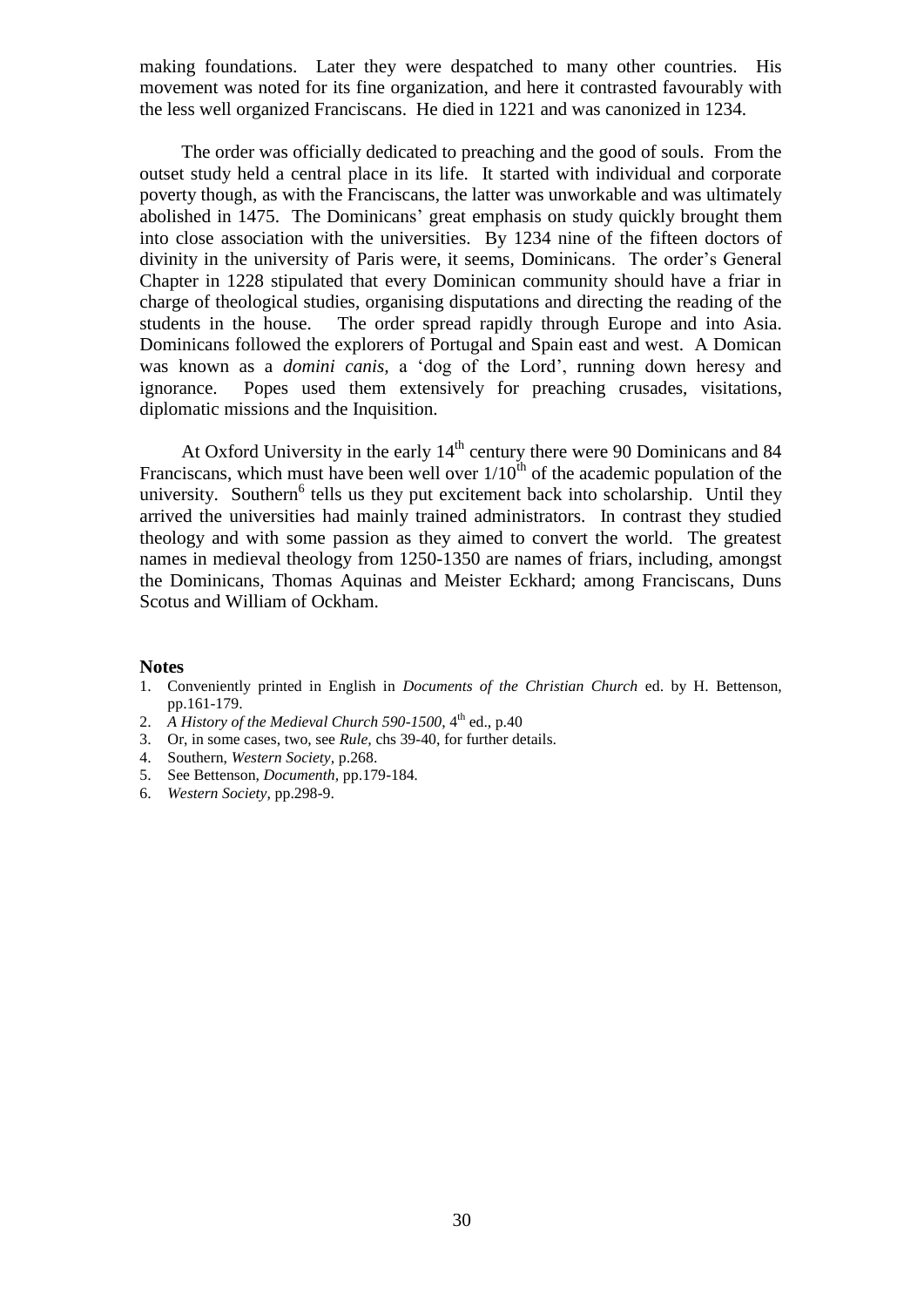making foundations. Later they were despatched to many other countries. His movement was noted for its fine organization, and here it contrasted favourably with the less well organized Franciscans. He died in 1221 and was canonized in 1234.

The order was officially dedicated to preaching and the good of souls. From the outset study held a central place in its life. It started with individual and corporate poverty though, as with the Franciscans, the latter was unworkable and was ultimately abolished in 1475. The Dominicans' great emphasis on study quickly brought them into close association with the universities. By 1234 nine of the fifteen doctors of divinity in the university of Paris were, it seems, Dominicans. The order's General Chapter in 1228 stipulated that every Dominican community should have a friar in charge of theological studies, organising disputations and directing the reading of the students in the house. The order spread rapidly through Europe and into Asia. Dominicans followed the explorers of Portugal and Spain east and west. A Domican was known as a *domini canis*, a 'dog of the Lord', running down heresy and ignorance. Popes used them extensively for preaching crusades, visitations, diplomatic missions and the Inquisition.

At Oxford University in the early 14th century there were 90 Dominicans and 84 Franciscans, which must have been well over 1/10th of the academic population of the university. Southern[6] tells us they put excitement back into scholarship. Until they arrived the universities had mainly trained administrators. In contrast they studied theology and with some passion as they aimed to convert the world. The greatest names in medieval theology from 1250-1350 are names of friars, including, amongst the Dominicans, Thomas Aquinas and Meister Eckhard; among Franciscans, Duns Scotus and William of Ockham.

**Notes**

1. Conveniently printed in English in *Documents of the Christian Church* ed. by H. Bettenson, pp.161-179.
2. *A History of the Medieval Church 590-1500*, 4th ed., p.40
3. Or, in some cases, two, see *Rule*, chs 39-40, for further details.
4. Southern, *Western Society*, p.268.
5. See Bettenson, *Documenth*, pp.179-184.
6. *Western Society*, pp.298-9.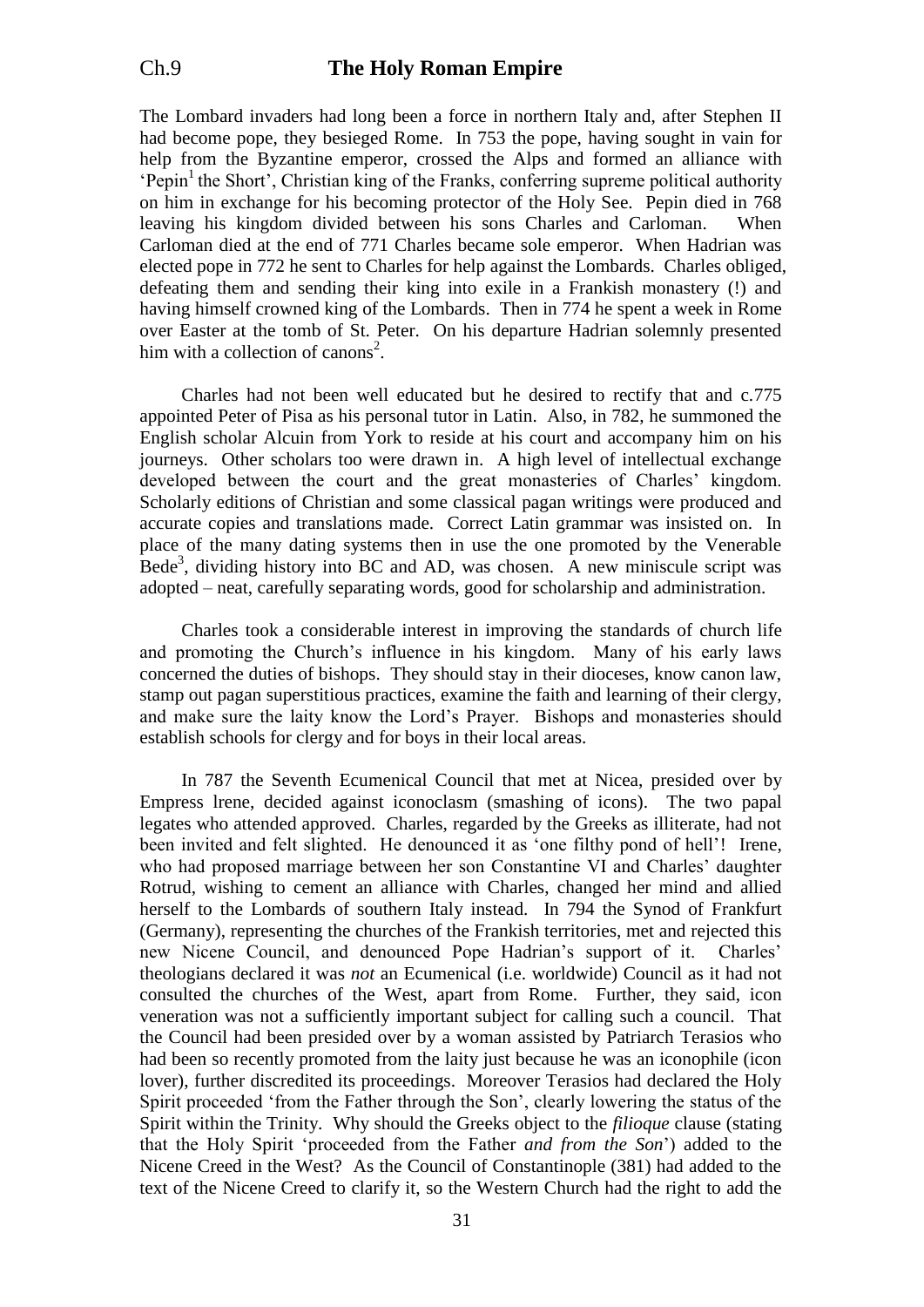# Ch.9 The Holy Roman Empire

The Lombard invaders had long been a force in northern Italy and, after Stephen II had become pope, they besieged Rome. In 753 the pope, having sought in vain for help from the Byzantine emperor, crossed the Alps and formed an alliance with 'Pepin[1] the Short', Christian king of the Franks, conferring supreme political authority on him in exchange for his becoming protector of the Holy See. Pepin died in 768 leaving his kingdom divided between his sons Charles and Carloman. When Carloman died at the end of 771 Charles became sole emperor. When Hadrian was elected pope in 772 he sent to Charles for help against the Lombards. Charles obliged, defeating them and sending their king into exile in a Frankish monastery (!) and having himself crowned king of the Lombards. Then in 774 he spent a week in Rome over Easter at the tomb of St. Peter. On his departure Hadrian solemnly presented him with a collection of canons[2].

Charles had not been well educated but he desired to rectify that and c.775 appointed Peter of Pisa as his personal tutor in Latin. Also, in 782, he summoned the English scholar Alcuin from York to reside at his court and accompany him on his journeys. Other scholars too were drawn in. A high level of intellectual exchange developed between the court and the great monasteries of Charles' kingdom. Scholarly editions of Christian and some classical pagan writings were produced and accurate copies and translations made. Correct Latin grammar was insisted on. In place of the many dating systems then in use the one promoted by the Venerable Bede[3], dividing history into BC and AD, was chosen. A new miniscule script was adopted – neat, carefully separating words, good for scholarship and administration.

Charles took a considerable interest in improving the standards of church life and promoting the Church's influence in his kingdom. Many of his early laws concerned the duties of bishops. They should stay in their dioceses, know canon law, stamp out pagan superstitious practices, examine the faith and learning of their clergy, and make sure the laity know the Lord's Prayer. Bishops and monasteries should establish schools for clergy and for boys in their local areas.

In 787 the Seventh Ecumenical Council that met at Nicea, presided over by Empress lrene, decided against iconoclasm (smashing of icons). The two papal legates who attended approved. Charles, regarded by the Greeks as illiterate, had not been invited and felt slighted. He denounced it as 'one filthy pond of hell'! Irene, who had proposed marriage between her son Constantine VI and Charles' daughter Rotrud, wishing to cement an alliance with Charles, changed her mind and allied herself to the Lombards of southern Italy instead. In 794 the Synod of Frankfurt (Germany), representing the churches of the Frankish territories, met and rejected this new Nicene Council, and denounced Pope Hadrian's support of it. Charles' theologians declared it was *not* an Ecumenical (i.e. worldwide) Council as it had not consulted the churches of the West, apart from Rome. Further, they said, icon veneration was not a sufficiently important subject for calling such a council. That the Council had been presided over by a woman assisted by Patriarch Terasios who had been so recently promoted from the laity just because he was an iconophile (icon lover), further discredited its proceedings. Moreover Terasios had declared the Holy Spirit proceeded 'from the Father through the Son', clearly lowering the status of the Spirit within the Trinity. Why should the Greeks object to the *filioque* clause (stating that the Holy Spirit 'proceeded from the Father *and from the Son*') added to the Nicene Creed in the West? As the Council of Constantinople (381) had added to the text of the Nicene Creed to clarify it, so the Western Church had the right to add the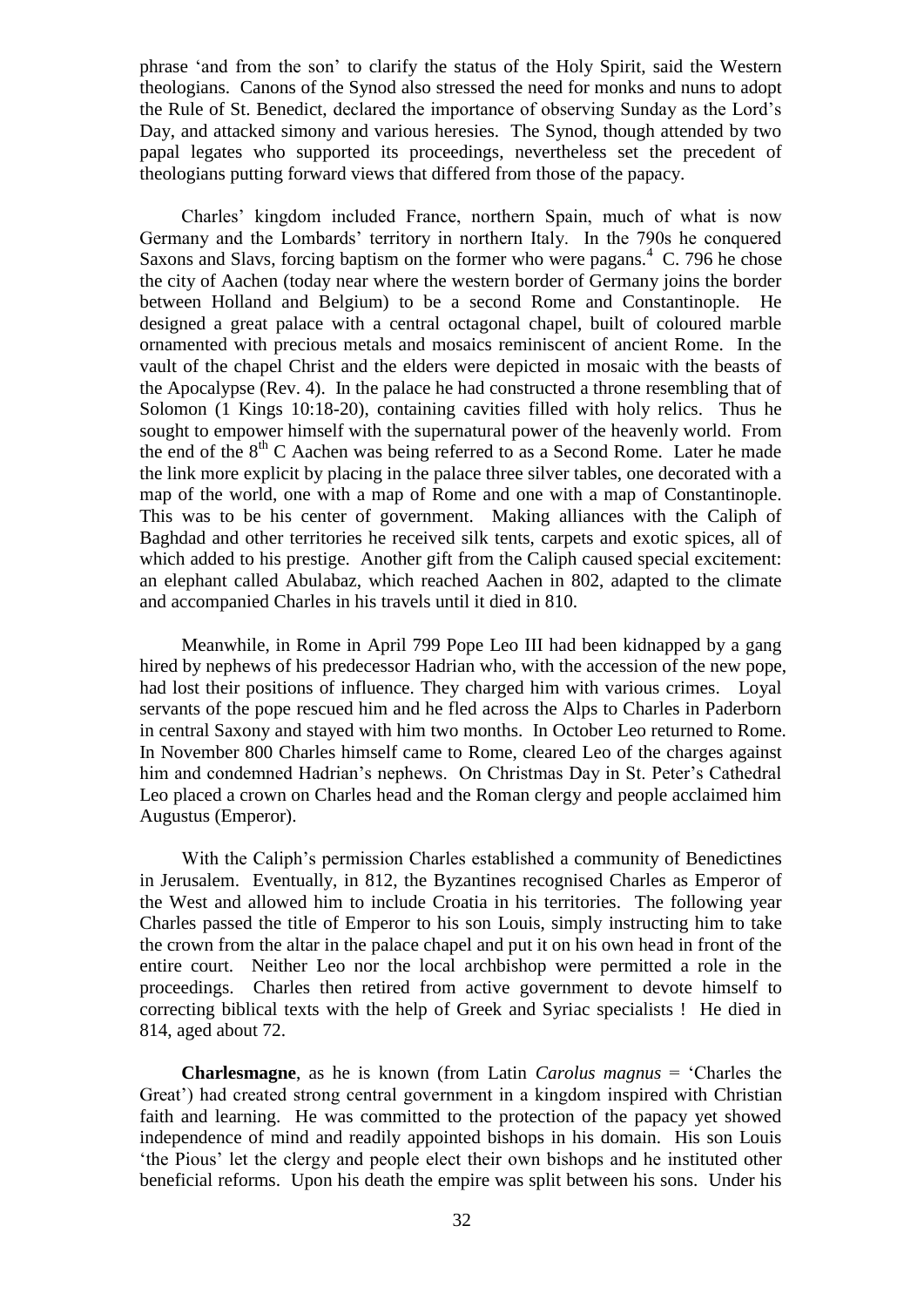phrase 'and from the son' to clarify the status of the Holy Spirit, said the Western theologians. Canons of the Synod also stressed the need for monks and nuns to adopt the Rule of St. Benedict, declared the importance of observing Sunday as the Lord's Day, and attacked simony and various heresies. The Synod, though attended by two papal legates who supported its proceedings, nevertheless set the precedent of theologians putting forward views that differed from those of the papacy.

Charles' kingdom included France, northern Spain, much of what is now Germany and the Lombards' territory in northern Italy. In the 790s he conquered Saxons and Slavs, forcing baptism on the former who were pagans.[4] C. 796 he chose the city of Aachen (today near where the western border of Germany joins the border between Holland and Belgium) to be a second Rome and Constantinople. He designed a great palace with a central octagonal chapel, built of coloured marble ornamented with precious metals and mosaics reminiscent of ancient Rome. In the vault of the chapel Christ and the elders were depicted in mosaic with the beasts of the Apocalypse (Rev. 4). In the palace he had constructed a throne resembling that of Solomon (1 Kings 10:18-20), containing cavities filled with holy relics. Thus he sought to empower himself with the supernatural power of the heavenly world. From the end of the 8th C Aachen was being referred to as a Second Rome. Later he made the link more explicit by placing in the palace three silver tables, one decorated with a map of the world, one with a map of Rome and one with a map of Constantinople. This was to be his center of government. Making alliances with the Caliph of Baghdad and other territories he received silk tents, carpets and exotic spices, all of which added to his prestige. Another gift from the Caliph caused special excitement: an elephant called Abulabaz, which reached Aachen in 802, adapted to the climate and accompanied Charles in his travels until it died in 810.

Meanwhile, in Rome in April 799 Pope Leo III had been kidnapped by a gang hired by nephews of his predecessor Hadrian who, with the accession of the new pope, had lost their positions of influence. They charged him with various crimes. Loyal servants of the pope rescued him and he fled across the Alps to Charles in Paderborn in central Saxony and stayed with him two months. In October Leo returned to Rome. In November 800 Charles himself came to Rome, cleared Leo of the charges against him and condemned Hadrian's nephews. On Christmas Day in St. Peter's Cathedral Leo placed a crown on Charles head and the Roman clergy and people acclaimed him Augustus (Emperor).

With the Caliph's permission Charles established a community of Benedictines in Jerusalem. Eventually, in 812, the Byzantines recognised Charles as Emperor of the West and allowed him to include Croatia in his territories. The following year Charles passed the title of Emperor to his son Louis, simply instructing him to take the crown from the altar in the palace chapel and put it on his own head in front of the entire court. Neither Leo nor the local archbishop were permitted a role in the proceedings. Charles then retired from active government to devote himself to correcting biblical texts with the help of Greek and Syriac specialists ! He died in 814, aged about 72.

**Charlesmagne**, as he is known (from Latin *Carolus magnus* = 'Charles the Great') had created strong central government in a kingdom inspired with Christian faith and learning. He was committed to the protection of the papacy yet showed independence of mind and readily appointed bishops in his domain. His son Louis 'the Pious' let the clergy and people elect their own bishops and he instituted other beneficial reforms. Upon his death the empire was split between his sons. Under his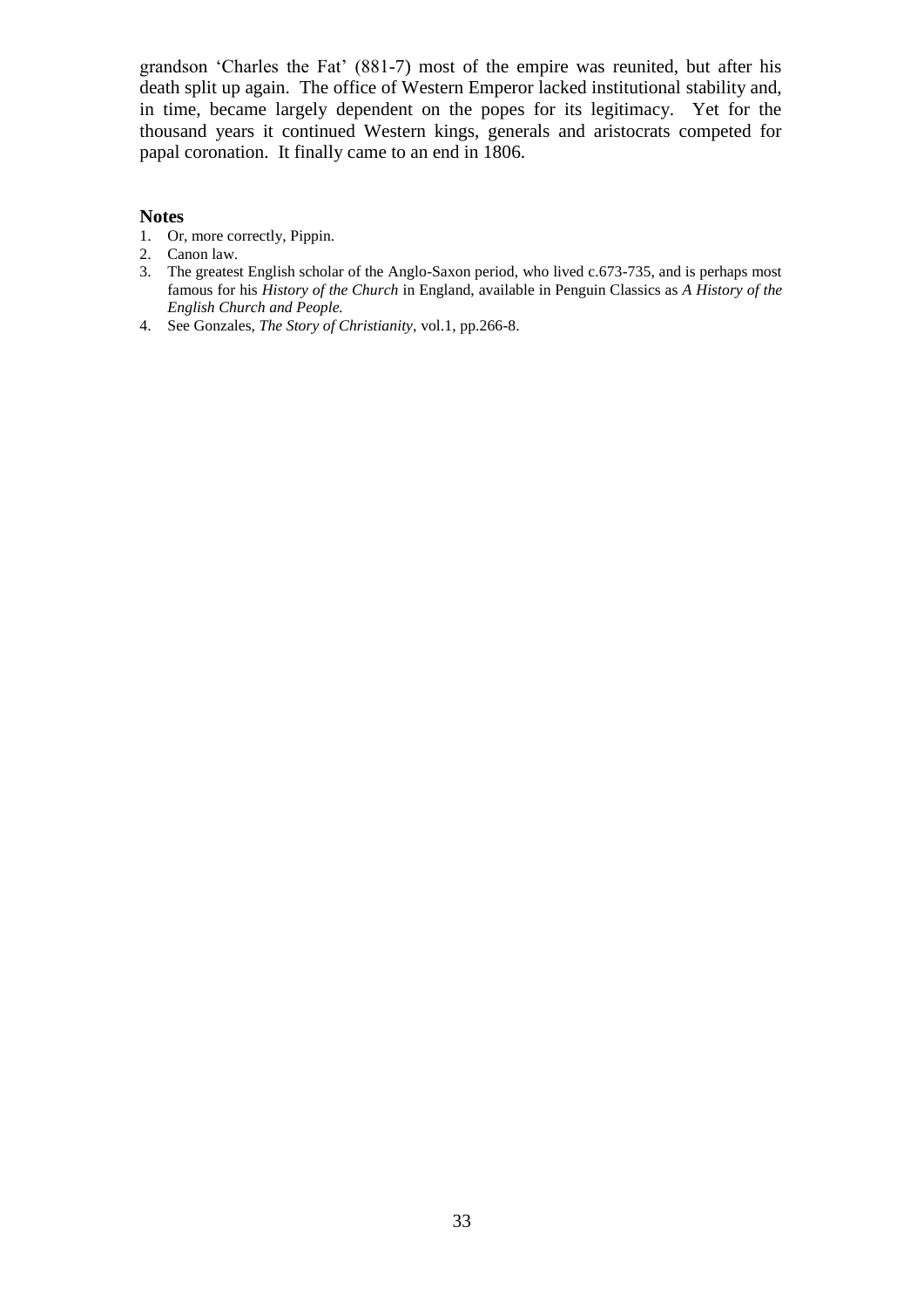grandson 'Charles the Fat' (881-7) most of the empire was reunited, but after his death split up again. The office of Western Emperor lacked institutional stability and, in time, became largely dependent on the popes for its legitimacy. Yet for the thousand years it continued Western kings, generals and aristocrats competed for papal coronation. It finally came to an end in 1806.

### Notes

1. Or, more correctly, Pippin.
2. Canon law.
3. The greatest English scholar of the Anglo-Saxon period, who lived c.673-735, and is perhaps most famous for his *History of the Church* in England, available in Penguin Classics as *A History of the English Church and People.*
4. See Gonzales, *The Story of Christianity*, vol.1, pp.266-8.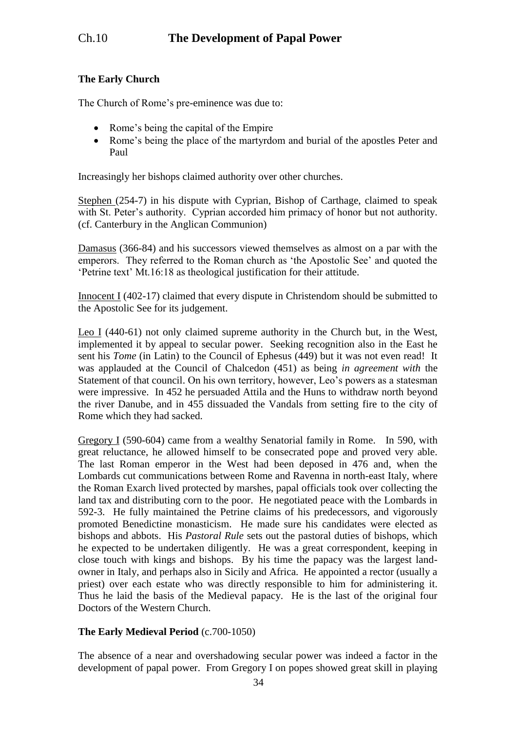# Ch.10 The Development of Papal Power

**The Early Church**

The Church of Rome's pre-eminence was due to:

- Rome's being the capital of the Empire
- Rome's being the place of the martyrdom and burial of the apostles Peter and Paul

Increasingly her bishops claimed authority over other churches.

Stephen (254-7) in his dispute with Cyprian, Bishop of Carthage, claimed to speak with St. Peter's authority. Cyprian accorded him primacy of honor but not authority. (cf. Canterbury in the Anglican Communion)

Damasus (366-84) and his successors viewed themselves as almost on a par with the emperors. They referred to the Roman church as 'the Apostolic See' and quoted the 'Petrine text' Mt.16:18 as theological justification for their attitude.

Innocent I (402-17) claimed that every dispute in Christendom should be submitted to the Apostolic See for its judgement.

Leo I (440-61) not only claimed supreme authority in the Church but, in the West, implemented it by appeal to secular power. Seeking recognition also in the East he sent his *Tome* (in Latin) to the Council of Ephesus (449) but it was not even read! It was applauded at the Council of Chalcedon (451) as being *in agreement with* the Statement of that council. On his own territory, however, Leo's powers as a statesman were impressive. In 452 he persuaded Attila and the Huns to withdraw north beyond the river Danube, and in 455 dissuaded the Vandals from setting fire to the city of Rome which they had sacked.

Gregory I (590-604) came from a wealthy Senatorial family in Rome. In 590, with great reluctance, he allowed himself to be consecrated pope and proved very able. The last Roman emperor in the West had been deposed in 476 and, when the Lombards cut communications between Rome and Ravenna in north-east Italy, where the Roman Exarch lived protected by marshes, papal officials took over collecting the land tax and distributing corn to the poor. He negotiated peace with the Lombards in 592-3. He fully maintained the Petrine claims of his predecessors, and vigorously promoted Benedictine monasticism. He made sure his candidates were elected as bishops and abbots. His *Pastoral Rule* sets out the pastoral duties of bishops, which he expected to be undertaken diligently. He was a great correspondent, keeping in close touch with kings and bishops. By his time the papacy was the largest land-owner in Italy, and perhaps also in Sicily and Africa. He appointed a rector (usually a priest) over each estate who was directly responsible to him for administering it. Thus he laid the basis of the Medieval papacy. He is the last of the original four Doctors of the Western Church.

**The Early Medieval Period** (c.700-1050)

The absence of a near and overshadowing secular power was indeed a factor in the development of papal power. From Gregory I on popes showed great skill in playing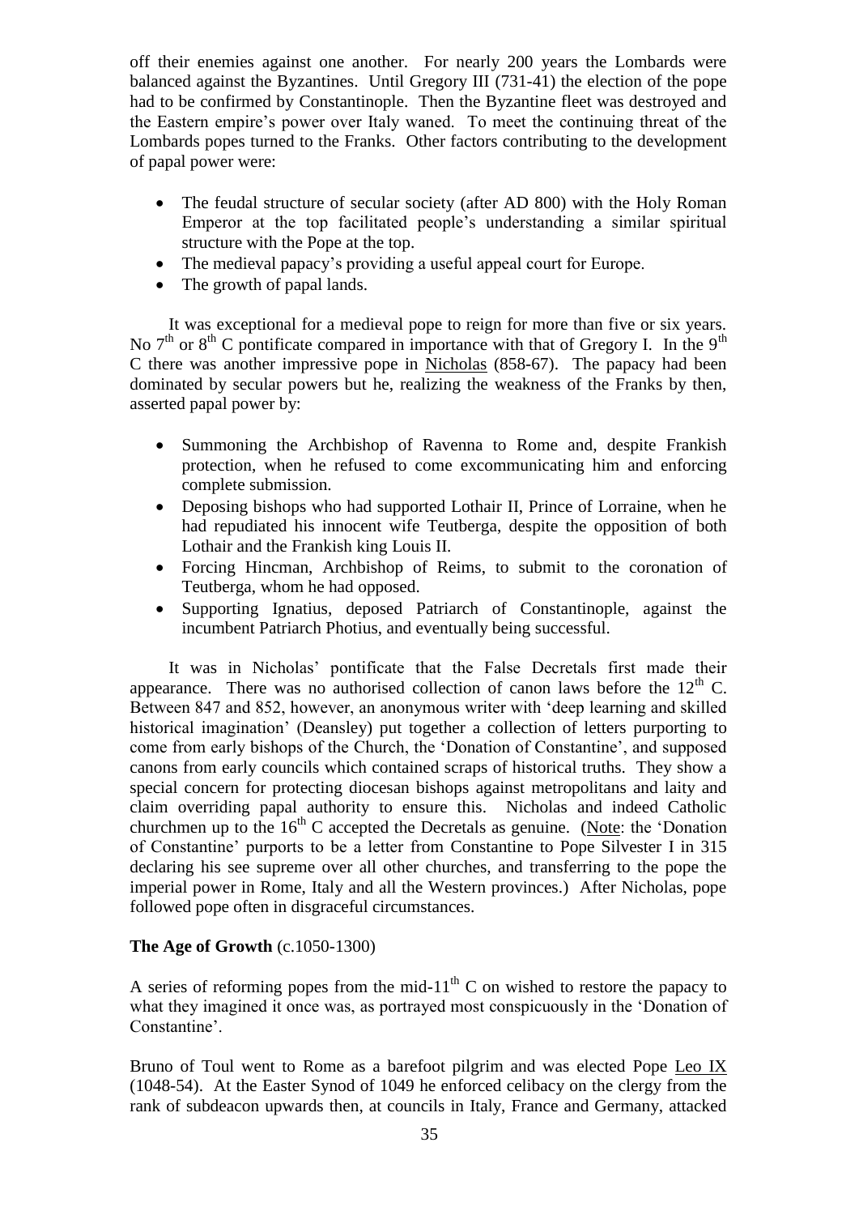off their enemies against one another. For nearly 200 years the Lombards were balanced against the Byzantines. Until Gregory III (731-41) the election of the pope had to be confirmed by Constantinople. Then the Byzantine fleet was destroyed and the Eastern empire's power over Italy waned. To meet the continuing threat of the Lombards popes turned to the Franks. Other factors contributing to the development of papal power were:

- The feudal structure of secular society (after AD 800) with the Holy Roman Emperor at the top facilitated people's understanding a similar spiritual structure with the Pope at the top.
- The medieval papacy's providing a useful appeal court for Europe.
- The growth of papal lands.

It was exceptional for a medieval pope to reign for more than five or six years. No 7th or 8th C pontificate compared in importance with that of Gregory I. In the 9th C there was another impressive pope in Nicholas (858-67). The papacy had been dominated by secular powers but he, realizing the weakness of the Franks by then, asserted papal power by:

- Summoning the Archbishop of Ravenna to Rome and, despite Frankish protection, when he refused to come excommunicating him and enforcing complete submission.
- Deposing bishops who had supported Lothair II, Prince of Lorraine, when he had repudiated his innocent wife Teutberga, despite the opposition of both Lothair and the Frankish king Louis II.
- Forcing Hincman, Archbishop of Reims, to submit to the coronation of Teutberga, whom he had opposed.
- Supporting Ignatius, deposed Patriarch of Constantinople, against the incumbent Patriarch Photius, and eventually being successful.

It was in Nicholas' pontificate that the False Decretals first made their appearance. There was no authorised collection of canon laws before the 12th C. Between 847 and 852, however, an anonymous writer with 'deep learning and skilled historical imagination' (Deansley) put together a collection of letters purporting to come from early bishops of the Church, the 'Donation of Constantine', and supposed canons from early councils which contained scraps of historical truths. They show a special concern for protecting diocesan bishops against metropolitans and laity and claim overriding papal authority to ensure this. Nicholas and indeed Catholic churchmen up to the 16th C accepted the Decretals as genuine. (Note: the 'Donation of Constantine' purports to be a letter from Constantine to Pope Silvester I in 315 declaring his see supreme over all other churches, and transferring to the pope the imperial power in Rome, Italy and all the Western provinces.) After Nicholas, pope followed pope often in disgraceful circumstances.

**The Age of Growth** (c.1050-1300)

A series of reforming popes from the mid-11th C on wished to restore the papacy to what they imagined it once was, as portrayed most conspicuously in the 'Donation of Constantine'.

Bruno of Toul went to Rome as a barefoot pilgrim and was elected Pope Leo IX (1048-54). At the Easter Synod of 1049 he enforced celibacy on the clergy from the rank of subdeacon upwards then, at councils in Italy, France and Germany, attacked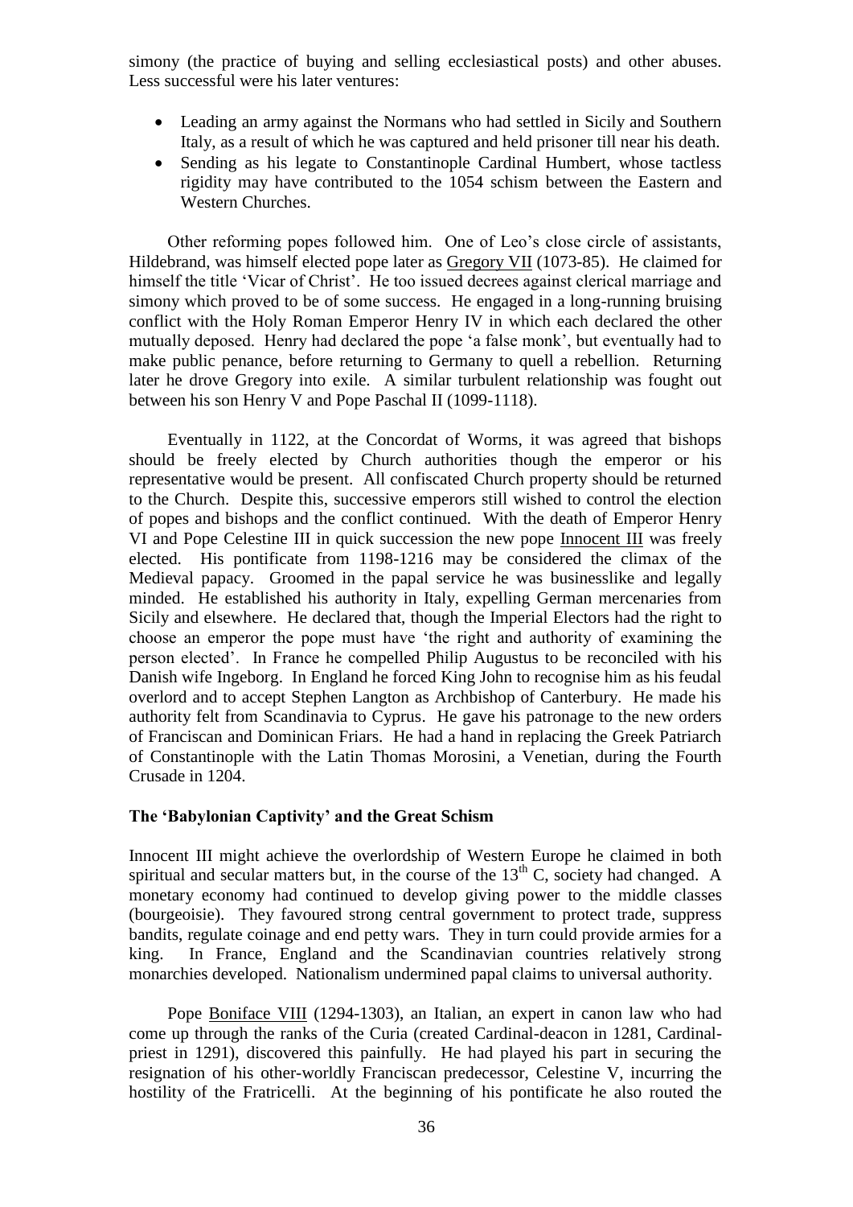simony (the practice of buying and selling ecclesiastical posts) and other abuses. Less successful were his later ventures:

- Leading an army against the Normans who had settled in Sicily and Southern Italy, as a result of which he was captured and held prisoner till near his death.
- Sending as his legate to Constantinople Cardinal Humbert, whose tactless rigidity may have contributed to the 1054 schism between the Eastern and Western Churches.

Other reforming popes followed him. One of Leo's close circle of assistants, Hildebrand, was himself elected pope later as Gregory VII (1073-85). He claimed for himself the title 'Vicar of Christ'. He too issued decrees against clerical marriage and simony which proved to be of some success. He engaged in a long-running bruising conflict with the Holy Roman Emperor Henry IV in which each declared the other mutually deposed. Henry had declared the pope 'a false monk', but eventually had to make public penance, before returning to Germany to quell a rebellion. Returning later he drove Gregory into exile. A similar turbulent relationship was fought out between his son Henry V and Pope Paschal II (1099-1118).

Eventually in 1122, at the Concordat of Worms, it was agreed that bishops should be freely elected by Church authorities though the emperor or his representative would be present. All confiscated Church property should be returned to the Church. Despite this, successive emperors still wished to control the election of popes and bishops and the conflict continued. With the death of Emperor Henry VI and Pope Celestine III in quick succession the new pope Innocent III was freely elected. His pontificate from 1198-1216 may be considered the climax of the Medieval papacy. Groomed in the papal service he was businesslike and legally minded. He established his authority in Italy, expelling German mercenaries from Sicily and elsewhere. He declared that, though the Imperial Electors had the right to choose an emperor the pope must have 'the right and authority of examining the person elected'. In France he compelled Philip Augustus to be reconciled with his Danish wife Ingeborg. In England he forced King John to recognise him as his feudal overlord and to accept Stephen Langton as Archbishop of Canterbury. He made his authority felt from Scandinavia to Cyprus. He gave his patronage to the new orders of Franciscan and Dominican Friars. He had a hand in replacing the Greek Patriarch of Constantinople with the Latin Thomas Morosini, a Venetian, during the Fourth Crusade in 1204.

### The 'Babylonian Captivity' and the Great Schism

Innocent III might achieve the overlordship of Western Europe he claimed in both spiritual and secular matters but, in the course of the 13th C, society had changed. A monetary economy had continued to develop giving power to the middle classes (bourgeoisie). They favoured strong central government to protect trade, suppress bandits, regulate coinage and end petty wars. They in turn could provide armies for a king. In France, England and the Scandinavian countries relatively strong monarchies developed. Nationalism undermined papal claims to universal authority.

Pope Boniface VIII (1294-1303), an Italian, an expert in canon law who had come up through the ranks of the Curia (created Cardinal-deacon in 1281, Cardinal-priest in 1291), discovered this painfully. He had played his part in securing the resignation of his other-worldly Franciscan predecessor, Celestine V, incurring the hostility of the Fratricelli. At the beginning of his pontificate he also routed the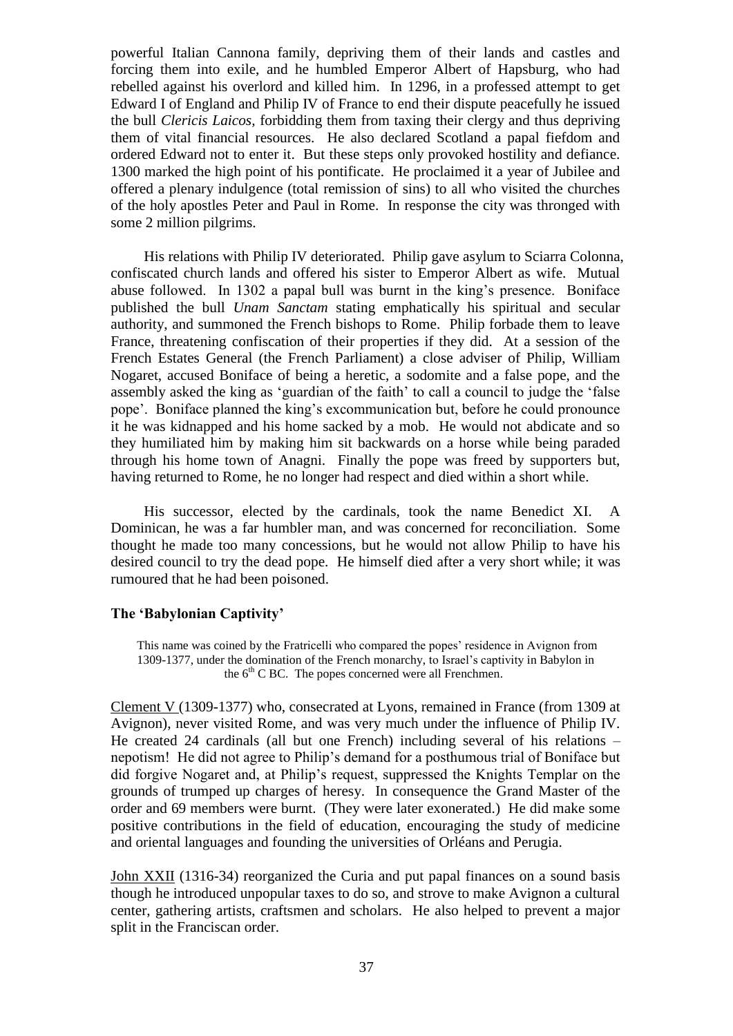powerful Italian Cannona family, depriving them of their lands and castles and forcing them into exile, and he humbled Emperor Albert of Hapsburg, who had rebelled against his overlord and killed him. In 1296, in a professed attempt to get Edward I of England and Philip IV of France to end their dispute peacefully he issued the bull *Clericis Laicos*, forbidding them from taxing their clergy and thus depriving them of vital financial resources. He also declared Scotland a papal fiefdom and ordered Edward not to enter it. But these steps only provoked hostility and defiance. 1300 marked the high point of his pontificate. He proclaimed it a year of Jubilee and offered a plenary indulgence (total remission of sins) to all who visited the churches of the holy apostles Peter and Paul in Rome. In response the city was thronged with some 2 million pilgrims.

His relations with Philip IV deteriorated. Philip gave asylum to Sciarra Colonna, confiscated church lands and offered his sister to Emperor Albert as wife. Mutual abuse followed. In 1302 a papal bull was burnt in the king's presence. Boniface published the bull *Unam Sanctam* stating emphatically his spiritual and secular authority, and summoned the French bishops to Rome. Philip forbade them to leave France, threatening confiscation of their properties if they did. At a session of the French Estates General (the French Parliament) a close adviser of Philip, William Nogaret, accused Boniface of being a heretic, a sodomite and a false pope, and the assembly asked the king as 'guardian of the faith' to call a council to judge the 'false pope'. Boniface planned the king's excommunication but, before he could pronounce it he was kidnapped and his home sacked by a mob. He would not abdicate and so they humiliated him by making him sit backwards on a horse while being paraded through his home town of Anagni. Finally the pope was freed by supporters but, having returned to Rome, he no longer had respect and died within a short while.

His successor, elected by the cardinals, took the name Benedict XI. A Dominican, he was a far humbler man, and was concerned for reconciliation. Some thought he made too many concessions, but he would not allow Philip to have his desired council to try the dead pope. He himself died after a very short while; it was rumoured that he had been poisoned.

### The 'Babylonian Captivity'

This name was coined by the Fratricelli who compared the popes' residence in Avignon from 1309-1377, under the domination of the French monarchy, to Israel's captivity in Babylon in the 6th C BC. The popes concerned were all Frenchmen.

Clement V (1309-1377) who, consecrated at Lyons, remained in France (from 1309 at Avignon), never visited Rome, and was very much under the influence of Philip IV. He created 24 cardinals (all but one French) including several of his relations – nepotism! He did not agree to Philip's demand for a posthumous trial of Boniface but did forgive Nogaret and, at Philip's request, suppressed the Knights Templar on the grounds of trumped up charges of heresy. In consequence the Grand Master of the order and 69 members were burnt. (They were later exonerated.) He did make some positive contributions in the field of education, encouraging the study of medicine and oriental languages and founding the universities of Orléans and Perugia.

John XXII (1316-34) reorganized the Curia and put papal finances on a sound basis though he introduced unpopular taxes to do so, and strove to make Avignon a cultural center, gathering artists, craftsmen and scholars. He also helped to prevent a major split in the Franciscan order.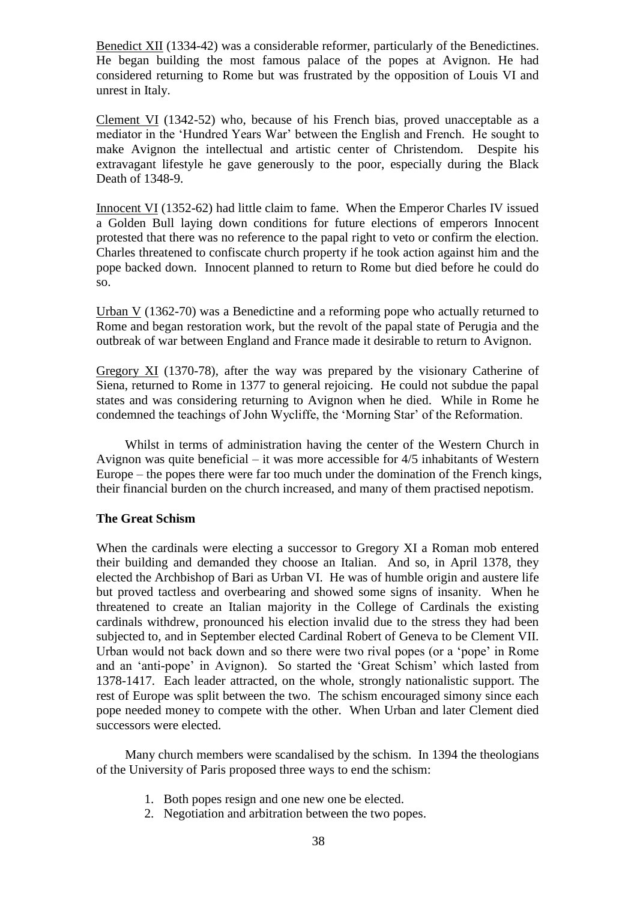Benedict XII (1334-42) was a considerable reformer, particularly of the Benedictines. He began building the most famous palace of the popes at Avignon. He had considered returning to Rome but was frustrated by the opposition of Louis VI and unrest in Italy.

Clement VI (1342-52) who, because of his French bias, proved unacceptable as a mediator in the 'Hundred Years War' between the English and French. He sought to make Avignon the intellectual and artistic center of Christendom. Despite his extravagant lifestyle he gave generously to the poor, especially during the Black Death of 1348-9.

Innocent VI (1352-62) had little claim to fame. When the Emperor Charles IV issued a Golden Bull laying down conditions for future elections of emperors Innocent protested that there was no reference to the papal right to veto or confirm the election. Charles threatened to confiscate church property if he took action against him and the pope backed down. Innocent planned to return to Rome but died before he could do so.

Urban V (1362-70) was a Benedictine and a reforming pope who actually returned to Rome and began restoration work, but the revolt of the papal state of Perugia and the outbreak of war between England and France made it desirable to return to Avignon.

Gregory XI (1370-78), after the way was prepared by the visionary Catherine of Siena, returned to Rome in 1377 to general rejoicing. He could not subdue the papal states and was considering returning to Avignon when he died. While in Rome he condemned the teachings of John Wycliffe, the 'Morning Star' of the Reformation.

Whilst in terms of administration having the center of the Western Church in Avignon was quite beneficial – it was more accessible for 4/5 inhabitants of Western Europe – the popes there were far too much under the domination of the French kings, their financial burden on the church increased, and many of them practised nepotism.

**The Great Schism**

When the cardinals were electing a successor to Gregory XI a Roman mob entered their building and demanded they choose an Italian. And so, in April 1378, they elected the Archbishop of Bari as Urban VI. He was of humble origin and austere life but proved tactless and overbearing and showed some signs of insanity. When he threatened to create an Italian majority in the College of Cardinals the existing cardinals withdrew, pronounced his election invalid due to the stress they had been subjected to, and in September elected Cardinal Robert of Geneva to be Clement VII. Urban would not back down and so there were two rival popes (or a 'pope' in Rome and an 'anti-pope' in Avignon). So started the 'Great Schism' which lasted from 1378-1417. Each leader attracted, on the whole, strongly nationalistic support. The rest of Europe was split between the two. The schism encouraged simony since each pope needed money to compete with the other. When Urban and later Clement died successors were elected.

Many church members were scandalised by the schism. In 1394 the theologians of the University of Paris proposed three ways to end the schism:

1. Both popes resign and one new one be elected.
2. Negotiation and arbitration between the two popes.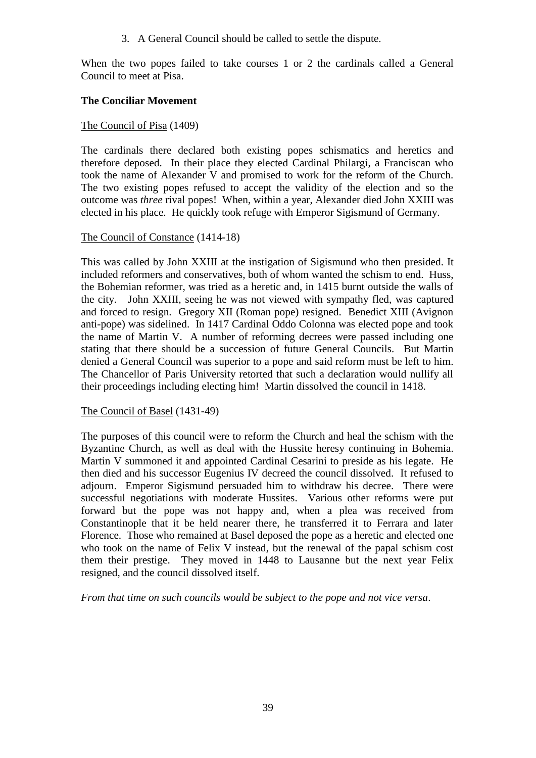3. A General Council should be called to settle the dispute.

When the two popes failed to take courses 1 or 2 the cardinals called a General Council to meet at Pisa.

**The Conciliar Movement**

<u>The Council of Pisa</u> (1409)

The cardinals there declared both existing popes schismatics and heretics and therefore deposed. In their place they elected Cardinal Philargi, a Franciscan who took the name of Alexander V and promised to work for the reform of the Church. The two existing popes refused to accept the validity of the election and so the outcome was *three* rival popes! When, within a year, Alexander died John XXIII was elected in his place. He quickly took refuge with Emperor Sigismund of Germany.

<u>The Council of Constance</u> (1414-18)

This was called by John XXIII at the instigation of Sigismund who then presided. It included reformers and conservatives, both of whom wanted the schism to end. Huss, the Bohemian reformer, was tried as a heretic and, in 1415 burnt outside the walls of the city. John XXIII, seeing he was not viewed with sympathy fled, was captured and forced to resign. Gregory XII (Roman pope) resigned. Benedict XIII (Avignon anti-pope) was sidelined. In 1417 Cardinal Oddo Colonna was elected pope and took the name of Martin V. A number of reforming decrees were passed including one stating that there should be a succession of future General Councils. But Martin denied a General Council was superior to a pope and said reform must be left to him. The Chancellor of Paris University retorted that such a declaration would nullify all their proceedings including electing him! Martin dissolved the council in 1418.

<u>The Council of Basel</u> (1431-49)

The purposes of this council were to reform the Church and heal the schism with the Byzantine Church, as well as deal with the Hussite heresy continuing in Bohemia. Martin V summoned it and appointed Cardinal Cesarini to preside as his legate. He then died and his successor Eugenius IV decreed the council dissolved. It refused to adjourn. Emperor Sigismund persuaded him to withdraw his decree. There were successful negotiations with moderate Hussites. Various other reforms were put forward but the pope was not happy and, when a plea was received from Constantinople that it be held nearer there, he transferred it to Ferrara and later Florence. Those who remained at Basel deposed the pope as a heretic and elected one who took on the name of Felix V instead, but the renewal of the papal schism cost them their prestige. They moved in 1448 to Lausanne but the next year Felix resigned, and the council dissolved itself.

*From that time on such councils would be subject to the pope and not vice versa*.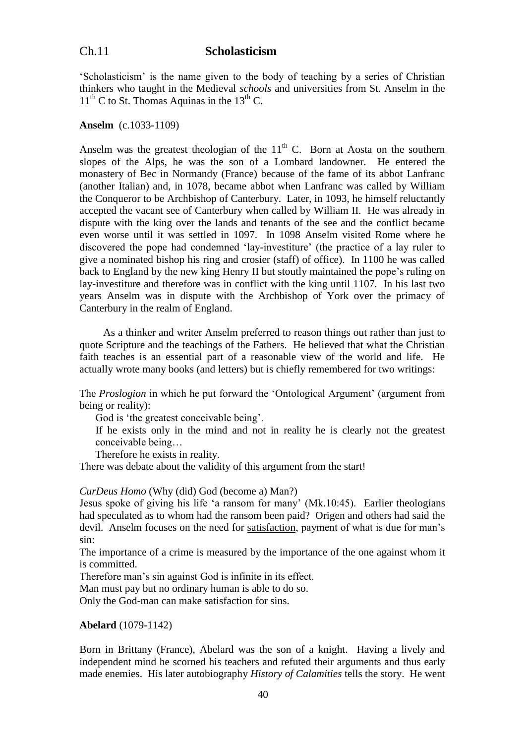## Ch.11 **Scholasticism**

'Scholasticism' is the name given to the body of teaching by a series of Christian thinkers who taught in the Medieval *schools* and universities from St. Anselm in the $11^{th}$ C to St. Thomas Aquinas in the $13^{th}$ C.

**Anselm** (c.1033-1109)

Anselm was the greatest theologian of the $11^{th}$ C. Born at Aosta on the southern slopes of the Alps, he was the son of a Lombard landowner. He entered the monastery of Bec in Normandy (France) because of the fame of its abbot Lanfranc (another Italian) and, in 1078, became abbot when Lanfranc was called by William the Conqueror to be Archbishop of Canterbury. Later, in 1093, he himself reluctantly accepted the vacant see of Canterbury when called by William II. He was already in dispute with the king over the lands and tenants of the see and the conflict became even worse until it was settled in 1097. In 1098 Anselm visited Rome where he discovered the pope had condemned 'lay-investiture' (the practice of a lay ruler to give a nominated bishop his ring and crosier (staff) of office). In 1100 he was called back to England by the new king Henry II but stoutly maintained the pope's ruling on lay-investiture and therefore was in conflict with the king until 1107. In his last two years Anselm was in dispute with the Archbishop of York over the primacy of Canterbury in the realm of England.

As a thinker and writer Anselm preferred to reason things out rather than just to quote Scripture and the teachings of the Fathers. He believed that what the Christian faith teaches is an essential part of a reasonable view of the world and life. He actually wrote many books (and letters) but is chiefly remembered for two writings:

The *Proslogion* in which he put forward the 'Ontological Argument' (argument from being or reality):

God is 'the greatest conceivable being'.
If he exists only in the mind and not in reality he is clearly not the greatest conceivable being…
Therefore he exists in reality.

There was debate about the validity of this argument from the start!

*CurDeus Homo* (Why (did) God (become a) Man?)

Jesus spoke of giving his life 'a ransom for many' (Mk.10:45). Earlier theologians had speculated as to whom had the ransom been paid? Origen and others had said the devil. Anselm focuses on the need for satisfaction, payment of what is due for man's sin:

The importance of a crime is measured by the importance of the one against whom it is committed.
Therefore man's sin against God is infinite in its effect.
Man must pay but no ordinary human is able to do so.
Only the God-man can make satisfaction for sins.

**Abelard** (1079-1142)

Born in Brittany (France), Abelard was the son of a knight. Having a lively and independent mind he scorned his teachers and refuted their arguments and thus early made enemies. His later autobiography *History of Calamities* tells the story. He went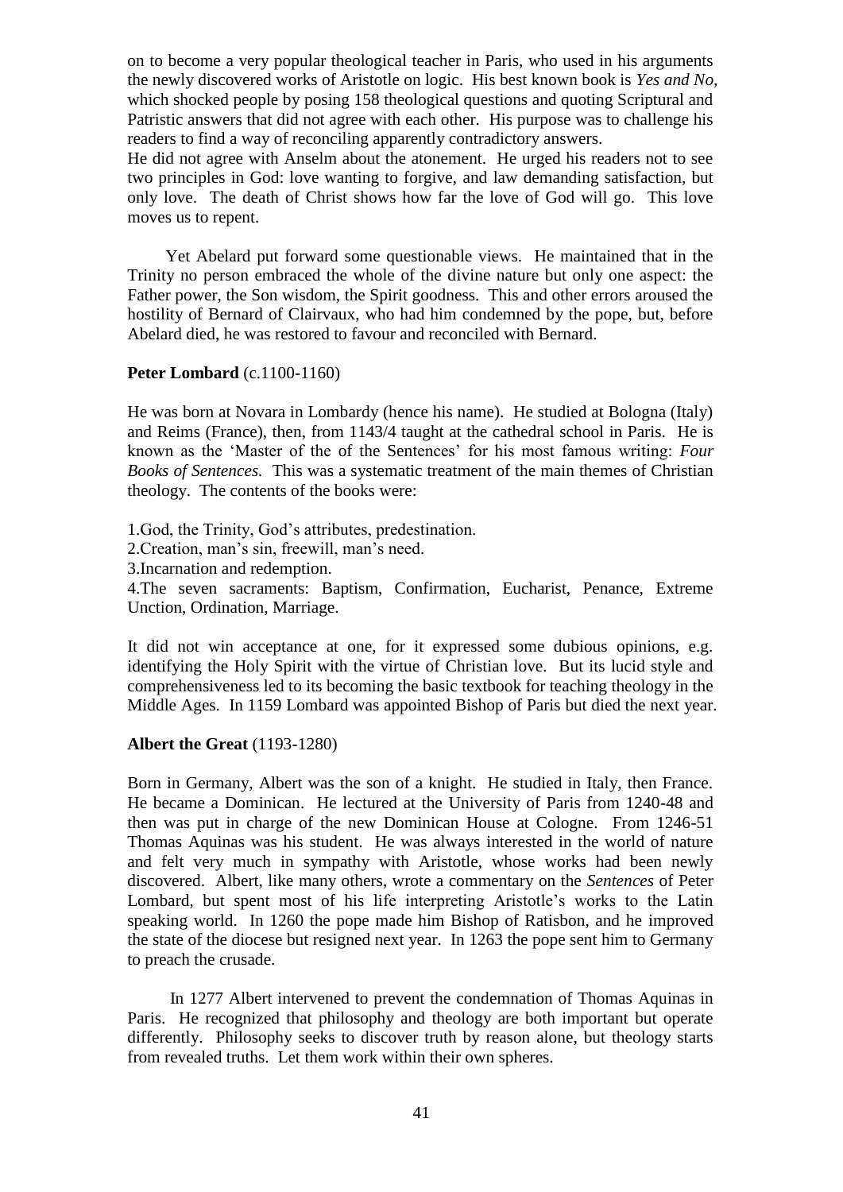on to become a very popular theological teacher in Paris, who used in his arguments the newly discovered works of Aristotle on logic. His best known book is *Yes and No,* which shocked people by posing 158 theological questions and quoting Scriptural and Patristic answers that did not agree with each other. His purpose was to challenge his readers to find a way of reconciling apparently contradictory answers.
He did not agree with Anselm about the atonement. He urged his readers not to see two principles in God: love wanting to forgive, and law demanding satisfaction, but only love. The death of Christ shows how far the love of God will go. This love moves us to repent.

Yet Abelard put forward some questionable views. He maintained that in the Trinity no person embraced the whole of the divine nature but only one aspect: the Father power, the Son wisdom, the Spirit goodness. This and other errors aroused the hostility of Bernard of Clairvaux, who had him condemned by the pope, but, before Abelard died, he was restored to favour and reconciled with Bernard.

**Peter Lombard** (c.1100-1160)

He was born at Novara in Lombardy (hence his name). He studied at Bologna (Italy) and Reims (France), then, from 1143/4 taught at the cathedral school in Paris. He is known as the 'Master of the of the Sentences' for his most famous writing: *Four Books of Sentences.* This was a systematic treatment of the main themes of Christian theology. The contents of the books were:

1.God, the Trinity, God's attributes, predestination.
2.Creation, man's sin, freewill, man's need.
3.Incarnation and redemption.
4.The seven sacraments: Baptism, Confirmation, Eucharist, Penance, Extreme Unction, Ordination, Marriage.

It did not win acceptance at one, for it expressed some dubious opinions, e.g. identifying the Holy Spirit with the virtue of Christian love. But its lucid style and comprehensiveness led to its becoming the basic textbook for teaching theology in the Middle Ages. In 1159 Lombard was appointed Bishop of Paris but died the next year.

**Albert the Great** (1193-1280)

Born in Germany, Albert was the son of a knight. He studied in Italy, then France. He became a Dominican. He lectured at the University of Paris from 1240-48 and then was put in charge of the new Dominican House at Cologne. From 1246-51 Thomas Aquinas was his student. He was always interested in the world of nature and felt very much in sympathy with Aristotle, whose works had been newly discovered. Albert, like many others, wrote a commentary on the *Sentences* of Peter Lombard, but spent most of his life interpreting Aristotle's works to the Latin speaking world. In 1260 the pope made him Bishop of Ratisbon, and he improved the state of the diocese but resigned next year. In 1263 the pope sent him to Germany to preach the crusade.

In 1277 Albert intervened to prevent the condemnation of Thomas Aquinas in Paris. He recognized that philosophy and theology are both important but operate differently. Philosophy seeks to discover truth by reason alone, but theology starts from revealed truths. Let them work within their own spheres.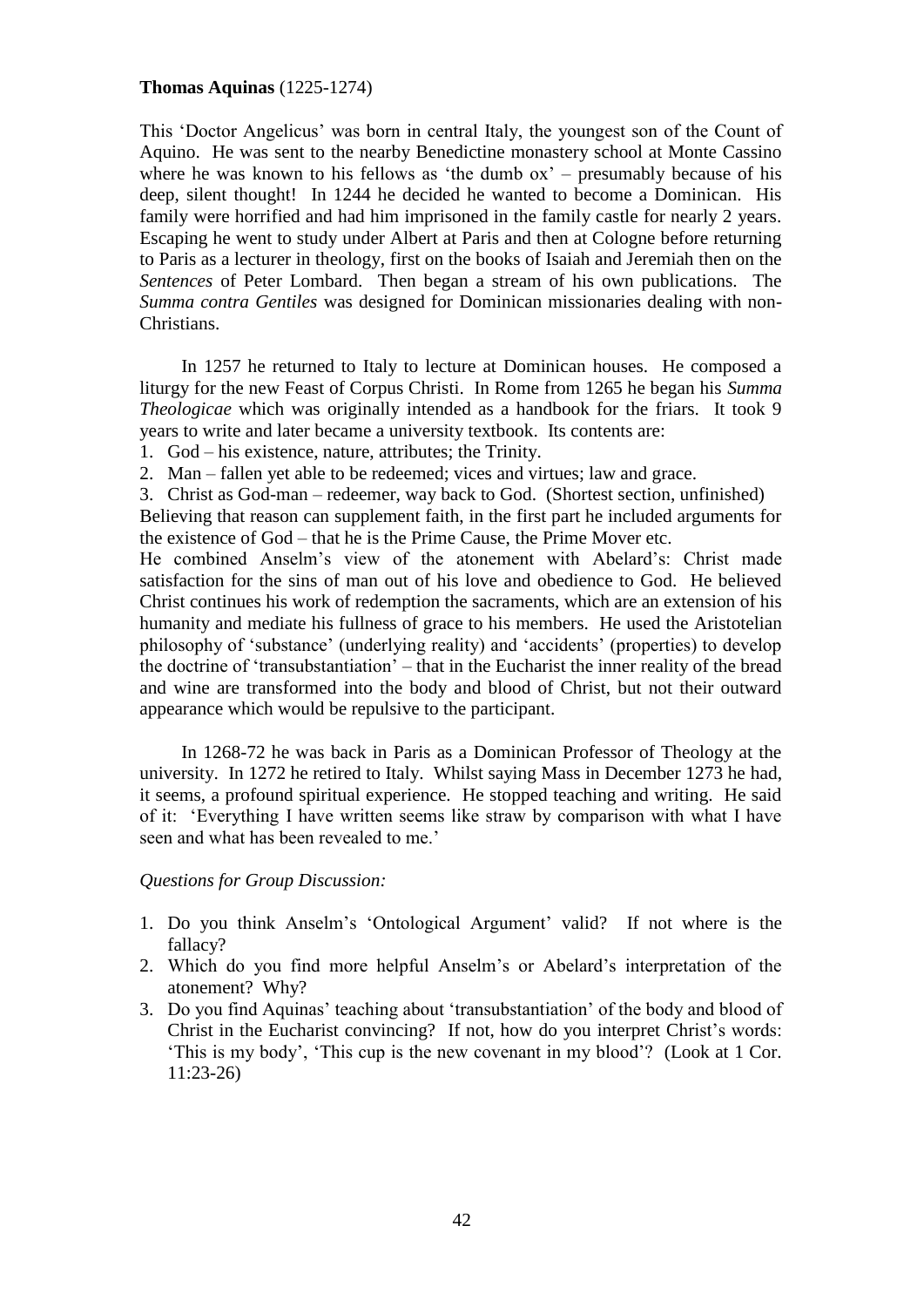**Thomas Aquinas** (1225-1274)

This 'Doctor Angelicus' was born in central Italy, the youngest son of the Count of Aquino. He was sent to the nearby Benedictine monastery school at Monte Cassino where he was known to his fellows as 'the dumb ox' – presumably because of his deep, silent thought! In 1244 he decided he wanted to become a Dominican. His family were horrified and had him imprisoned in the family castle for nearly 2 years. Escaping he went to study under Albert at Paris and then at Cologne before returning to Paris as a lecturer in theology, first on the books of Isaiah and Jeremiah then on the *Sentences* of Peter Lombard. Then began a stream of his own publications. The *Summa contra Gentiles* was designed for Dominican missionaries dealing with non-Christians.

In 1257 he returned to Italy to lecture at Dominican houses. He composed a liturgy for the new Feast of Corpus Christi. In Rome from 1265 he began his *Summa Theologicae* which was originally intended as a handbook for the friars. It took 9 years to write and later became a university textbook. Its contents are:

1. God – his existence, nature, attributes; the Trinity.
2. Man – fallen yet able to be redeemed; vices and virtues; law and grace.
3. Christ as God-man – redeemer, way back to God. (Shortest section, unfinished)

Believing that reason can supplement faith, in the first part he included arguments for the existence of God – that he is the Prime Cause, the Prime Mover etc.

He combined Anselm's view of the atonement with Abelard's: Christ made satisfaction for the sins of man out of his love and obedience to God. He believed Christ continues his work of redemption the sacraments, which are an extension of his humanity and mediate his fullness of grace to his members. He used the Aristotelian philosophy of 'substance' (underlying reality) and 'accidents' (properties) to develop the doctrine of 'transubstantiation' – that in the Eucharist the inner reality of the bread and wine are transformed into the body and blood of Christ, but not their outward appearance which would be repulsive to the participant.

In 1268-72 he was back in Paris as a Dominican Professor of Theology at the university. In 1272 he retired to Italy. Whilst saying Mass in December 1273 he had, it seems, a profound spiritual experience. He stopped teaching and writing. He said of it: 'Everything I have written seems like straw by comparison with what I have seen and what has been revealed to me.'

*Questions for Group Discussion:*

1. Do you think Anselm's 'Ontological Argument' valid? If not where is the fallacy?
2. Which do you find more helpful Anselm's or Abelard's interpretation of the atonement? Why?
3. Do you find Aquinas' teaching about 'transubstantiation' of the body and blood of Christ in the Eucharist convincing? If not, how do you interpret Christ's words: 'This is my body', 'This cup is the new covenant in my blood'? (Look at 1 Cor. 11:23-26)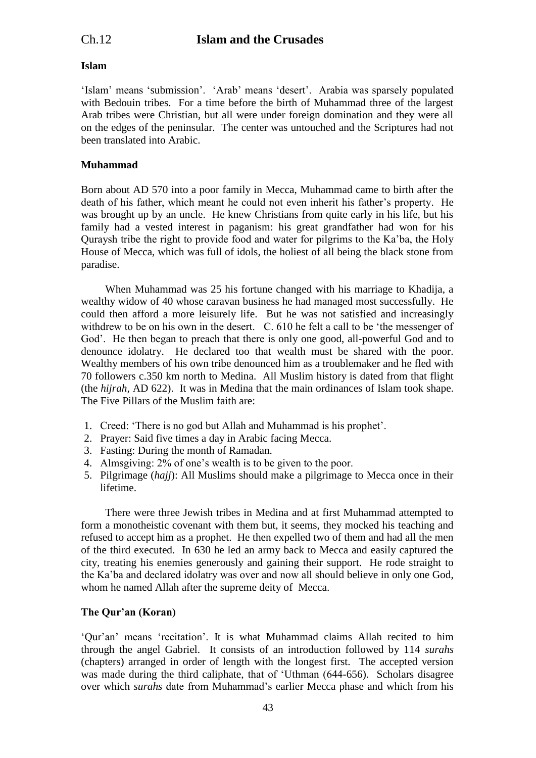# Ch.12 Islam and the Crusades

**Islam**

'Islam' means 'submission'. 'Arab' means 'desert'. Arabia was sparsely populated with Bedouin tribes. For a time before the birth of Muhammad three of the largest Arab tribes were Christian, but all were under foreign domination and they were all on the edges of the peninsular. The center was untouched and the Scriptures had not been translated into Arabic.

**Muhammad**

Born about AD 570 into a poor family in Mecca, Muhammad came to birth after the death of his father, which meant he could not even inherit his father's property. He was brought up by an uncle. He knew Christians from quite early in his life, but his family had a vested interest in paganism: his great grandfather had won for his Quraysh tribe the right to provide food and water for pilgrims to the Ka'ba, the Holy House of Mecca, which was full of idols, the holiest of all being the black stone from paradise.

When Muhammad was 25 his fortune changed with his marriage to Khadija, a wealthy widow of 40 whose caravan business he had managed most successfully. He could then afford a more leisurely life. But he was not satisfied and increasingly withdrew to be on his own in the desert. C. 610 he felt a call to be 'the messenger of God'. He then began to preach that there is only one good, all-powerful God and to denounce idolatry. He declared too that wealth must be shared with the poor. Wealthy members of his own tribe denounced him as a troublemaker and he fled with 70 followers c.350 km north to Medina. All Muslim history is dated from that flight (the *hijrah,* AD 622). It was in Medina that the main ordinances of Islam took shape. The Five Pillars of the Muslim faith are:

1. Creed: 'There is no god but Allah and Muhammad is his prophet'.
2. Prayer: Said five times a day in Arabic facing Mecca.
3. Fasting: During the month of Ramadan.
4. Almsgiving: 2% of one's wealth is to be given to the poor.
5. Pilgrimage (*hajj*): All Muslims should make a pilgrimage to Mecca once in their lifetime.

There were three Jewish tribes in Medina and at first Muhammad attempted to form a monotheistic covenant with them but, it seems, they mocked his teaching and refused to accept him as a prophet. He then expelled two of them and had all the men of the third executed. In 630 he led an army back to Mecca and easily captured the city, treating his enemies generously and gaining their support. He rode straight to the Ka'ba and declared idolatry was over and now all should believe in only one God, whom he named Allah after the supreme deity of Mecca.

**The Qur'an (Koran)**

'Qur'an' means 'recitation'. It is what Muhammad claims Allah recited to him through the angel Gabriel. It consists of an introduction followed by 114 *surahs* (chapters) arranged in order of length with the longest first. The accepted version was made during the third caliphate, that of 'Uthman (644-656). Scholars disagree over which *surahs* date from Muhammad's earlier Mecca phase and which from his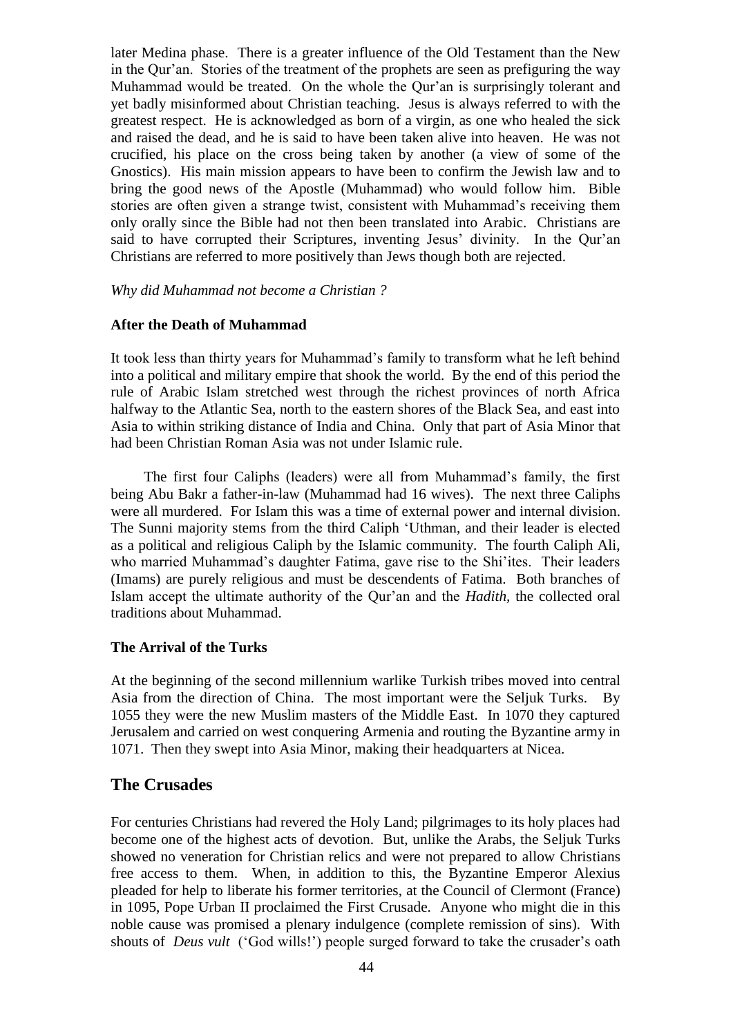later Medina phase. There is a greater influence of the Old Testament than the New in the Qur'an. Stories of the treatment of the prophets are seen as prefiguring the way Muhammad would be treated. On the whole the Qur'an is surprisingly tolerant and yet badly misinformed about Christian teaching. Jesus is always referred to with the greatest respect. He is acknowledged as born of a virgin, as one who healed the sick and raised the dead, and he is said to have been taken alive into heaven. He was not crucified, his place on the cross being taken by another (a view of some of the Gnostics). His main mission appears to have been to confirm the Jewish law and to bring the good news of the Apostle (Muhammad) who would follow him. Bible stories are often given a strange twist, consistent with Muhammad's receiving them only orally since the Bible had not then been translated into Arabic. Christians are said to have corrupted their Scriptures, inventing Jesus' divinity. In the Qur'an Christians are referred to more positively than Jews though both are rejected.

*Why did Muhammad not become a Christian ?*

**After the Death of Muhammad**

It took less than thirty years for Muhammad's family to transform what he left behind into a political and military empire that shook the world. By the end of this period the rule of Arabic Islam stretched west through the richest provinces of north Africa halfway to the Atlantic Sea, north to the eastern shores of the Black Sea, and east into Asia to within striking distance of India and China. Only that part of Asia Minor that had been Christian Roman Asia was not under Islamic rule.

The first four Caliphs (leaders) were all from Muhammad's family, the first being Abu Bakr a father-in-law (Muhammad had 16 wives). The next three Caliphs were all murdered. For Islam this was a time of external power and internal division. The Sunni majority stems from the third Caliph 'Uthman, and their leader is elected as a political and religious Caliph by the Islamic community. The fourth Caliph Ali, who married Muhammad's daughter Fatima, gave rise to the Shi'ites. Their leaders (Imams) are purely religious and must be descendents of Fatima. Both branches of Islam accept the ultimate authority of the Qur'an and the *Hadith,* the collected oral traditions about Muhammad.

**The Arrival of the Turks**

At the beginning of the second millennium warlike Turkish tribes moved into central Asia from the direction of China. The most important were the Seljuk Turks. By 1055 they were the new Muslim masters of the Middle East. In 1070 they captured Jerusalem and carried on west conquering Armenia and routing the Byzantine army in 1071. Then they swept into Asia Minor, making their headquarters at Nicea.

## The Crusades

For centuries Christians had revered the Holy Land; pilgrimages to its holy places had become one of the highest acts of devotion. But, unlike the Arabs, the Seljuk Turks showed no veneration for Christian relics and were not prepared to allow Christians free access to them. When, in addition to this, the Byzantine Emperor Alexius pleaded for help to liberate his former territories, at the Council of Clermont (France) in 1095, Pope Urban II proclaimed the First Crusade. Anyone who might die in this noble cause was promised a plenary indulgence (complete remission of sins). With shouts of *Deus vult* ('God wills!') people surged forward to take the crusader's oath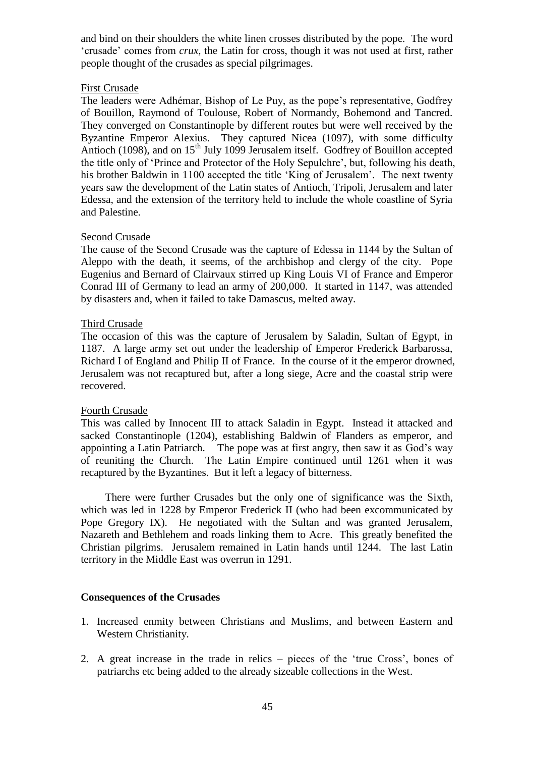and bind on their shoulders the white linen crosses distributed by the pope. The word 'crusade' comes from *crux,* the Latin for cross, though it was not used at first, rather people thought of the crusades as special pilgrimages.

First Crusade

The leaders were Adhémar, Bishop of Le Puy, as the pope's representative, Godfrey of Bouillon, Raymond of Toulouse, Robert of Normandy, Bohemond and Tancred. They converged on Constantinople by different routes but were well received by the Byzantine Emperor Alexius. They captured Nicea (1097), with some difficulty Antioch (1098), and on 15th July 1099 Jerusalem itself. Godfrey of Bouillon accepted the title only of 'Prince and Protector of the Holy Sepulchre', but, following his death, his brother Baldwin in 1100 accepted the title 'King of Jerusalem'. The next twenty years saw the development of the Latin states of Antioch, Tripoli, Jerusalem and later Edessa, and the extension of the territory held to include the whole coastline of Syria and Palestine.

Second Crusade

The cause of the Second Crusade was the capture of Edessa in 1144 by the Sultan of Aleppo with the death, it seems, of the archbishop and clergy of the city. Pope Eugenius and Bernard of Clairvaux stirred up King Louis VI of France and Emperor Conrad III of Germany to lead an army of 200,000. It started in 1147, was attended by disasters and, when it failed to take Damascus, melted away.

Third Crusade

The occasion of this was the capture of Jerusalem by Saladin, Sultan of Egypt, in 1187. A large army set out under the leadership of Emperor Frederick Barbarossa, Richard I of England and Philip II of France. In the course of it the emperor drowned, Jerusalem was not recaptured but, after a long siege, Acre and the coastal strip were recovered.

Fourth Crusade

This was called by Innocent III to attack Saladin in Egypt. Instead it attacked and sacked Constantinople (1204), establishing Baldwin of Flanders as emperor, and appointing a Latin Patriarch. The pope was at first angry, then saw it as God's way of reuniting the Church. The Latin Empire continued until 1261 when it was recaptured by the Byzantines. But it left a legacy of bitterness.

There were further Crusades but the only one of significance was the Sixth, which was led in 1228 by Emperor Frederick II (who had been excommunicated by Pope Gregory IX). He negotiated with the Sultan and was granted Jerusalem, Nazareth and Bethlehem and roads linking them to Acre. This greatly benefited the Christian pilgrims. Jerusalem remained in Latin hands until 1244. The last Latin territory in the Middle East was overrun in 1291.

**Consequences of the Crusades**

1. Increased enmity between Christians and Muslims, and between Eastern and Western Christianity.

2. A great increase in the trade in relics – pieces of the 'true Cross', bones of patriarchs etc being added to the already sizeable collections in the West.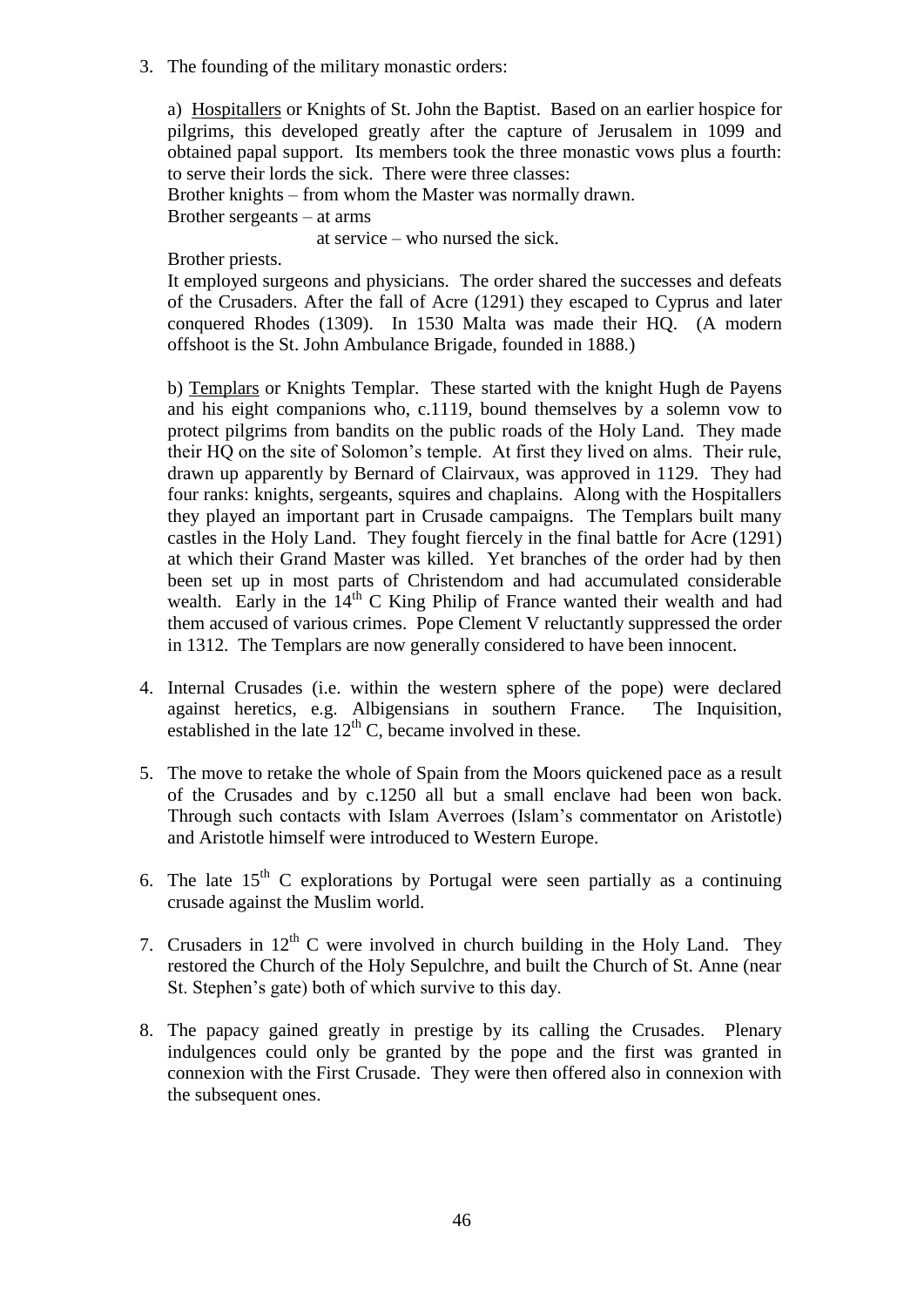3. The founding of the military monastic orders:

   a) <u>Hospitallers</u> or Knights of St. John the Baptist. Based on an earlier hospice for pilgrims, this developed greatly after the capture of Jerusalem in 1099 and obtained papal support. Its members took the three monastic vows plus a fourth: to serve their lords the sick. There were three classes:
   Brother knights – from whom the Master was normally drawn.
   Brother sergeants – at arms
   at service – who nursed the sick.
   Brother priests.
   It employed surgeons and physicians. The order shared the successes and defeats of the Crusaders. After the fall of Acre (1291) they escaped to Cyprus and later conquered Rhodes (1309). In 1530 Malta was made their HQ. (A modern offshoot is the St. John Ambulance Brigade, founded in 1888.)

   b) <u>Templars</u> or Knights Templar. These started with the knight Hugh de Payens and his eight companions who, c.1119, bound themselves by a solemn vow to protect pilgrims from bandits on the public roads of the Holy Land. They made their HQ on the site of Solomon's temple. At first they lived on alms. Their rule, drawn up apparently by Bernard of Clairvaux, was approved in 1129. They had four ranks: knights, sergeants, squires and chaplains. Along with the Hospitallers they played an important part in Crusade campaigns. The Templars built many castles in the Holy Land. They fought fiercely in the final battle for Acre (1291) at which their Grand Master was killed. Yet branches of the order had by then been set up in most parts of Christendom and had accumulated considerable wealth. Early in the 14th C King Philip of France wanted their wealth and had them accused of various crimes. Pope Clement V reluctantly suppressed the order in 1312. The Templars are now generally considered to have been innocent.

4. Internal Crusades (i.e. within the western sphere of the pope) were declared against heretics, e.g. Albigensians in southern France. The Inquisition, established in the late 12th C, became involved in these.

5. The move to retake the whole of Spain from the Moors quickened pace as a result of the Crusades and by c.1250 all but a small enclave had been won back. Through such contacts with Islam Averroes (Islam's commentator on Aristotle) and Aristotle himself were introduced to Western Europe.

6. The late 15th C explorations by Portugal were seen partially as a continuing crusade against the Muslim world.

7. Crusaders in 12th C were involved in church building in the Holy Land. They restored the Church of the Holy Sepulchre, and built the Church of St. Anne (near St. Stephen's gate) both of which survive to this day.

8. The papacy gained greatly in prestige by its calling the Crusades. Plenary indulgences could only be granted by the pope and the first was granted in connexion with the First Crusade. They were then offered also in connexion with the subsequent ones.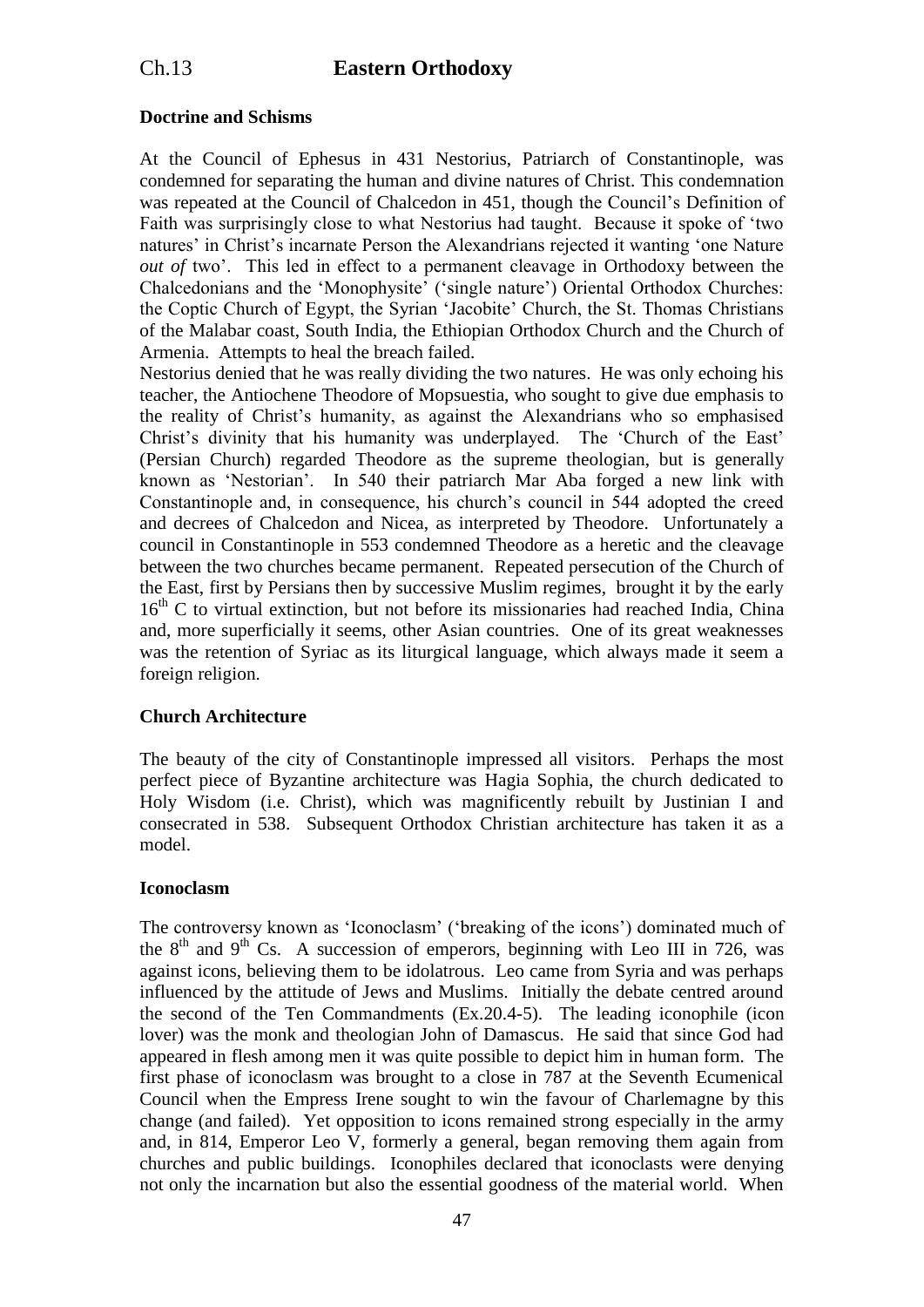# Ch.13 **Eastern Orthodoxy**

**Doctrine and Schisms**

At the Council of Ephesus in 431 Nestorius, Patriarch of Constantinople, was condemned for separating the human and divine natures of Christ. This condemnation was repeated at the Council of Chalcedon in 451, though the Council's Definition of Faith was surprisingly close to what Nestorius had taught. Because it spoke of 'two natures' in Christ's incarnate Person the Alexandrians rejected it wanting 'one Nature *out of* two'. This led in effect to a permanent cleavage in Orthodoxy between the Chalcedonians and the 'Monophysite' ('single nature') Oriental Orthodox Churches: the Coptic Church of Egypt, the Syrian 'Jacobite' Church, the St. Thomas Christians of the Malabar coast, South India, the Ethiopian Orthodox Church and the Church of Armenia. Attempts to heal the breach failed.

Nestorius denied that he was really dividing the two natures. He was only echoing his teacher, the Antiochene Theodore of Mopsuestia, who sought to give due emphasis to the reality of Christ's humanity, as against the Alexandrians who so emphasised Christ's divinity that his humanity was underplayed. The 'Church of the East' (Persian Church) regarded Theodore as the supreme theologian, but is generally known as 'Nestorian'. In 540 their patriarch Mar Aba forged a new link with Constantinople and, in consequence, his church's council in 544 adopted the creed and decrees of Chalcedon and Nicea, as interpreted by Theodore. Unfortunately a council in Constantinople in 553 condemned Theodore as a heretic and the cleavage between the two churches became permanent. Repeated persecution of the Church of the East, first by Persians then by successive Muslim regimes, brought it by the early 16th C to virtual extinction, but not before its missionaries had reached India, China and, more superficially it seems, other Asian countries. One of its great weaknesses was the retention of Syriac as its liturgical language, which always made it seem a foreign religion.

**Church Architecture**

The beauty of the city of Constantinople impressed all visitors. Perhaps the most perfect piece of Byzantine architecture was Hagia Sophia, the church dedicated to Holy Wisdom (i.e. Christ), which was magnificently rebuilt by Justinian I and consecrated in 538. Subsequent Orthodox Christian architecture has taken it as a model.

**Iconoclasm**

The controversy known as 'Iconoclasm' ('breaking of the icons') dominated much of the 8th and 9th Cs. A succession of emperors, beginning with Leo III in 726, was against icons, believing them to be idolatrous. Leo came from Syria and was perhaps influenced by the attitude of Jews and Muslims. Initially the debate centred around the second of the Ten Commandments (Ex.20.4-5). The leading iconophile (icon lover) was the monk and theologian John of Damascus. He said that since God had appeared in flesh among men it was quite possible to depict him in human form. The first phase of iconoclasm was brought to a close in 787 at the Seventh Ecumenical Council when the Empress Irene sought to win the favour of Charlemagne by this change (and failed). Yet opposition to icons remained strong especially in the army and, in 814, Emperor Leo V, formerly a general, began removing them again from churches and public buildings. Iconophiles declared that iconoclasts were denying not only the incarnation but also the essential goodness of the material world. When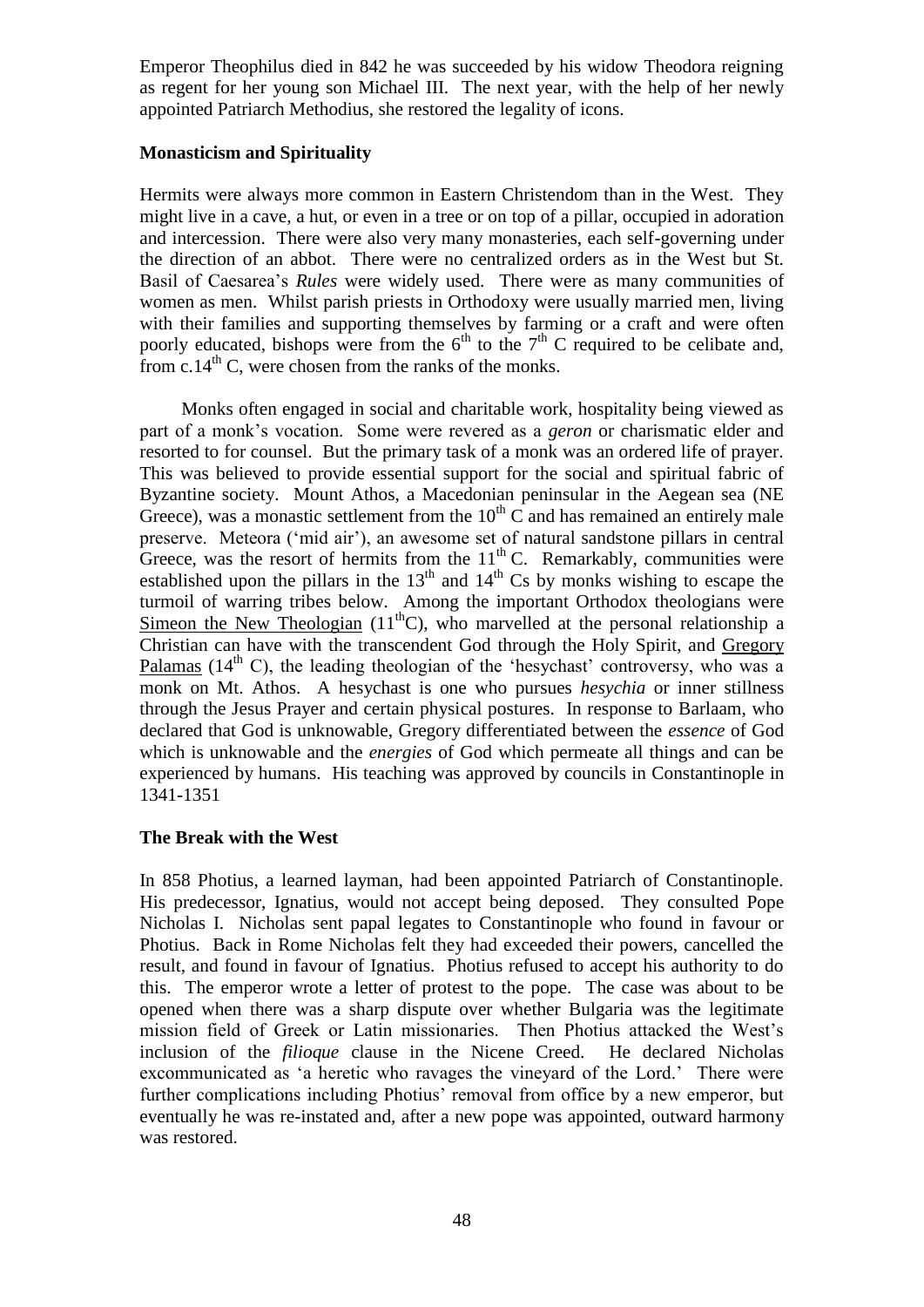Emperor Theophilus died in 842 he was succeeded by his widow Theodora reigning as regent for her young son Michael III. The next year, with the help of her newly appointed Patriarch Methodius, she restored the legality of icons.

### Monasticism and Spirituality

Hermits were always more common in Eastern Christendom than in the West. They might live in a cave, a hut, or even in a tree or on top of a pillar, occupied in adoration and intercession. There were also very many monasteries, each self-governing under the direction of an abbot. There were no centralized orders as in the West but St. Basil of Caesarea's *Rules* were widely used. There were as many communities of women as men. Whilst parish priests in Orthodoxy were usually married men, living with their families and supporting themselves by farming or a craft and were often poorly educated, bishops were from the 6th to the 7th C required to be celibate and, from c.14th C, were chosen from the ranks of the monks.

Monks often engaged in social and charitable work, hospitality being viewed as part of a monk's vocation. Some were revered as a *geron* or charismatic elder and resorted to for counsel. But the primary task of a monk was an ordered life of prayer. This was believed to provide essential support for the social and spiritual fabric of Byzantine society. Mount Athos, a Macedonian peninsular in the Aegean sea (NE Greece), was a monastic settlement from the 10th C and has remained an entirely male preserve. Meteora ('mid air'), an awesome set of natural sandstone pillars in central Greece, was the resort of hermits from the 11th C. Remarkably, communities were established upon the pillars in the 13th and 14th Cs by monks wishing to escape the turmoil of warring tribes below. Among the important Orthodox theologians were Simeon the New Theologian (11th C), who marvelled at the personal relationship a Christian can have with the transcendent God through the Holy Spirit, and Gregory Palamas (14th C), the leading theologian of the 'hesychast' controversy, who was a monk on Mt. Athos. A hesychast is one who pursues *hesychia* or inner stillness through the Jesus Prayer and certain physical postures. In response to Barlaam, who declared that God is unknowable, Gregory differentiated between the *essence* of God which is unknowable and the *energies* of God which permeate all things and can be experienced by humans. His teaching was approved by councils in Constantinople in 1341-1351

### The Break with the West

In 858 Photius, a learned layman, had been appointed Patriarch of Constantinople. His predecessor, Ignatius, would not accept being deposed. They consulted Pope Nicholas I. Nicholas sent papal legates to Constantinople who found in favour or Photius. Back in Rome Nicholas felt they had exceeded their powers, cancelled the result, and found in favour of Ignatius. Photius refused to accept his authority to do this. The emperor wrote a letter of protest to the pope. The case was about to be opened when there was a sharp dispute over whether Bulgaria was the legitimate mission field of Greek or Latin missionaries. Then Photius attacked the West's inclusion of the *filioque* clause in the Nicene Creed. He declared Nicholas excommunicated as 'a heretic who ravages the vineyard of the Lord.' There were further complications including Photius' removal from office by a new emperor, but eventually he was re-instated and, after a new pope was appointed, outward harmony was restored.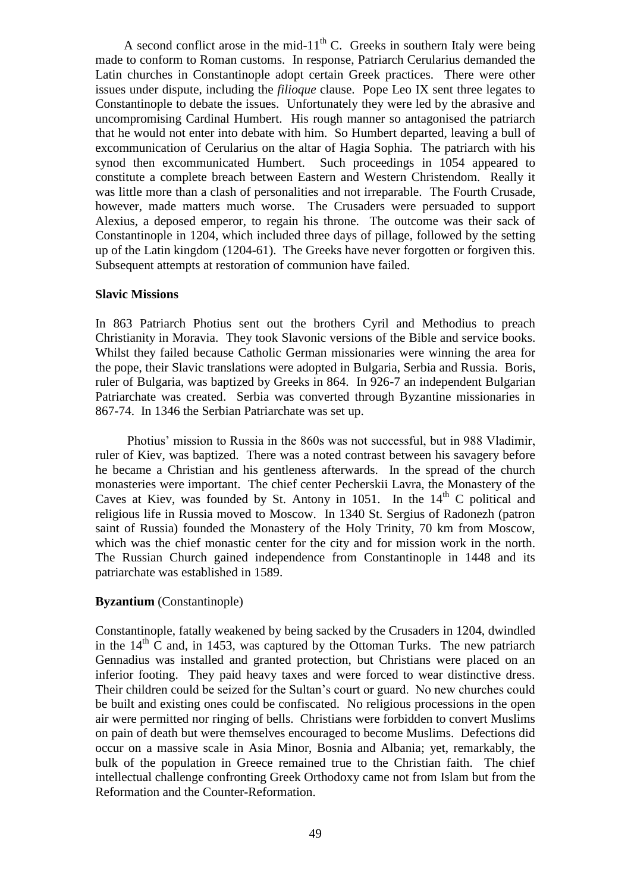A second conflict arose in the mid-11th C. Greeks in southern Italy were being made to conform to Roman customs. In response, Patriarch Cerularius demanded the Latin churches in Constantinople adopt certain Greek practices. There were other issues under dispute, including the *filioque* clause. Pope Leo IX sent three legates to Constantinople to debate the issues. Unfortunately they were led by the abrasive and uncompromising Cardinal Humbert. His rough manner so antagonised the patriarch that he would not enter into debate with him. So Humbert departed, leaving a bull of excommunication of Cerularius on the altar of Hagia Sophia. The patriarch with his synod then excommunicated Humbert. Such proceedings in 1054 appeared to constitute a complete breach between Eastern and Western Christendom. Really it was little more than a clash of personalities and not irreparable. The Fourth Crusade, however, made matters much worse. The Crusaders were persuaded to support Alexius, a deposed emperor, to regain his throne. The outcome was their sack of Constantinople in 1204, which included three days of pillage, followed by the setting up of the Latin kingdom (1204-61). The Greeks have never forgotten or forgiven this. Subsequent attempts at restoration of communion have failed.

**Slavic Missions**

In 863 Patriarch Photius sent out the brothers Cyril and Methodius to preach Christianity in Moravia. They took Slavonic versions of the Bible and service books. Whilst they failed because Catholic German missionaries were winning the area for the pope, their Slavic translations were adopted in Bulgaria, Serbia and Russia. Boris, ruler of Bulgaria, was baptized by Greeks in 864. In 926-7 an independent Bulgarian Patriarchate was created. Serbia was converted through Byzantine missionaries in 867-74. In 1346 the Serbian Patriarchate was set up.

Photius' mission to Russia in the 860s was not successful, but in 988 Vladimir, ruler of Kiev, was baptized. There was a noted contrast between his savagery before he became a Christian and his gentleness afterwards. In the spread of the church monasteries were important. The chief center Pecherskii Lavra, the Monastery of the Caves at Kiev, was founded by St. Antony in 1051. In the 14th C political and religious life in Russia moved to Moscow. In 1340 St. Sergius of Radonezh (patron saint of Russia) founded the Monastery of the Holy Trinity, 70 km from Moscow, which was the chief monastic center for the city and for mission work in the north. The Russian Church gained independence from Constantinople in 1448 and its patriarchate was established in 1589.

**Byzantium** (Constantinople)

Constantinople, fatally weakened by being sacked by the Crusaders in 1204, dwindled in the 14th C and, in 1453, was captured by the Ottoman Turks. The new patriarch Gennadius was installed and granted protection, but Christians were placed on an inferior footing. They paid heavy taxes and were forced to wear distinctive dress. Their children could be seized for the Sultan's court or guard. No new churches could be built and existing ones could be confiscated. No religious processions in the open air were permitted nor ringing of bells. Christians were forbidden to convert Muslims on pain of death but were themselves encouraged to become Muslims. Defections did occur on a massive scale in Asia Minor, Bosnia and Albania; yet, remarkably, the bulk of the population in Greece remained true to the Christian faith. The chief intellectual challenge confronting Greek Orthodoxy came not from Islam but from the Reformation and the Counter-Reformation.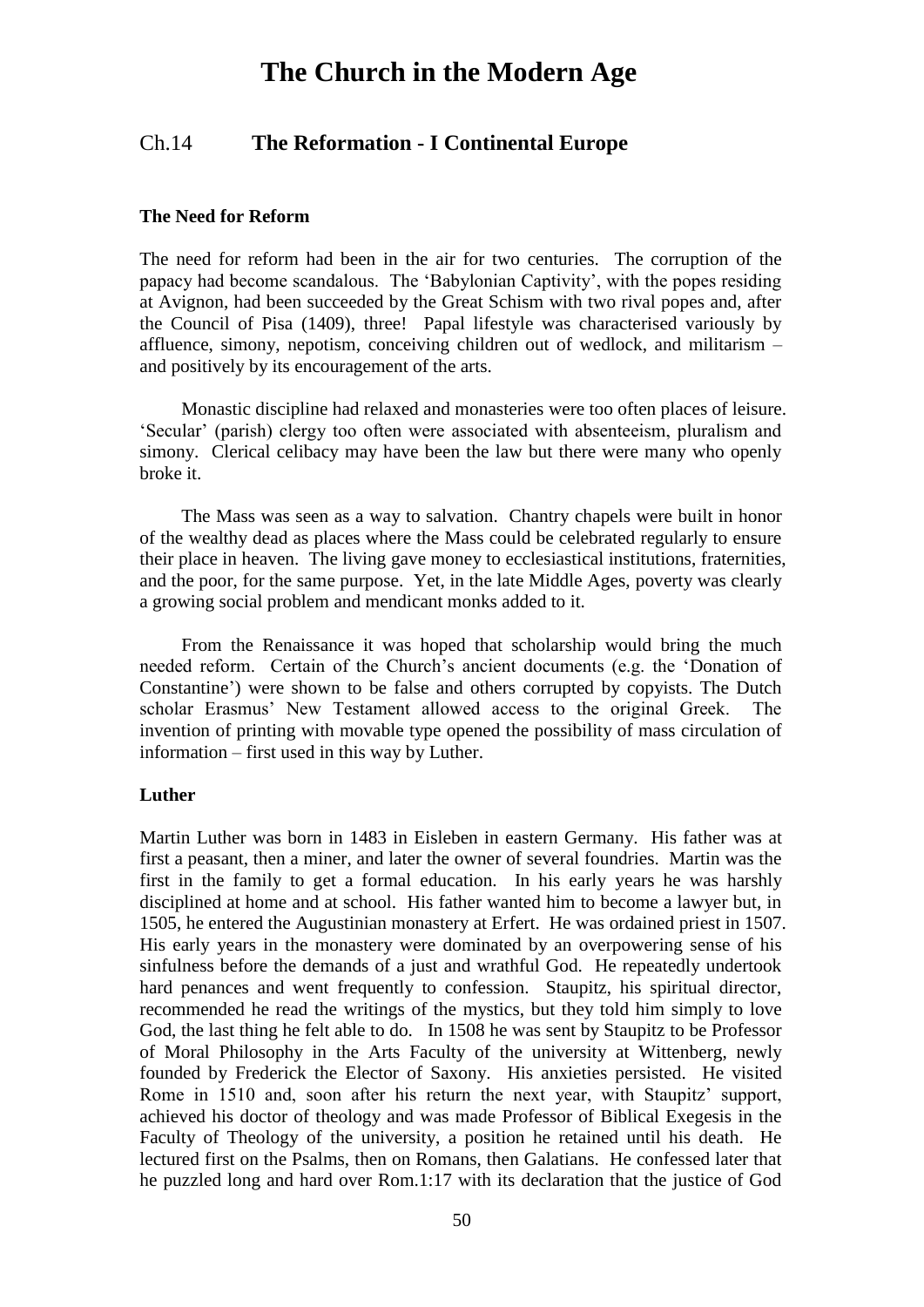# The Church in the Modern Age

## Ch.14 **The Reformation - I Continental Europe**

### The Need for Reform

The need for reform had been in the air for two centuries. The corruption of the papacy had become scandalous. The 'Babylonian Captivity', with the popes residing at Avignon, had been succeeded by the Great Schism with two rival popes and, after the Council of Pisa (1409), three! Papal lifestyle was characterised variously by affluence, simony, nepotism, conceiving children out of wedlock, and militarism – and positively by its encouragement of the arts.

Monastic discipline had relaxed and monasteries were too often places of leisure. 'Secular' (parish) clergy too often were associated with absenteeism, pluralism and simony. Clerical celibacy may have been the law but there were many who openly broke it.

The Mass was seen as a way to salvation. Chantry chapels were built in honor of the wealthy dead as places where the Mass could be celebrated regularly to ensure their place in heaven. The living gave money to ecclesiastical institutions, fraternities, and the poor, for the same purpose. Yet, in the late Middle Ages, poverty was clearly a growing social problem and mendicant monks added to it.

From the Renaissance it was hoped that scholarship would bring the much needed reform. Certain of the Church's ancient documents (e.g. the 'Donation of Constantine') were shown to be false and others corrupted by copyists. The Dutch scholar Erasmus' New Testament allowed access to the original Greek. The invention of printing with movable type opened the possibility of mass circulation of information – first used in this way by Luther.

### Luther

Martin Luther was born in 1483 in Eisleben in eastern Germany. His father was at first a peasant, then a miner, and later the owner of several foundries. Martin was the first in the family to get a formal education. In his early years he was harshly disciplined at home and at school. His father wanted him to become a lawyer but, in 1505, he entered the Augustinian monastery at Erfert. He was ordained priest in 1507. His early years in the monastery were dominated by an overpowering sense of his sinfulness before the demands of a just and wrathful God. He repeatedly undertook hard penances and went frequently to confession. Staupitz, his spiritual director, recommended he read the writings of the mystics, but they told him simply to love God, the last thing he felt able to do. In 1508 he was sent by Staupitz to be Professor of Moral Philosophy in the Arts Faculty of the university at Wittenberg, newly founded by Frederick the Elector of Saxony. His anxieties persisted. He visited Rome in 1510 and, soon after his return the next year, with Staupitz' support, achieved his doctor of theology and was made Professor of Biblical Exegesis in the Faculty of Theology of the university, a position he retained until his death. He lectured first on the Psalms, then on Romans, then Galatians. He confessed later that he puzzled long and hard over Rom.1:17 with its declaration that the justice of God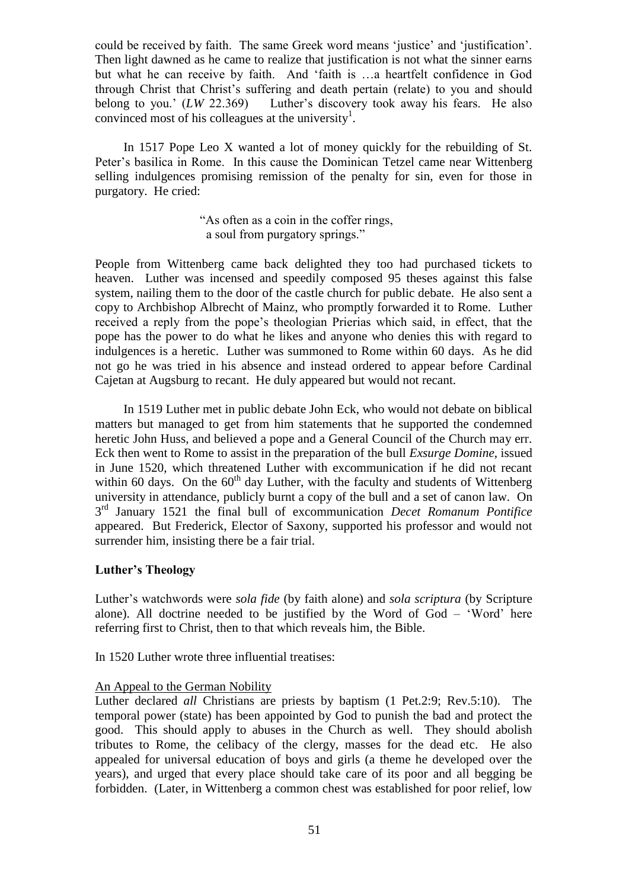could be received by faith. The same Greek word means 'justice' and 'justification'. Then light dawned as he came to realize that justification is not what the sinner earns but what he can receive by faith. And 'faith is …a heartfelt confidence in God through Christ that Christ's suffering and death pertain (relate) to you and should belong to you.' (*LW* 22.369) Luther's discovery took away his fears. He also convinced most of his colleagues at the university[1].

In 1517 Pope Leo X wanted a lot of money quickly for the rebuilding of St. Peter's basilica in Rome. In this cause the Dominican Tetzel came near Wittenberg selling indulgences promising remission of the penalty for sin, even for those in purgatory. He cried:

> "As often as a coin in the coffer rings,
> a soul from purgatory springs."

People from Wittenberg came back delighted they too had purchased tickets to heaven. Luther was incensed and speedily composed 95 theses against this false system, nailing them to the door of the castle church for public debate. He also sent a copy to Archbishop Albrecht of Mainz, who promptly forwarded it to Rome. Luther received a reply from the pope's theologian Prierias which said, in effect, that the pope has the power to do what he likes and anyone who denies this with regard to indulgences is a heretic. Luther was summoned to Rome within 60 days. As he did not go he was tried in his absence and instead ordered to appear before Cardinal Cajetan at Augsburg to recant. He duly appeared but would not recant.

In 1519 Luther met in public debate John Eck, who would not debate on biblical matters but managed to get from him statements that he supported the condemned heretic John Huss, and believed a pope and a General Council of the Church may err. Eck then went to Rome to assist in the preparation of the bull *Exsurge Domine*, issued in June 1520, which threatened Luther with excommunication if he did not recant within 60 days. On the 60th day Luther, with the faculty and students of Wittenberg university in attendance, publicly burnt a copy of the bull and a set of canon law. On 3rd January 1521 the final bull of excommunication *Decet Romanum Pontifice* appeared. But Frederick, Elector of Saxony, supported his professor and would not surrender him, insisting there be a fair trial.

## Luther's Theology

Luther's watchwords were *sola fide* (by faith alone) and *sola scriptura* (by Scripture alone). All doctrine needed to be justified by the Word of God – 'Word' here referring first to Christ, then to that which reveals him, the Bible.

In 1520 Luther wrote three influential treatises:

<u>An Appeal to the German Nobility</u>

Luther declared *all* Christians are priests by baptism (1 Pet.2:9; Rev.5:10). The temporal power (state) has been appointed by God to punish the bad and protect the good. This should apply to abuses in the Church as well. They should abolish tributes to Rome, the celibacy of the clergy, masses for the dead etc. He also appealed for universal education of boys and girls (a theme he developed over the years), and urged that every place should take care of its poor and all begging be forbidden. (Later, in Wittenberg a common chest was established for poor relief, low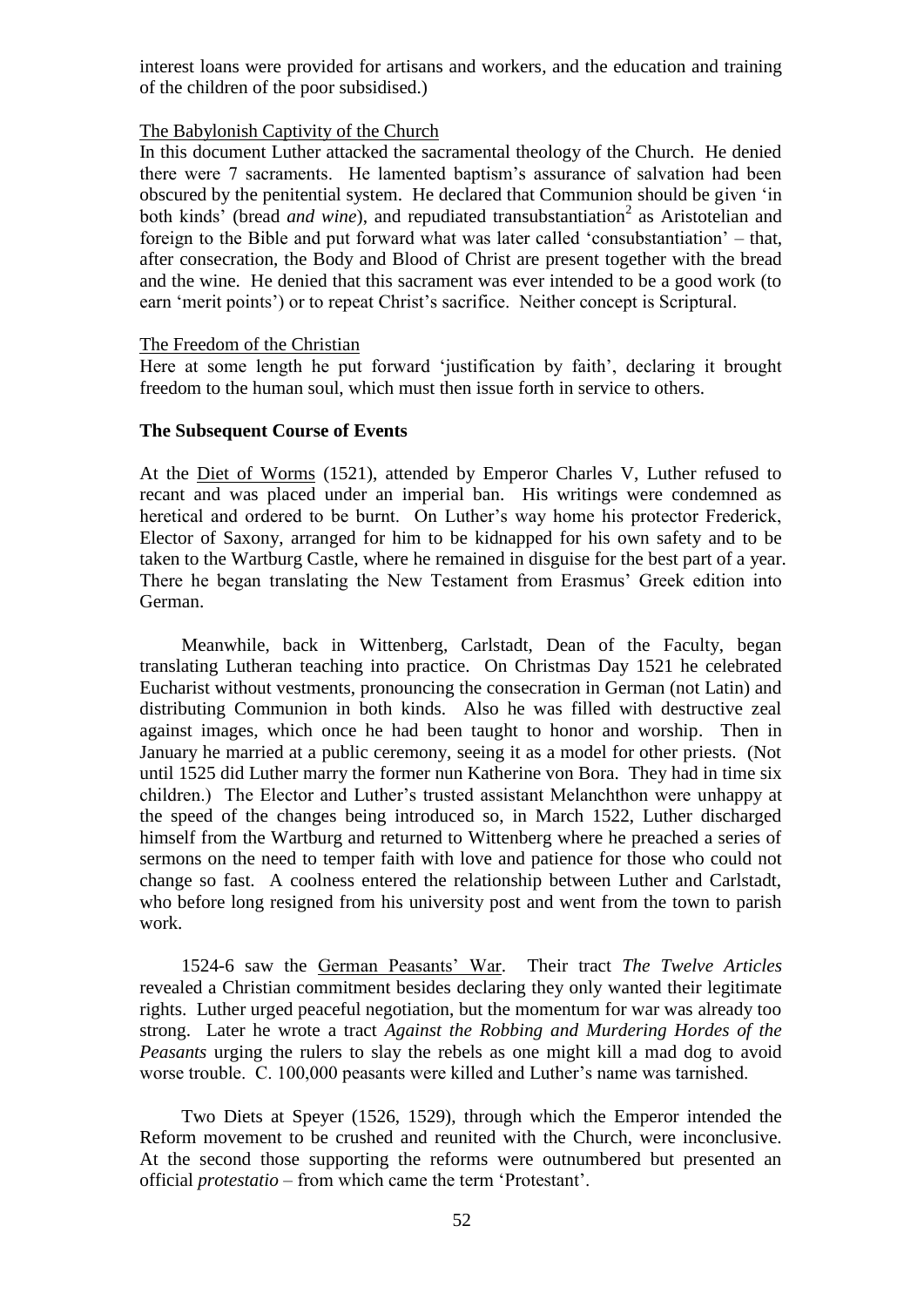interest loans were provided for artisans and workers, and the education and training of the children of the poor subsidised.)

The Babylonish Captivity of the Church

In this document Luther attacked the sacramental theology of the Church. He denied there were 7 sacraments. He lamented baptism's assurance of salvation had been obscured by the penitential system. He declared that Communion should be given 'in both kinds' (bread *and wine*), and repudiated transubstantiation[2] as Aristotelian and foreign to the Bible and put forward what was later called 'consubstantiation' – that, after consecration, the Body and Blood of Christ are present together with the bread and the wine. He denied that this sacrament was ever intended to be a good work (to earn 'merit points') or to repeat Christ's sacrifice. Neither concept is Scriptural.

The Freedom of the Christian

Here at some length he put forward 'justification by faith', declaring it brought freedom to the human soul, which must then issue forth in service to others.

**The Subsequent Course of Events**

At the Diet of Worms (1521), attended by Emperor Charles V, Luther refused to recant and was placed under an imperial ban. His writings were condemned as heretical and ordered to be burnt. On Luther's way home his protector Frederick, Elector of Saxony, arranged for him to be kidnapped for his own safety and to be taken to the Wartburg Castle, where he remained in disguise for the best part of a year. There he began translating the New Testament from Erasmus' Greek edition into German.

Meanwhile, back in Wittenberg, Carlstadt, Dean of the Faculty, began translating Lutheran teaching into practice. On Christmas Day 1521 he celebrated Eucharist without vestments, pronouncing the consecration in German (not Latin) and distributing Communion in both kinds. Also he was filled with destructive zeal against images, which once he had been taught to honor and worship. Then in January he married at a public ceremony, seeing it as a model for other priests. (Not until 1525 did Luther marry the former nun Katherine von Bora. They had in time six children.) The Elector and Luther's trusted assistant Melanchthon were unhappy at the speed of the changes being introduced so, in March 1522, Luther discharged himself from the Wartburg and returned to Wittenberg where he preached a series of sermons on the need to temper faith with love and patience for those who could not change so fast. A coolness entered the relationship between Luther and Carlstadt, who before long resigned from his university post and went from the town to parish work.

1524-6 saw the German Peasants' War. Their tract *The Twelve Articles* revealed a Christian commitment besides declaring they only wanted their legitimate rights. Luther urged peaceful negotiation, but the momentum for war was already too strong. Later he wrote a tract *Against the Robbing and Murdering Hordes of the Peasants* urging the rulers to slay the rebels as one might kill a mad dog to avoid worse trouble. C. 100,000 peasants were killed and Luther's name was tarnished.

Two Diets at Speyer (1526, 1529), through which the Emperor intended the Reform movement to be crushed and reunited with the Church, were inconclusive. At the second those supporting the reforms were outnumbered but presented an official *protestatio* – from which came the term 'Protestant'.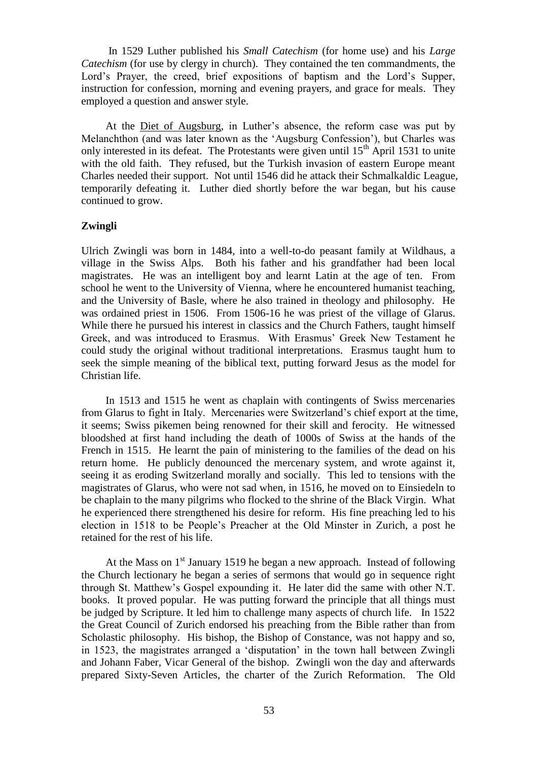In 1529 Luther published his *Small Catechism* (for home use) and his *Large Catechism* (for use by clergy in church). They contained the ten commandments, the Lord's Prayer, the creed, brief expositions of baptism and the Lord's Supper, instruction for confession, morning and evening prayers, and grace for meals. They employed a question and answer style.

At the Diet of Augsburg, in Luther's absence, the reform case was put by Melanchthon (and was later known as the 'Augsburg Confession'), but Charles was only interested in its defeat. The Protestants were given until 15th April 1531 to unite with the old faith. They refused, but the Turkish invasion of eastern Europe meant Charles needed their support. Not until 1546 did he attack their Schmalkaldic League, temporarily defeating it. Luther died shortly before the war began, but his cause continued to grow.

**Zwingli**

Ulrich Zwingli was born in 1484, into a well-to-do peasant family at Wildhaus, a village in the Swiss Alps. Both his father and his grandfather had been local magistrates. He was an intelligent boy and learnt Latin at the age of ten. From school he went to the University of Vienna, where he encountered humanist teaching, and the University of Basle, where he also trained in theology and philosophy. He was ordained priest in 1506. From 1506-16 he was priest of the village of Glarus. While there he pursued his interest in classics and the Church Fathers, taught himself Greek, and was introduced to Erasmus. With Erasmus' Greek New Testament he could study the original without traditional interpretations. Erasmus taught hum to seek the simple meaning of the biblical text, putting forward Jesus as the model for Christian life.

In 1513 and 1515 he went as chaplain with contingents of Swiss mercenaries from Glarus to fight in Italy. Mercenaries were Switzerland's chief export at the time, it seems; Swiss pikemen being renowned for their skill and ferocity. He witnessed bloodshed at first hand including the death of 1000s of Swiss at the hands of the French in 1515. He learnt the pain of ministering to the families of the dead on his return home. He publicly denounced the mercenary system, and wrote against it, seeing it as eroding Switzerland morally and socially. This led to tensions with the magistrates of Glarus, who were not sad when, in 1516, he moved on to Einsiedeln to be chaplain to the many pilgrims who flocked to the shrine of the Black Virgin. What he experienced there strengthened his desire for reform. His fine preaching led to his election in 1518 to be People's Preacher at the Old Minster in Zurich, a post he retained for the rest of his life.

At the Mass on 1st January 1519 he began a new approach. Instead of following the Church lectionary he began a series of sermons that would go in sequence right through St. Matthew's Gospel expounding it. He later did the same with other N.T. books. It proved popular. He was putting forward the principle that all things must be judged by Scripture. It led him to challenge many aspects of church life. In 1522 the Great Council of Zurich endorsed his preaching from the Bible rather than from Scholastic philosophy. His bishop, the Bishop of Constance, was not happy and so, in 1523, the magistrates arranged a 'disputation' in the town hall between Zwingli and Johann Faber, Vicar General of the bishop. Zwingli won the day and afterwards prepared Sixty-Seven Articles, the charter of the Zurich Reformation. The Old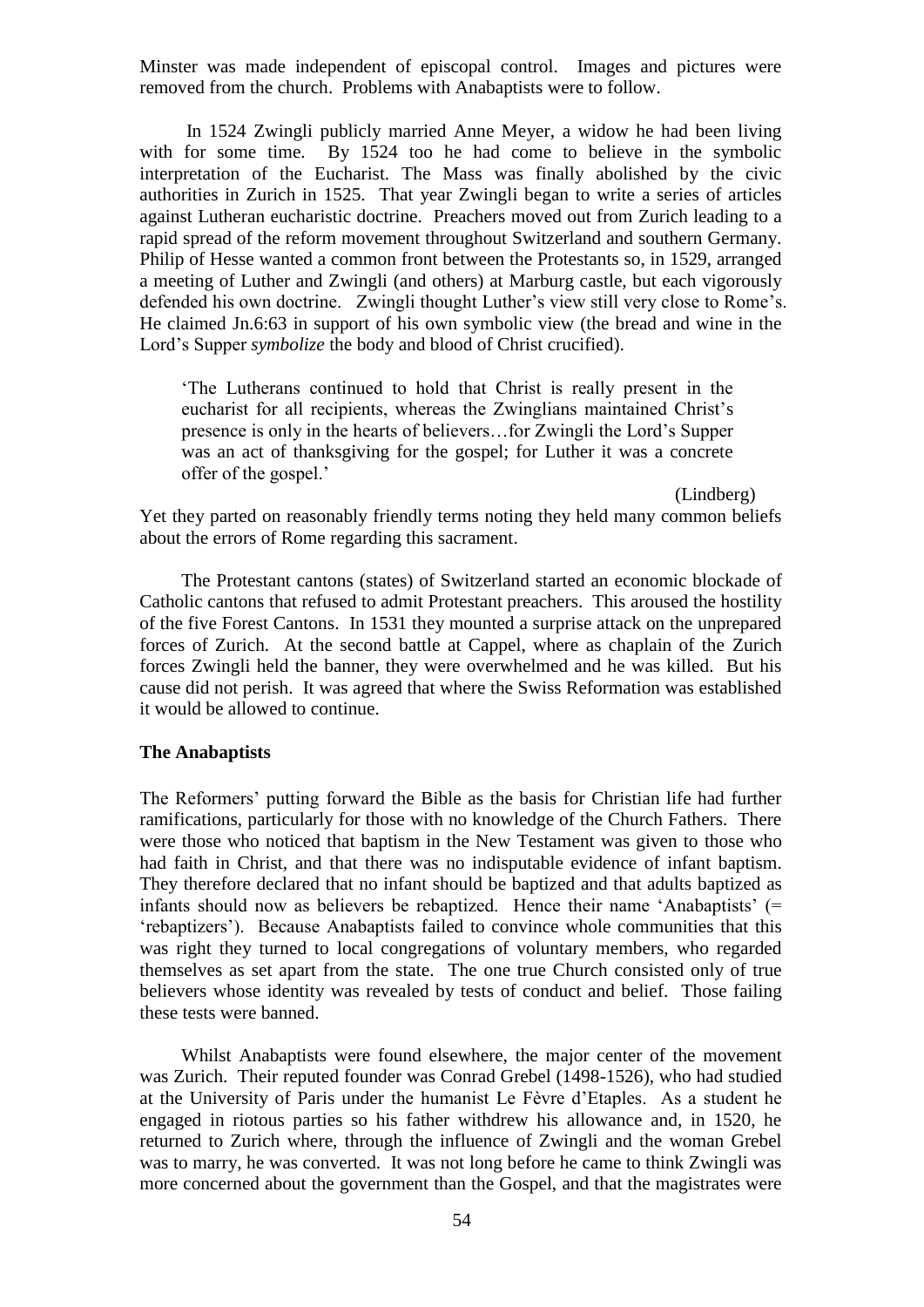Minster was made independent of episcopal control. Images and pictures were removed from the church. Problems with Anabaptists were to follow.

In 1524 Zwingli publicly married Anne Meyer, a widow he had been living with for some time. By 1524 too he had come to believe in the symbolic interpretation of the Eucharist. The Mass was finally abolished by the civic authorities in Zurich in 1525. That year Zwingli began to write a series of articles against Lutheran eucharistic doctrine. Preachers moved out from Zurich leading to a rapid spread of the reform movement throughout Switzerland and southern Germany. Philip of Hesse wanted a common front between the Protestants so, in 1529, arranged a meeting of Luther and Zwingli (and others) at Marburg castle, but each vigorously defended his own doctrine. Zwingli thought Luther's view still very close to Rome's. He claimed Jn.6:63 in support of his own symbolic view (the bread and wine in the Lord's Supper *symbolize* the body and blood of Christ crucified).

> 'The Lutherans continued to hold that Christ is really present in the eucharist for all recipients, whereas the Zwinglians maintained Christ's presence is only in the hearts of believers…for Zwingli the Lord's Supper was an act of thanksgiving for the gospel; for Luther it was a concrete offer of the gospel.'
>
> (Lindberg)

Yet they parted on reasonably friendly terms noting they held many common beliefs about the errors of Rome regarding this sacrament.

The Protestant cantons (states) of Switzerland started an economic blockade of Catholic cantons that refused to admit Protestant preachers. This aroused the hostility of the five Forest Cantons. In 1531 they mounted a surprise attack on the unprepared forces of Zurich. At the second battle at Cappel, where as chaplain of the Zurich forces Zwingli held the banner, they were overwhelmed and he was killed. But his cause did not perish. It was agreed that where the Swiss Reformation was established it would be allowed to continue.

**The Anabaptists**

The Reformers' putting forward the Bible as the basis for Christian life had further ramifications, particularly for those with no knowledge of the Church Fathers. There were those who noticed that baptism in the New Testament was given to those who had faith in Christ, and that there was no indisputable evidence of infant baptism. They therefore declared that no infant should be baptized and that adults baptized as infants should now as believers be rebaptized. Hence their name 'Anabaptists' (= 'rebaptizers'). Because Anabaptists failed to convince whole communities that this was right they turned to local congregations of voluntary members, who regarded themselves as set apart from the state. The one true Church consisted only of true believers whose identity was revealed by tests of conduct and belief. Those failing these tests were banned.

Whilst Anabaptists were found elsewhere, the major center of the movement was Zurich. Their reputed founder was Conrad Grebel (1498-1526), who had studied at the University of Paris under the humanist Le Fèvre d'Etaples. As a student he engaged in riotous parties so his father withdrew his allowance and, in 1520, he returned to Zurich where, through the influence of Zwingli and the woman Grebel was to marry, he was converted. It was not long before he came to think Zwingli was more concerned about the government than the Gospel, and that the magistrates were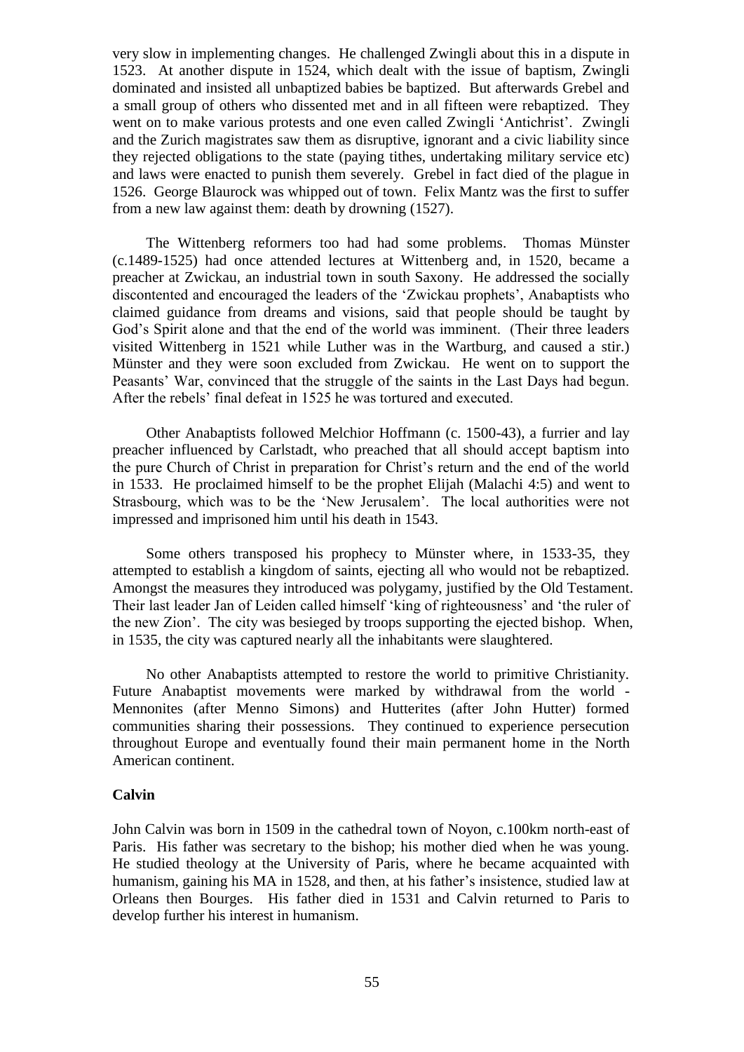very slow in implementing changes. He challenged Zwingli about this in a dispute in 1523. At another dispute in 1524, which dealt with the issue of baptism, Zwingli dominated and insisted all unbaptized babies be baptized. But afterwards Grebel and a small group of others who dissented met and in all fifteen were rebaptized. They went on to make various protests and one even called Zwingli 'Antichrist'. Zwingli and the Zurich magistrates saw them as disruptive, ignorant and a civic liability since they rejected obligations to the state (paying tithes, undertaking military service etc) and laws were enacted to punish them severely. Grebel in fact died of the plague in 1526. George Blaurock was whipped out of town. Felix Mantz was the first to suffer from a new law against them: death by drowning (1527).

The Wittenberg reformers too had had some problems. Thomas Münster (c.1489-1525) had once attended lectures at Wittenberg and, in 1520, became a preacher at Zwickau, an industrial town in south Saxony. He addressed the socially discontented and encouraged the leaders of the 'Zwickau prophets', Anabaptists who claimed guidance from dreams and visions, said that people should be taught by God's Spirit alone and that the end of the world was imminent. (Their three leaders visited Wittenberg in 1521 while Luther was in the Wartburg, and caused a stir.) Münster and they were soon excluded from Zwickau. He went on to support the Peasants' War, convinced that the struggle of the saints in the Last Days had begun. After the rebels' final defeat in 1525 he was tortured and executed.

Other Anabaptists followed Melchior Hoffmann (c. 1500-43), a furrier and lay preacher influenced by Carlstadt, who preached that all should accept baptism into the pure Church of Christ in preparation for Christ's return and the end of the world in 1533. He proclaimed himself to be the prophet Elijah (Malachi 4:5) and went to Strasbourg, which was to be the 'New Jerusalem'. The local authorities were not impressed and imprisoned him until his death in 1543.

Some others transposed his prophecy to Münster where, in 1533-35, they attempted to establish a kingdom of saints, ejecting all who would not be rebaptized. Amongst the measures they introduced was polygamy, justified by the Old Testament. Their last leader Jan of Leiden called himself 'king of righteousness' and 'the ruler of the new Zion'. The city was besieged by troops supporting the ejected bishop. When, in 1535, the city was captured nearly all the inhabitants were slaughtered.

No other Anabaptists attempted to restore the world to primitive Christianity. Future Anabaptist movements were marked by withdrawal from the world - Mennonites (after Menno Simons) and Hutterites (after John Hutter) formed communities sharing their possessions. They continued to experience persecution throughout Europe and eventually found their main permanent home in the North American continent.

**Calvin**

John Calvin was born in 1509 in the cathedral town of Noyon, c.100km north-east of Paris. His father was secretary to the bishop; his mother died when he was young. He studied theology at the University of Paris, where he became acquainted with humanism, gaining his MA in 1528, and then, at his father's insistence, studied law at Orleans then Bourges. His father died in 1531 and Calvin returned to Paris to develop further his interest in humanism.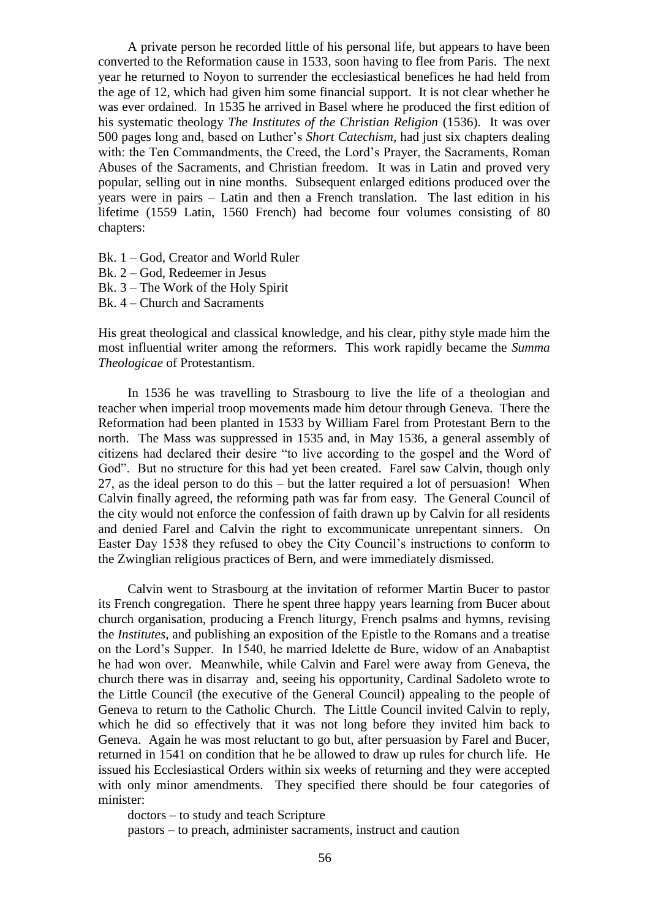A private person he recorded little of his personal life, but appears to have been converted to the Reformation cause in 1533, soon having to flee from Paris. The next year he returned to Noyon to surrender the ecclesiastical benefices he had held from the age of 12, which had given him some financial support. It is not clear whether he was ever ordained. In 1535 he arrived in Basel where he produced the first edition of his systematic theology *The Institutes of the Christian Religion* (1536). It was over 500 pages long and, based on Luther's *Short Catechism*, had just six chapters dealing with: the Ten Commandments, the Creed, the Lord's Prayer, the Sacraments, Roman Abuses of the Sacraments, and Christian freedom. It was in Latin and proved very popular, selling out in nine months. Subsequent enlarged editions produced over the years were in pairs – Latin and then a French translation. The last edition in his lifetime (1559 Latin, 1560 French) had become four volumes consisting of 80 chapters:

Bk. 1 – God, Creator and World Ruler
Bk. 2 – God, Redeemer in Jesus
Bk. 3 – The Work of the Holy Spirit
Bk. 4 – Church and Sacraments

His great theological and classical knowledge, and his clear, pithy style made him the most influential writer among the reformers. This work rapidly became the *Summa Theologicae* of Protestantism.

In 1536 he was travelling to Strasbourg to live the life of a theologian and teacher when imperial troop movements made him detour through Geneva. There the Reformation had been planted in 1533 by William Farel from Protestant Bern to the north. The Mass was suppressed in 1535 and, in May 1536, a general assembly of citizens had declared their desire "to live according to the gospel and the Word of God". But no structure for this had yet been created. Farel saw Calvin, though only 27, as the ideal person to do this – but the latter required a lot of persuasion! When Calvin finally agreed, the reforming path was far from easy. The General Council of the city would not enforce the confession of faith drawn up by Calvin for all residents and denied Farel and Calvin the right to excommunicate unrepentant sinners. On Easter Day 1538 they refused to obey the City Council's instructions to conform to the Zwinglian religious practices of Bern, and were immediately dismissed.

Calvin went to Strasbourg at the invitation of reformer Martin Bucer to pastor its French congregation. There he spent three happy years learning from Bucer about church organisation, producing a French liturgy, French psalms and hymns, revising the *Institutes*, and publishing an exposition of the Epistle to the Romans and a treatise on the Lord's Supper. In 1540, he married Idelette de Bure, widow of an Anabaptist he had won over. Meanwhile, while Calvin and Farel were away from Geneva, the church there was in disarray and, seeing his opportunity, Cardinal Sadoleto wrote to the Little Council (the executive of the General Council) appealing to the people of Geneva to return to the Catholic Church. The Little Council invited Calvin to reply, which he did so effectively that it was not long before they invited him back to Geneva. Again he was most reluctant to go but, after persuasion by Farel and Bucer, returned in 1541 on condition that he be allowed to draw up rules for church life. He issued his Ecclesiastical Orders within six weeks of returning and they were accepted with only minor amendments. They specified there should be four categories of minister:

doctors – to study and teach Scripture
pastors – to preach, administer sacraments, instruct and caution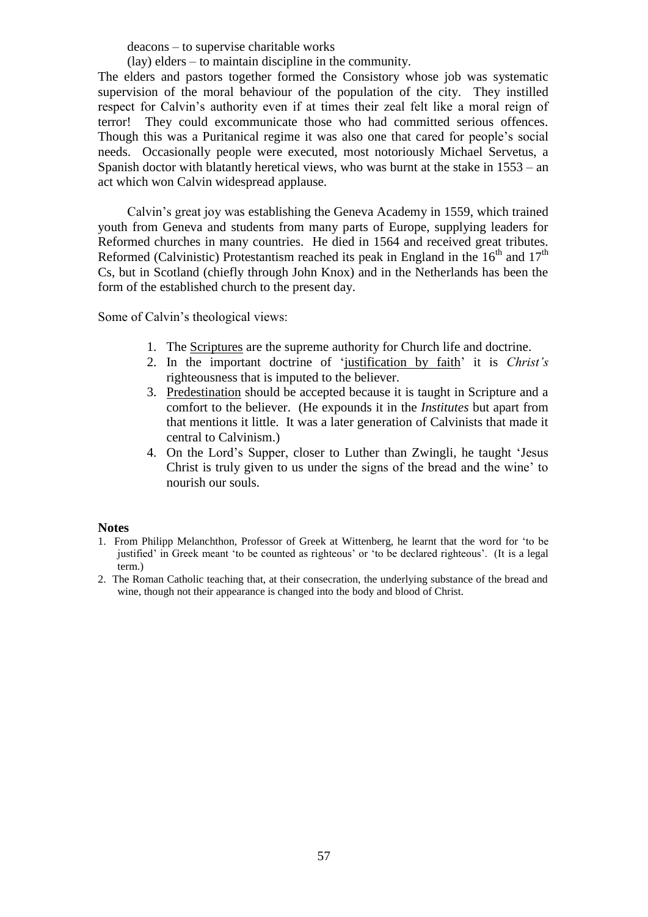deacons – to supervise charitable works

(lay) elders – to maintain discipline in the community.

The elders and pastors together formed the Consistory whose job was systematic supervision of the moral behaviour of the population of the city. They instilled respect for Calvin's authority even if at times their zeal felt like a moral reign of terror! They could excommunicate those who had committed serious offences. Though this was a Puritanical regime it was also one that cared for people's social needs. Occasionally people were executed, most notoriously Michael Servetus, a Spanish doctor with blatantly heretical views, who was burnt at the stake in 1553 – an act which won Calvin widespread applause.

Calvin's great joy was establishing the Geneva Academy in 1559, which trained youth from Geneva and students from many parts of Europe, supplying leaders for Reformed churches in many countries. He died in 1564 and received great tributes. Reformed (Calvinistic) Protestantism reached its peak in England in the 16th and 17th Cs, but in Scotland (chiefly through John Knox) and in the Netherlands has been the form of the established church to the present day.

Some of Calvin's theological views:

1. The Scriptures are the supreme authority for Church life and doctrine.
2. In the important doctrine of 'justification by faith' it is *Christ's* righteousness that is imputed to the believer.
3. Predestination should be accepted because it is taught in Scripture and a comfort to the believer. (He expounds it in the *Institutes* but apart from that mentions it little. It was a later generation of Calvinists that made it central to Calvinism.)
4. On the Lord's Supper, closer to Luther than Zwingli, he taught 'Jesus Christ is truly given to us under the signs of the bread and the wine' to nourish our souls.

**Notes**

1. From Philipp Melanchthon, Professor of Greek at Wittenberg, he learnt that the word for 'to be justified' in Greek meant 'to be counted as righteous' or 'to be declared righteous'. (It is a legal term.)
2. The Roman Catholic teaching that, at their consecration, the underlying substance of the bread and wine, though not their appearance is changed into the body and blood of Christ.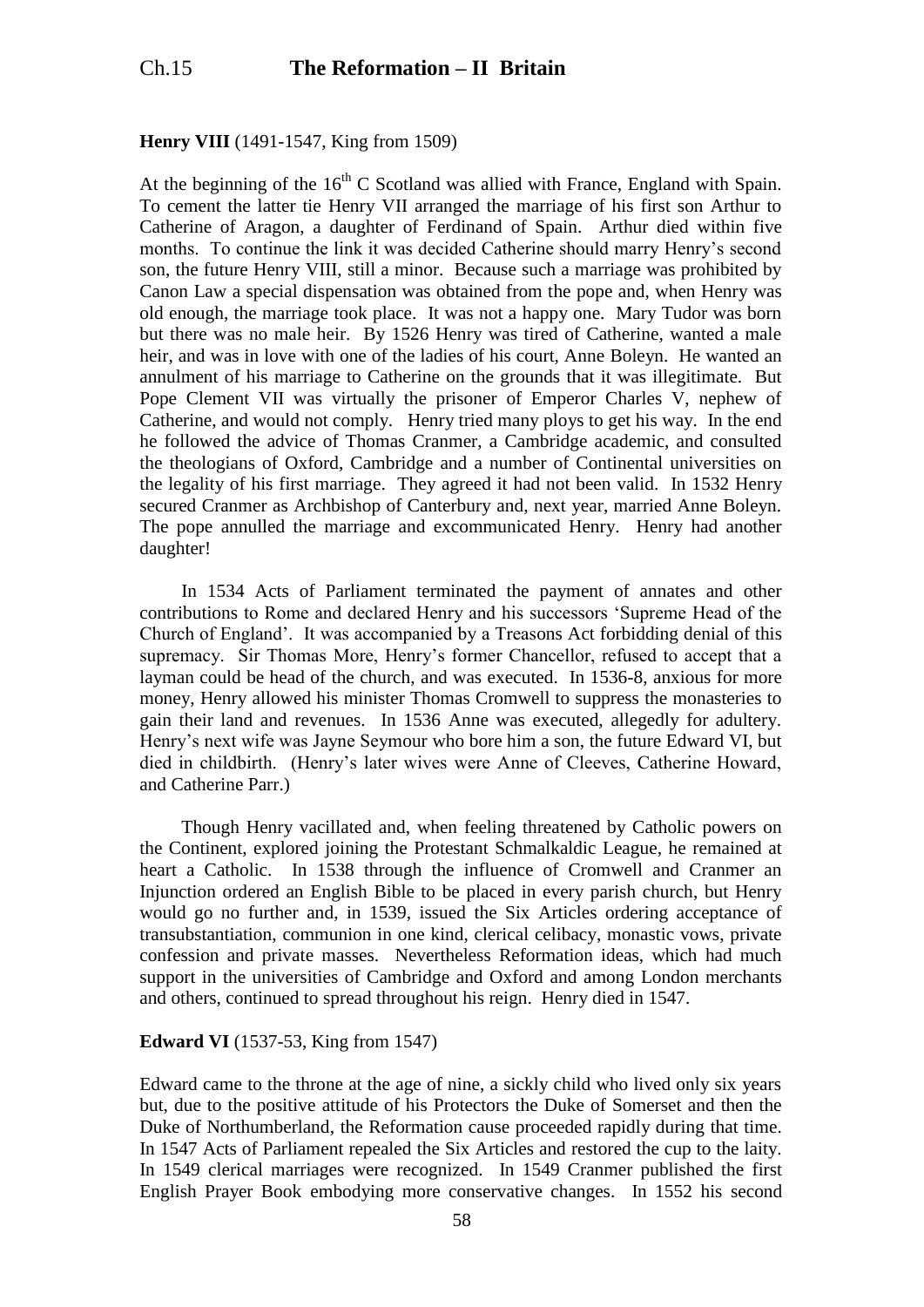# Ch.15 **The Reformation – II Britain**

**Henry VIII** (1491-1547, King from 1509)

At the beginning of the 16th C Scotland was allied with France, England with Spain. To cement the latter tie Henry VII arranged the marriage of his first son Arthur to Catherine of Aragon, a daughter of Ferdinand of Spain. Arthur died within five months. To continue the link it was decided Catherine should marry Henry's second son, the future Henry VIII, still a minor. Because such a marriage was prohibited by Canon Law a special dispensation was obtained from the pope and, when Henry was old enough, the marriage took place. It was not a happy one. Mary Tudor was born but there was no male heir. By 1526 Henry was tired of Catherine, wanted a male heir, and was in love with one of the ladies of his court, Anne Boleyn. He wanted an annulment of his marriage to Catherine on the grounds that it was illegitimate. But Pope Clement VII was virtually the prisoner of Emperor Charles V, nephew of Catherine, and would not comply. Henry tried many ploys to get his way. In the end he followed the advice of Thomas Cranmer, a Cambridge academic, and consulted the theologians of Oxford, Cambridge and a number of Continental universities on the legality of his first marriage. They agreed it had not been valid. In 1532 Henry secured Cranmer as Archbishop of Canterbury and, next year, married Anne Boleyn. The pope annulled the marriage and excommunicated Henry. Henry had another daughter!

In 1534 Acts of Parliament terminated the payment of annates and other contributions to Rome and declared Henry and his successors 'Supreme Head of the Church of England'. It was accompanied by a Treasons Act forbidding denial of this supremacy. Sir Thomas More, Henry's former Chancellor, refused to accept that a layman could be head of the church, and was executed. In 1536-8, anxious for more money, Henry allowed his minister Thomas Cromwell to suppress the monasteries to gain their land and revenues. In 1536 Anne was executed, allegedly for adultery. Henry's next wife was Jayne Seymour who bore him a son, the future Edward VI, but died in childbirth. (Henry's later wives were Anne of Cleeves, Catherine Howard, and Catherine Parr.)

Though Henry vacillated and, when feeling threatened by Catholic powers on the Continent, explored joining the Protestant Schmalkaldic League, he remained at heart a Catholic. In 1538 through the influence of Cromwell and Cranmer an Injunction ordered an English Bible to be placed in every parish church, but Henry would go no further and, in 1539, issued the Six Articles ordering acceptance of transubstantiation, communion in one kind, clerical celibacy, monastic vows, private confession and private masses. Nevertheless Reformation ideas, which had much support in the universities of Cambridge and Oxford and among London merchants and others, continued to spread throughout his reign. Henry died in 1547.

**Edward VI** (1537-53, King from 1547)

Edward came to the throne at the age of nine, a sickly child who lived only six years but, due to the positive attitude of his Protectors the Duke of Somerset and then the Duke of Northumberland, the Reformation cause proceeded rapidly during that time. In 1547 Acts of Parliament repealed the Six Articles and restored the cup to the laity. In 1549 clerical marriages were recognized. In 1549 Cranmer published the first English Prayer Book embodying more conservative changes. In 1552 his second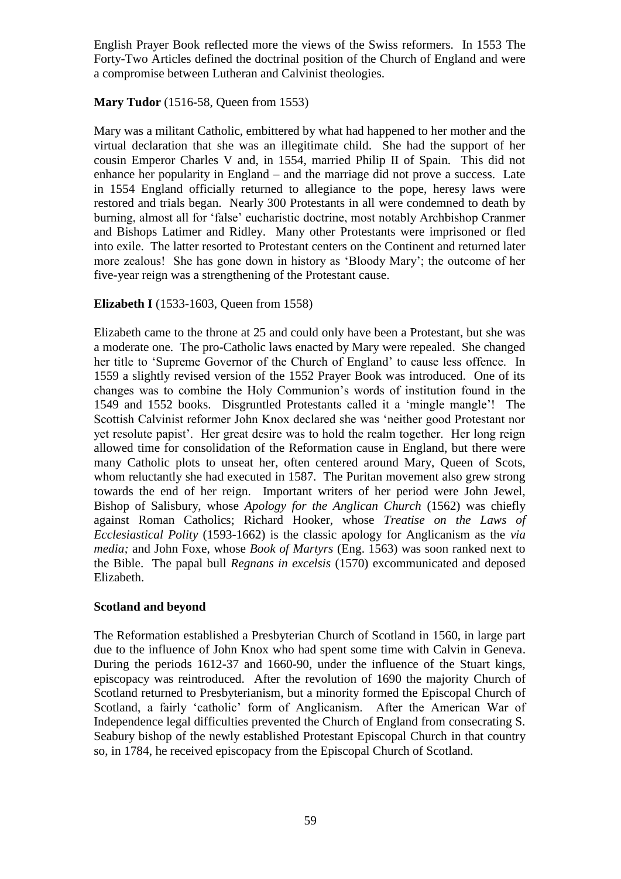English Prayer Book reflected more the views of the Swiss reformers. In 1553 The Forty-Two Articles defined the doctrinal position of the Church of England and were a compromise between Lutheran and Calvinist theologies.

**Mary Tudor** (1516-58, Queen from 1553)

Mary was a militant Catholic, embittered by what had happened to her mother and the virtual declaration that she was an illegitimate child. She had the support of her cousin Emperor Charles V and, in 1554, married Philip II of Spain. This did not enhance her popularity in England – and the marriage did not prove a success. Late in 1554 England officially returned to allegiance to the pope, heresy laws were restored and trials began. Nearly 300 Protestants in all were condemned to death by burning, almost all for 'false' eucharistic doctrine, most notably Archbishop Cranmer and Bishops Latimer and Ridley. Many other Protestants were imprisoned or fled into exile. The latter resorted to Protestant centers on the Continent and returned later more zealous! She has gone down in history as 'Bloody Mary'; the outcome of her five-year reign was a strengthening of the Protestant cause.

**Elizabeth I** (1533-1603, Queen from 1558)

Elizabeth came to the throne at 25 and could only have been a Protestant, but she was a moderate one. The pro-Catholic laws enacted by Mary were repealed. She changed her title to 'Supreme Governor of the Church of England' to cause less offence. In 1559 a slightly revised version of the 1552 Prayer Book was introduced. One of its changes was to combine the Holy Communion's words of institution found in the 1549 and 1552 books. Disgruntled Protestants called it a 'mingle mangle'! The Scottish Calvinist reformer John Knox declared she was 'neither good Protestant nor yet resolute papist'. Her great desire was to hold the realm together. Her long reign allowed time for consolidation of the Reformation cause in England, but there were many Catholic plots to unseat her, often centered around Mary, Queen of Scots, whom reluctantly she had executed in 1587. The Puritan movement also grew strong towards the end of her reign. Important writers of her period were John Jewel, Bishop of Salisbury, whose *Apology for the Anglican Church* (1562) was chiefly against Roman Catholics; Richard Hooker, whose *Treatise on the Laws of Ecclesiastical Polity* (1593-1662) is the classic apology for Anglicanism as the *via media;* and John Foxe, whose *Book of Martyrs* (Eng. 1563) was soon ranked next to the Bible. The papal bull *Regnans in excelsis* (1570) excommunicated and deposed Elizabeth.

**Scotland and beyond**

The Reformation established a Presbyterian Church of Scotland in 1560, in large part due to the influence of John Knox who had spent some time with Calvin in Geneva. During the periods 1612-37 and 1660-90, under the influence of the Stuart kings, episcopacy was reintroduced. After the revolution of 1690 the majority Church of Scotland returned to Presbyterianism, but a minority formed the Episcopal Church of Scotland, a fairly 'catholic' form of Anglicanism. After the American War of Independence legal difficulties prevented the Church of England from consecrating S. Seabury bishop of the newly established Protestant Episcopal Church in that country so, in 1784, he received episcopacy from the Episcopal Church of Scotland.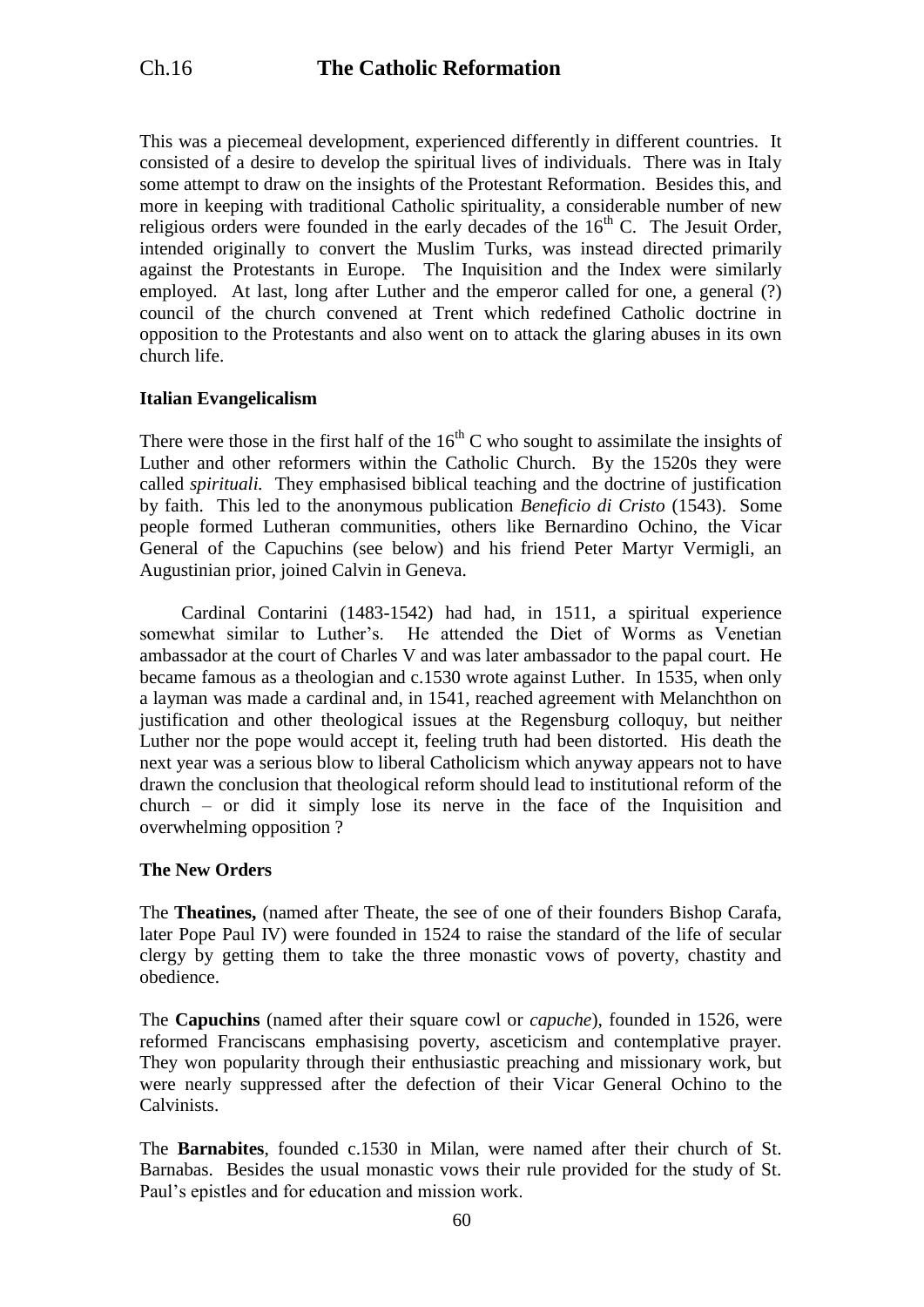# Ch.16 The Catholic Reformation

This was a piecemeal development, experienced differently in different countries. It consisted of a desire to develop the spiritual lives of individuals. There was in Italy some attempt to draw on the insights of the Protestant Reformation. Besides this, and more in keeping with traditional Catholic spirituality, a considerable number of new religious orders were founded in the early decades of the $16^{th}$ C. The Jesuit Order, intended originally to convert the Muslim Turks, was instead directed primarily against the Protestants in Europe. The Inquisition and the Index were similarly employed. At last, long after Luther and the emperor called for one, a general (?) council of the church convened at Trent which redefined Catholic doctrine in opposition to the Protestants and also went on to attack the glaring abuses in its own church life.

**Italian Evangelicalism**

There were those in the first half of the $16^{th}$ C who sought to assimilate the insights of Luther and other reformers within the Catholic Church. By the 1520s they were called *spirituali.* They emphasised biblical teaching and the doctrine of justification by faith. This led to the anonymous publication *Beneficio di Cristo* (1543). Some people formed Lutheran communities, others like Bernardino Ochino, the Vicar General of the Capuchins (see below) and his friend Peter Martyr Vermigli, an Augustinian prior, joined Calvin in Geneva.

Cardinal Contarini (1483-1542) had had, in 1511, a spiritual experience somewhat similar to Luther's. He attended the Diet of Worms as Venetian ambassador at the court of Charles V and was later ambassador to the papal court. He became famous as a theologian and c.1530 wrote against Luther. In 1535, when only a layman was made a cardinal and, in 1541, reached agreement with Melanchthon on justification and other theological issues at the Regensburg colloquy, but neither Luther nor the pope would accept it, feeling truth had been distorted. His death the next year was a serious blow to liberal Catholicism which anyway appears not to have drawn the conclusion that theological reform should lead to institutional reform of the church – or did it simply lose its nerve in the face of the Inquisition and overwhelming opposition ?

**The New Orders**

The **Theatines,** (named after Theate, the see of one of their founders Bishop Carafa, later Pope Paul IV) were founded in 1524 to raise the standard of the life of secular clergy by getting them to take the three monastic vows of poverty, chastity and obedience.

The **Capuchins** (named after their square cowl or *capuche*), founded in 1526, were reformed Franciscans emphasising poverty, asceticism and contemplative prayer. They won popularity through their enthusiastic preaching and missionary work, but were nearly suppressed after the defection of their Vicar General Ochino to the Calvinists.

The **Barnabites**, founded c.1530 in Milan, were named after their church of St. Barnabas. Besides the usual monastic vows their rule provided for the study of St. Paul's epistles and for education and mission work.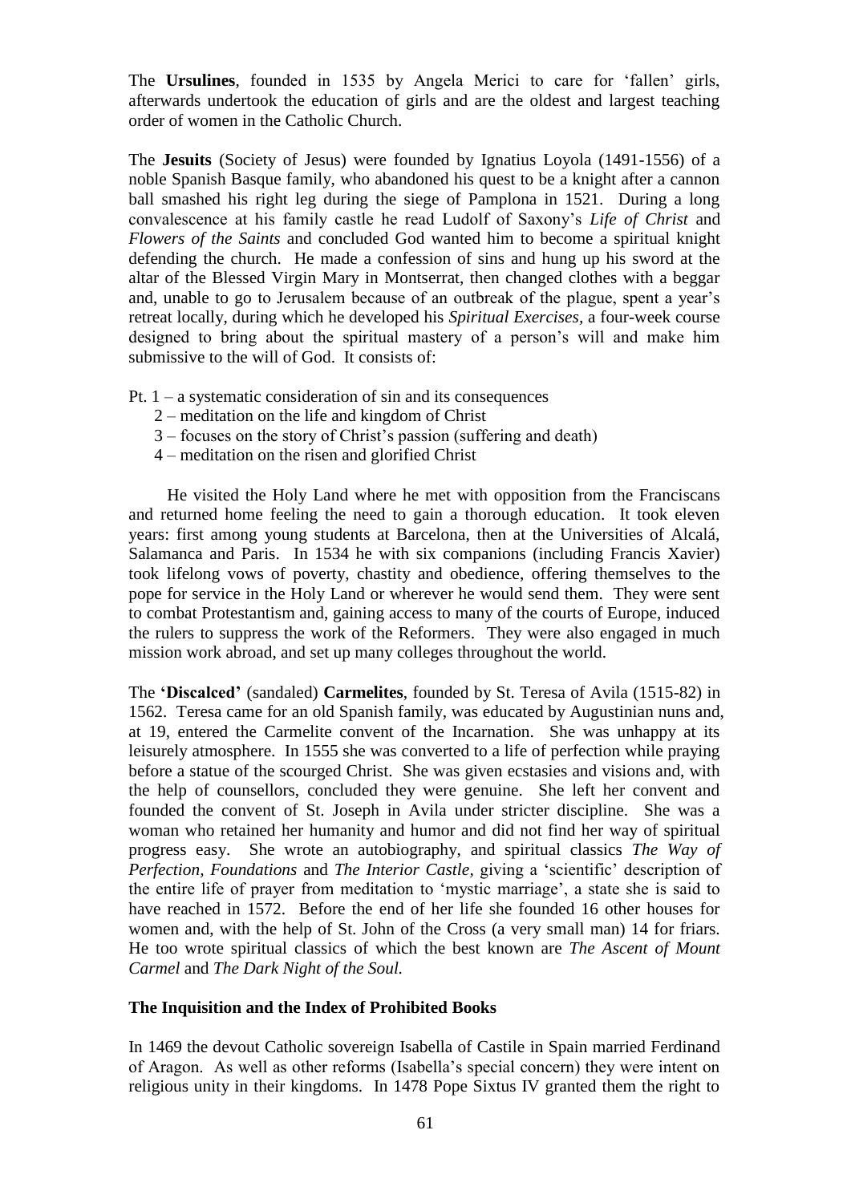The **Ursulines**, founded in 1535 by Angela Merici to care for 'fallen' girls, afterwards undertook the education of girls and are the oldest and largest teaching order of women in the Catholic Church.

The **Jesuits** (Society of Jesus) were founded by Ignatius Loyola (1491-1556) of a noble Spanish Basque family, who abandoned his quest to be a knight after a cannon ball smashed his right leg during the siege of Pamplona in 1521. During a long convalescence at his family castle he read Ludolf of Saxony's *Life of Christ* and *Flowers of the Saints* and concluded God wanted him to become a spiritual knight defending the church. He made a confession of sins and hung up his sword at the altar of the Blessed Virgin Mary in Montserrat, then changed clothes with a beggar and, unable to go to Jerusalem because of an outbreak of the plague, spent a year's retreat locally, during which he developed his *Spiritual Exercises*, a four-week course designed to bring about the spiritual mastery of a person's will and make him submissive to the will of God. It consists of:

Pt. 1 – a systematic consideration of sin and its consequences
2 – meditation on the life and kingdom of Christ
3 – focuses on the story of Christ's passion (suffering and death)
4 – meditation on the risen and glorified Christ

He visited the Holy Land where he met with opposition from the Franciscans and returned home feeling the need to gain a thorough education. It took eleven years: first among young students at Barcelona, then at the Universities of Alcalá, Salamanca and Paris. In 1534 he with six companions (including Francis Xavier) took lifelong vows of poverty, chastity and obedience, offering themselves to the pope for service in the Holy Land or wherever he would send them. They were sent to combat Protestantism and, gaining access to many of the courts of Europe, induced the rulers to suppress the work of the Reformers. They were also engaged in much mission work abroad, and set up many colleges throughout the world.

The **'Discalced'** (sandaled) **Carmelites**, founded by St. Teresa of Avila (1515-82) in 1562. Teresa came for an old Spanish family, was educated by Augustinian nuns and, at 19, entered the Carmelite convent of the Incarnation. She was unhappy at its leisurely atmosphere. In 1555 she was converted to a life of perfection while praying before a statue of the scourged Christ. She was given ecstasies and visions and, with the help of counsellors, concluded they were genuine. She left her convent and founded the convent of St. Joseph in Avila under stricter discipline. She was a woman who retained her humanity and humor and did not find her way of spiritual progress easy. She wrote an autobiography, and spiritual classics *The Way of Perfection, Foundations* and *The Interior Castle*, giving a 'scientific' description of the entire life of prayer from meditation to 'mystic marriage', a state she is said to have reached in 1572. Before the end of her life she founded 16 other houses for women and, with the help of St. John of the Cross (a very small man) 14 for friars. He too wrote spiritual classics of which the best known are *The Ascent of Mount Carmel* and *The Dark Night of the Soul.*

**The Inquisition and the Index of Prohibited Books**

In 1469 the devout Catholic sovereign Isabella of Castile in Spain married Ferdinand of Aragon. As well as other reforms (Isabella's special concern) they were intent on religious unity in their kingdoms. In 1478 Pope Sixtus IV granted them the right to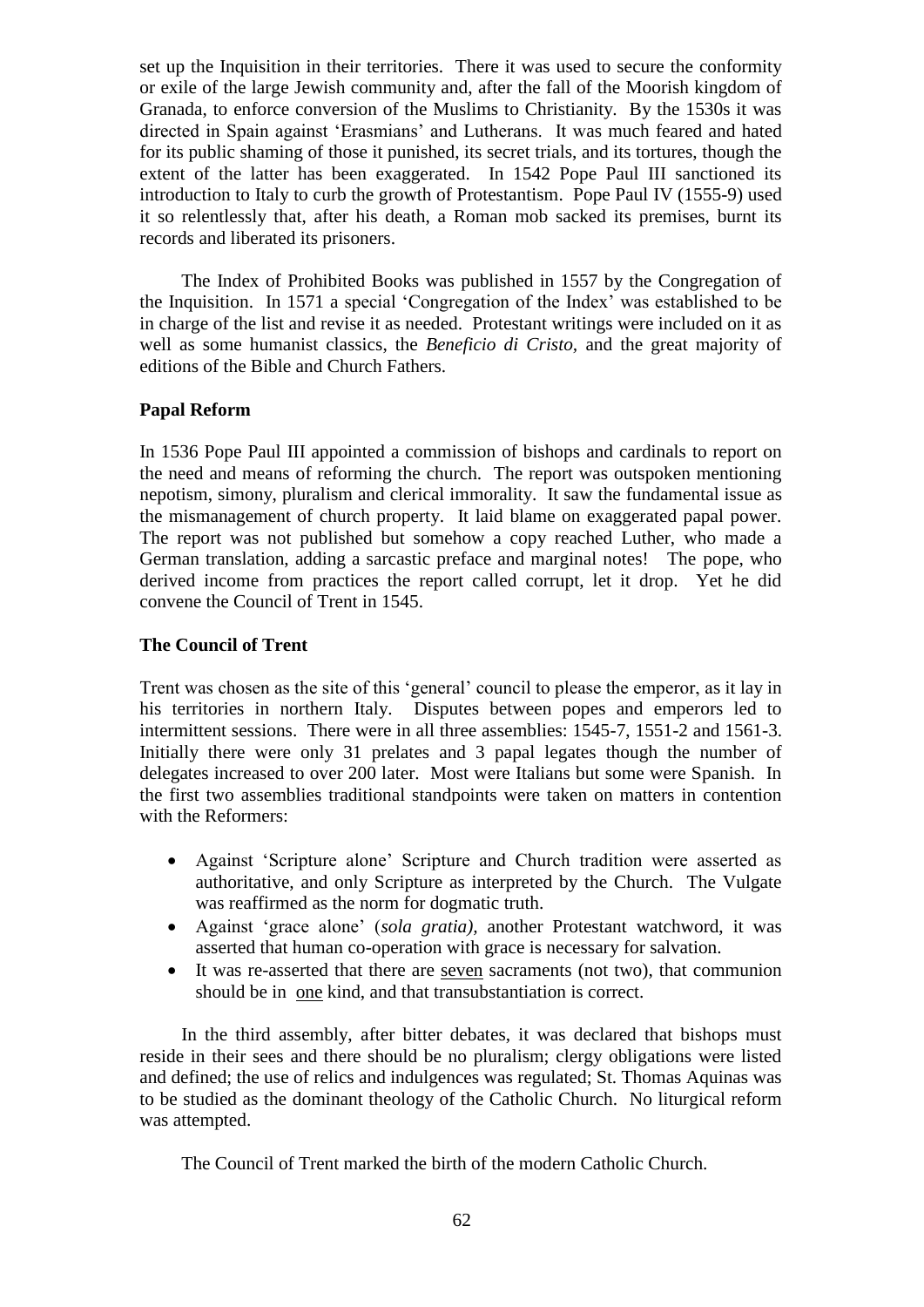set up the Inquisition in their territories. There it was used to secure the conformity or exile of the large Jewish community and, after the fall of the Moorish kingdom of Granada, to enforce conversion of the Muslims to Christianity. By the 1530s it was directed in Spain against 'Erasmians' and Lutherans. It was much feared and hated for its public shaming of those it punished, its secret trials, and its tortures, though the extent of the latter has been exaggerated. In 1542 Pope Paul III sanctioned its introduction to Italy to curb the growth of Protestantism. Pope Paul IV (1555-9) used it so relentlessly that, after his death, a Roman mob sacked its premises, burnt its records and liberated its prisoners.

The Index of Prohibited Books was published in 1557 by the Congregation of the Inquisition. In 1571 a special 'Congregation of the Index' was established to be in charge of the list and revise it as needed. Protestant writings were included on it as well as some humanist classics, the *Beneficio di Cristo*, and the great majority of editions of the Bible and Church Fathers.

**Papal Reform**

In 1536 Pope Paul III appointed a commission of bishops and cardinals to report on the need and means of reforming the church. The report was outspoken mentioning nepotism, simony, pluralism and clerical immorality. It saw the fundamental issue as the mismanagement of church property. It laid blame on exaggerated papal power. The report was not published but somehow a copy reached Luther, who made a German translation, adding a sarcastic preface and marginal notes! The pope, who derived income from practices the report called corrupt, let it drop. Yet he did convene the Council of Trent in 1545.

**The Council of Trent**

Trent was chosen as the site of this 'general' council to please the emperor, as it lay in his territories in northern Italy. Disputes between popes and emperors led to intermittent sessions. There were in all three assemblies: 1545-7, 1551-2 and 1561-3. Initially there were only 31 prelates and 3 papal legates though the number of delegates increased to over 200 later. Most were Italians but some were Spanish. In the first two assemblies traditional standpoints were taken on matters in contention with the Reformers:

- Against 'Scripture alone' Scripture and Church tradition were asserted as authoritative, and only Scripture as interpreted by the Church. The Vulgate was reaffirmed as the norm for dogmatic truth.
- Against 'grace alone' (*sola gratia)*, another Protestant watchword, it was asserted that human co-operation with grace is necessary for salvation.
- It was re-asserted that there are <u>seven</u> sacraments (not two), that communion should be in <u>one</u> kind, and that transubstantiation is correct.

In the third assembly, after bitter debates, it was declared that bishops must reside in their sees and there should be no pluralism; clergy obligations were listed and defined; the use of relics and indulgences was regulated; St. Thomas Aquinas was to be studied as the dominant theology of the Catholic Church. No liturgical reform was attempted.

The Council of Trent marked the birth of the modern Catholic Church.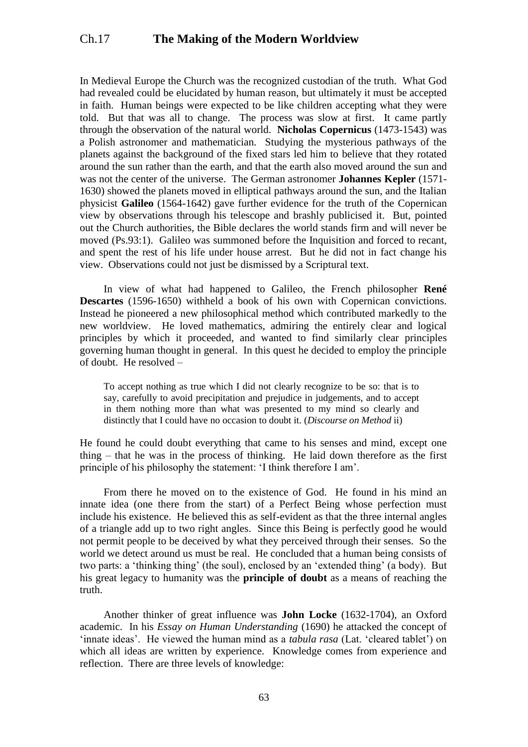# Ch.17 **The Making of the Modern Worldview**

In Medieval Europe the Church was the recognized custodian of the truth. What God had revealed could be elucidated by human reason, but ultimately it must be accepted in faith. Human beings were expected to be like children accepting what they were told. But that was all to change. The process was slow at first. It came partly through the observation of the natural world. **Nicholas Copernicus** (1473-1543) was a Polish astronomer and mathematician. Studying the mysterious pathways of the planets against the background of the fixed stars led him to believe that they rotated around the sun rather than the earth, and that the earth also moved around the sun and was not the center of the universe. The German astronomer **Johannes Kepler** (1571-1630) showed the planets moved in elliptical pathways around the sun, and the Italian physicist **Galileo** (1564-1642) gave further evidence for the truth of the Copernican view by observations through his telescope and brashly publicised it. But, pointed out the Church authorities, the Bible declares the world stands firm and will never be moved (Ps.93:1). Galileo was summoned before the Inquisition and forced to recant, and spent the rest of his life under house arrest. But he did not in fact change his view. Observations could not just be dismissed by a Scriptural text.

In view of what had happened to Galileo, the French philosopher **René Descartes** (1596-1650) withheld a book of his own with Copernican convictions. Instead he pioneered a new philosophical method which contributed markedly to the new worldview. He loved mathematics, admiring the entirely clear and logical principles by which it proceeded, and wanted to find similarly clear principles governing human thought in general. In this quest he decided to employ the principle of doubt. He resolved –

> To accept nothing as true which I did not clearly recognize to be so: that is to say, carefully to avoid precipitation and prejudice in judgements, and to accept in them nothing more than what was presented to my mind so clearly and distinctly that I could have no occasion to doubt it. (*Discourse on Method* ii)

He found he could doubt everything that came to his senses and mind, except one thing – that he was in the process of thinking. He laid down therefore as the first principle of his philosophy the statement: 'I think therefore I am'.

From there he moved on to the existence of God. He found in his mind an innate idea (one there from the start) of a Perfect Being whose perfection must include his existence. He believed this as self-evident as that the three internal angles of a triangle add up to two right angles. Since this Being is perfectly good he would not permit people to be deceived by what they perceived through their senses. So the world we detect around us must be real. He concluded that a human being consists of two parts: a 'thinking thing' (the soul), enclosed by an 'extended thing' (a body). But his great legacy to humanity was the **principle of doubt** as a means of reaching the truth.

Another thinker of great influence was **John Locke** (1632-1704), an Oxford academic. In his *Essay on Human Understanding* (1690) he attacked the concept of 'innate ideas'. He viewed the human mind as a *tabula rasa* (Lat. 'cleared tablet') on which all ideas are written by experience. Knowledge comes from experience and reflection. There are three levels of knowledge: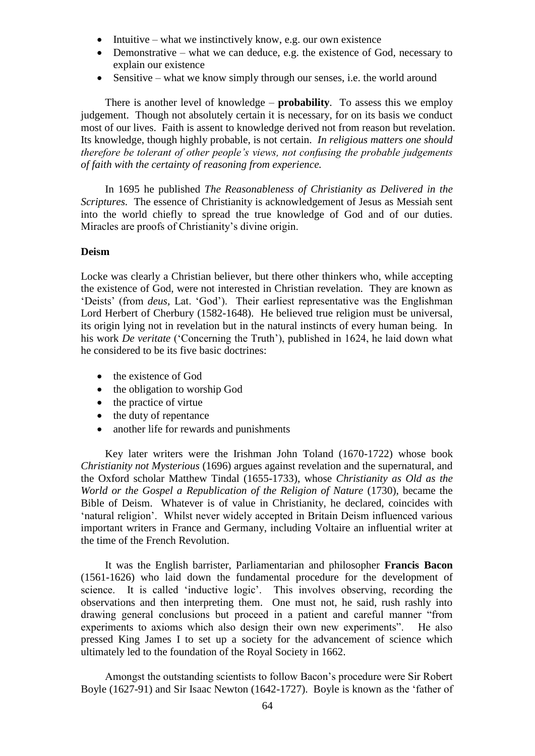- Intuitive – what we instinctively know, e.g. our own existence
- Demonstrative – what we can deduce, e.g. the existence of God, necessary to explain our existence
- Sensitive – what we know simply through our senses, i.e. the world around

There is another level of knowledge – **probability**. To assess this we employ judgement. Though not absolutely certain it is necessary, for on its basis we conduct most of our lives. Faith is assent to knowledge derived not from reason but revelation. Its knowledge, though highly probable, is not certain. *In religious matters one should therefore be tolerant of other people's views, not confusing the probable judgements of faith with the certainty of reasoning from experience.*

In 1695 he published *The Reasonableness of Christianity as Delivered in the Scriptures.* The essence of Christianity is acknowledgement of Jesus as Messiah sent into the world chiefly to spread the true knowledge of God and of our duties. Miracles are proofs of Christianity's divine origin.

**Deism**

Locke was clearly a Christian believer, but there other thinkers who, while accepting the existence of God, were not interested in Christian revelation. They are known as 'Deists' (from *deus*, Lat. 'God'). Their earliest representative was the Englishman Lord Herbert of Cherbury (1582-1648). He believed true religion must be universal, its origin lying not in revelation but in the natural instincts of every human being. In his work *De veritate* ('Concerning the Truth'), published in 1624, he laid down what he considered to be its five basic doctrines:

- the existence of God
- the obligation to worship God
- the practice of virtue
- the duty of repentance
- another life for rewards and punishments

Key later writers were the Irishman John Toland (1670-1722) whose book *Christianity not Mysterious* (1696) argues against revelation and the supernatural, and the Oxford scholar Matthew Tindal (1655-1733), whose *Christianity as Old as the World or the Gospel a Republication of the Religion of Nature* (1730), became the Bible of Deism. Whatever is of value in Christianity, he declared, coincides with 'natural religion'. Whilst never widely accepted in Britain Deism influenced various important writers in France and Germany, including Voltaire an influential writer at the time of the French Revolution.

It was the English barrister, Parliamentarian and philosopher **Francis Bacon** (1561-1626) who laid down the fundamental procedure for the development of science. It is called 'inductive logic'. This involves observing, recording the observations and then interpreting them. One must not, he said, rush rashly into drawing general conclusions but proceed in a patient and careful manner "from experiments to axioms which also design their own new experiments". He also pressed King James I to set up a society for the advancement of science which ultimately led to the foundation of the Royal Society in 1662.

Amongst the outstanding scientists to follow Bacon's procedure were Sir Robert Boyle (1627-91) and Sir Isaac Newton (1642-1727). Boyle is known as the 'father of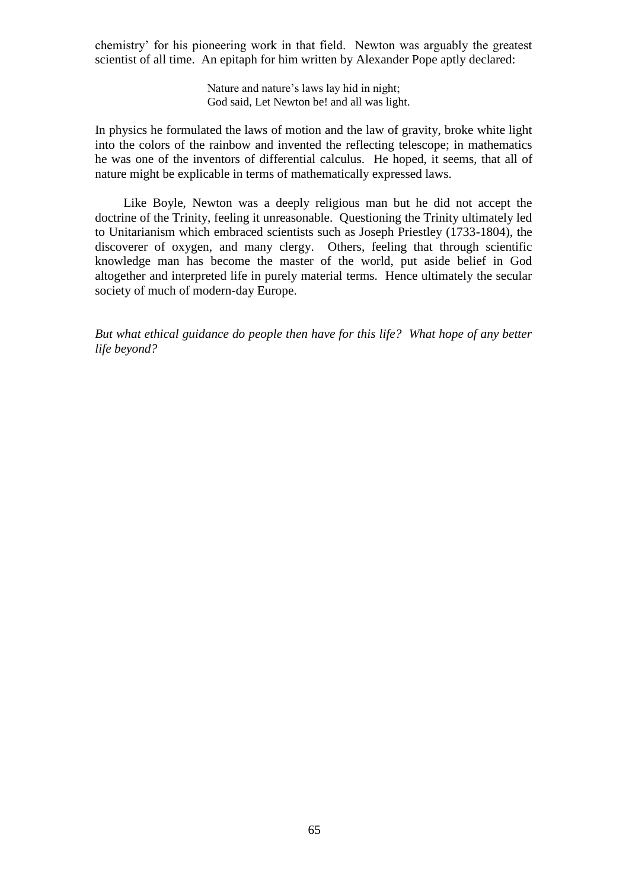chemistry' for his pioneering work in that field. Newton was arguably the greatest scientist of all time. An epitaph for him written by Alexander Pope aptly declared:

> Nature and nature's laws lay hid in night;
> God said, Let Newton be! and all was light.

In physics he formulated the laws of motion and the law of gravity, broke white light into the colors of the rainbow and invented the reflecting telescope; in mathematics he was one of the inventors of differential calculus. He hoped, it seems, that all of nature might be explicable in terms of mathematically expressed laws.

Like Boyle, Newton was a deeply religious man but he did not accept the doctrine of the Trinity, feeling it unreasonable. Questioning the Trinity ultimately led to Unitarianism which embraced scientists such as Joseph Priestley (1733-1804), the discoverer of oxygen, and many clergy. Others, feeling that through scientific knowledge man has become the master of the world, put aside belief in God altogether and interpreted life in purely material terms. Hence ultimately the secular society of much of modern-day Europe.

*But what ethical guidance do people then have for this life? What hope of any better life beyond?*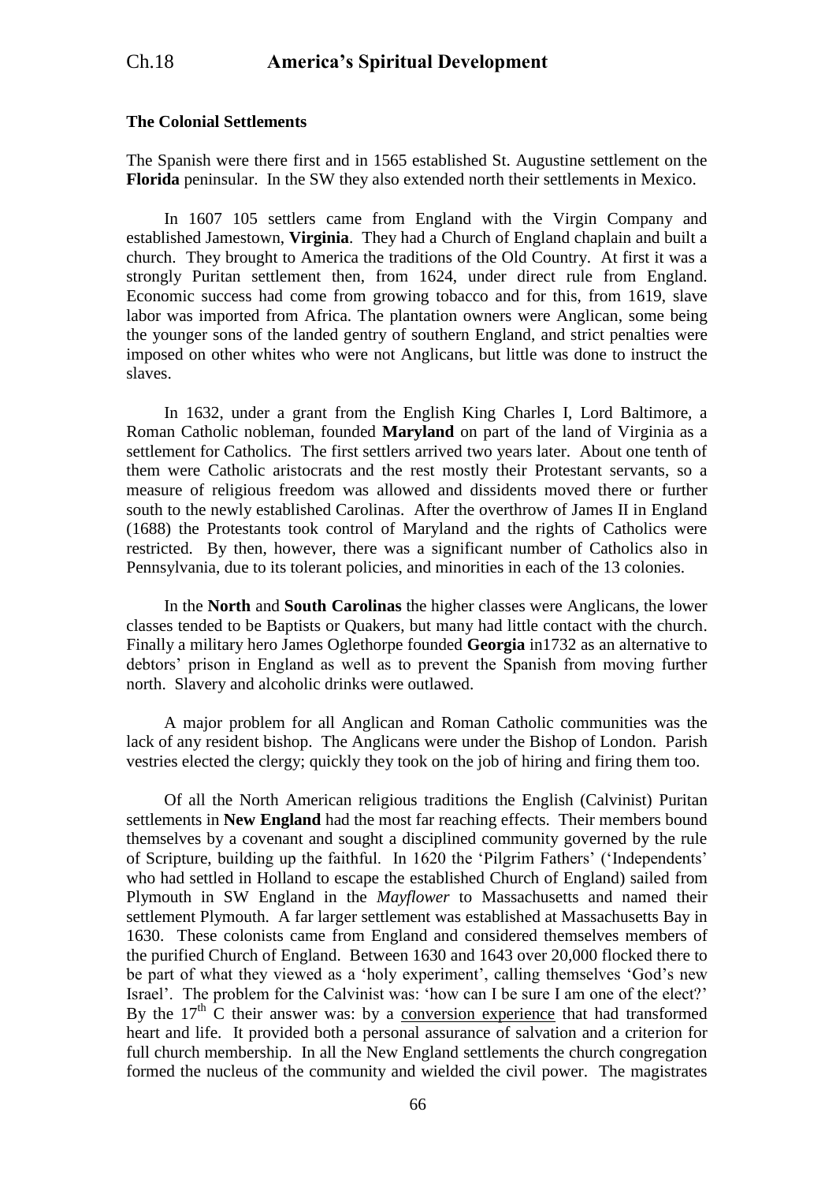## Ch.18 America's Spiritual Development

### The Colonial Settlements

The Spanish were there first and in 1565 established St. Augustine settlement on the **Florida** peninsular. In the SW they also extended north their settlements in Mexico.

In 1607 105 settlers came from England with the Virgin Company and established Jamestown, **Virginia**. They had a Church of England chaplain and built a church. They brought to America the traditions of the Old Country. At first it was a strongly Puritan settlement then, from 1624, under direct rule from England. Economic success had come from growing tobacco and for this, from 1619, slave labor was imported from Africa. The plantation owners were Anglican, some being the younger sons of the landed gentry of southern England, and strict penalties were imposed on other whites who were not Anglicans, but little was done to instruct the slaves.

In 1632, under a grant from the English King Charles I, Lord Baltimore, a Roman Catholic nobleman, founded **Maryland** on part of the land of Virginia as a settlement for Catholics. The first settlers arrived two years later. About one tenth of them were Catholic aristocrats and the rest mostly their Protestant servants, so a measure of religious freedom was allowed and dissidents moved there or further south to the newly established Carolinas. After the overthrow of James II in England (1688) the Protestants took control of Maryland and the rights of Catholics were restricted. By then, however, there was a significant number of Catholics also in Pennsylvania, due to its tolerant policies, and minorities in each of the 13 colonies.

In the **North** and **South Carolinas** the higher classes were Anglicans, the lower classes tended to be Baptists or Quakers, but many had little contact with the church. Finally a military hero James Oglethorpe founded **Georgia** in1732 as an alternative to debtors' prison in England as well as to prevent the Spanish from moving further north. Slavery and alcoholic drinks were outlawed.

A major problem for all Anglican and Roman Catholic communities was the lack of any resident bishop. The Anglicans were under the Bishop of London. Parish vestries elected the clergy; quickly they took on the job of hiring and firing them too.

Of all the North American religious traditions the English (Calvinist) Puritan settlements in **New England** had the most far reaching effects. Their members bound themselves by a covenant and sought a disciplined community governed by the rule of Scripture, building up the faithful. In 1620 the 'Pilgrim Fathers' ('Independents' who had settled in Holland to escape the established Church of England) sailed from Plymouth in SW England in the *Mayflower* to Massachusetts and named their settlement Plymouth. A far larger settlement was established at Massachusetts Bay in 1630. These colonists came from England and considered themselves members of the purified Church of England. Between 1630 and 1643 over 20,000 flocked there to be part of what they viewed as a 'holy experiment', calling themselves 'God's new Israel'. The problem for the Calvinist was: 'how can I be sure I am one of the elect?' By the 17th C their answer was: by a conversion experience that had transformed heart and life. It provided both a personal assurance of salvation and a criterion for full church membership. In all the New England settlements the church congregation formed the nucleus of the community and wielded the civil power. The magistrates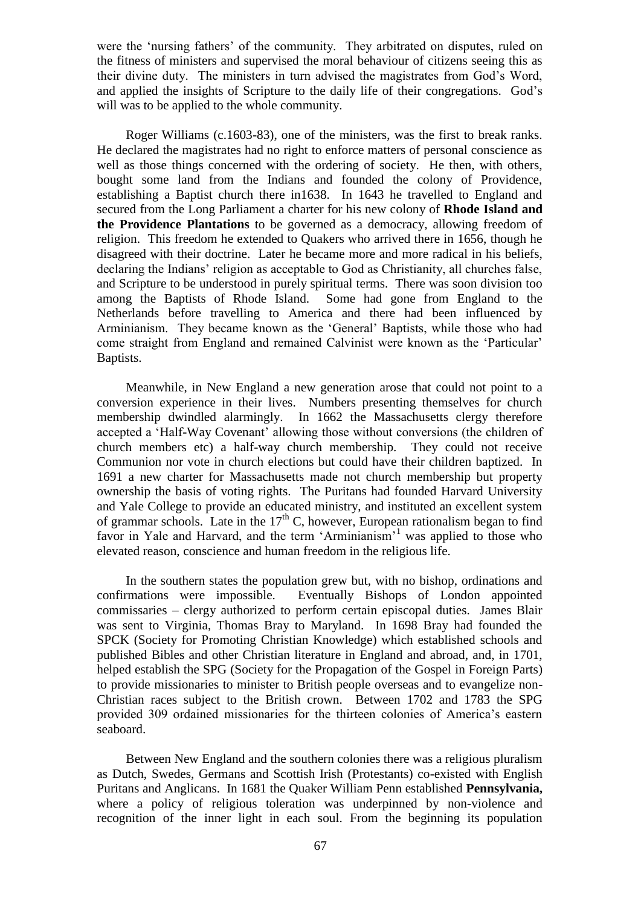were the 'nursing fathers' of the community. They arbitrated on disputes, ruled on the fitness of ministers and supervised the moral behaviour of citizens seeing this as their divine duty. The ministers in turn advised the magistrates from God's Word, and applied the insights of Scripture to the daily life of their congregations. God's will was to be applied to the whole community.

Roger Williams (c.1603-83), one of the ministers, was the first to break ranks. He declared the magistrates had no right to enforce matters of personal conscience as well as those things concerned with the ordering of society. He then, with others, bought some land from the Indians and founded the colony of Providence, establishing a Baptist church there in1638. In 1643 he travelled to England and secured from the Long Parliament a charter for his new colony of **Rhode Island and the Providence Plantations** to be governed as a democracy, allowing freedom of religion. This freedom he extended to Quakers who arrived there in 1656, though he disagreed with their doctrine. Later he became more and more radical in his beliefs, declaring the Indians' religion as acceptable to God as Christianity, all churches false, and Scripture to be understood in purely spiritual terms. There was soon division too among the Baptists of Rhode Island. Some had gone from England to the Netherlands before travelling to America and there had been influenced by Arminianism. They became known as the 'General' Baptists, while those who had come straight from England and remained Calvinist were known as the 'Particular' Baptists.

Meanwhile, in New England a new generation arose that could not point to a conversion experience in their lives. Numbers presenting themselves for church membership dwindled alarmingly. In 1662 the Massachusetts clergy therefore accepted a 'Half-Way Covenant' allowing those without conversions (the children of church members etc) a half-way church membership. They could not receive Communion nor vote in church elections but could have their children baptized. In 1691 a new charter for Massachusetts made not church membership but property ownership the basis of voting rights. The Puritans had founded Harvard University and Yale College to provide an educated ministry, and instituted an excellent system of grammar schools. Late in the 17th C, however, European rationalism began to find favor in Yale and Harvard, and the term 'Arminianism'[1] was applied to those who elevated reason, conscience and human freedom in the religious life.

In the southern states the population grew but, with no bishop, ordinations and confirmations were impossible. Eventually Bishops of London appointed commissaries – clergy authorized to perform certain episcopal duties. James Blair was sent to Virginia, Thomas Bray to Maryland. In 1698 Bray had founded the SPCK (Society for Promoting Christian Knowledge) which established schools and published Bibles and other Christian literature in England and abroad, and, in 1701, helped establish the SPG (Society for the Propagation of the Gospel in Foreign Parts) to provide missionaries to minister to British people overseas and to evangelize non-Christian races subject to the British crown. Between 1702 and 1783 the SPG provided 309 ordained missionaries for the thirteen colonies of America's eastern seaboard.

Between New England and the southern colonies there was a religious pluralism as Dutch, Swedes, Germans and Scottish Irish (Protestants) co-existed with English Puritans and Anglicans. In 1681 the Quaker William Penn established **Pennsylvania,** where a policy of religious toleration was underpinned by non-violence and recognition of the inner light in each soul. From the beginning its population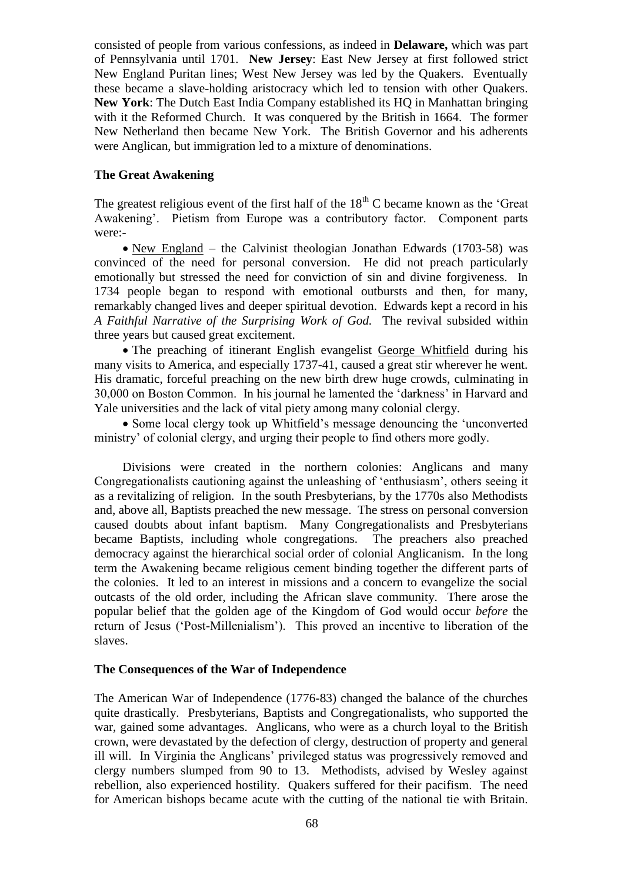consisted of people from various confessions, as indeed in **Delaware,** which was part of Pennsylvania until 1701. **New Jersey**: East New Jersey at first followed strict New England Puritan lines; West New Jersey was led by the Quakers. Eventually these became a slave-holding aristocracy which led to tension with other Quakers. **New York**: The Dutch East India Company established its HQ in Manhattan bringing with it the Reformed Church. It was conquered by the British in 1664. The former New Netherland then became New York. The British Governor and his adherents were Anglican, but immigration led to a mixture of denominations.

### The Great Awakening

The greatest religious event of the first half of the 18th C became known as the 'Great Awakening'. Pietism from Europe was a contributory factor. Component parts were:-

- New England – the Calvinist theologian Jonathan Edwards (1703-58) was convinced of the need for personal conversion. He did not preach particularly emotionally but stressed the need for conviction of sin and divine forgiveness. In 1734 people began to respond with emotional outbursts and then, for many, remarkably changed lives and deeper spiritual devotion. Edwards kept a record in his *A Faithful Narrative of the Surprising Work of God.* The revival subsided within three years but caused great excitement.
- The preaching of itinerant English evangelist George Whitfield during his many visits to America, and especially 1737-41, caused a great stir wherever he went. His dramatic, forceful preaching on the new birth drew huge crowds, culminating in 30,000 on Boston Common. In his journal he lamented the 'darkness' in Harvard and Yale universities and the lack of vital piety among many colonial clergy.
- Some local clergy took up Whitfield's message denouncing the 'unconverted ministry' of colonial clergy, and urging their people to find others more godly.

Divisions were created in the northern colonies: Anglicans and many Congregationalists cautioning against the unleashing of 'enthusiasm', others seeing it as a revitalizing of religion. In the south Presbyterians, by the 1770s also Methodists and, above all, Baptists preached the new message. The stress on personal conversion caused doubts about infant baptism. Many Congregationalists and Presbyterians became Baptists, including whole congregations. The preachers also preached democracy against the hierarchical social order of colonial Anglicanism. In the long term the Awakening became religious cement binding together the different parts of the colonies. It led to an interest in missions and a concern to evangelize the social outcasts of the old order, including the African slave community. There arose the popular belief that the golden age of the Kingdom of God would occur *before* the return of Jesus ('Post-Millenialism'). This proved an incentive to liberation of the slaves.

### The Consequences of the War of Independence

The American War of Independence (1776-83) changed the balance of the churches quite drastically. Presbyterians, Baptists and Congregationalists, who supported the war, gained some advantages. Anglicans, who were as a church loyal to the British crown, were devastated by the defection of clergy, destruction of property and general ill will. In Virginia the Anglicans' privileged status was progressively removed and clergy numbers slumped from 90 to 13. Methodists, advised by Wesley against rebellion, also experienced hostility. Quakers suffered for their pacifism. The need for American bishops became acute with the cutting of the national tie with Britain.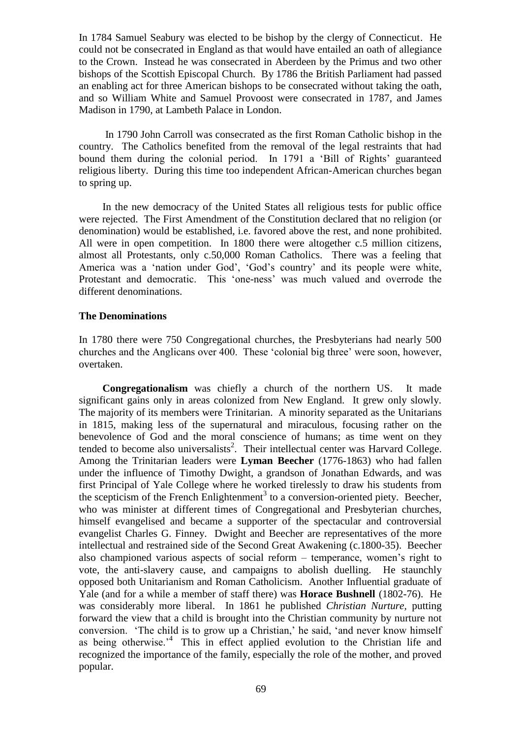In 1784 Samuel Seabury was elected to be bishop by the clergy of Connecticut. He could not be consecrated in England as that would have entailed an oath of allegiance to the Crown. Instead he was consecrated in Aberdeen by the Primus and two other bishops of the Scottish Episcopal Church. By 1786 the British Parliament had passed an enabling act for three American bishops to be consecrated without taking the oath, and so William White and Samuel Provoost were consecrated in 1787, and James Madison in 1790, at Lambeth Palace in London.

In 1790 John Carroll was consecrated as the first Roman Catholic bishop in the country. The Catholics benefited from the removal of the legal restraints that had bound them during the colonial period. In 1791 a 'Bill of Rights' guaranteed religious liberty. During this time too independent African-American churches began to spring up.

In the new democracy of the United States all religious tests for public office were rejected. The First Amendment of the Constitution declared that no religion (or denomination) would be established, i.e. favored above the rest, and none prohibited. All were in open competition. In 1800 there were altogether c.5 million citizens, almost all Protestants, only c.50,000 Roman Catholics. There was a feeling that America was a 'nation under God', 'God's country' and its people were white, Protestant and democratic. This 'one-ness' was much valued and overrode the different denominations.

**The Denominations**

In 1780 there were 750 Congregational churches, the Presbyterians had nearly 500 churches and the Anglicans over 400. These 'colonial big three' were soon, however, overtaken.

**Congregationalism** was chiefly a church of the northern US. It made significant gains only in areas colonized from New England. It grew only slowly. The majority of its members were Trinitarian. A minority separated as the Unitarians in 1815, making less of the supernatural and miraculous, focusing rather on the benevolence of God and the moral conscience of humans; as time went on they tended to become also universalists[2]. Their intellectual center was Harvard College. Among the Trinitarian leaders were **Lyman Beecher** (1776-1863) who had fallen under the influence of Timothy Dwight, a grandson of Jonathan Edwards, and was first Principal of Yale College where he worked tirelessly to draw his students from the scepticism of the French Enlightenment[3] to a conversion-oriented piety. Beecher, who was minister at different times of Congregational and Presbyterian churches, himself evangelised and became a supporter of the spectacular and controversial evangelist Charles G. Finney. Dwight and Beecher are representatives of the more intellectual and restrained side of the Second Great Awakening (c.1800-35). Beecher also championed various aspects of social reform – temperance, women's right to vote, the anti-slavery cause, and campaigns to abolish duelling. He staunchly opposed both Unitarianism and Roman Catholicism. Another Influential graduate of Yale (and for a while a member of staff there) was **Horace Bushnell** (1802-76). He was considerably more liberal. In 1861 he published *Christian Nurture,* putting forward the view that a child is brought into the Christian community by nurture not conversion. 'The child is to grow up a Christian,' he said, 'and never know himself as being otherwise.'[4] This in effect applied evolution to the Christian life and recognized the importance of the family, especially the role of the mother, and proved popular.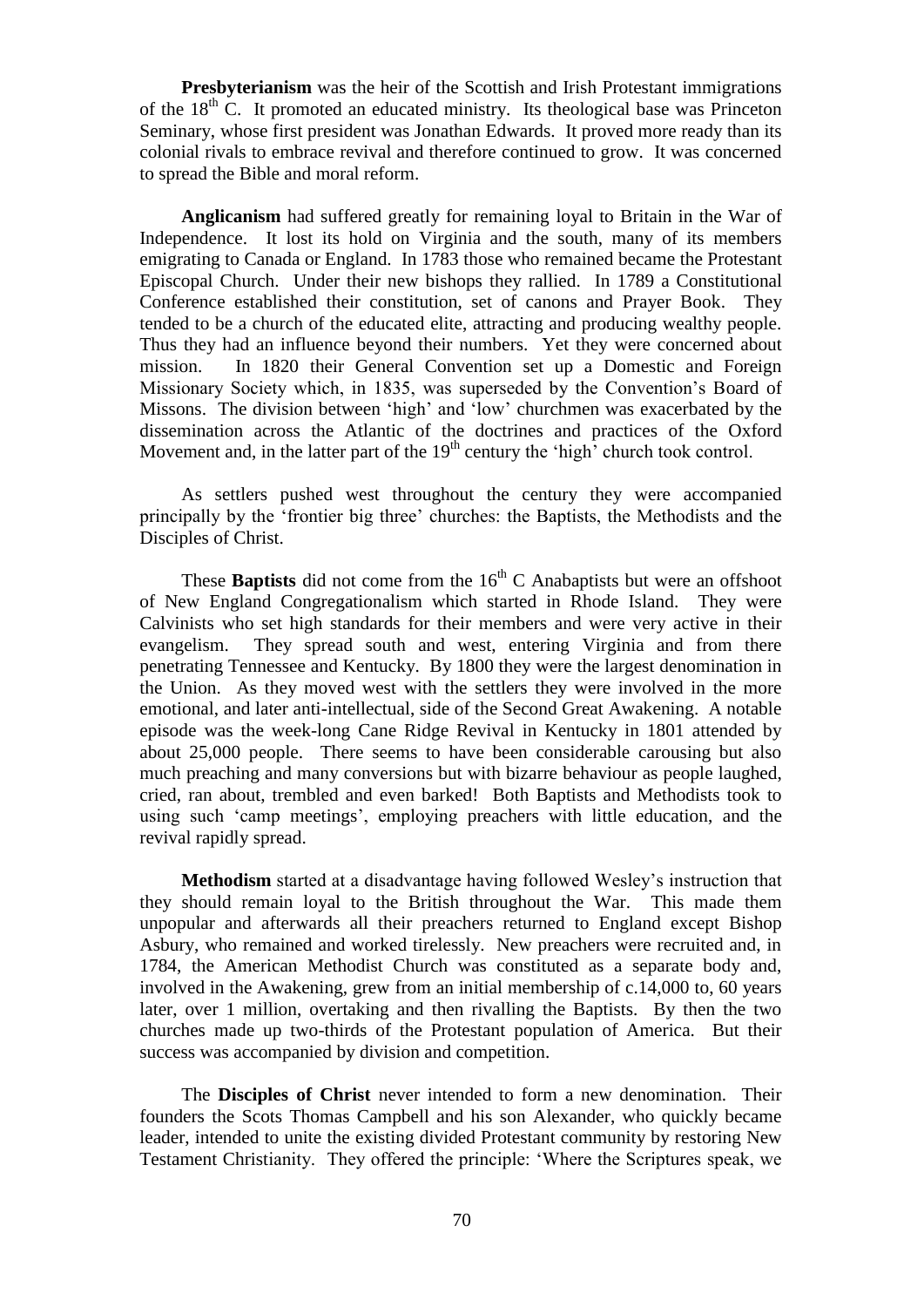**Presbyterianism** was the heir of the Scottish and Irish Protestant immigrations of the 18th C. It promoted an educated ministry. Its theological base was Princeton Seminary, whose first president was Jonathan Edwards. It proved more ready than its colonial rivals to embrace revival and therefore continued to grow. It was concerned to spread the Bible and moral reform.

**Anglicanism** had suffered greatly for remaining loyal to Britain in the War of Independence. It lost its hold on Virginia and the south, many of its members emigrating to Canada or England. In 1783 those who remained became the Protestant Episcopal Church. Under their new bishops they rallied. In 1789 a Constitutional Conference established their constitution, set of canons and Prayer Book. They tended to be a church of the educated elite, attracting and producing wealthy people. Thus they had an influence beyond their numbers. Yet they were concerned about mission. In 1820 their General Convention set up a Domestic and Foreign Missionary Society which, in 1835, was superseded by the Convention's Board of Missons. The division between 'high' and 'low' churchmen was exacerbated by the dissemination across the Atlantic of the doctrines and practices of the Oxford Movement and, in the latter part of the 19th century the 'high' church took control.

As settlers pushed west throughout the century they were accompanied principally by the 'frontier big three' churches: the Baptists, the Methodists and the Disciples of Christ.

These **Baptists** did not come from the 16th C Anabaptists but were an offshoot of New England Congregationalism which started in Rhode Island. They were Calvinists who set high standards for their members and were very active in their evangelism. They spread south and west, entering Virginia and from there penetrating Tennessee and Kentucky. By 1800 they were the largest denomination in the Union. As they moved west with the settlers they were involved in the more emotional, and later anti-intellectual, side of the Second Great Awakening. A notable episode was the week-long Cane Ridge Revival in Kentucky in 1801 attended by about 25,000 people. There seems to have been considerable carousing but also much preaching and many conversions but with bizarre behaviour as people laughed, cried, ran about, trembled and even barked! Both Baptists and Methodists took to using such 'camp meetings', employing preachers with little education, and the revival rapidly spread.

**Methodism** started at a disadvantage having followed Wesley's instruction that they should remain loyal to the British throughout the War. This made them unpopular and afterwards all their preachers returned to England except Bishop Asbury, who remained and worked tirelessly. New preachers were recruited and, in 1784, the American Methodist Church was constituted as a separate body and, involved in the Awakening, grew from an initial membership of c.14,000 to, 60 years later, over 1 million, overtaking and then rivalling the Baptists. By then the two churches made up two-thirds of the Protestant population of America. But their success was accompanied by division and competition.

The **Disciples of Christ** never intended to form a new denomination. Their founders the Scots Thomas Campbell and his son Alexander, who quickly became leader, intended to unite the existing divided Protestant community by restoring New Testament Christianity. They offered the principle: 'Where the Scriptures speak, we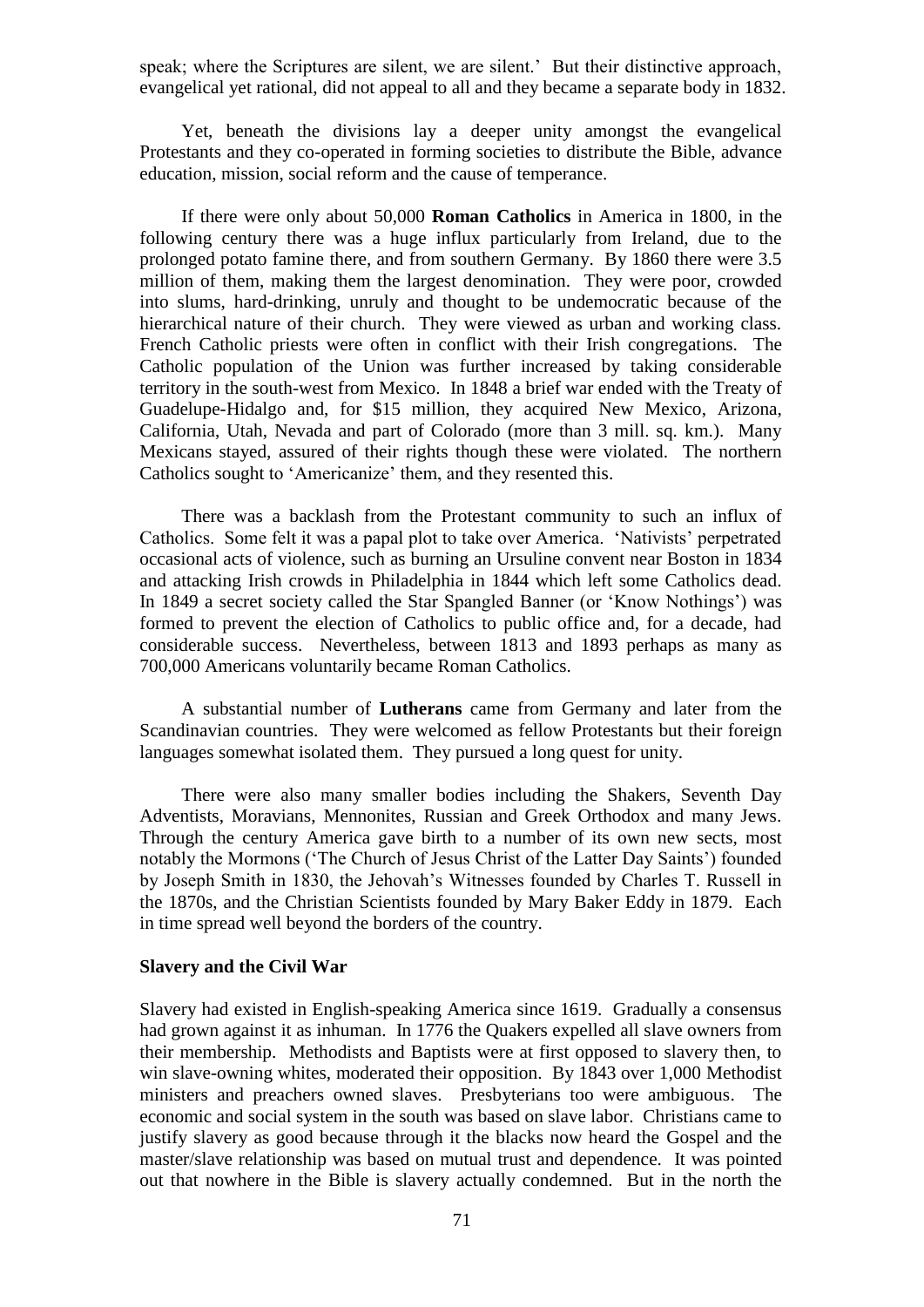speak; where the Scriptures are silent, we are silent.' But their distinctive approach, evangelical yet rational, did not appeal to all and they became a separate body in 1832.

Yet, beneath the divisions lay a deeper unity amongst the evangelical Protestants and they co-operated in forming societies to distribute the Bible, advance education, mission, social reform and the cause of temperance.

If there were only about 50,000 **Roman Catholics** in America in 1800, in the following century there was a huge influx particularly from Ireland, due to the prolonged potato famine there, and from southern Germany. By 1860 there were 3.5 million of them, making them the largest denomination. They were poor, crowded into slums, hard-drinking, unruly and thought to be undemocratic because of the hierarchical nature of their church. They were viewed as urban and working class. French Catholic priests were often in conflict with their Irish congregations. The Catholic population of the Union was further increased by taking considerable territory in the south-west from Mexico. In 1848 a brief war ended with the Treaty of Guadelupe-Hidalgo and, for $15 million, they acquired New Mexico, Arizona, California, Utah, Nevada and part of Colorado (more than 3 mill. sq. km.). Many Mexicans stayed, assured of their rights though these were violated. The northern Catholics sought to 'Americanize' them, and they resented this.

There was a backlash from the Protestant community to such an influx of Catholics. Some felt it was a papal plot to take over America. 'Nativists' perpetrated occasional acts of violence, such as burning an Ursuline convent near Boston in 1834 and attacking Irish crowds in Philadelphia in 1844 which left some Catholics dead. In 1849 a secret society called the Star Spangled Banner (or 'Know Nothings') was formed to prevent the election of Catholics to public office and, for a decade, had considerable success. Nevertheless, between 1813 and 1893 perhaps as many as 700,000 Americans voluntarily became Roman Catholics.

A substantial number of **Lutherans** came from Germany and later from the Scandinavian countries. They were welcomed as fellow Protestants but their foreign languages somewhat isolated them. They pursued a long quest for unity.

There were also many smaller bodies including the Shakers, Seventh Day Adventists, Moravians, Mennonites, Russian and Greek Orthodox and many Jews. Through the century America gave birth to a number of its own new sects, most notably the Mormons ('The Church of Jesus Christ of the Latter Day Saints') founded by Joseph Smith in 1830, the Jehovah's Witnesses founded by Charles T. Russell in the 1870s, and the Christian Scientists founded by Mary Baker Eddy in 1879. Each in time spread well beyond the borders of the country.

**Slavery and the Civil War**

Slavery had existed in English-speaking America since 1619. Gradually a consensus had grown against it as inhuman. In 1776 the Quakers expelled all slave owners from their membership. Methodists and Baptists were at first opposed to slavery then, to win slave-owning whites, moderated their opposition. By 1843 over 1,000 Methodist ministers and preachers owned slaves. Presbyterians too were ambiguous. The economic and social system in the south was based on slave labor. Christians came to justify slavery as good because through it the blacks now heard the Gospel and the master/slave relationship was based on mutual trust and dependence. It was pointed out that nowhere in the Bible is slavery actually condemned. But in the north the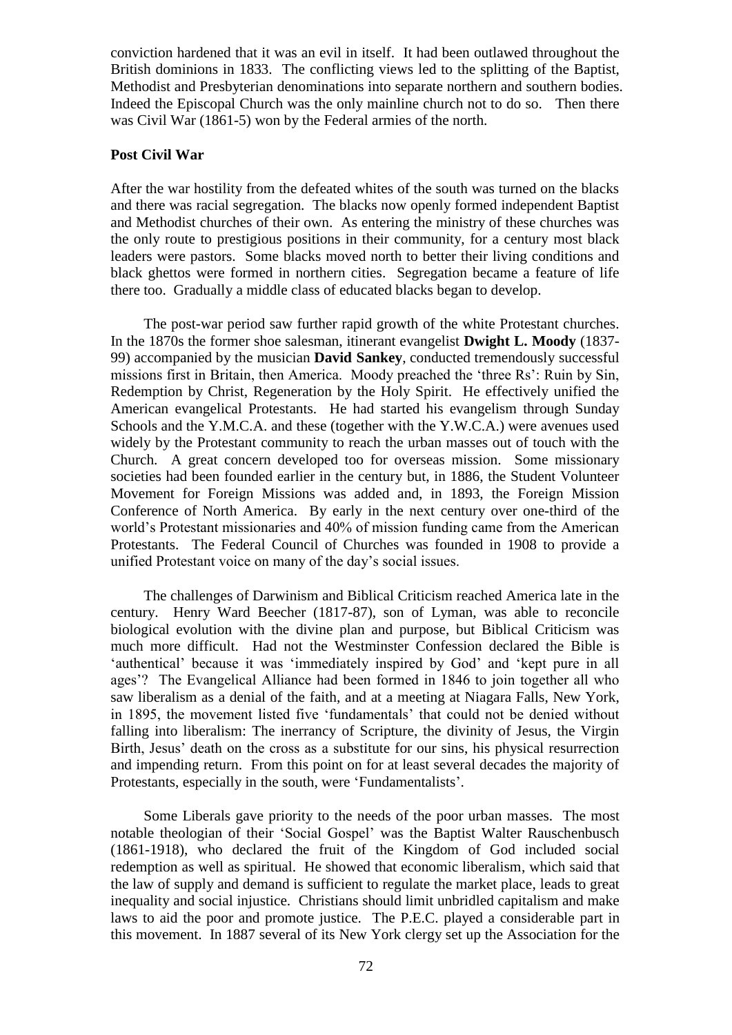conviction hardened that it was an evil in itself. It had been outlawed throughout the British dominions in 1833. The conflicting views led to the splitting of the Baptist, Methodist and Presbyterian denominations into separate northern and southern bodies. Indeed the Episcopal Church was the only mainline church not to do so. Then there was Civil War (1861-5) won by the Federal armies of the north.

**Post Civil War**

After the war hostility from the defeated whites of the south was turned on the blacks and there was racial segregation. The blacks now openly formed independent Baptist and Methodist churches of their own. As entering the ministry of these churches was the only route to prestigious positions in their community, for a century most black leaders were pastors. Some blacks moved north to better their living conditions and black ghettos were formed in northern cities. Segregation became a feature of life there too. Gradually a middle class of educated blacks began to develop.

The post-war period saw further rapid growth of the white Protestant churches. In the 1870s the former shoe salesman, itinerant evangelist **Dwight L. Moody** (1837-99) accompanied by the musician **David Sankey**, conducted tremendously successful missions first in Britain, then America. Moody preached the 'three Rs': Ruin by Sin, Redemption by Christ, Regeneration by the Holy Spirit. He effectively unified the American evangelical Protestants. He had started his evangelism through Sunday Schools and the Y.M.C.A. and these (together with the Y.W.C.A.) were avenues used widely by the Protestant community to reach the urban masses out of touch with the Church. A great concern developed too for overseas mission. Some missionary societies had been founded earlier in the century but, in 1886, the Student Volunteer Movement for Foreign Missions was added and, in 1893, the Foreign Mission Conference of North America. By early in the next century over one-third of the world's Protestant missionaries and 40% of mission funding came from the American Protestants. The Federal Council of Churches was founded in 1908 to provide a unified Protestant voice on many of the day's social issues.

The challenges of Darwinism and Biblical Criticism reached America late in the century. Henry Ward Beecher (1817-87), son of Lyman, was able to reconcile biological evolution with the divine plan and purpose, but Biblical Criticism was much more difficult. Had not the Westminster Confession declared the Bible is 'authentical' because it was 'immediately inspired by God' and 'kept pure in all ages'? The Evangelical Alliance had been formed in 1846 to join together all who saw liberalism as a denial of the faith, and at a meeting at Niagara Falls, New York, in 1895, the movement listed five 'fundamentals' that could not be denied without falling into liberalism: The inerrancy of Scripture, the divinity of Jesus, the Virgin Birth, Jesus' death on the cross as a substitute for our sins, his physical resurrection and impending return. From this point on for at least several decades the majority of Protestants, especially in the south, were 'Fundamentalists'.

Some Liberals gave priority to the needs of the poor urban masses. The most notable theologian of their 'Social Gospel' was the Baptist Walter Rauschenbusch (1861-1918), who declared the fruit of the Kingdom of God included social redemption as well as spiritual. He showed that economic liberalism, which said that the law of supply and demand is sufficient to regulate the market place, leads to great inequality and social injustice. Christians should limit unbridled capitalism and make laws to aid the poor and promote justice. The P.E.C. played a considerable part in this movement. In 1887 several of its New York clergy set up the Association for the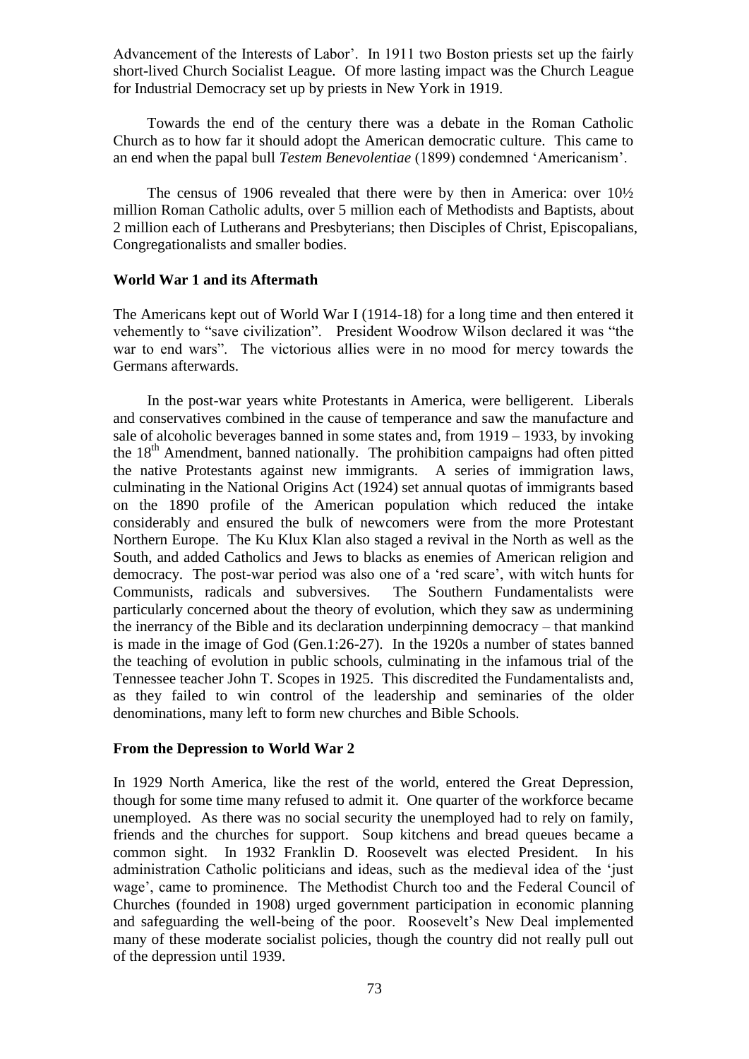Advancement of the Interests of Labor'. In 1911 two Boston priests set up the fairly short-lived Church Socialist League. Of more lasting impact was the Church League for Industrial Democracy set up by priests in New York in 1919.

Towards the end of the century there was a debate in the Roman Catholic Church as to how far it should adopt the American democratic culture. This came to an end when the papal bull *Testem Benevolentiae* (1899) condemned 'Americanism'.

The census of 1906 revealed that there were by then in America: over 10½ million Roman Catholic adults, over 5 million each of Methodists and Baptists, about 2 million each of Lutherans and Presbyterians; then Disciples of Christ, Episcopalians, Congregationalists and smaller bodies.

### World War 1 and its Aftermath

The Americans kept out of World War I (1914-18) for a long time and then entered it vehemently to "save civilization". President Woodrow Wilson declared it was "the war to end wars". The victorious allies were in no mood for mercy towards the Germans afterwards.

In the post-war years white Protestants in America, were belligerent. Liberals and conservatives combined in the cause of temperance and saw the manufacture and sale of alcoholic beverages banned in some states and, from 1919 – 1933, by invoking the 18th Amendment, banned nationally. The prohibition campaigns had often pitted the native Protestants against new immigrants. A series of immigration laws, culminating in the National Origins Act (1924) set annual quotas of immigrants based on the 1890 profile of the American population which reduced the intake considerably and ensured the bulk of newcomers were from the more Protestant Northern Europe. The Ku Klux Klan also staged a revival in the North as well as the South, and added Catholics and Jews to blacks as enemies of American religion and democracy. The post-war period was also one of a 'red scare', with witch hunts for Communists, radicals and subversives. The Southern Fundamentalists were particularly concerned about the theory of evolution, which they saw as undermining the inerrancy of the Bible and its declaration underpinning democracy – that mankind is made in the image of God (Gen.1:26-27). In the 1920s a number of states banned the teaching of evolution in public schools, culminating in the infamous trial of the Tennessee teacher John T. Scopes in 1925. This discredited the Fundamentalists and, as they failed to win control of the leadership and seminaries of the older denominations, many left to form new churches and Bible Schools.

### From the Depression to World War 2

In 1929 North America, like the rest of the world, entered the Great Depression, though for some time many refused to admit it. One quarter of the workforce became unemployed. As there was no social security the unemployed had to rely on family, friends and the churches for support. Soup kitchens and bread queues became a common sight. In 1932 Franklin D. Roosevelt was elected President. In his administration Catholic politicians and ideas, such as the medieval idea of the 'just wage', came to prominence. The Methodist Church too and the Federal Council of Churches (founded in 1908) urged government participation in economic planning and safeguarding the well-being of the poor. Roosevelt's New Deal implemented many of these moderate socialist policies, though the country did not really pull out of the depression until 1939.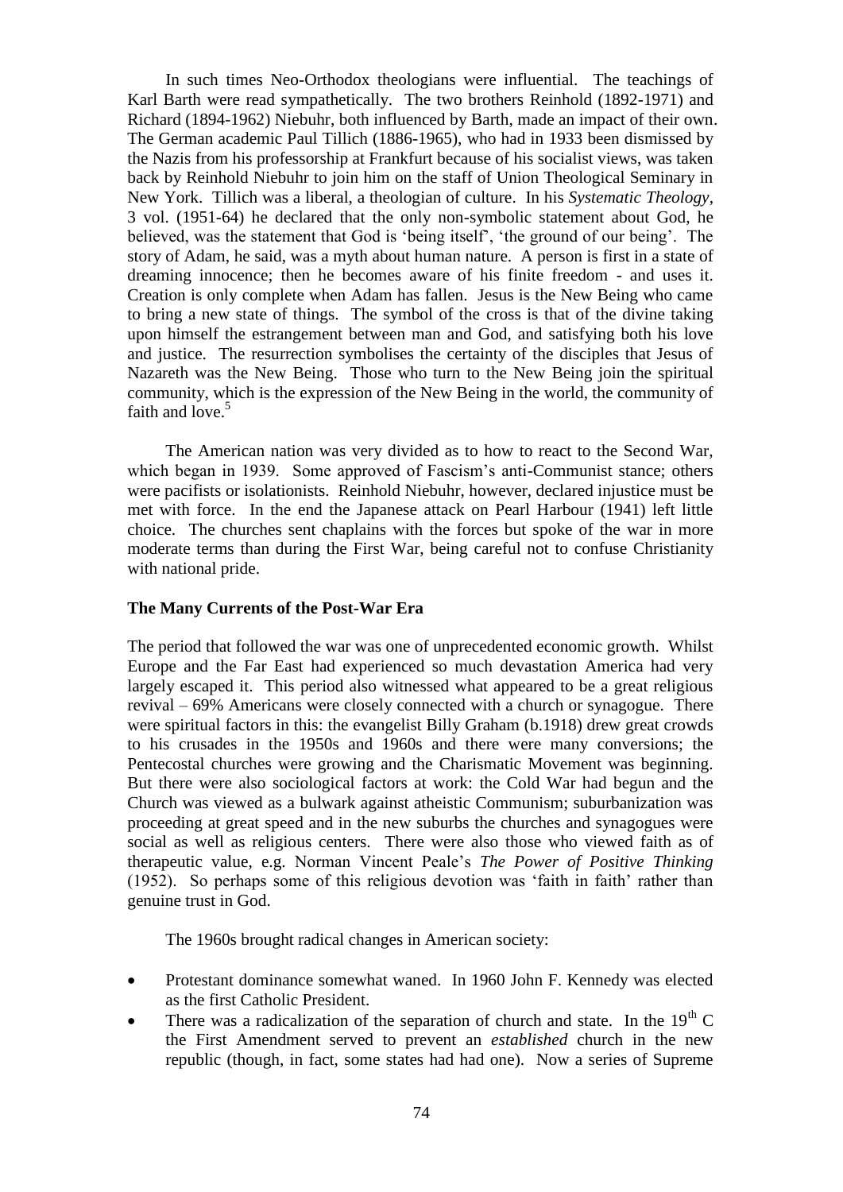In such times Neo-Orthodox theologians were influential. The teachings of Karl Barth were read sympathetically. The two brothers Reinhold (1892-1971) and Richard (1894-1962) Niebuhr, both influenced by Barth, made an impact of their own. The German academic Paul Tillich (1886-1965), who had in 1933 been dismissed by the Nazis from his professorship at Frankfurt because of his socialist views, was taken back by Reinhold Niebuhr to join him on the staff of Union Theological Seminary in New York. Tillich was a liberal, a theologian of culture. In his *Systematic Theology*, 3 vol. (1951-64) he declared that the only non-symbolic statement about God, he believed, was the statement that God is 'being itself', 'the ground of our being'. The story of Adam, he said, was a myth about human nature. A person is first in a state of dreaming innocence; then he becomes aware of his finite freedom - and uses it. Creation is only complete when Adam has fallen. Jesus is the New Being who came to bring a new state of things. The symbol of the cross is that of the divine taking upon himself the estrangement between man and God, and satisfying both his love and justice. The resurrection symbolises the certainty of the disciples that Jesus of Nazareth was the New Being. Those who turn to the New Being join the spiritual community, which is the expression of the New Being in the world, the community of faith and love.[5]

The American nation was very divided as to how to react to the Second War, which began in 1939. Some approved of Fascism's anti-Communist stance; others were pacifists or isolationists. Reinhold Niebuhr, however, declared injustice must be met with force. In the end the Japanese attack on Pearl Harbour (1941) left little choice. The churches sent chaplains with the forces but spoke of the war in more moderate terms than during the First War, being careful not to confuse Christianity with national pride.

**The Many Currents of the Post-War Era**

The period that followed the war was one of unprecedented economic growth. Whilst Europe and the Far East had experienced so much devastation America had very largely escaped it. This period also witnessed what appeared to be a great religious revival – 69% Americans were closely connected with a church or synagogue. There were spiritual factors in this: the evangelist Billy Graham (b.1918) drew great crowds to his crusades in the 1950s and 1960s and there were many conversions; the Pentecostal churches were growing and the Charismatic Movement was beginning. But there were also sociological factors at work: the Cold War had begun and the Church was viewed as a bulwark against atheistic Communism; suburbanization was proceeding at great speed and in the new suburbs the churches and synagogues were social as well as religious centers. There were also those who viewed faith as of therapeutic value, e.g. Norman Vincent Peale's *The Power of Positive Thinking* (1952). So perhaps some of this religious devotion was 'faith in faith' rather than genuine trust in God.

The 1960s brought radical changes in American society:

- Protestant dominance somewhat waned. In 1960 John F. Kennedy was elected as the first Catholic President.
- There was a radicalization of the separation of church and state. In the 19th C the First Amendment served to prevent an *established* church in the new republic (though, in fact, some states had had one). Now a series of Supreme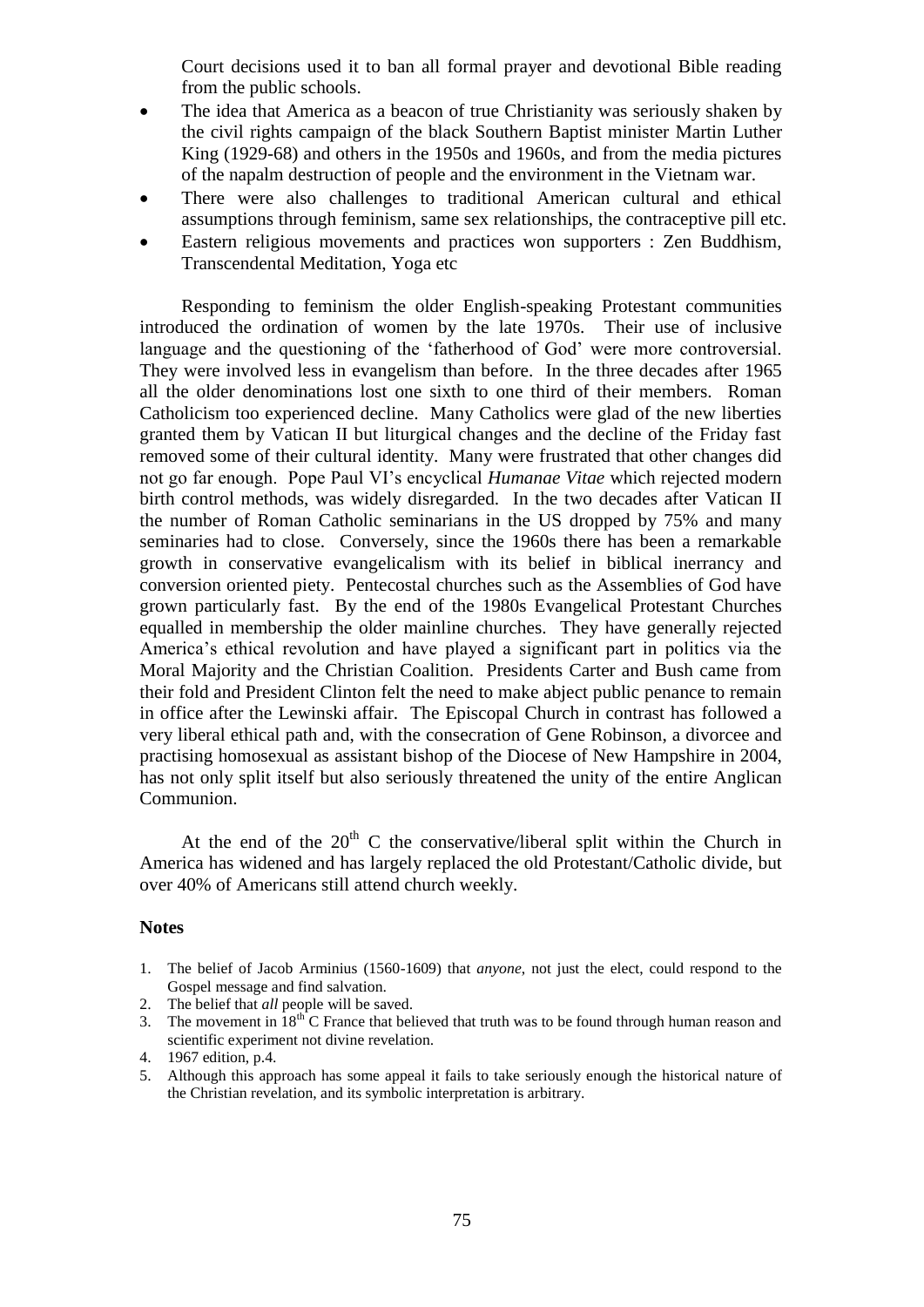Court decisions used it to ban all formal prayer and devotional Bible reading from the public schools.

- The idea that America as a beacon of true Christianity was seriously shaken by the civil rights campaign of the black Southern Baptist minister Martin Luther King (1929-68) and others in the 1950s and 1960s, and from the media pictures of the napalm destruction of people and the environment in the Vietnam war.
- There were also challenges to traditional American cultural and ethical assumptions through feminism, same sex relationships, the contraceptive pill etc.
- Eastern religious movements and practices won supporters : Zen Buddhism, Transcendental Meditation, Yoga etc

Responding to feminism the older English-speaking Protestant communities introduced the ordination of women by the late 1970s. Their use of inclusive language and the questioning of the 'fatherhood of God' were more controversial. They were involved less in evangelism than before. In the three decades after 1965 all the older denominations lost one sixth to one third of their members. Roman Catholicism too experienced decline. Many Catholics were glad of the new liberties granted them by Vatican II but liturgical changes and the decline of the Friday fast removed some of their cultural identity. Many were frustrated that other changes did not go far enough. Pope Paul VI's encyclical *Humanae Vitae* which rejected modern birth control methods, was widely disregarded. In the two decades after Vatican II the number of Roman Catholic seminarians in the US dropped by 75% and many seminaries had to close. Conversely, since the 1960s there has been a remarkable growth in conservative evangelicalism with its belief in biblical inerrancy and conversion oriented piety. Pentecostal churches such as the Assemblies of God have grown particularly fast. By the end of the 1980s Evangelical Protestant Churches equalled in membership the older mainline churches. They have generally rejected America's ethical revolution and have played a significant part in politics via the Moral Majority and the Christian Coalition. Presidents Carter and Bush came from their fold and President Clinton felt the need to make abject public penance to remain in office after the Lewinski affair. The Episcopal Church in contrast has followed a very liberal ethical path and, with the consecration of Gene Robinson, a divorcee and practising homosexual as assistant bishop of the Diocese of New Hampshire in 2004, has not only split itself but also seriously threatened the unity of the entire Anglican Communion.

At the end of the 20th C the conservative/liberal split within the Church in America has widened and has largely replaced the old Protestant/Catholic divide, but over 40% of Americans still attend church weekly.

**Notes**

1. The belief of Jacob Arminius (1560-1609) that *anyone*, not just the elect, could respond to the Gospel message and find salvation.
2. The belief that *all* people will be saved.
3. The movement in 18th C France that believed that truth was to be found through human reason and scientific experiment not divine revelation.
4. 1967 edition, p.4.
5. Although this approach has some appeal it fails to take seriously enough the historical nature of the Christian revelation, and its symbolic interpretation is arbitrary.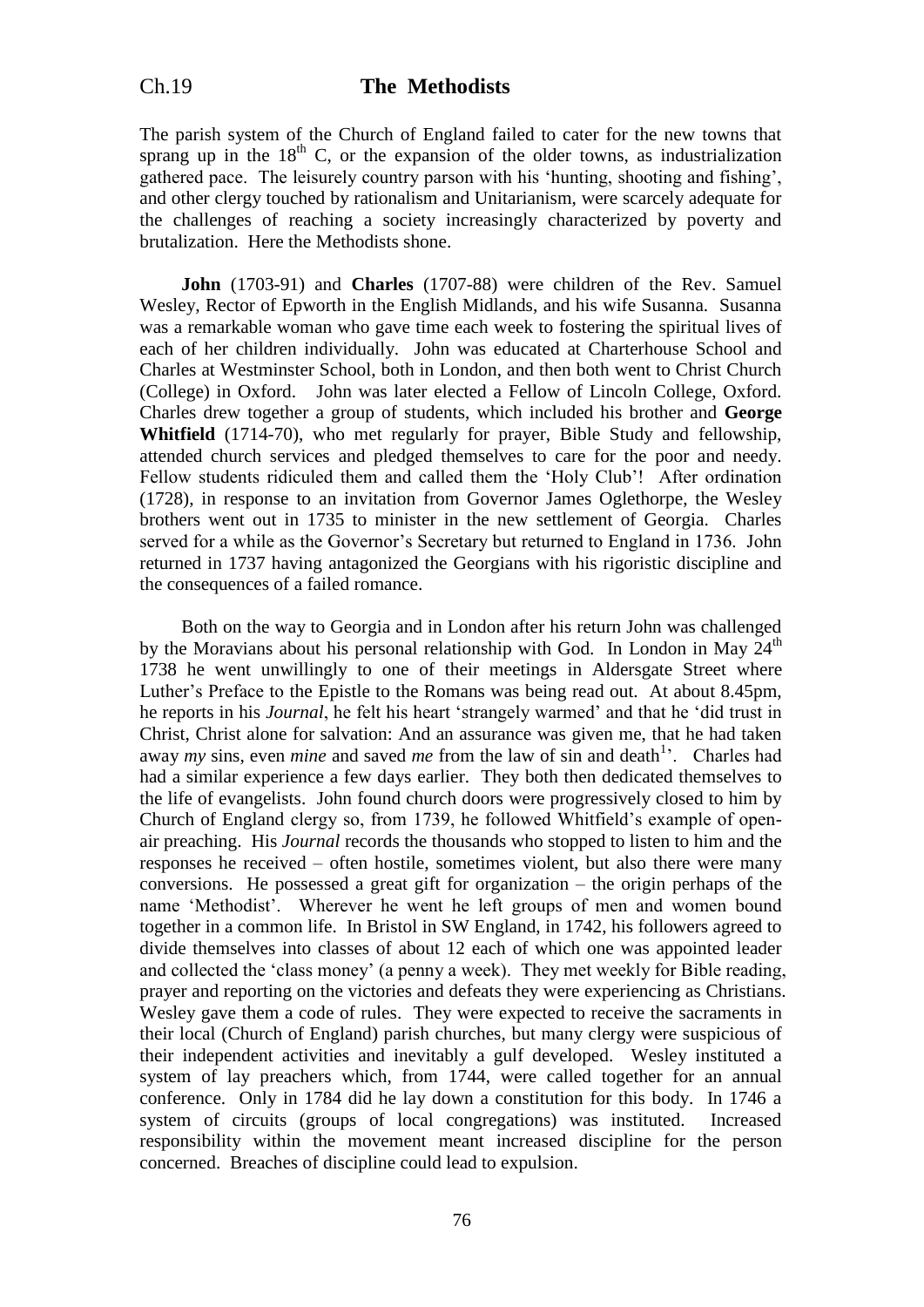# Ch.19 The Methodists

The parish system of the Church of England failed to cater for the new towns that sprang up in the $18^{th}$ C, or the expansion of the older towns, as industrialization gathered pace. The leisurely country parson with his 'hunting, shooting and fishing', and other clergy touched by rationalism and Unitarianism, were scarcely adequate for the challenges of reaching a society increasingly characterized by poverty and brutalization. Here the Methodists shone.

**John** (1703-91) and **Charles** (1707-88) were children of the Rev. Samuel Wesley, Rector of Epworth in the English Midlands, and his wife Susanna. Susanna was a remarkable woman who gave time each week to fostering the spiritual lives of each of her children individually. John was educated at Charterhouse School and Charles at Westminster School, both in London, and then both went to Christ Church (College) in Oxford. John was later elected a Fellow of Lincoln College, Oxford. Charles drew together a group of students, which included his brother and **George Whitfield** (1714-70), who met regularly for prayer, Bible Study and fellowship, attended church services and pledged themselves to care for the poor and needy. Fellow students ridiculed them and called them the 'Holy Club'! After ordination (1728), in response to an invitation from Governor James Oglethorpe, the Wesley brothers went out in 1735 to minister in the new settlement of Georgia. Charles served for a while as the Governor's Secretary but returned to England in 1736. John returned in 1737 having antagonized the Georgians with his rigoristic discipline and the consequences of a failed romance.

Both on the way to Georgia and in London after his return John was challenged by the Moravians about his personal relationship with God. In London in May $24^{th}$ 1738 he went unwillingly to one of their meetings in Aldersgate Street where Luther's Preface to the Epistle to the Romans was being read out. At about 8.45pm, he reports in his *Journal*, he felt his heart 'strangely warmed' and that he 'did trust in Christ, Christ alone for salvation: And an assurance was given me, that he had taken away *my* sins, even *mine* and saved *me* from the law of sin and death[1]'. Charles had had a similar experience a few days earlier. They both then dedicated themselves to the life of evangelists. John found church doors were progressively closed to him by Church of England clergy so, from 1739, he followed Whitfield's example of open-air preaching. His *Journal* records the thousands who stopped to listen to him and the responses he received – often hostile, sometimes violent, but also there were many conversions. He possessed a great gift for organization – the origin perhaps of the name 'Methodist'. Wherever he went he left groups of men and women bound together in a common life. In Bristol in SW England, in 1742, his followers agreed to divide themselves into classes of about 12 each of which one was appointed leader and collected the 'class money' (a penny a week). They met weekly for Bible reading, prayer and reporting on the victories and defeats they were experiencing as Christians. Wesley gave them a code of rules. They were expected to receive the sacraments in their local (Church of England) parish churches, but many clergy were suspicious of their independent activities and inevitably a gulf developed. Wesley instituted a system of lay preachers which, from 1744, were called together for an annual conference. Only in 1784 did he lay down a constitution for this body. In 1746 a system of circuits (groups of local congregations) was instituted. Increased responsibility within the movement meant increased discipline for the person concerned. Breaches of discipline could lead to expulsion.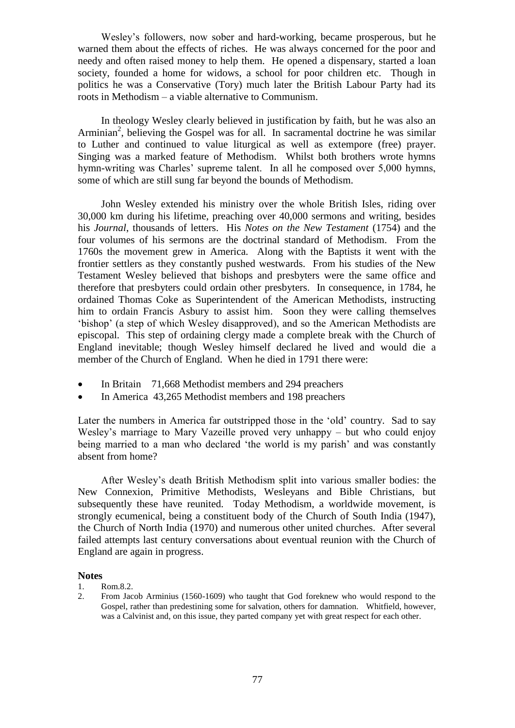Wesley's followers, now sober and hard-working, became prosperous, but he warned them about the effects of riches. He was always concerned for the poor and needy and often raised money to help them. He opened a dispensary, started a loan society, founded a home for widows, a school for poor children etc. Though in politics he was a Conservative (Tory) much later the British Labour Party had its roots in Methodism – a viable alternative to Communism.

In theology Wesley clearly believed in justification by faith, but he was also an Arminian[2], believing the Gospel was for all. In sacramental doctrine he was similar to Luther and continued to value liturgical as well as extempore (free) prayer. Singing was a marked feature of Methodism. Whilst both brothers wrote hymns hymn-writing was Charles' supreme talent. In all he composed over 5,000 hymns, some of which are still sung far beyond the bounds of Methodism.

John Wesley extended his ministry over the whole British Isles, riding over 30,000 km during his lifetime, preaching over 40,000 sermons and writing, besides his *Journal*, thousands of letters. His *Notes on the New Testament* (1754) and the four volumes of his sermons are the doctrinal standard of Methodism. From the 1760s the movement grew in America. Along with the Baptists it went with the frontier settlers as they constantly pushed westwards. From his studies of the New Testament Wesley believed that bishops and presbyters were the same office and therefore that presbyters could ordain other presbyters. In consequence, in 1784, he ordained Thomas Coke as Superintendent of the American Methodists, instructing him to ordain Francis Asbury to assist him. Soon they were calling themselves 'bishop' (a step of which Wesley disapproved), and so the American Methodists are episcopal. This step of ordaining clergy made a complete break with the Church of England inevitable; though Wesley himself declared he lived and would die a member of the Church of England. When he died in 1791 there were:

- In Britain 71,668 Methodist members and 294 preachers
- In America 43,265 Methodist members and 198 preachers

Later the numbers in America far outstripped those in the 'old' country. Sad to say Wesley's marriage to Mary Vazeille proved very unhappy – but who could enjoy being married to a man who declared 'the world is my parish' and was constantly absent from home?

After Wesley's death British Methodism split into various smaller bodies: the New Connexion, Primitive Methodists, Wesleyans and Bible Christians, but subsequently these have reunited. Today Methodism, a worldwide movement, is strongly ecumenical, being a constituent body of the Church of South India (1947), the Church of North India (1970) and numerous other united churches. After several failed attempts last century conversations about eventual reunion with the Church of England are again in progress.

**Notes**

1. Rom.8.2.
2. From Jacob Arminius (1560-1609) who taught that God foreknew who would respond to the Gospel, rather than predestining some for salvation, others for damnation. Whitfield, however, was a Calvinist and, on this issue, they parted company yet with great respect for each other.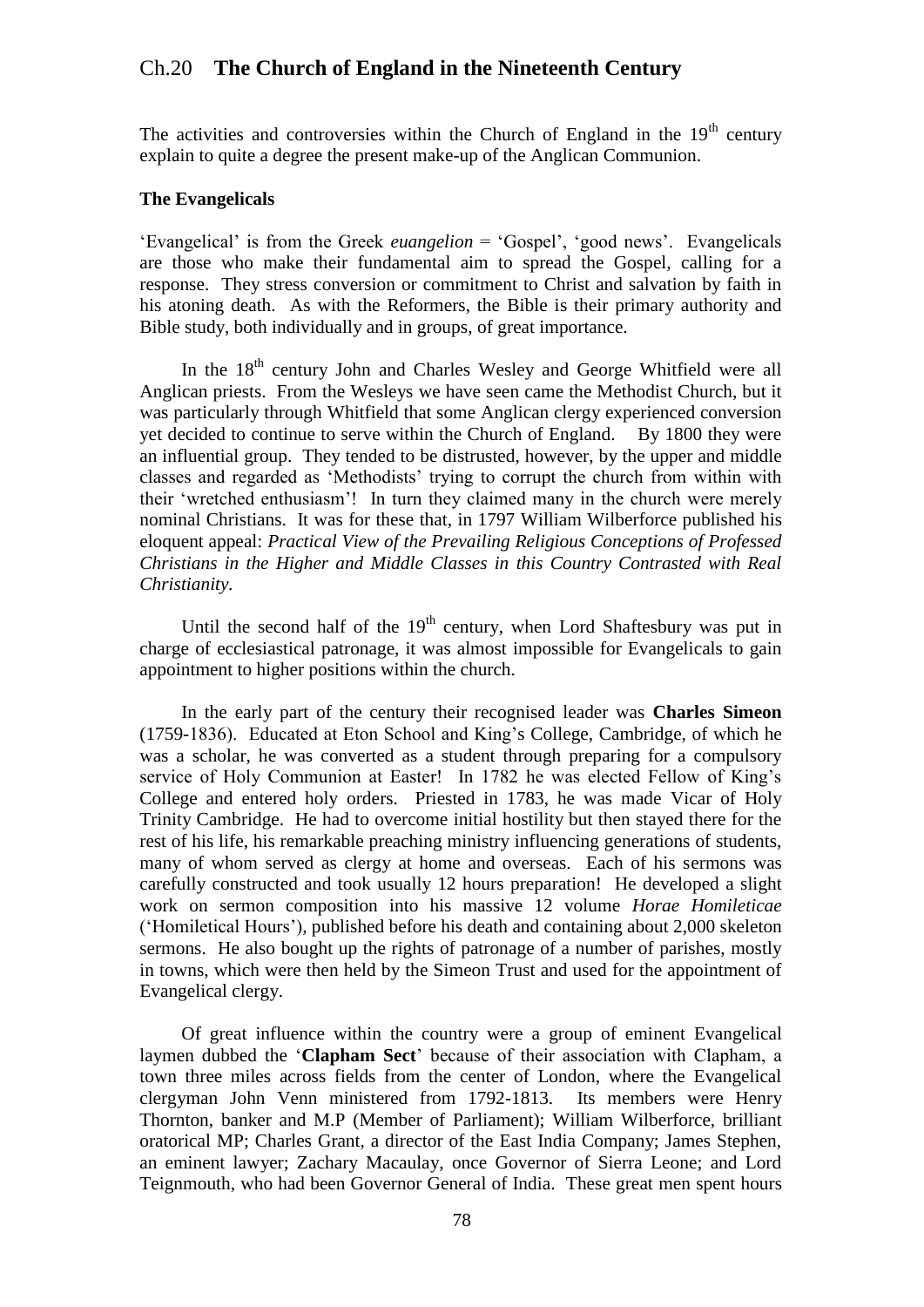# Ch.20 **The Church of England in the Nineteenth Century**

The activities and controversies within the Church of England in the 19th century explain to quite a degree the present make-up of the Anglican Communion.

### The Evangelicals

'Evangelical' is from the Greek *euangelion* = 'Gospel', 'good news'. Evangelicals are those who make their fundamental aim to spread the Gospel, calling for a response. They stress conversion or commitment to Christ and salvation by faith in his atoning death. As with the Reformers, the Bible is their primary authority and Bible study, both individually and in groups, of great importance.

In the 18th century John and Charles Wesley and George Whitfield were all Anglican priests. From the Wesleys we have seen came the Methodist Church, but it was particularly through Whitfield that some Anglican clergy experienced conversion yet decided to continue to serve within the Church of England. By 1800 they were an influential group. They tended to be distrusted, however, by the upper and middle classes and regarded as 'Methodists' trying to corrupt the church from within with their 'wretched enthusiasm'! In turn they claimed many in the church were merely nominal Christians. It was for these that, in 1797 William Wilberforce published his eloquent appeal: *Practical View of the Prevailing Religious Conceptions of Professed Christians in the Higher and Middle Classes in this Country Contrasted with Real Christianity.*

Until the second half of the 19th century, when Lord Shaftesbury was put in charge of ecclesiastical patronage, it was almost impossible for Evangelicals to gain appointment to higher positions within the church.

In the early part of the century their recognised leader was **Charles Simeon** (1759-1836). Educated at Eton School and King's College, Cambridge, of which he was a scholar, he was converted as a student through preparing for a compulsory service of Holy Communion at Easter! In 1782 he was elected Fellow of King's College and entered holy orders. Priested in 1783, he was made Vicar of Holy Trinity Cambridge. He had to overcome initial hostility but then stayed there for the rest of his life, his remarkable preaching ministry influencing generations of students, many of whom served as clergy at home and overseas. Each of his sermons was carefully constructed and took usually 12 hours preparation! He developed a slight work on sermon composition into his massive 12 volume *Horae Homileticae* ('Homiletical Hours'), published before his death and containing about 2,000 skeleton sermons. He also bought up the rights of patronage of a number of parishes, mostly in towns, which were then held by the Simeon Trust and used for the appointment of Evangelical clergy.

Of great influence within the country were a group of eminent Evangelical laymen dubbed the '**Clapham Sect**' because of their association with Clapham, a town three miles across fields from the center of London, where the Evangelical clergyman John Venn ministered from 1792-1813. Its members were Henry Thornton, banker and M.P (Member of Parliament); William Wilberforce, brilliant oratorical MP; Charles Grant, a director of the East India Company; James Stephen, an eminent lawyer; Zachary Macaulay, once Governor of Sierra Leone; and Lord Teignmouth, who had been Governor General of India. These great men spent hours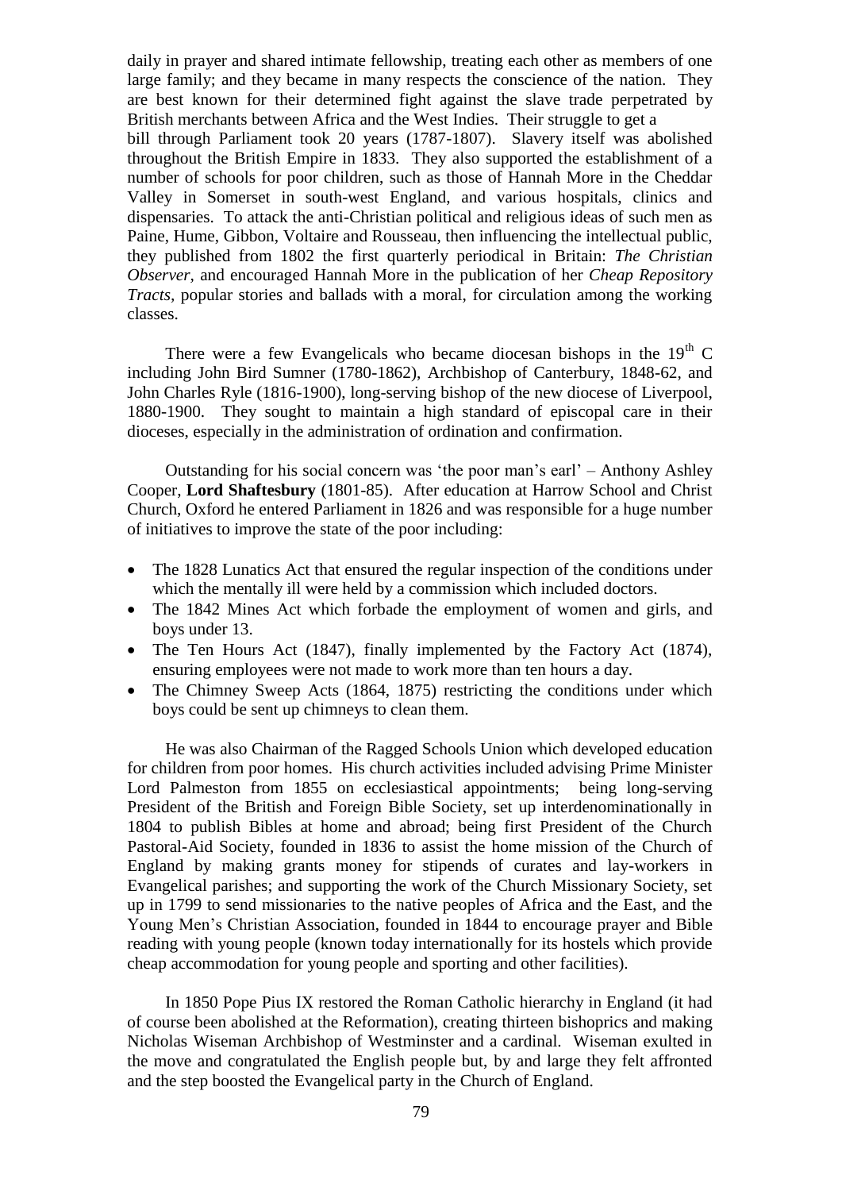daily in prayer and shared intimate fellowship, treating each other as members of one large family; and they became in many respects the conscience of the nation. They are best known for their determined fight against the slave trade perpetrated by British merchants between Africa and the West Indies. Their struggle to get a bill through Parliament took 20 years (1787-1807). Slavery itself was abolished throughout the British Empire in 1833. They also supported the establishment of a number of schools for poor children, such as those of Hannah More in the Cheddar Valley in Somerset in south-west England, and various hospitals, clinics and dispensaries. To attack the anti-Christian political and religious ideas of such men as Paine, Hume, Gibbon, Voltaire and Rousseau, then influencing the intellectual public, they published from 1802 the first quarterly periodical in Britain: *The Christian Observer,* and encouraged Hannah More in the publication of her *Cheap Repository Tracts,* popular stories and ballads with a moral, for circulation among the working classes.

There were a few Evangelicals who became diocesan bishops in the 19th C including John Bird Sumner (1780-1862), Archbishop of Canterbury, 1848-62, and John Charles Ryle (1816-1900), long-serving bishop of the new diocese of Liverpool, 1880-1900. They sought to maintain a high standard of episcopal care in their dioceses, especially in the administration of ordination and confirmation.

Outstanding for his social concern was 'the poor man's earl' – Anthony Ashley Cooper, **Lord Shaftesbury** (1801-85). After education at Harrow School and Christ Church, Oxford he entered Parliament in 1826 and was responsible for a huge number of initiatives to improve the state of the poor including:

- The 1828 Lunatics Act that ensured the regular inspection of the conditions under which the mentally ill were held by a commission which included doctors.
- The 1842 Mines Act which forbade the employment of women and girls, and boys under 13.
- The Ten Hours Act (1847), finally implemented by the Factory Act (1874), ensuring employees were not made to work more than ten hours a day.
- The Chimney Sweep Acts (1864, 1875) restricting the conditions under which boys could be sent up chimneys to clean them.

He was also Chairman of the Ragged Schools Union which developed education for children from poor homes. His church activities included advising Prime Minister Lord Palmeston from 1855 on ecclesiastical appointments; being long-serving President of the British and Foreign Bible Society, set up interdenominationally in 1804 to publish Bibles at home and abroad; being first President of the Church Pastoral-Aid Society, founded in 1836 to assist the home mission of the Church of England by making grants money for stipends of curates and lay-workers in Evangelical parishes; and supporting the work of the Church Missionary Society, set up in 1799 to send missionaries to the native peoples of Africa and the East, and the Young Men's Christian Association, founded in 1844 to encourage prayer and Bible reading with young people (known today internationally for its hostels which provide cheap accommodation for young people and sporting and other facilities).

In 1850 Pope Pius IX restored the Roman Catholic hierarchy in England (it had of course been abolished at the Reformation), creating thirteen bishoprics and making Nicholas Wiseman Archbishop of Westminster and a cardinal. Wiseman exulted in the move and congratulated the English people but, by and large they felt affronted and the step boosted the Evangelical party in the Church of England.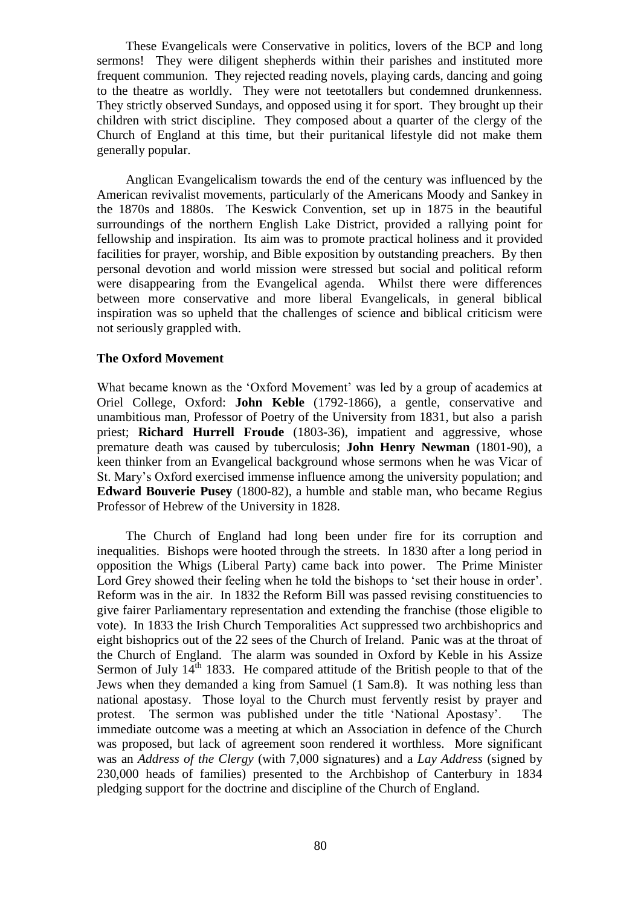These Evangelicals were Conservative in politics, lovers of the BCP and long sermons! They were diligent shepherds within their parishes and instituted more frequent communion. They rejected reading novels, playing cards, dancing and going to the theatre as worldly. They were not teetotallers but condemned drunkenness. They strictly observed Sundays, and opposed using it for sport. They brought up their children with strict discipline. They composed about a quarter of the clergy of the Church of England at this time, but their puritanical lifestyle did not make them generally popular.

Anglican Evangelicalism towards the end of the century was influenced by the American revivalist movements, particularly of the Americans Moody and Sankey in the 1870s and 1880s. The Keswick Convention, set up in 1875 in the beautiful surroundings of the northern English Lake District, provided a rallying point for fellowship and inspiration. Its aim was to promote practical holiness and it provided facilities for prayer, worship, and Bible exposition by outstanding preachers. By then personal devotion and world mission were stressed but social and political reform were disappearing from the Evangelical agenda. Whilst there were differences between more conservative and more liberal Evangelicals, in general biblical inspiration was so upheld that the challenges of science and biblical criticism were not seriously grappled with.

**The Oxford Movement**

What became known as the 'Oxford Movement' was led by a group of academics at Oriel College, Oxford: **John Keble** (1792-1866), a gentle, conservative and unambitious man, Professor of Poetry of the University from 1831, but also a parish priest; **Richard Hurrell Froude** (1803-36), impatient and aggressive, whose premature death was caused by tuberculosis; **John Henry Newman** (1801-90), a keen thinker from an Evangelical background whose sermons when he was Vicar of St. Mary's Oxford exercised immense influence among the university population; and **Edward Bouverie Pusey** (1800-82), a humble and stable man, who became Regius Professor of Hebrew of the University in 1828.

The Church of England had long been under fire for its corruption and inequalities. Bishops were hooted through the streets. In 1830 after a long period in opposition the Whigs (Liberal Party) came back into power. The Prime Minister Lord Grey showed their feeling when he told the bishops to 'set their house in order'. Reform was in the air. In 1832 the Reform Bill was passed revising constituencies to give fairer Parliamentary representation and extending the franchise (those eligible to vote). In 1833 the Irish Church Temporalities Act suppressed two archbishoprics and eight bishoprics out of the 22 sees of the Church of Ireland. Panic was at the throat of the Church of England. The alarm was sounded in Oxford by Keble in his Assize Sermon of July 14th 1833. He compared attitude of the British people to that of the Jews when they demanded a king from Samuel (1 Sam.8). It was nothing less than national apostasy. Those loyal to the Church must fervently resist by prayer and protest. The sermon was published under the title 'National Apostasy'. The immediate outcome was a meeting at which an Association in defence of the Church was proposed, but lack of agreement soon rendered it worthless. More significant was an *Address of the Clergy* (with 7,000 signatures) and a *Lay Address* (signed by 230,000 heads of families) presented to the Archbishop of Canterbury in 1834 pledging support for the doctrine and discipline of the Church of England.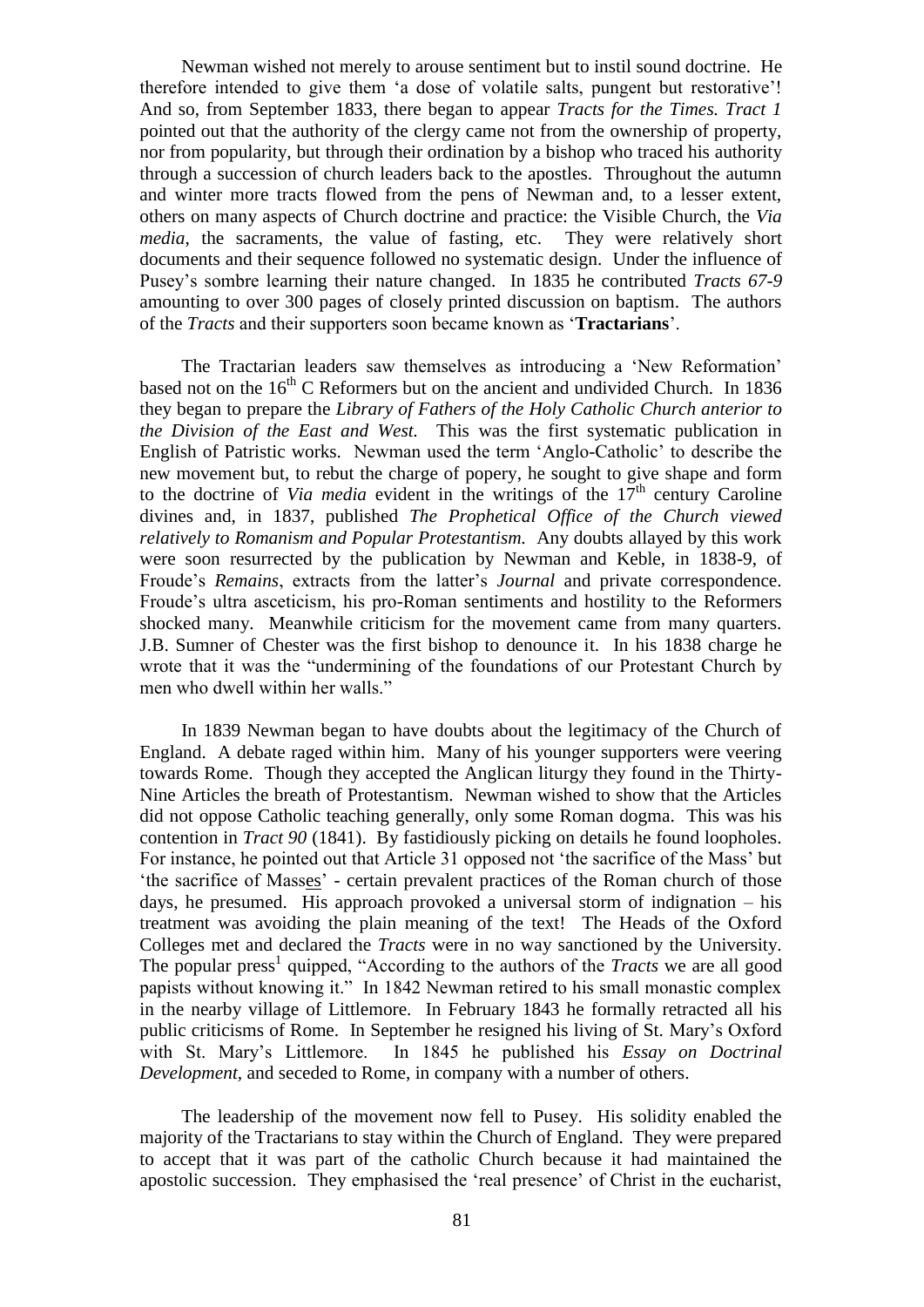Newman wished not merely to arouse sentiment but to instil sound doctrine. He therefore intended to give them 'a dose of volatile salts, pungent but restorative'! And so, from September 1833, there began to appear *Tracts for the Times*. *Tract 1* pointed out that the authority of the clergy came not from the ownership of property, nor from popularity, but through their ordination by a bishop who traced his authority through a succession of church leaders back to the apostles. Throughout the autumn and winter more tracts flowed from the pens of Newman and, to a lesser extent, others on many aspects of Church doctrine and practice: the Visible Church, the *Via media*, the sacraments, the value of fasting, etc. They were relatively short documents and their sequence followed no systematic design. Under the influence of Pusey's sombre learning their nature changed. In 1835 he contributed *Tracts 67-9* amounting to over 300 pages of closely printed discussion on baptism. The authors of the *Tracts* and their supporters soon became known as '**Tractarians**'.

The Tractarian leaders saw themselves as introducing a 'New Reformation' based not on the 16th C Reformers but on the ancient and undivided Church. In 1836 they began to prepare the *Library of Fathers of the Holy Catholic Church anterior to the Division of the East and West.* This was the first systematic publication in English of Patristic works. Newman used the term 'Anglo-Catholic' to describe the new movement but, to rebut the charge of popery, he sought to give shape and form to the doctrine of *Via media* evident in the writings of the 17th century Caroline divines and, in 1837, published *The Prophetical Office of the Church viewed relatively to Romanism and Popular Protestantism.* Any doubts allayed by this work were soon resurrected by the publication by Newman and Keble, in 1838-9, of Froude's *Remains*, extracts from the latter's *Journal* and private correspondence. Froude's ultra asceticism, his pro-Roman sentiments and hostility to the Reformers shocked many. Meanwhile criticism for the movement came from many quarters. J.B. Sumner of Chester was the first bishop to denounce it. In his 1838 charge he wrote that it was the "undermining of the foundations of our Protestant Church by men who dwell within her walls."

In 1839 Newman began to have doubts about the legitimacy of the Church of England. A debate raged within him. Many of his younger supporters were veering towards Rome. Though they accepted the Anglican liturgy they found in the Thirty-Nine Articles the breath of Protestantism. Newman wished to show that the Articles did not oppose Catholic teaching generally, only some Roman dogma. This was his contention in *Tract 90* (1841). By fastidiously picking on details he found loopholes. For instance, he pointed out that Article 31 opposed not 'the sacrifice of the Mass' but 'the sacrifice of Mass<u>es</u>' - certain prevalent practices of the Roman church of those days, he presumed. His approach provoked a universal storm of indignation – his treatment was avoiding the plain meaning of the text! The Heads of the Oxford Colleges met and declared the *Tracts* were in no way sanctioned by the University. The popular press[1] quipped, "According to the authors of the *Tracts* we are all good papists without knowing it." In 1842 Newman retired to his small monastic complex in the nearby village of Littlemore. In February 1843 he formally retracted all his public criticisms of Rome. In September he resigned his living of St. Mary's Oxford with St. Mary's Littlemore. In 1845 he published his *Essay on Doctrinal Development,* and seceded to Rome, in company with a number of others.

The leadership of the movement now fell to Pusey. His solidity enabled the majority of the Tractarians to stay within the Church of England. They were prepared to accept that it was part of the catholic Church because it had maintained the apostolic succession. They emphasised the 'real presence' of Christ in the eucharist,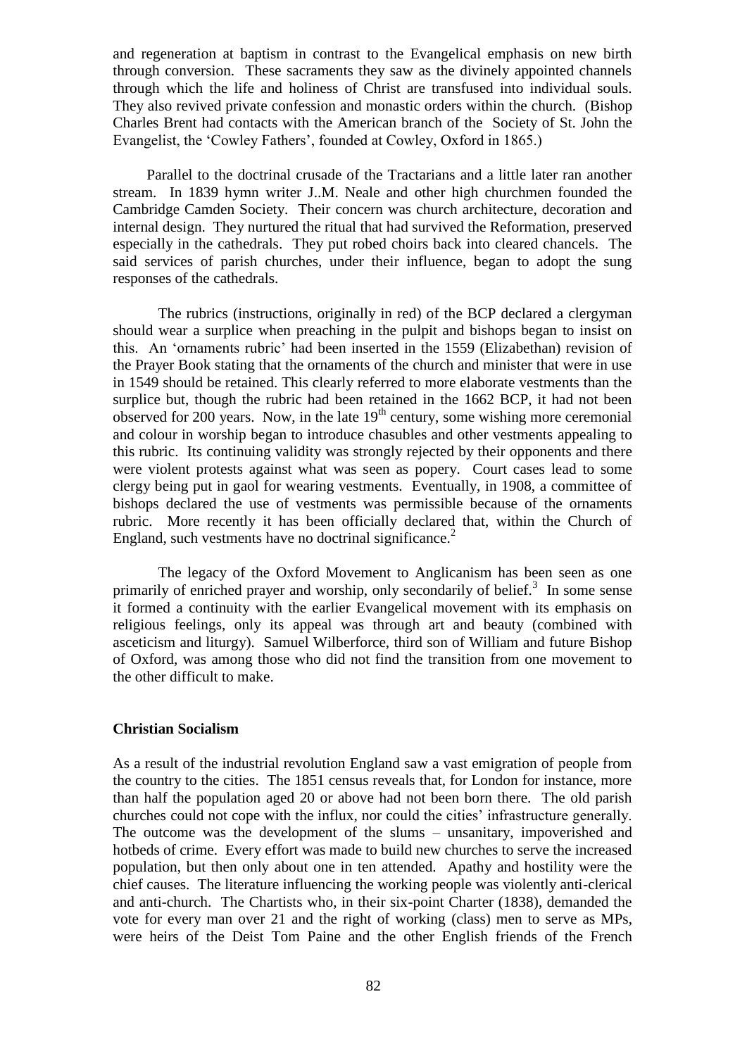and regeneration at baptism in contrast to the Evangelical emphasis on new birth through conversion. These sacraments they saw as the divinely appointed channels through which the life and holiness of Christ are transfused into individual souls. They also revived private confession and monastic orders within the church. (Bishop Charles Brent had contacts with the American branch of the Society of St. John the Evangelist, the 'Cowley Fathers', founded at Cowley, Oxford in 1865.)

Parallel to the doctrinal crusade of the Tractarians and a little later ran another stream. In 1839 hymn writer J..M. Neale and other high churchmen founded the Cambridge Camden Society. Their concern was church architecture, decoration and internal design. They nurtured the ritual that had survived the Reformation, preserved especially in the cathedrals. They put robed choirs back into cleared chancels. The said services of parish churches, under their influence, began to adopt the sung responses of the cathedrals.

The rubrics (instructions, originally in red) of the BCP declared a clergyman should wear a surplice when preaching in the pulpit and bishops began to insist on this. An 'ornaments rubric' had been inserted in the 1559 (Elizabethan) revision of the Prayer Book stating that the ornaments of the church and minister that were in use in 1549 should be retained. This clearly referred to more elaborate vestments than the surplice but, though the rubric had been retained in the 1662 BCP, it had not been observed for 200 years. Now, in the late 19th century, some wishing more ceremonial and colour in worship began to introduce chasubles and other vestments appealing to this rubric. Its continuing validity was strongly rejected by their opponents and there were violent protests against what was seen as popery. Court cases lead to some clergy being put in gaol for wearing vestments. Eventually, in 1908, a committee of bishops declared the use of vestments was permissible because of the ornaments rubric. More recently it has been officially declared that, within the Church of England, such vestments have no doctrinal significance.[2]

The legacy of the Oxford Movement to Anglicanism has been seen as one primarily of enriched prayer and worship, only secondarily of belief.[3] In some sense it formed a continuity with the earlier Evangelical movement with its emphasis on religious feelings, only its appeal was through art and beauty (combined with asceticism and liturgy). Samuel Wilberforce, third son of William and future Bishop of Oxford, was among those who did not find the transition from one movement to the other difficult to make.

**Christian Socialism**

As a result of the industrial revolution England saw a vast emigration of people from the country to the cities. The 1851 census reveals that, for London for instance, more than half the population aged 20 or above had not been born there. The old parish churches could not cope with the influx, nor could the cities' infrastructure generally. The outcome was the development of the slums – unsanitary, impoverished and hotbeds of crime. Every effort was made to build new churches to serve the increased population, but then only about one in ten attended. Apathy and hostility were the chief causes. The literature influencing the working people was violently anti-clerical and anti-church. The Chartists who, in their six-point Charter (1838), demanded the vote for every man over 21 and the right of working (class) men to serve as MPs, were heirs of the Deist Tom Paine and the other English friends of the French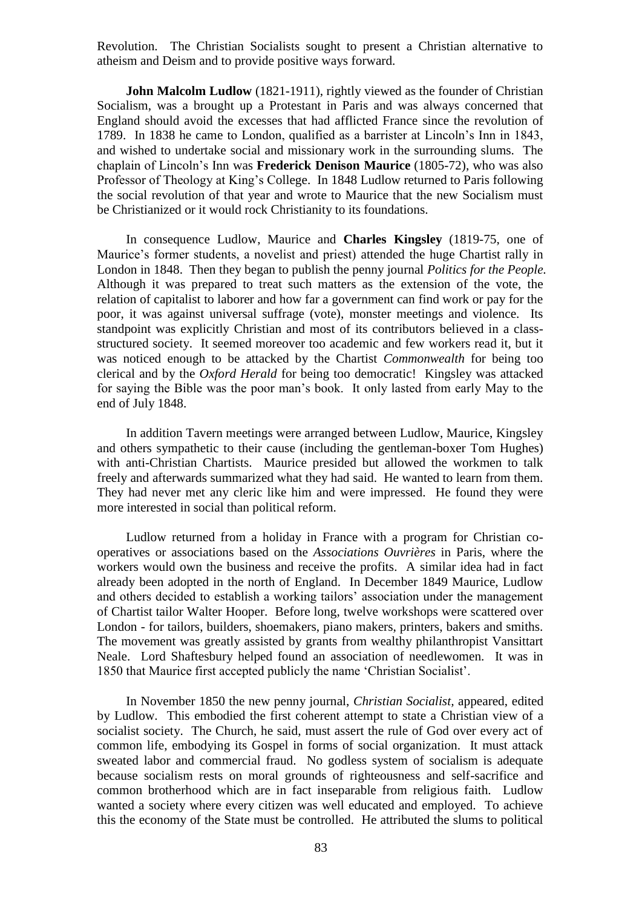Revolution. The Christian Socialists sought to present a Christian alternative to atheism and Deism and to provide positive ways forward.

**John Malcolm Ludlow** (1821-1911), rightly viewed as the founder of Christian Socialism, was a brought up a Protestant in Paris and was always concerned that England should avoid the excesses that had afflicted France since the revolution of 1789. In 1838 he came to London, qualified as a barrister at Lincoln's Inn in 1843, and wished to undertake social and missionary work in the surrounding slums. The chaplain of Lincoln's Inn was **Frederick Denison Maurice** (1805-72), who was also Professor of Theology at King's College. In 1848 Ludlow returned to Paris following the social revolution of that year and wrote to Maurice that the new Socialism must be Christianized or it would rock Christianity to its foundations.

In consequence Ludlow, Maurice and **Charles Kingsley** (1819-75, one of Maurice's former students, a novelist and priest) attended the huge Chartist rally in London in 1848. Then they began to publish the penny journal *Politics for the People.* Although it was prepared to treat such matters as the extension of the vote, the relation of capitalist to laborer and how far a government can find work or pay for the poor, it was against universal suffrage (vote), monster meetings and violence. Its standpoint was explicitly Christian and most of its contributors believed in a class-structured society. It seemed moreover too academic and few workers read it, but it was noticed enough to be attacked by the Chartist *Commonwealth* for being too clerical and by the *Oxford Herald* for being too democratic! Kingsley was attacked for saying the Bible was the poor man's book. It only lasted from early May to the end of July 1848.

In addition Tavern meetings were arranged between Ludlow, Maurice, Kingsley and others sympathetic to their cause (including the gentleman-boxer Tom Hughes) with anti-Christian Chartists. Maurice presided but allowed the workmen to talk freely and afterwards summarized what they had said. He wanted to learn from them. They had never met any cleric like him and were impressed. He found they were more interested in social than political reform.

Ludlow returned from a holiday in France with a program for Christian co-operatives or associations based on the *Associations Ouvrières* in Paris, where the workers would own the business and receive the profits. A similar idea had in fact already been adopted in the north of England. In December 1849 Maurice, Ludlow and others decided to establish a working tailors' association under the management of Chartist tailor Walter Hooper. Before long, twelve workshops were scattered over London - for tailors, builders, shoemakers, piano makers, printers, bakers and smiths. The movement was greatly assisted by grants from wealthy philanthropist Vansittart Neale. Lord Shaftesbury helped found an association of needlewomen. It was in 1850 that Maurice first accepted publicly the name 'Christian Socialist'.

In November 1850 the new penny journal, *Christian Socialist,* appeared, edited by Ludlow. This embodied the first coherent attempt to state a Christian view of a socialist society. The Church, he said, must assert the rule of God over every act of common life, embodying its Gospel in forms of social organization. It must attack sweated labor and commercial fraud. No godless system of socialism is adequate because socialism rests on moral grounds of righteousness and self-sacrifice and common brotherhood which are in fact inseparable from religious faith. Ludlow wanted a society where every citizen was well educated and employed. To achieve this the economy of the State must be controlled. He attributed the slums to political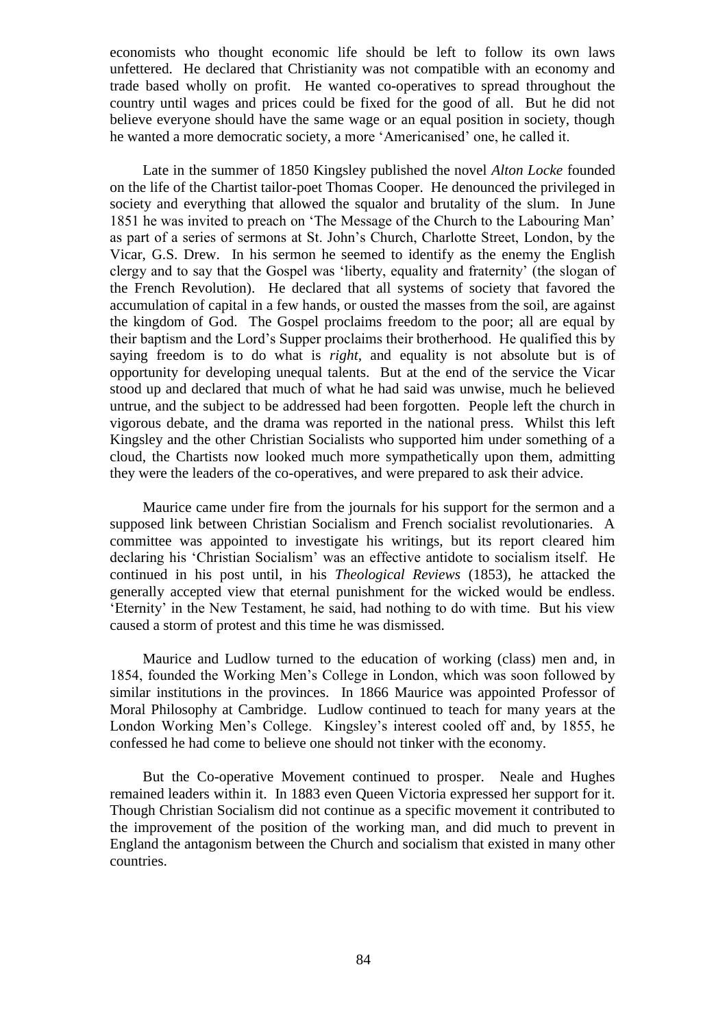economists who thought economic life should be left to follow its own laws unfettered. He declared that Christianity was not compatible with an economy and trade based wholly on profit. He wanted co-operatives to spread throughout the country until wages and prices could be fixed for the good of all. But he did not believe everyone should have the same wage or an equal position in society, though he wanted a more democratic society, a more 'Americanised' one, he called it.

Late in the summer of 1850 Kingsley published the novel *Alton Locke* founded on the life of the Chartist tailor-poet Thomas Cooper. He denounced the privileged in society and everything that allowed the squalor and brutality of the slum. In June 1851 he was invited to preach on 'The Message of the Church to the Labouring Man' as part of a series of sermons at St. John's Church, Charlotte Street, London, by the Vicar, G.S. Drew. In his sermon he seemed to identify as the enemy the English clergy and to say that the Gospel was 'liberty, equality and fraternity' (the slogan of the French Revolution). He declared that all systems of society that favored the accumulation of capital in a few hands, or ousted the masses from the soil, are against the kingdom of God. The Gospel proclaims freedom to the poor; all are equal by their baptism and the Lord's Supper proclaims their brotherhood. He qualified this by saying freedom is to do what is *right*, and equality is not absolute but is of opportunity for developing unequal talents. But at the end of the service the Vicar stood up and declared that much of what he had said was unwise, much he believed untrue, and the subject to be addressed had been forgotten. People left the church in vigorous debate, and the drama was reported in the national press. Whilst this left Kingsley and the other Christian Socialists who supported him under something of a cloud, the Chartists now looked much more sympathetically upon them, admitting they were the leaders of the co-operatives, and were prepared to ask their advice.

Maurice came under fire from the journals for his support for the sermon and a supposed link between Christian Socialism and French socialist revolutionaries. A committee was appointed to investigate his writings, but its report cleared him declaring his 'Christian Socialism' was an effective antidote to socialism itself. He continued in his post until, in his *Theological Reviews* (1853), he attacked the generally accepted view that eternal punishment for the wicked would be endless. 'Eternity' in the New Testament, he said, had nothing to do with time. But his view caused a storm of protest and this time he was dismissed.

Maurice and Ludlow turned to the education of working (class) men and, in 1854, founded the Working Men's College in London, which was soon followed by similar institutions in the provinces. In 1866 Maurice was appointed Professor of Moral Philosophy at Cambridge. Ludlow continued to teach for many years at the London Working Men's College. Kingsley's interest cooled off and, by 1855, he confessed he had come to believe one should not tinker with the economy.

But the Co-operative Movement continued to prosper. Neale and Hughes remained leaders within it. In 1883 even Queen Victoria expressed her support for it. Though Christian Socialism did not continue as a specific movement it contributed to the improvement of the position of the working man, and did much to prevent in England the antagonism between the Church and socialism that existed in many other countries.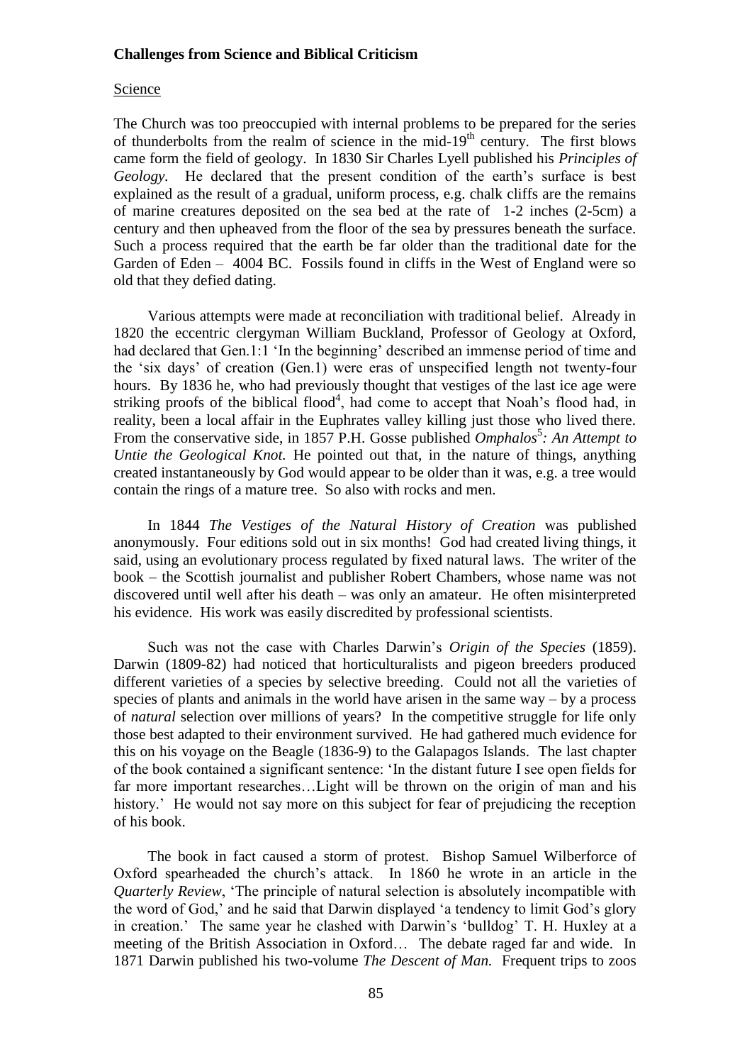**Challenges from Science and Biblical Criticism**

Science

The Church was too preoccupied with internal problems to be prepared for the series of thunderbolts from the realm of science in the mid-19th century. The first blows came form the field of geology. In 1830 Sir Charles Lyell published his *Principles of Geology.* He declared that the present condition of the earth's surface is best explained as the result of a gradual, uniform process, e.g. chalk cliffs are the remains of marine creatures deposited on the sea bed at the rate of 1-2 inches (2-5cm) a century and then upheaved from the floor of the sea by pressures beneath the surface. Such a process required that the earth be far older than the traditional date for the Garden of Eden – 4004 BC. Fossils found in cliffs in the West of England were so old that they defied dating.

Various attempts were made at reconciliation with traditional belief. Already in 1820 the eccentric clergyman William Buckland, Professor of Geology at Oxford, had declared that Gen.1:1 'In the beginning' described an immense period of time and the 'six days' of creation (Gen.1) were eras of unspecified length not twenty-four hours. By 1836 he, who had previously thought that vestiges of the last ice age were striking proofs of the biblical flood[4], had come to accept that Noah's flood had, in reality, been a local affair in the Euphrates valley killing just those who lived there. From the conservative side, in 1857 P.H. Gosse published *Omphalos*[5]*: An Attempt to Untie the Geological Knot.* He pointed out that, in the nature of things, anything created instantaneously by God would appear to be older than it was, e.g. a tree would contain the rings of a mature tree. So also with rocks and men.

In 1844 *The Vestiges of the Natural History of Creation* was published anonymously. Four editions sold out in six months! God had created living things, it said, using an evolutionary process regulated by fixed natural laws. The writer of the book – the Scottish journalist and publisher Robert Chambers, whose name was not discovered until well after his death – was only an amateur. He often misinterpreted his evidence. His work was easily discredited by professional scientists.

Such was not the case with Charles Darwin's *Origin of the Species* (1859). Darwin (1809-82) had noticed that horticulturalists and pigeon breeders produced different varieties of a species by selective breeding. Could not all the varieties of species of plants and animals in the world have arisen in the same way – by a process of *natural* selection over millions of years? In the competitive struggle for life only those best adapted to their environment survived. He had gathered much evidence for this on his voyage on the Beagle (1836-9) to the Galapagos Islands. The last chapter of the book contained a significant sentence: 'In the distant future I see open fields for far more important researches…Light will be thrown on the origin of man and his history.' He would not say more on this subject for fear of prejudicing the reception of his book.

The book in fact caused a storm of protest. Bishop Samuel Wilberforce of Oxford spearheaded the church's attack. In 1860 he wrote in an article in the *Quarterly Review*, 'The principle of natural selection is absolutely incompatible with the word of God,' and he said that Darwin displayed 'a tendency to limit God's glory in creation.' The same year he clashed with Darwin's 'bulldog' T. H. Huxley at a meeting of the British Association in Oxford… The debate raged far and wide. In 1871 Darwin published his two-volume *The Descent of Man.* Frequent trips to zoos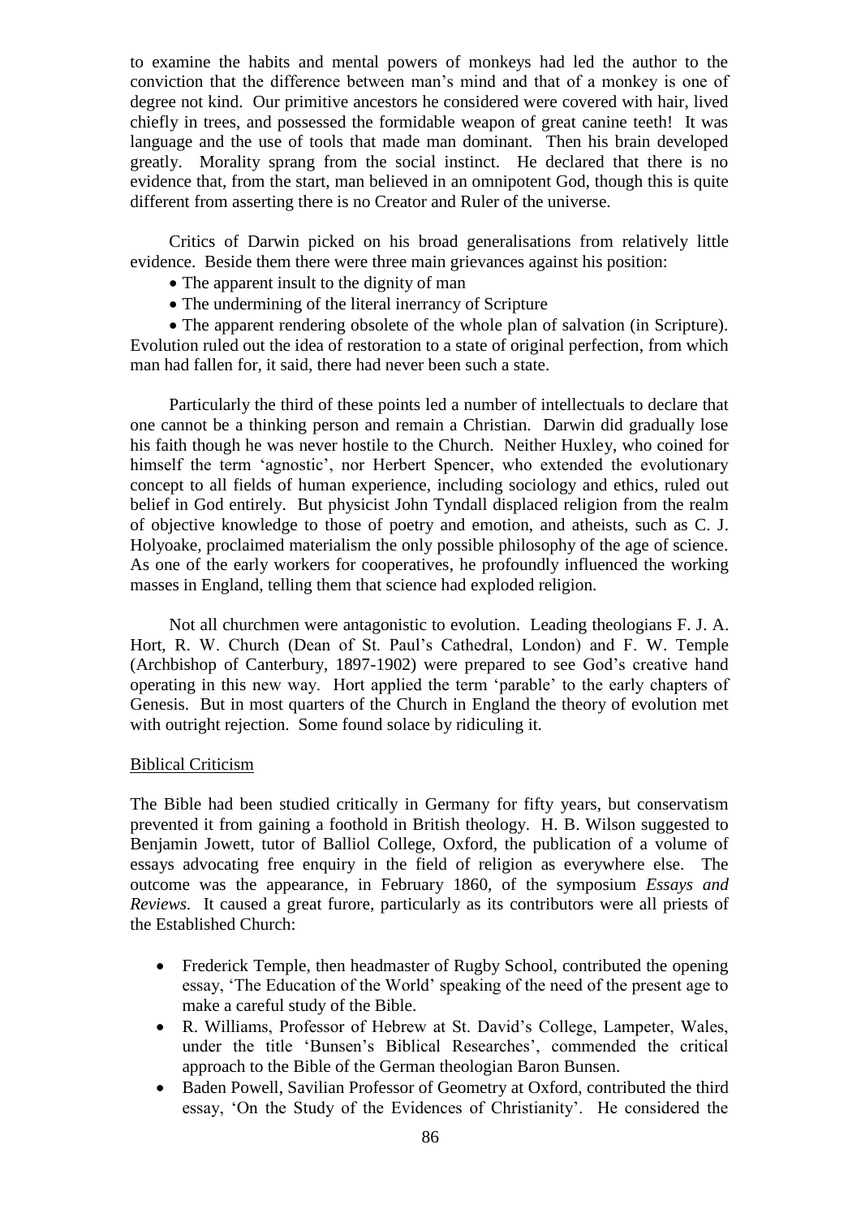to examine the habits and mental powers of monkeys had led the author to the conviction that the difference between man's mind and that of a monkey is one of degree not kind. Our primitive ancestors he considered were covered with hair, lived chiefly in trees, and possessed the formidable weapon of great canine teeth! It was language and the use of tools that made man dominant. Then his brain developed greatly. Morality sprang from the social instinct. He declared that there is no evidence that, from the start, man believed in an omnipotent God, though this is quite different from asserting there is no Creator and Ruler of the universe.

Critics of Darwin picked on his broad generalisations from relatively little evidence. Beside them there were three main grievances against his position:

- The apparent insult to the dignity of man
- The undermining of the literal inerrancy of Scripture
- The apparent rendering obsolete of the whole plan of salvation (in Scripture).

Evolution ruled out the idea of restoration to a state of original perfection, from which man had fallen for, it said, there had never been such a state.

Particularly the third of these points led a number of intellectuals to declare that one cannot be a thinking person and remain a Christian. Darwin did gradually lose his faith though he was never hostile to the Church. Neither Huxley, who coined for himself the term 'agnostic', nor Herbert Spencer, who extended the evolutionary concept to all fields of human experience, including sociology and ethics, ruled out belief in God entirely. But physicist John Tyndall displaced religion from the realm of objective knowledge to those of poetry and emotion, and atheists, such as C. J. Holyoake, proclaimed materialism the only possible philosophy of the age of science. As one of the early workers for cooperatives, he profoundly influenced the working masses in England, telling them that science had exploded religion.

Not all churchmen were antagonistic to evolution. Leading theologians F. J. A. Hort, R. W. Church (Dean of St. Paul's Cathedral, London) and F. W. Temple (Archbishop of Canterbury, 1897-1902) were prepared to see God's creative hand operating in this new way. Hort applied the term 'parable' to the early chapters of Genesis. But in most quarters of the Church in England the theory of evolution met with outright rejection. Some found solace by ridiculing it.

<u>Biblical Criticism</u>

The Bible had been studied critically in Germany for fifty years, but conservatism prevented it from gaining a foothold in British theology. H. B. Wilson suggested to Benjamin Jowett, tutor of Balliol College, Oxford, the publication of a volume of essays advocating free enquiry in the field of religion as everywhere else. The outcome was the appearance, in February 1860, of the symposium *Essays and Reviews*. It caused a great furore, particularly as its contributors were all priests of the Established Church:

- Frederick Temple, then headmaster of Rugby School, contributed the opening essay, 'The Education of the World' speaking of the need of the present age to make a careful study of the Bible.
- R. Williams, Professor of Hebrew at St. David's College, Lampeter, Wales, under the title 'Bunsen's Biblical Researches', commended the critical approach to the Bible of the German theologian Baron Bunsen.
- Baden Powell, Savilian Professor of Geometry at Oxford, contributed the third essay, 'On the Study of the Evidences of Christianity'. He considered the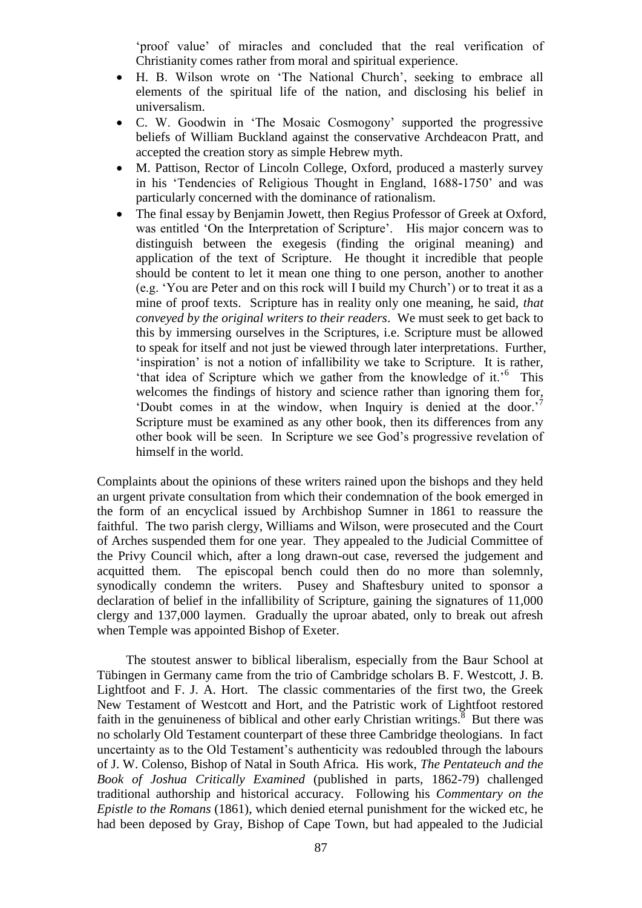'proof value' of miracles and concluded that the real verification of Christianity comes rather from moral and spiritual experience.

- H. B. Wilson wrote on 'The National Church', seeking to embrace all elements of the spiritual life of the nation, and disclosing his belief in universalism.
- C. W. Goodwin in 'The Mosaic Cosmogony' supported the progressive beliefs of William Buckland against the conservative Archdeacon Pratt, and accepted the creation story as simple Hebrew myth.
- M. Pattison, Rector of Lincoln College, Oxford, produced a masterly survey in his 'Tendencies of Religious Thought in England, 1688-1750' and was particularly concerned with the dominance of rationalism.
- The final essay by Benjamin Jowett, then Regius Professor of Greek at Oxford, was entitled 'On the Interpretation of Scripture'. His major concern was to distinguish between the exegesis (finding the original meaning) and application of the text of Scripture. He thought it incredible that people should be content to let it mean one thing to one person, another to another (e.g. 'You are Peter and on this rock will I build my Church') or to treat it as a mine of proof texts. Scripture has in reality only one meaning, he said, *that conveyed by the original writers to their readers*. We must seek to get back to this by immersing ourselves in the Scriptures, i.e. Scripture must be allowed to speak for itself and not just be viewed through later interpretations. Further, 'inspiration' is not a notion of infallibility we take to Scripture. It is rather, 'that idea of Scripture which we gather from the knowledge of it.'[6] This welcomes the findings of history and science rather than ignoring them for, 'Doubt comes in at the window, when Inquiry is denied at the door.'[7] Scripture must be examined as any other book, then its differences from any other book will be seen. In Scripture we see God's progressive revelation of himself in the world.

Complaints about the opinions of these writers rained upon the bishops and they held an urgent private consultation from which their condemnation of the book emerged in the form of an encyclical issued by Archbishop Sumner in 1861 to reassure the faithful. The two parish clergy, Williams and Wilson, were prosecuted and the Court of Arches suspended them for one year. They appealed to the Judicial Committee of the Privy Council which, after a long drawn-out case, reversed the judgement and acquitted them. The episcopal bench could then do no more than solemnly, synodically condemn the writers. Pusey and Shaftesbury united to sponsor a declaration of belief in the infallibility of Scripture, gaining the signatures of 11,000 clergy and 137,000 laymen. Gradually the uproar abated, only to break out afresh when Temple was appointed Bishop of Exeter.

The stoutest answer to biblical liberalism, especially from the Baur School at Tübingen in Germany came from the trio of Cambridge scholars B. F. Westcott, J. B. Lightfoot and F. J. A. Hort. The classic commentaries of the first two, the Greek New Testament of Westcott and Hort, and the Patristic work of Lightfoot restored faith in the genuineness of biblical and other early Christian writings.[8] But there was no scholarly Old Testament counterpart of these three Cambridge theologians. In fact uncertainty as to the Old Testament's authenticity was redoubled through the labours of J. W. Colenso, Bishop of Natal in South Africa. His work, *The Pentateuch and the Book of Joshua Critically Examined* (published in parts, 1862-79) challenged traditional authorship and historical accuracy. Following his *Commentary on the Epistle to the Romans* (1861), which denied eternal punishment for the wicked etc, he had been deposed by Gray, Bishop of Cape Town, but had appealed to the Judicial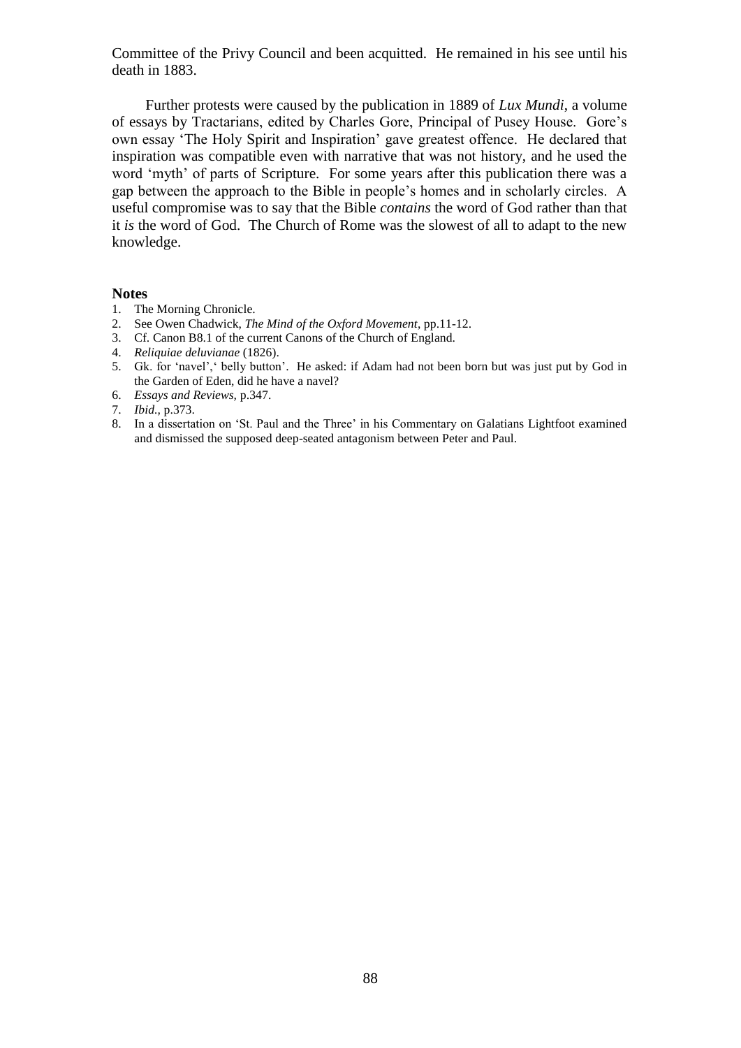Committee of the Privy Council and been acquitted. He remained in his see until his death in 1883.

Further protests were caused by the publication in 1889 of *Lux Mundi*, a volume of essays by Tractarians, edited by Charles Gore, Principal of Pusey House. Gore's own essay 'The Holy Spirit and Inspiration' gave greatest offence. He declared that inspiration was compatible even with narrative that was not history, and he used the word 'myth' of parts of Scripture. For some years after this publication there was a gap between the approach to the Bible in people's homes and in scholarly circles. A useful compromise was to say that the Bible *contains* the word of God rather than that it *is* the word of God. The Church of Rome was the slowest of all to adapt to the new knowledge.

**Notes**

1. The Morning Chronicle.
2. See Owen Chadwick, *The Mind of the Oxford Movement*, pp.11-12.
3. Cf. Canon B8.1 of the current Canons of the Church of England.
4. *Reliquiae deluvianae* (1826).
5. Gk. for 'navel',' belly button'. He asked: if Adam had not been born but was just put by God in the Garden of Eden, did he have a navel?
6. *Essays and Reviews*, p.347.
7. *Ibid.*, p.373.
8. In a dissertation on 'St. Paul and the Three' in his Commentary on Galatians Lightfoot examined and dismissed the supposed deep-seated antagonism between Peter and Paul.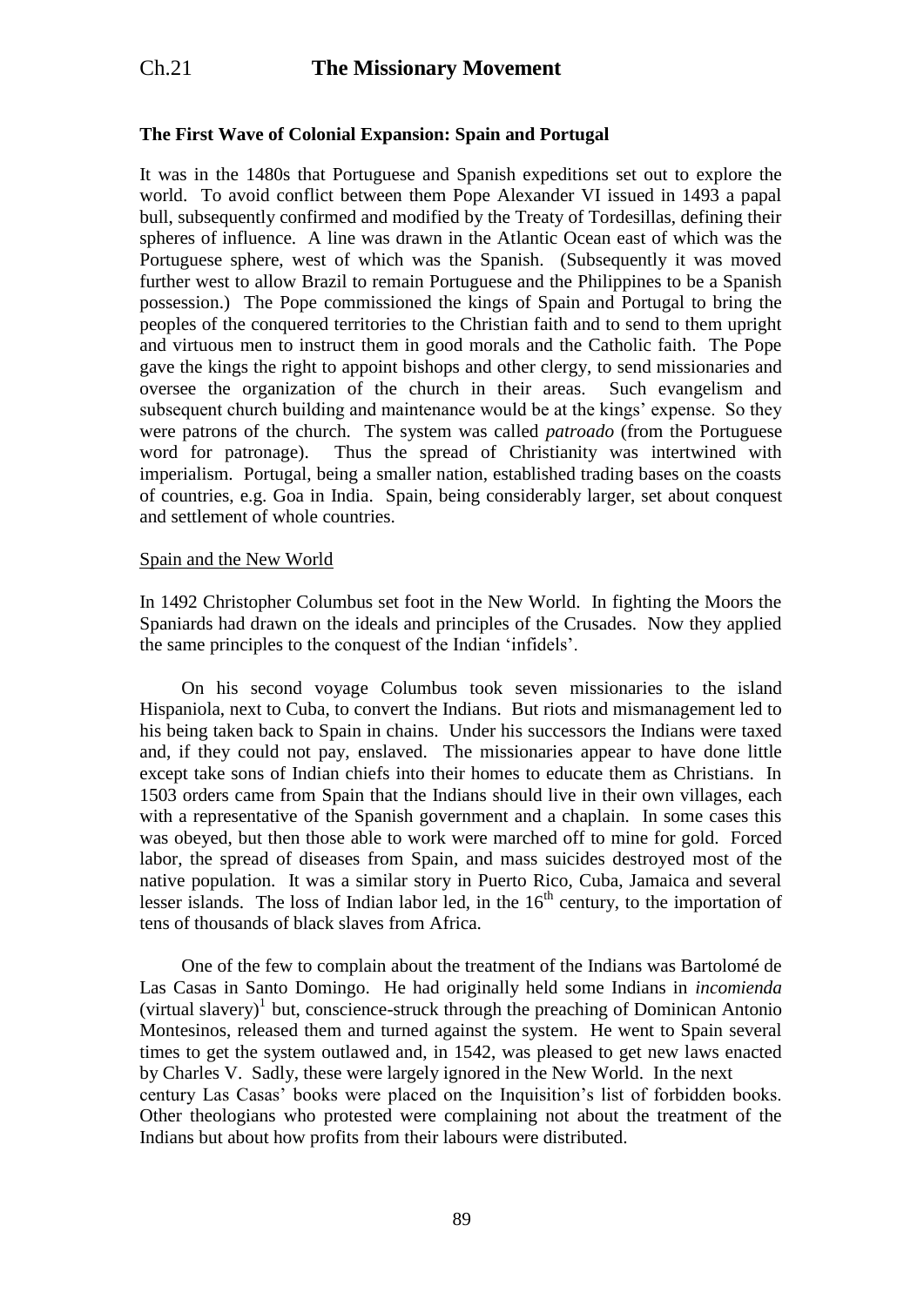# Ch.21 The Missionary Movement

**The First Wave of Colonial Expansion: Spain and Portugal**

It was in the 1480s that Portuguese and Spanish expeditions set out to explore the world. To avoid conflict between them Pope Alexander VI issued in 1493 a papal bull, subsequently confirmed and modified by the Treaty of Tordesillas, defining their spheres of influence. A line was drawn in the Atlantic Ocean east of which was the Portuguese sphere, west of which was the Spanish. (Subsequently it was moved further west to allow Brazil to remain Portuguese and the Philippines to be a Spanish possession.) The Pope commissioned the kings of Spain and Portugal to bring the peoples of the conquered territories to the Christian faith and to send to them upright and virtuous men to instruct them in good morals and the Catholic faith. The Pope gave the kings the right to appoint bishops and other clergy, to send missionaries and oversee the organization of the church in their areas. Such evangelism and subsequent church building and maintenance would be at the kings' expense. So they were patrons of the church. The system was called *patroado* (from the Portuguese word for patronage). Thus the spread of Christianity was intertwined with imperialism. Portugal, being a smaller nation, established trading bases on the coasts of countries, e.g. Goa in India. Spain, being considerably larger, set about conquest and settlement of whole countries.

Spain and the New World

In 1492 Christopher Columbus set foot in the New World. In fighting the Moors the Spaniards had drawn on the ideals and principles of the Crusades. Now they applied the same principles to the conquest of the Indian 'infidels'.

On his second voyage Columbus took seven missionaries to the island Hispaniola, next to Cuba, to convert the Indians. But riots and mismanagement led to his being taken back to Spain in chains. Under his successors the Indians were taxed and, if they could not pay, enslaved. The missionaries appear to have done little except take sons of Indian chiefs into their homes to educate them as Christians. In 1503 orders came from Spain that the Indians should live in their own villages, each with a representative of the Spanish government and a chaplain. In some cases this was obeyed, but then those able to work were marched off to mine for gold. Forced labor, the spread of diseases from Spain, and mass suicides destroyed most of the native population. It was a similar story in Puerto Rico, Cuba, Jamaica and several lesser islands. The loss of Indian labor led, in the 16th century, to the importation of tens of thousands of black slaves from Africa.

One of the few to complain about the treatment of the Indians was Bartolomé de Las Casas in Santo Domingo. He had originally held some Indians in *incomienda* (virtual slavery)[1] but, conscience-struck through the preaching of Dominican Antonio Montesinos, released them and turned against the system. He went to Spain several times to get the system outlawed and, in 1542, was pleased to get new laws enacted by Charles V. Sadly, these were largely ignored in the New World. In the next century Las Casas' books were placed on the Inquisition's list of forbidden books. Other theologians who protested were complaining not about the treatment of the Indians but about how profits from their labours were distributed.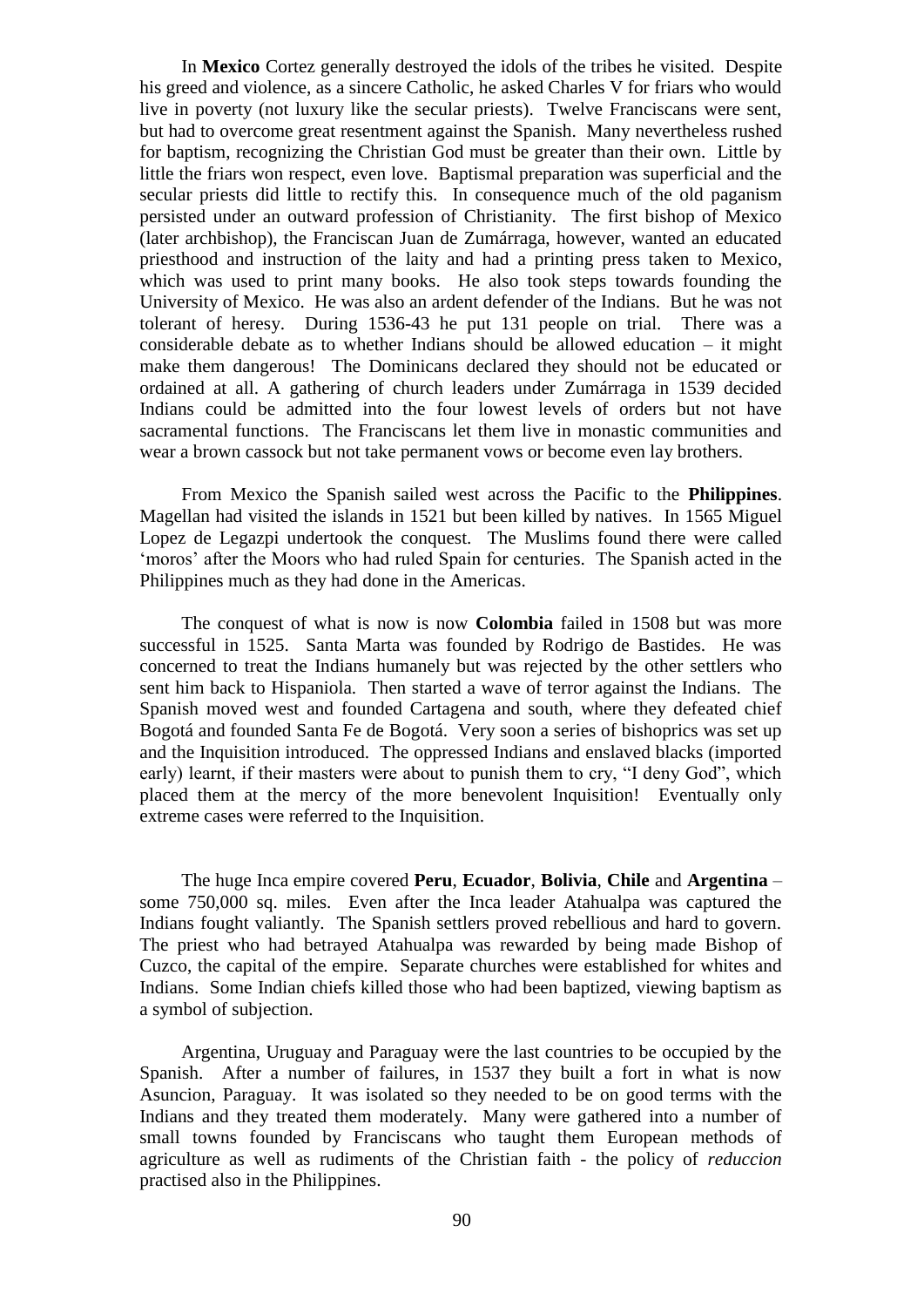In **Mexico** Cortez generally destroyed the idols of the tribes he visited. Despite his greed and violence, as a sincere Catholic, he asked Charles V for friars who would live in poverty (not luxury like the secular priests). Twelve Franciscans were sent, but had to overcome great resentment against the Spanish. Many nevertheless rushed for baptism, recognizing the Christian God must be greater than their own. Little by little the friars won respect, even love. Baptismal preparation was superficial and the secular priests did little to rectify this. In consequence much of the old paganism persisted under an outward profession of Christianity. The first bishop of Mexico (later archbishop), the Franciscan Juan de Zumárraga, however, wanted an educated priesthood and instruction of the laity and had a printing press taken to Mexico, which was used to print many books. He also took steps towards founding the University of Mexico. He was also an ardent defender of the Indians. But he was not tolerant of heresy. During 1536-43 he put 131 people on trial. There was a considerable debate as to whether Indians should be allowed education – it might make them dangerous! The Dominicans declared they should not be educated or ordained at all. A gathering of church leaders under Zumárraga in 1539 decided Indians could be admitted into the four lowest levels of orders but not have sacramental functions. The Franciscans let them live in monastic communities and wear a brown cassock but not take permanent vows or become even lay brothers.

From Mexico the Spanish sailed west across the Pacific to the **Philippines**. Magellan had visited the islands in 1521 but been killed by natives. In 1565 Miguel Lopez de Legazpi undertook the conquest. The Muslims found there were called 'moros' after the Moors who had ruled Spain for centuries. The Spanish acted in the Philippines much as they had done in the Americas.

The conquest of what is now is now **Colombia** failed in 1508 but was more successful in 1525. Santa Marta was founded by Rodrigo de Bastides. He was concerned to treat the Indians humanely but was rejected by the other settlers who sent him back to Hispaniola. Then started a wave of terror against the Indians. The Spanish moved west and founded Cartagena and south, where they defeated chief Bogotá and founded Santa Fe de Bogotá. Very soon a series of bishoprics was set up and the Inquisition introduced. The oppressed Indians and enslaved blacks (imported early) learnt, if their masters were about to punish them to cry, "I deny God", which placed them at the mercy of the more benevolent Inquisition! Eventually only extreme cases were referred to the Inquisition.

The huge Inca empire covered **Peru**, **Ecuador**, **Bolivia**, **Chile** and **Argentina** – some 750,000 sq. miles. Even after the Inca leader Atahualpa was captured the Indians fought valiantly. The Spanish settlers proved rebellious and hard to govern. The priest who had betrayed Atahualpa was rewarded by being made Bishop of Cuzco, the capital of the empire. Separate churches were established for whites and Indians. Some Indian chiefs killed those who had been baptized, viewing baptism as a symbol of subjection.

Argentina, Uruguay and Paraguay were the last countries to be occupied by the Spanish. After a number of failures, in 1537 they built a fort in what is now Asuncion, Paraguay. It was isolated so they needed to be on good terms with the Indians and they treated them moderately. Many were gathered into a number of small towns founded by Franciscans who taught them European methods of agriculture as well as rudiments of the Christian faith - the policy of *reduccion* practised also in the Philippines.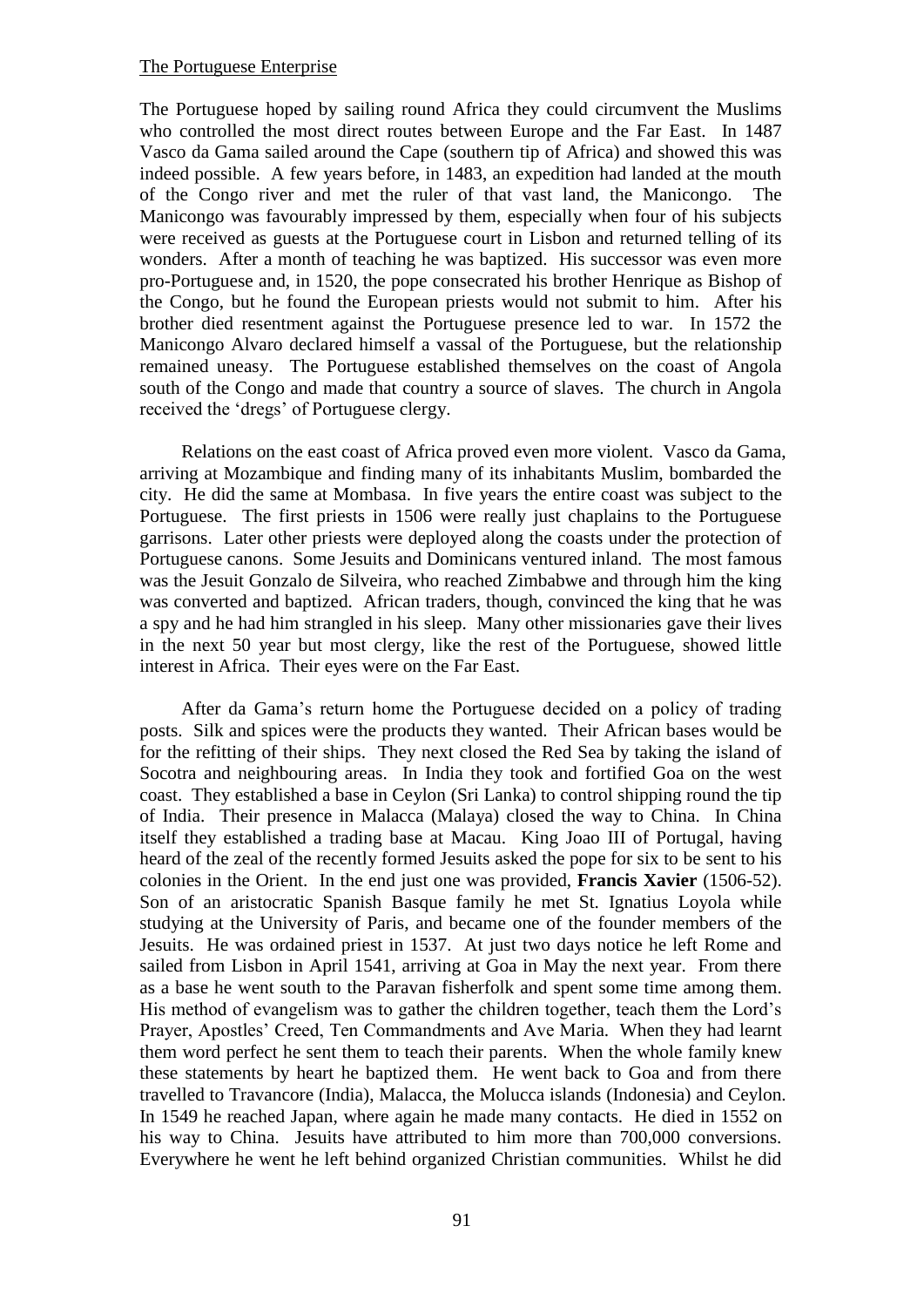The Portuguese Enterprise

The Portuguese hoped by sailing round Africa they could circumvent the Muslims who controlled the most direct routes between Europe and the Far East. In 1487 Vasco da Gama sailed around the Cape (southern tip of Africa) and showed this was indeed possible. A few years before, in 1483, an expedition had landed at the mouth of the Congo river and met the ruler of that vast land, the Manicongo. The Manicongo was favourably impressed by them, especially when four of his subjects were received as guests at the Portuguese court in Lisbon and returned telling of its wonders. After a month of teaching he was baptized. His successor was even more pro-Portuguese and, in 1520, the pope consecrated his brother Henrique as Bishop of the Congo, but he found the European priests would not submit to him. After his brother died resentment against the Portuguese presence led to war. In 1572 the Manicongo Alvaro declared himself a vassal of the Portuguese, but the relationship remained uneasy. The Portuguese established themselves on the coast of Angola south of the Congo and made that country a source of slaves. The church in Angola received the 'dregs' of Portuguese clergy.

Relations on the east coast of Africa proved even more violent. Vasco da Gama, arriving at Mozambique and finding many of its inhabitants Muslim, bombarded the city. He did the same at Mombasa. In five years the entire coast was subject to the Portuguese. The first priests in 1506 were really just chaplains to the Portuguese garrisons. Later other priests were deployed along the coasts under the protection of Portuguese canons. Some Jesuits and Dominicans ventured inland. The most famous was the Jesuit Gonzalo de Silveira, who reached Zimbabwe and through him the king was converted and baptized. African traders, though, convinced the king that he was a spy and he had him strangled in his sleep. Many other missionaries gave their lives in the next 50 year but most clergy, like the rest of the Portuguese, showed little interest in Africa. Their eyes were on the Far East.

After da Gama's return home the Portuguese decided on a policy of trading posts. Silk and spices were the products they wanted. Their African bases would be for the refitting of their ships. They next closed the Red Sea by taking the island of Socotra and neighbouring areas. In India they took and fortified Goa on the west coast. They established a base in Ceylon (Sri Lanka) to control shipping round the tip of India. Their presence in Malacca (Malaya) closed the way to China. In China itself they established a trading base at Macau. King Joao III of Portugal, having heard of the zeal of the recently formed Jesuits asked the pope for six to be sent to his colonies in the Orient. In the end just one was provided, **Francis Xavier** (1506-52). Son of an aristocratic Spanish Basque family he met St. Ignatius Loyola while studying at the University of Paris, and became one of the founder members of the Jesuits. He was ordained priest in 1537. At just two days notice he left Rome and sailed from Lisbon in April 1541, arriving at Goa in May the next year. From there as a base he went south to the Paravan fisherfolk and spent some time among them. His method of evangelism was to gather the children together, teach them the Lord's Prayer, Apostles' Creed, Ten Commandments and Ave Maria. When they had learnt them word perfect he sent them to teach their parents. When the whole family knew these statements by heart he baptized them. He went back to Goa and from there travelled to Travancore (India), Malacca, the Molucca islands (Indonesia) and Ceylon. In 1549 he reached Japan, where again he made many contacts. He died in 1552 on his way to China. Jesuits have attributed to him more than 700,000 conversions. Everywhere he went he left behind organized Christian communities. Whilst he did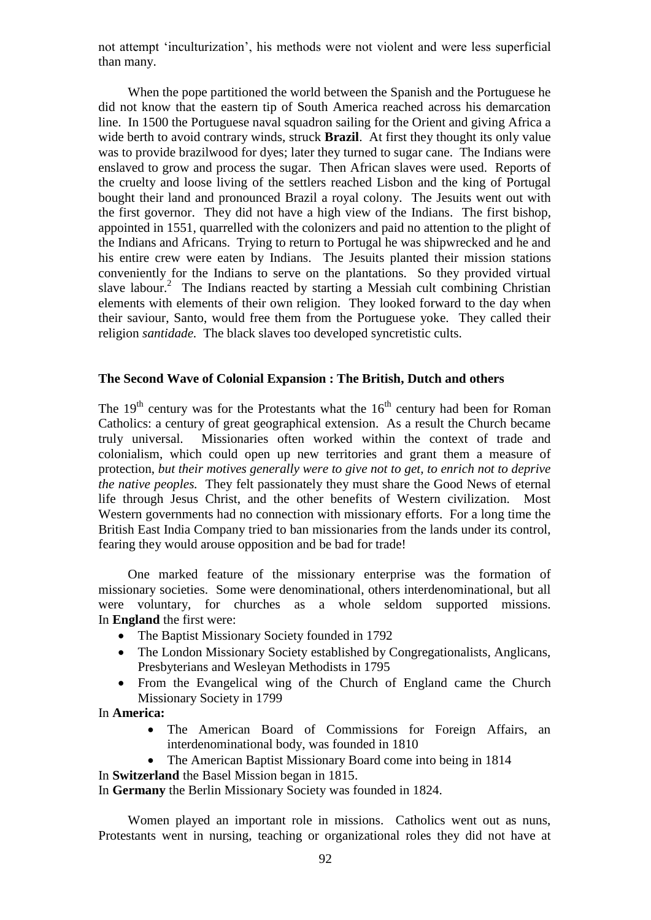not attempt 'inculturization', his methods were not violent and were less superficial than many.

When the pope partitioned the world between the Spanish and the Portuguese he did not know that the eastern tip of South America reached across his demarcation line. In 1500 the Portuguese naval squadron sailing for the Orient and giving Africa a wide berth to avoid contrary winds, struck **Brazil**. At first they thought its only value was to provide brazilwood for dyes; later they turned to sugar cane. The Indians were enslaved to grow and process the sugar. Then African slaves were used. Reports of the cruelty and loose living of the settlers reached Lisbon and the king of Portugal bought their land and pronounced Brazil a royal colony. The Jesuits went out with the first governor. They did not have a high view of the Indians. The first bishop, appointed in 1551, quarrelled with the colonizers and paid no attention to the plight of the Indians and Africans. Trying to return to Portugal he was shipwrecked and he and his entire crew were eaten by Indians. The Jesuits planted their mission stations conveniently for the Indians to serve on the plantations. So they provided virtual slave labour.[2] The Indians reacted by starting a Messiah cult combining Christian elements with elements of their own religion. They looked forward to the day when their saviour, Santo, would free them from the Portuguese yoke. They called their religion *santidade.* The black slaves too developed syncretistic cults.

**The Second Wave of Colonial Expansion : The British, Dutch and others**

The 19[th] century was for the Protestants what the 16[th] century had been for Roman Catholics: a century of great geographical extension. As a result the Church became truly universal. Missionaries often worked within the context of trade and colonialism, which could open up new territories and grant them a measure of protection, *but their motives generally were to give not to get, to enrich not to deprive the native peoples.* They felt passionately they must share the Good News of eternal life through Jesus Christ, and the other benefits of Western civilization. Most Western governments had no connection with missionary efforts. For a long time the British East India Company tried to ban missionaries from the lands under its control, fearing they would arouse opposition and be bad for trade!

One marked feature of the missionary enterprise was the formation of missionary societies. Some were denominational, others interdenominational, but all were voluntary, for churches as a whole seldom supported missions. In **England** the first were:

- The Baptist Missionary Society founded in 1792
- The London Missionary Society established by Congregationalists, Anglicans, Presbyterians and Wesleyan Methodists in 1795
- From the Evangelical wing of the Church of England came the Church Missionary Society in 1799

In **America:**

- The American Board of Commissions for Foreign Affairs, an interdenominational body, was founded in 1810
- The American Baptist Missionary Board come into being in 1814

In **Switzerland** the Basel Mission began in 1815.
In **Germany** the Berlin Missionary Society was founded in 1824.

Women played an important role in missions. Catholics went out as nuns, Protestants went in nursing, teaching or organizational roles they did not have at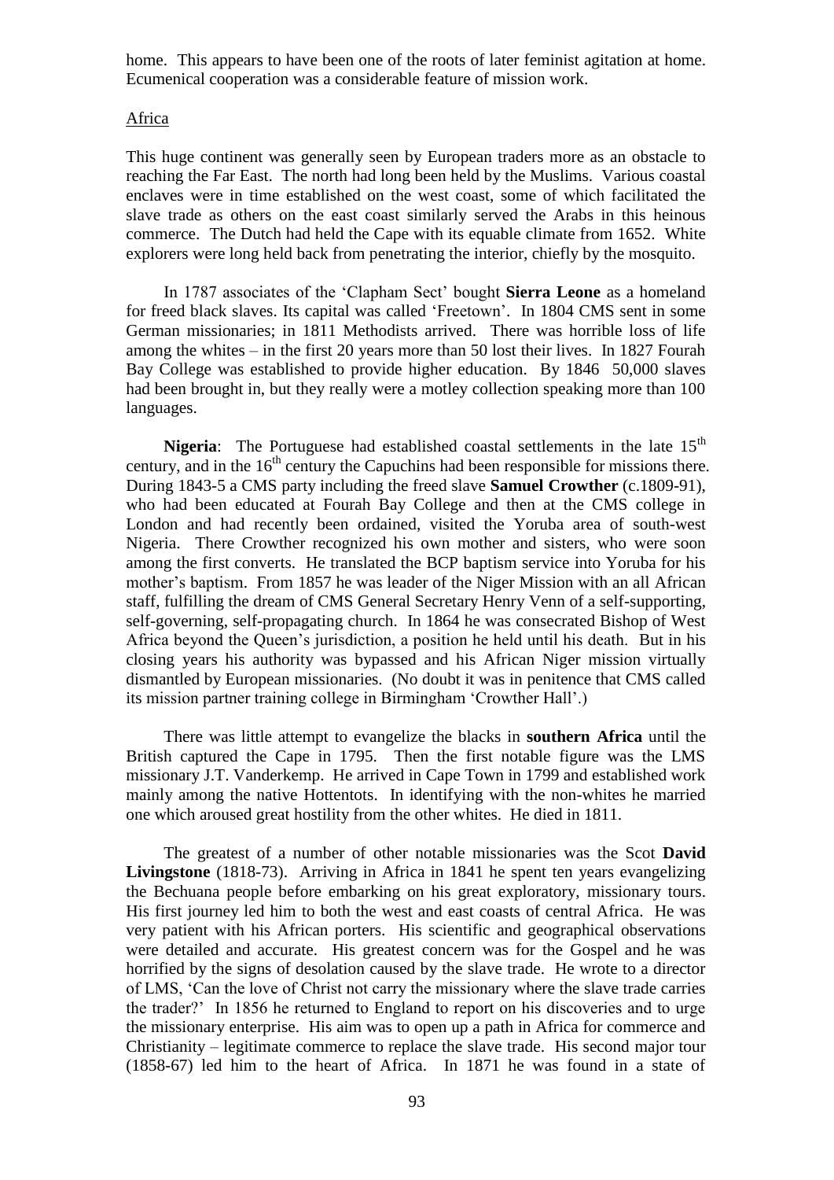home. This appears to have been one of the roots of later feminist agitation at home. Ecumenical cooperation was a considerable feature of mission work.

## Africa

This huge continent was generally seen by European traders more as an obstacle to reaching the Far East. The north had long been held by the Muslims. Various coastal enclaves were in time established on the west coast, some of which facilitated the slave trade as others on the east coast similarly served the Arabs in this heinous commerce. The Dutch had held the Cape with its equable climate from 1652. White explorers were long held back from penetrating the interior, chiefly by the mosquito.

In 1787 associates of the 'Clapham Sect' bought **Sierra Leone** as a homeland for freed black slaves. Its capital was called 'Freetown'. In 1804 CMS sent in some German missionaries; in 1811 Methodists arrived. There was horrible loss of life among the whites – in the first 20 years more than 50 lost their lives. In 1827 Fourah Bay College was established to provide higher education. By 1846 50,000 slaves had been brought in, but they really were a motley collection speaking more than 100 languages.

**Nigeria**: The Portuguese had established coastal settlements in the late 15th century, and in the 16th century the Capuchins had been responsible for missions there. During 1843-5 a CMS party including the freed slave **Samuel Crowther** (c.1809-91), who had been educated at Fourah Bay College and then at the CMS college in London and had recently been ordained, visited the Yoruba area of south-west Nigeria. There Crowther recognized his own mother and sisters, who were soon among the first converts. He translated the BCP baptism service into Yoruba for his mother's baptism. From 1857 he was leader of the Niger Mission with an all African staff, fulfilling the dream of CMS General Secretary Henry Venn of a self-supporting, self-governing, self-propagating church. In 1864 he was consecrated Bishop of West Africa beyond the Queen's jurisdiction, a position he held until his death. But in his closing years his authority was bypassed and his African Niger mission virtually dismantled by European missionaries. (No doubt it was in penitence that CMS called its mission partner training college in Birmingham 'Crowther Hall'.)

There was little attempt to evangelize the blacks in **southern Africa** until the British captured the Cape in 1795. Then the first notable figure was the LMS missionary J.T. Vanderkemp. He arrived in Cape Town in 1799 and established work mainly among the native Hottentots. In identifying with the non-whites he married one which aroused great hostility from the other whites. He died in 1811.

The greatest of a number of other notable missionaries was the Scot **David Livingstone** (1818-73). Arriving in Africa in 1841 he spent ten years evangelizing the Bechuana people before embarking on his great exploratory, missionary tours. His first journey led him to both the west and east coasts of central Africa. He was very patient with his African porters. His scientific and geographical observations were detailed and accurate. His greatest concern was for the Gospel and he was horrified by the signs of desolation caused by the slave trade. He wrote to a director of LMS, 'Can the love of Christ not carry the missionary where the slave trade carries the trader?' In 1856 he returned to England to report on his discoveries and to urge the missionary enterprise. His aim was to open up a path in Africa for commerce and Christianity – legitimate commerce to replace the slave trade. His second major tour (1858-67) led him to the heart of Africa. In 1871 he was found in a state of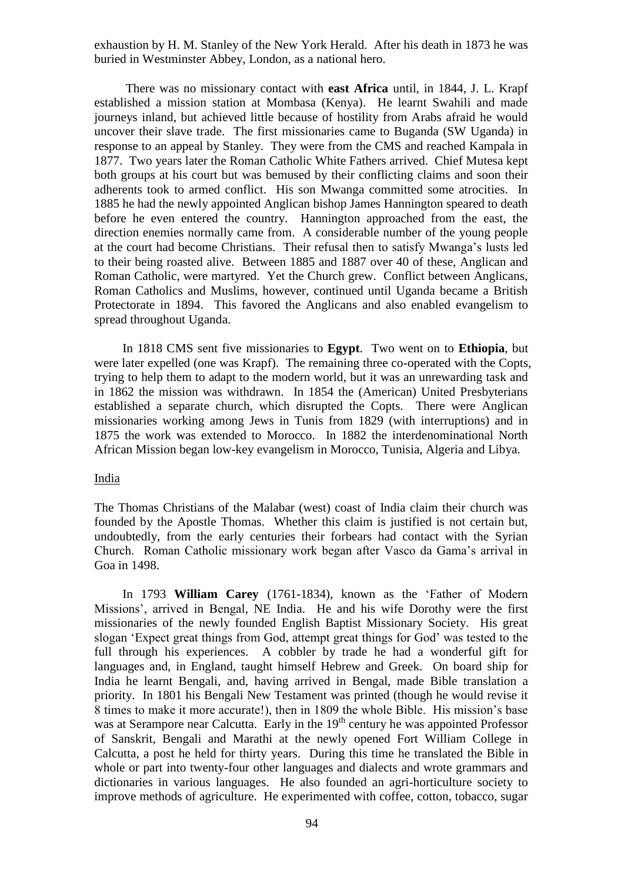exhaustion by H. M. Stanley of the New York Herald. After his death in 1873 he was buried in Westminster Abbey, London, as a national hero.

There was no missionary contact with **east Africa** until, in 1844, J. L. Krapf established a mission station at Mombasa (Kenya). He learnt Swahili and made journeys inland, but achieved little because of hostility from Arabs afraid he would uncover their slave trade. The first missionaries came to Buganda (SW Uganda) in response to an appeal by Stanley. They were from the CMS and reached Kampala in 1877. Two years later the Roman Catholic White Fathers arrived. Chief Mutesa kept both groups at his court but was bemused by their conflicting claims and soon their adherents took to armed conflict. His son Mwanga committed some atrocities. In 1885 he had the newly appointed Anglican bishop James Hannington speared to death before he even entered the country. Hannington approached from the east, the direction enemies normally came from. A considerable number of the young people at the court had become Christians. Their refusal then to satisfy Mwanga's lusts led to their being roasted alive. Between 1885 and 1887 over 40 of these, Anglican and Roman Catholic, were martyred. Yet the Church grew. Conflict between Anglicans, Roman Catholics and Muslims, however, continued until Uganda became a British Protectorate in 1894. This favored the Anglicans and also enabled evangelism to spread throughout Uganda.

In 1818 CMS sent five missionaries to **Egypt**. Two went on to **Ethiopia**, but were later expelled (one was Krapf). The remaining three co-operated with the Copts, trying to help them to adapt to the modern world, but it was an unrewarding task and in 1862 the mission was withdrawn. In 1854 the (American) United Presbyterians established a separate church, which disrupted the Copts. There were Anglican missionaries working among Jews in Tunis from 1829 (with interruptions) and in 1875 the work was extended to Morocco. In 1882 the interdenominational North African Mission began low-key evangelism in Morocco, Tunisia, Algeria and Libya.

India

The Thomas Christians of the Malabar (west) coast of India claim their church was founded by the Apostle Thomas. Whether this claim is justified is not certain but, undoubtedly, from the early centuries their forbears had contact with the Syrian Church. Roman Catholic missionary work began after Vasco da Gama's arrival in Goa in 1498.

In 1793 **William Carey** (1761-1834), known as the 'Father of Modern Missions', arrived in Bengal, NE India. He and his wife Dorothy were the first missionaries of the newly founded English Baptist Missionary Society. His great slogan 'Expect great things from God, attempt great things for God' was tested to the full through his experiences. A cobbler by trade he had a wonderful gift for languages and, in England, taught himself Hebrew and Greek. On board ship for India he learnt Bengali, and, having arrived in Bengal, made Bible translation a priority. In 1801 his Bengali New Testament was printed (though he would revise it 8 times to make it more accurate!), then in 1809 the whole Bible. His mission's base was at Serampore near Calcutta. Early in the 19th century he was appointed Professor of Sanskrit, Bengali and Marathi at the newly opened Fort William College in Calcutta, a post he held for thirty years. During this time he translated the Bible in whole or part into twenty-four other languages and dialects and wrote grammars and dictionaries in various languages. He also founded an agri-horticulture society to improve methods of agriculture. He experimented with coffee, cotton, tobacco, sugar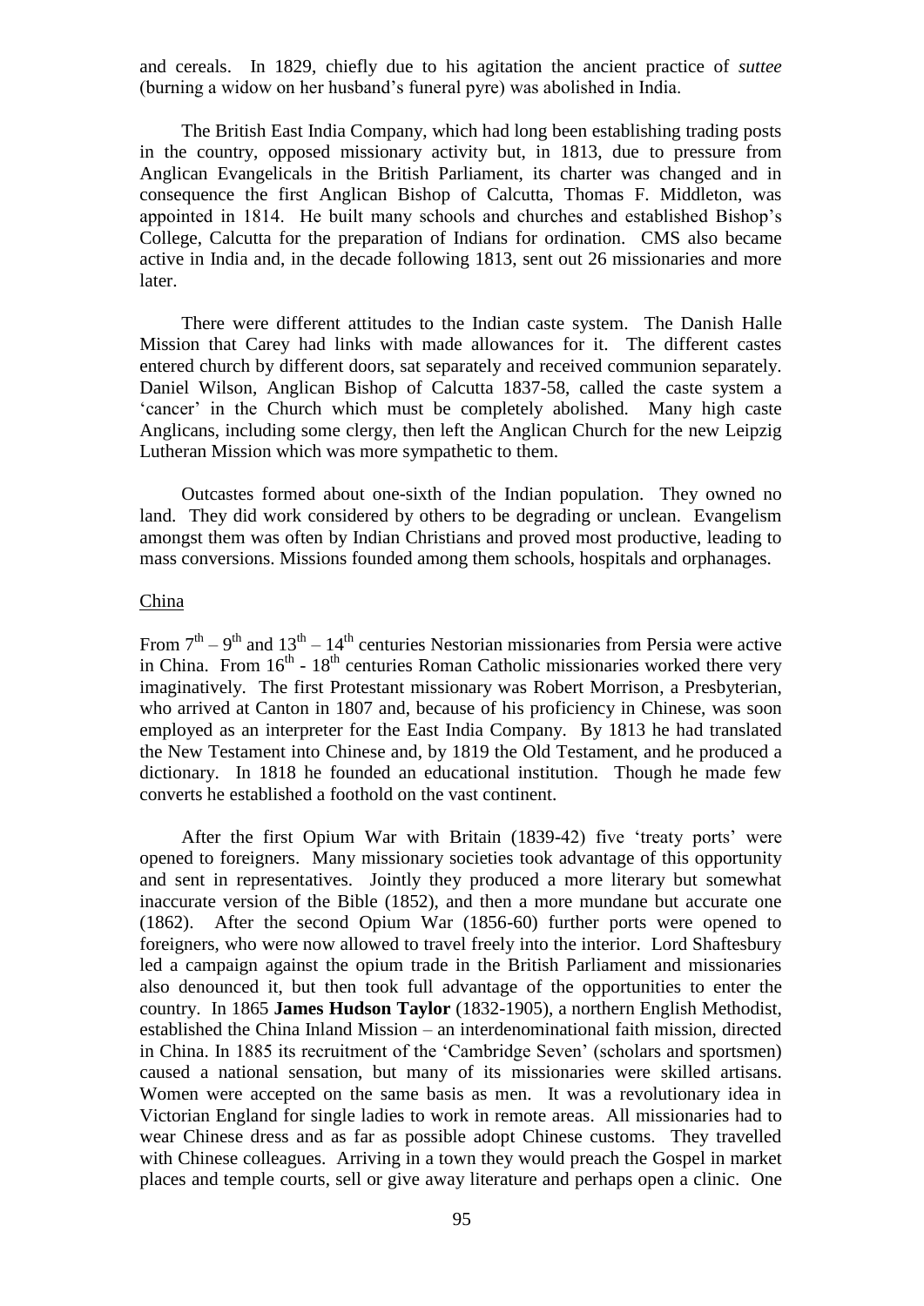and cereals. In 1829, chiefly due to his agitation the ancient practice of *suttee* (burning a widow on her husband's funeral pyre) was abolished in India.

The British East India Company, which had long been establishing trading posts in the country, opposed missionary activity but, in 1813, due to pressure from Anglican Evangelicals in the British Parliament, its charter was changed and in consequence the first Anglican Bishop of Calcutta, Thomas F. Middleton, was appointed in 1814. He built many schools and churches and established Bishop's College, Calcutta for the preparation of Indians for ordination. CMS also became active in India and, in the decade following 1813, sent out 26 missionaries and more later.

There were different attitudes to the Indian caste system. The Danish Halle Mission that Carey had links with made allowances for it. The different castes entered church by different doors, sat separately and received communion separately. Daniel Wilson, Anglican Bishop of Calcutta 1837-58, called the caste system a 'cancer' in the Church which must be completely abolished. Many high caste Anglicans, including some clergy, then left the Anglican Church for the new Leipzig Lutheran Mission which was more sympathetic to them.

Outcastes formed about one-sixth of the Indian population. They owned no land. They did work considered by others to be degrading or unclean. Evangelism amongst them was often by Indian Christians and proved most productive, leading to mass conversions. Missions founded among them schools, hospitals and orphanages.

## China

From 7th – 9th and 13th – 14th centuries Nestorian missionaries from Persia were active in China. From 16th - 18th centuries Roman Catholic missionaries worked there very imaginatively. The first Protestant missionary was Robert Morrison, a Presbyterian, who arrived at Canton in 1807 and, because of his proficiency in Chinese, was soon employed as an interpreter for the East India Company. By 1813 he had translated the New Testament into Chinese and, by 1819 the Old Testament, and he produced a dictionary. In 1818 he founded an educational institution. Though he made few converts he established a foothold on the vast continent.

After the first Opium War with Britain (1839-42) five 'treaty ports' were opened to foreigners. Many missionary societies took advantage of this opportunity and sent in representatives. Jointly they produced a more literary but somewhat inaccurate version of the Bible (1852), and then a more mundane but accurate one (1862). After the second Opium War (1856-60) further ports were opened to foreigners, who were now allowed to travel freely into the interior. Lord Shaftesbury led a campaign against the opium trade in the British Parliament and missionaries also denounced it, but then took full advantage of the opportunities to enter the country. In 1865 **James Hudson Taylor** (1832-1905), a northern English Methodist, established the China Inland Mission – an interdenominational faith mission, directed in China. In 1885 its recruitment of the 'Cambridge Seven' (scholars and sportsmen) caused a national sensation, but many of its missionaries were skilled artisans. Women were accepted on the same basis as men. It was a revolutionary idea in Victorian England for single ladies to work in remote areas. All missionaries had to wear Chinese dress and as far as possible adopt Chinese customs. They travelled with Chinese colleagues. Arriving in a town they would preach the Gospel in market places and temple courts, sell or give away literature and perhaps open a clinic. One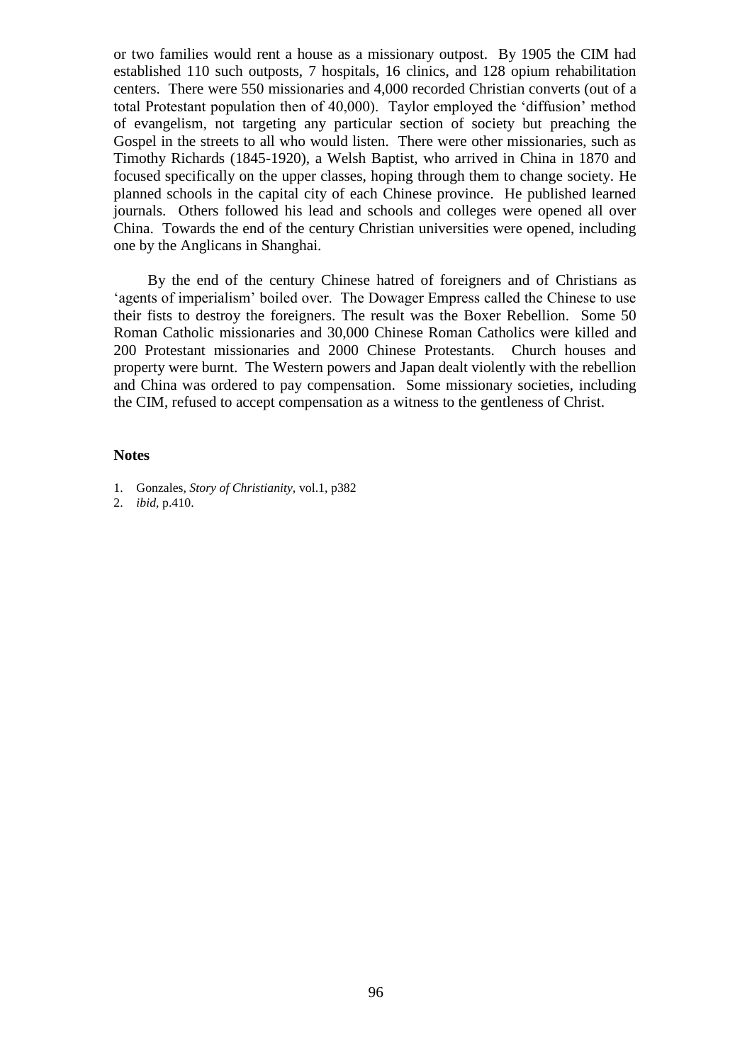or two families would rent a house as a missionary outpost. By 1905 the CIM had established 110 such outposts, 7 hospitals, 16 clinics, and 128 opium rehabilitation centers. There were 550 missionaries and 4,000 recorded Christian converts (out of a total Protestant population then of 40,000). Taylor employed the 'diffusion' method of evangelism, not targeting any particular section of society but preaching the Gospel in the streets to all who would listen. There were other missionaries, such as Timothy Richards (1845-1920), a Welsh Baptist, who arrived in China in 1870 and focused specifically on the upper classes, hoping through them to change society. He planned schools in the capital city of each Chinese province. He published learned journals. Others followed his lead and schools and colleges were opened all over China. Towards the end of the century Christian universities were opened, including one by the Anglicans in Shanghai.

By the end of the century Chinese hatred of foreigners and of Christians as 'agents of imperialism' boiled over. The Dowager Empress called the Chinese to use their fists to destroy the foreigners. The result was the Boxer Rebellion. Some 50 Roman Catholic missionaries and 30,000 Chinese Roman Catholics were killed and 200 Protestant missionaries and 2000 Chinese Protestants. Church houses and property were burnt. The Western powers and Japan dealt violently with the rebellion and China was ordered to pay compensation. Some missionary societies, including the CIM, refused to accept compensation as a witness to the gentleness of Christ.

**Notes**

1. Gonzales, *Story of Christianity*, vol.1, p382
2. *ibid*, p.410.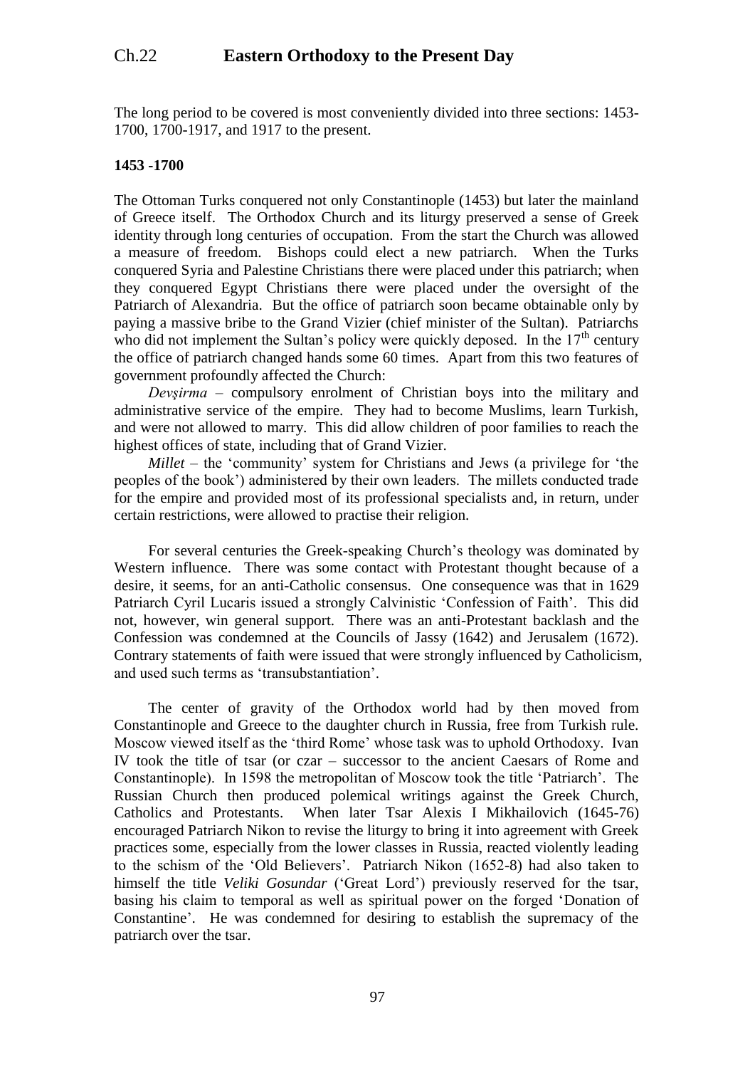# Ch.22 Eastern Orthodoxy to the Present Day

The long period to be covered is most conveniently divided into three sections: 1453-1700, 1700-1917, and 1917 to the present.

**1453 -1700**

The Ottoman Turks conquered not only Constantinople (1453) but later the mainland of Greece itself. The Orthodox Church and its liturgy preserved a sense of Greek identity through long centuries of occupation. From the start the Church was allowed a measure of freedom. Bishops could elect a new patriarch. When the Turks conquered Syria and Palestine Christians there were placed under this patriarch; when they conquered Egypt Christians there were placed under the oversight of the Patriarch of Alexandria. But the office of patriarch soon became obtainable only by paying a massive bribe to the Grand Vizier (chief minister of the Sultan). Patriarchs who did not implement the Sultan's policy were quickly deposed. In the 17th century the office of patriarch changed hands some 60 times. Apart from this two features of government profoundly affected the Church:

*Devşirma* – compulsory enrolment of Christian boys into the military and administrative service of the empire. They had to become Muslims, learn Turkish, and were not allowed to marry. This did allow children of poor families to reach the highest offices of state, including that of Grand Vizier.

*Millet* – the 'community' system for Christians and Jews (a privilege for 'the peoples of the book') administered by their own leaders. The millets conducted trade for the empire and provided most of its professional specialists and, in return, under certain restrictions, were allowed to practise their religion.

For several centuries the Greek-speaking Church's theology was dominated by Western influence. There was some contact with Protestant thought because of a desire, it seems, for an anti-Catholic consensus. One consequence was that in 1629 Patriarch Cyril Lucaris issued a strongly Calvinistic 'Confession of Faith'. This did not, however, win general support. There was an anti-Protestant backlash and the Confession was condemned at the Councils of Jassy (1642) and Jerusalem (1672). Contrary statements of faith were issued that were strongly influenced by Catholicism, and used such terms as 'transubstantiation'.

The center of gravity of the Orthodox world had by then moved from Constantinople and Greece to the daughter church in Russia, free from Turkish rule. Moscow viewed itself as the 'third Rome' whose task was to uphold Orthodoxy. Ivan IV took the title of tsar (or czar – successor to the ancient Caesars of Rome and Constantinople). In 1598 the metropolitan of Moscow took the title 'Patriarch'. The Russian Church then produced polemical writings against the Greek Church, Catholics and Protestants. When later Tsar Alexis I Mikhailovich (1645-76) encouraged Patriarch Nikon to revise the liturgy to bring it into agreement with Greek practices some, especially from the lower classes in Russia, reacted violently leading to the schism of the 'Old Believers'. Patriarch Nikon (1652-8) had also taken to himself the title *Veliki Gosundar* ('Great Lord') previously reserved for the tsar, basing his claim to temporal as well as spiritual power on the forged 'Donation of Constantine'. He was condemned for desiring to establish the supremacy of the patriarch over the tsar.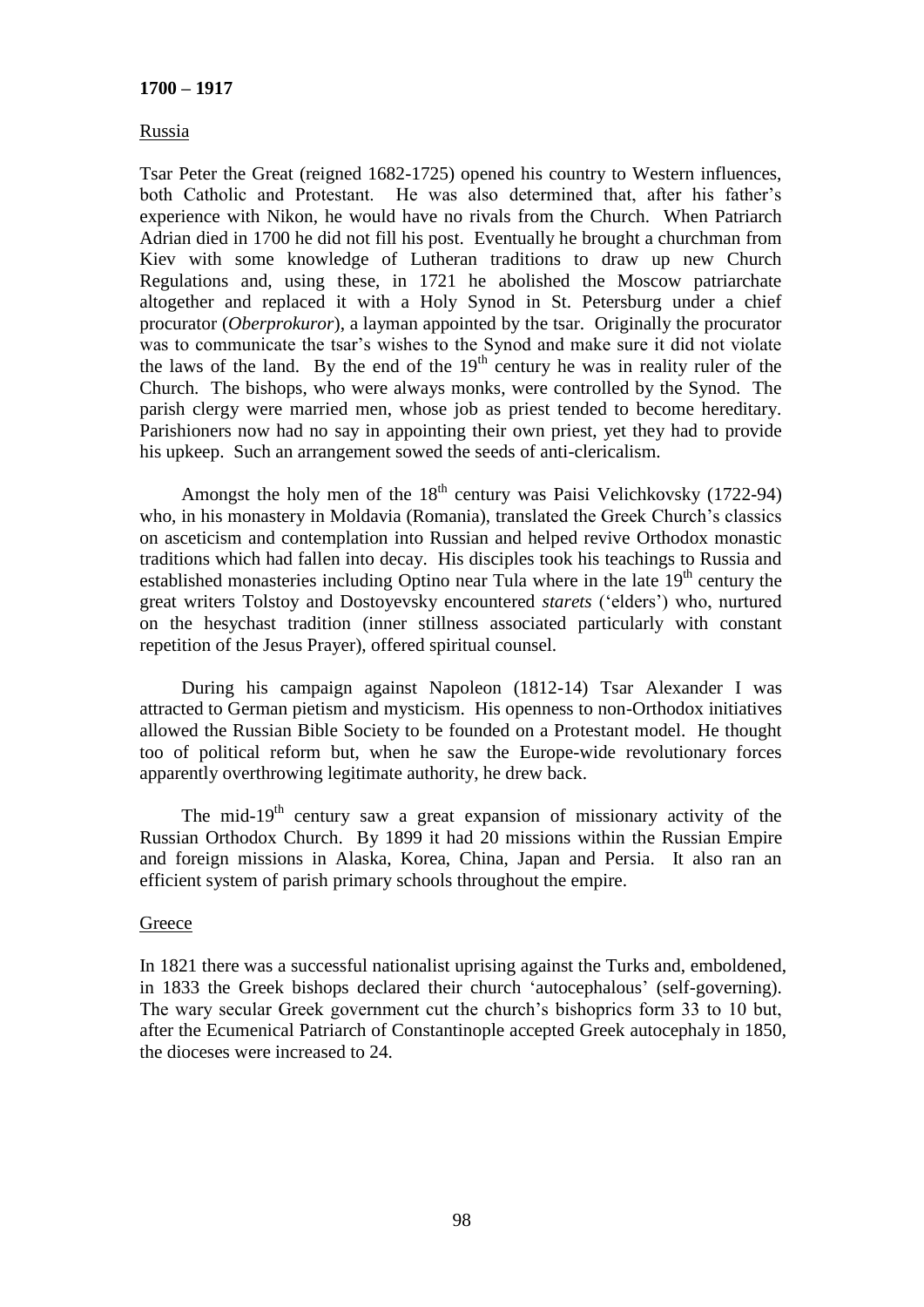**1700 – 1917**

Russia

Tsar Peter the Great (reigned 1682-1725) opened his country to Western influences, both Catholic and Protestant. He was also determined that, after his father's experience with Nikon, he would have no rivals from the Church. When Patriarch Adrian died in 1700 he did not fill his post. Eventually he brought a churchman from Kiev with some knowledge of Lutheran traditions to draw up new Church Regulations and, using these, in 1721 he abolished the Moscow patriarchate altogether and replaced it with a Holy Synod in St. Petersburg under a chief procurator (*Oberprokuror*), a layman appointed by the tsar. Originally the procurator was to communicate the tsar's wishes to the Synod and make sure it did not violate the laws of the land. By the end of the 19th century he was in reality ruler of the Church. The bishops, who were always monks, were controlled by the Synod. The parish clergy were married men, whose job as priest tended to become hereditary. Parishioners now had no say in appointing their own priest, yet they had to provide his upkeep. Such an arrangement sowed the seeds of anti-clericalism.

Amongst the holy men of the 18th century was Paisi Velichkovsky (1722-94) who, in his monastery in Moldavia (Romania), translated the Greek Church's classics on asceticism and contemplation into Russian and helped revive Orthodox monastic traditions which had fallen into decay. His disciples took his teachings to Russia and established monasteries including Optino near Tula where in the late 19th century the great writers Tolstoy and Dostoyevsky encountered *starets* ('elders') who, nurtured on the hesychast tradition (inner stillness associated particularly with constant repetition of the Jesus Prayer), offered spiritual counsel.

During his campaign against Napoleon (1812-14) Tsar Alexander I was attracted to German pietism and mysticism. His openness to non-Orthodox initiatives allowed the Russian Bible Society to be founded on a Protestant model. He thought too of political reform but, when he saw the Europe-wide revolutionary forces apparently overthrowing legitimate authority, he drew back.

The mid-19th century saw a great expansion of missionary activity of the Russian Orthodox Church. By 1899 it had 20 missions within the Russian Empire and foreign missions in Alaska, Korea, China, Japan and Persia. It also ran an efficient system of parish primary schools throughout the empire.

Greece

In 1821 there was a successful nationalist uprising against the Turks and, emboldened, in 1833 the Greek bishops declared their church 'autocephalous' (self-governing). The wary secular Greek government cut the church's bishoprics form 33 to 10 but, after the Ecumenical Patriarch of Constantinople accepted Greek autocephaly in 1850, the dioceses were increased to 24.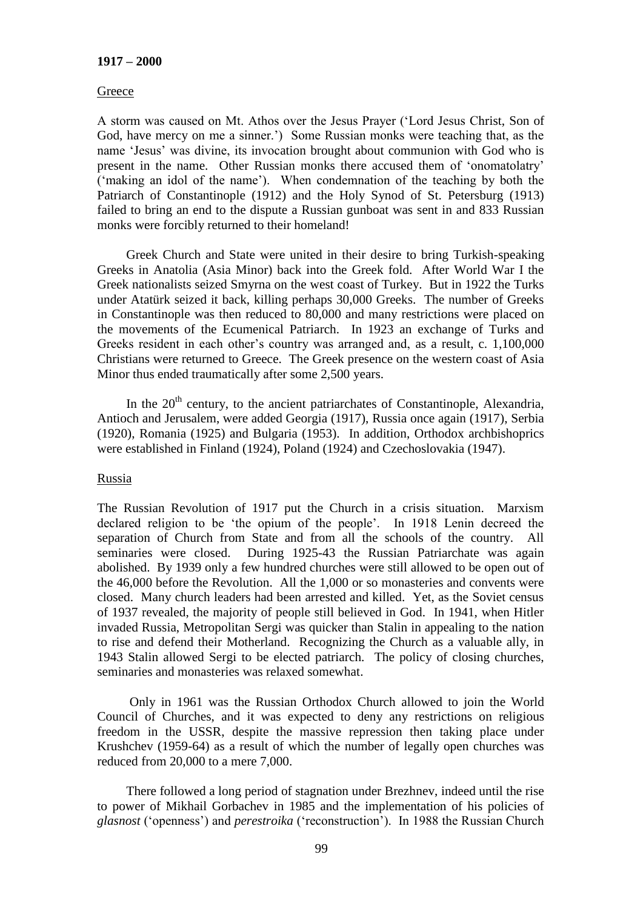**1917 – 2000**

Greece

A storm was caused on Mt. Athos over the Jesus Prayer ('Lord Jesus Christ, Son of God, have mercy on me a sinner.') Some Russian monks were teaching that, as the name 'Jesus' was divine, its invocation brought about communion with God who is present in the name. Other Russian monks there accused them of 'onomatolatry' ('making an idol of the name'). When condemnation of the teaching by both the Patriarch of Constantinople (1912) and the Holy Synod of St. Petersburg (1913) failed to bring an end to the dispute a Russian gunboat was sent in and 833 Russian monks were forcibly returned to their homeland!

Greek Church and State were united in their desire to bring Turkish-speaking Greeks in Anatolia (Asia Minor) back into the Greek fold. After World War I the Greek nationalists seized Smyrna on the west coast of Turkey. But in 1922 the Turks under Atatürk seized it back, killing perhaps 30,000 Greeks. The number of Greeks in Constantinople was then reduced to 80,000 and many restrictions were placed on the movements of the Ecumenical Patriarch. In 1923 an exchange of Turks and Greeks resident in each other's country was arranged and, as a result, c. 1,100,000 Christians were returned to Greece. The Greek presence on the western coast of Asia Minor thus ended traumatically after some 2,500 years.

In the 20th century, to the ancient patriarchates of Constantinople, Alexandria, Antioch and Jerusalem, were added Georgia (1917), Russia once again (1917), Serbia (1920), Romania (1925) and Bulgaria (1953). In addition, Orthodox archbishoprics were established in Finland (1924), Poland (1924) and Czechoslovakia (1947).

Russia

The Russian Revolution of 1917 put the Church in a crisis situation. Marxism declared religion to be 'the opium of the people'. In 1918 Lenin decreed the separation of Church from State and from all the schools of the country. All seminaries were closed. During 1925-43 the Russian Patriarchate was again abolished. By 1939 only a few hundred churches were still allowed to be open out of the 46,000 before the Revolution. All the 1,000 or so monasteries and convents were closed. Many church leaders had been arrested and killed. Yet, as the Soviet census of 1937 revealed, the majority of people still believed in God. In 1941, when Hitler invaded Russia, Metropolitan Sergi was quicker than Stalin in appealing to the nation to rise and defend their Motherland. Recognizing the Church as a valuable ally, in 1943 Stalin allowed Sergi to be elected patriarch. The policy of closing churches, seminaries and monasteries was relaxed somewhat.

Only in 1961 was the Russian Orthodox Church allowed to join the World Council of Churches, and it was expected to deny any restrictions on religious freedom in the USSR, despite the massive repression then taking place under Krushchev (1959-64) as a result of which the number of legally open churches was reduced from 20,000 to a mere 7,000.

There followed a long period of stagnation under Brezhnev, indeed until the rise to power of Mikhail Gorbachev in 1985 and the implementation of his policies of *glasnost* ('openness') and *perestroika* ('reconstruction'). In 1988 the Russian Church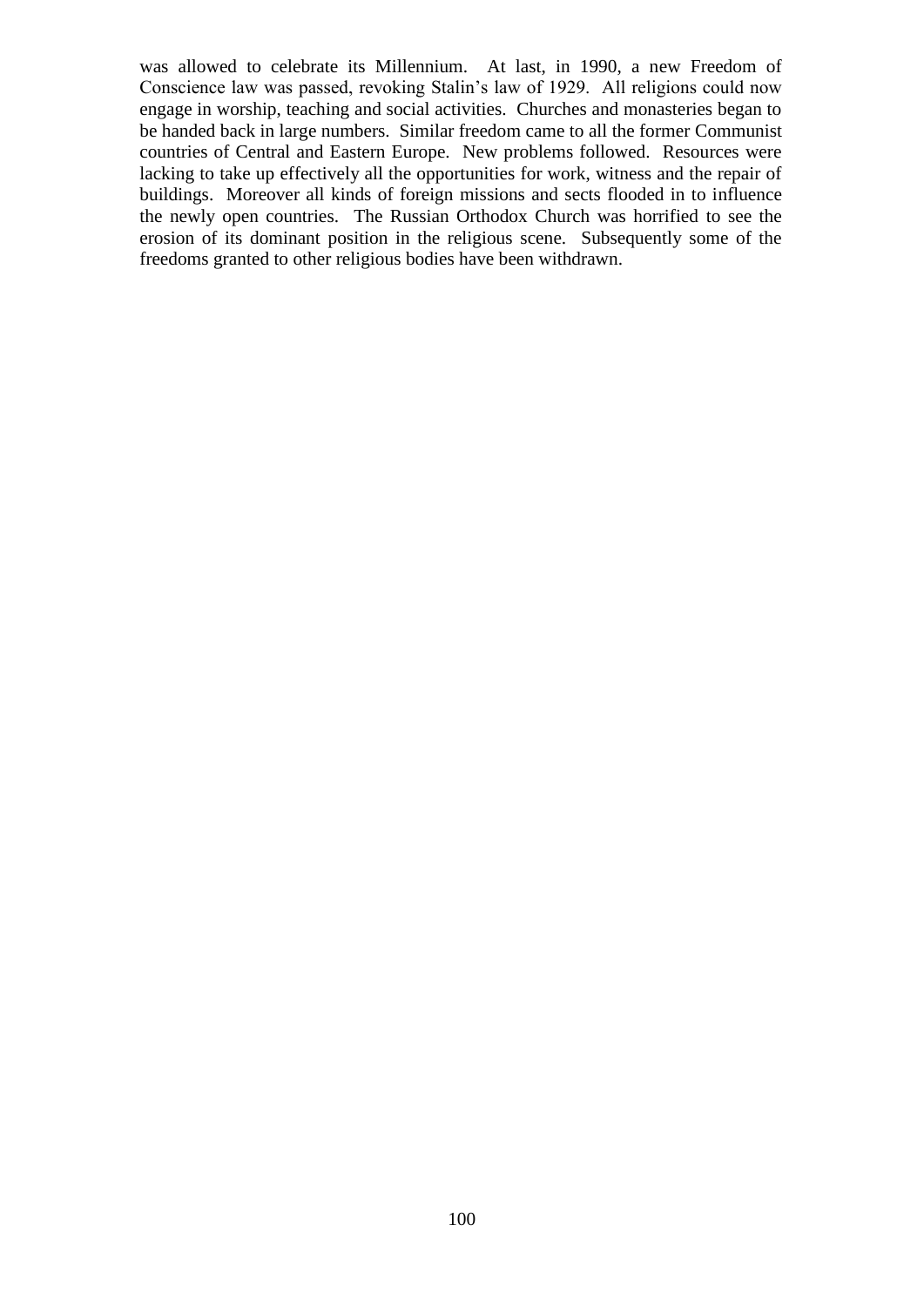was allowed to celebrate its Millennium. At last, in 1990, a new Freedom of Conscience law was passed, revoking Stalin's law of 1929. All religions could now engage in worship, teaching and social activities. Churches and monasteries began to be handed back in large numbers. Similar freedom came to all the former Communist countries of Central and Eastern Europe. New problems followed. Resources were lacking to take up effectively all the opportunities for work, witness and the repair of buildings. Moreover all kinds of foreign missions and sects flooded in to influence the newly open countries. The Russian Orthodox Church was horrified to see the erosion of its dominant position in the religious scene. Subsequently some of the freedoms granted to other religious bodies have been withdrawn.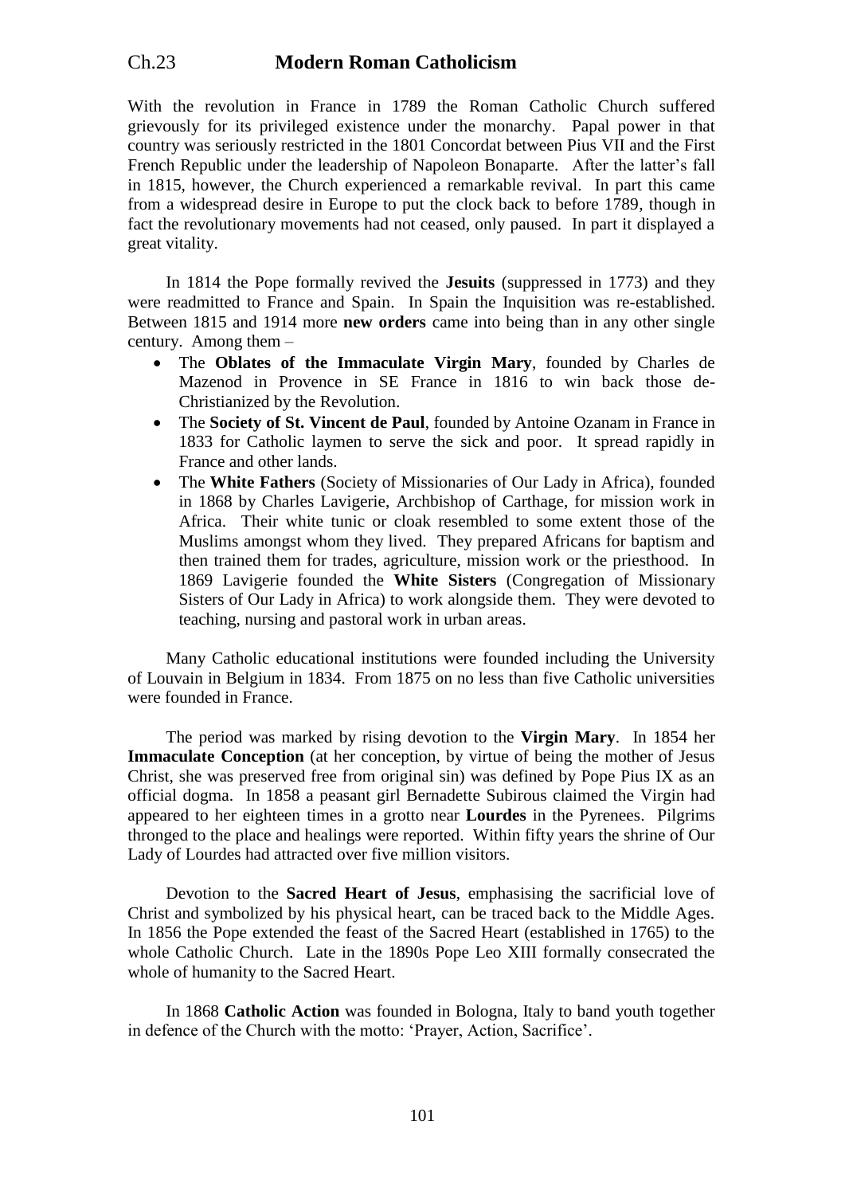# Ch.23 Modern Roman Catholicism

With the revolution in France in 1789 the Roman Catholic Church suffered grievously for its privileged existence under the monarchy. Papal power in that country was seriously restricted in the 1801 Concordat between Pius VII and the First French Republic under the leadership of Napoleon Bonaparte. After the latter's fall in 1815, however, the Church experienced a remarkable revival. In part this came from a widespread desire in Europe to put the clock back to before 1789, though in fact the revolutionary movements had not ceased, only paused. In part it displayed a great vitality.

In 1814 the Pope formally revived the **Jesuits** (suppressed in 1773) and they were readmitted to France and Spain. In Spain the Inquisition was re-established. Between 1815 and 1914 more **new orders** came into being than in any other single century. Among them –

- The **Oblates of the Immaculate Virgin Mary**, founded by Charles de Mazenod in Provence in SE France in 1816 to win back those de-Christianized by the Revolution.
- The **Society of St. Vincent de Paul**, founded by Antoine Ozanam in France in 1833 for Catholic laymen to serve the sick and poor. It spread rapidly in France and other lands.
- The **White Fathers** (Society of Missionaries of Our Lady in Africa), founded in 1868 by Charles Lavigerie, Archbishop of Carthage, for mission work in Africa. Their white tunic or cloak resembled to some extent those of the Muslims amongst whom they lived. They prepared Africans for baptism and then trained them for trades, agriculture, mission work or the priesthood. In 1869 Lavigerie founded the **White Sisters** (Congregation of Missionary Sisters of Our Lady in Africa) to work alongside them. They were devoted to teaching, nursing and pastoral work in urban areas.

Many Catholic educational institutions were founded including the University of Louvain in Belgium in 1834. From 1875 on no less than five Catholic universities were founded in France.

The period was marked by rising devotion to the **Virgin Mary**. In 1854 her **Immaculate Conception** (at her conception, by virtue of being the mother of Jesus Christ, she was preserved free from original sin) was defined by Pope Pius IX as an official dogma. In 1858 a peasant girl Bernadette Subirous claimed the Virgin had appeared to her eighteen times in a grotto near **Lourdes** in the Pyrenees. Pilgrims thronged to the place and healings were reported. Within fifty years the shrine of Our Lady of Lourdes had attracted over five million visitors.

Devotion to the **Sacred Heart of Jesus**, emphasising the sacrificial love of Christ and symbolized by his physical heart, can be traced back to the Middle Ages. In 1856 the Pope extended the feast of the Sacred Heart (established in 1765) to the whole Catholic Church. Late in the 1890s Pope Leo XIII formally consecrated the whole of humanity to the Sacred Heart.

In 1868 **Catholic Action** was founded in Bologna, Italy to band youth together in defence of the Church with the motto: 'Prayer, Action, Sacrifice'.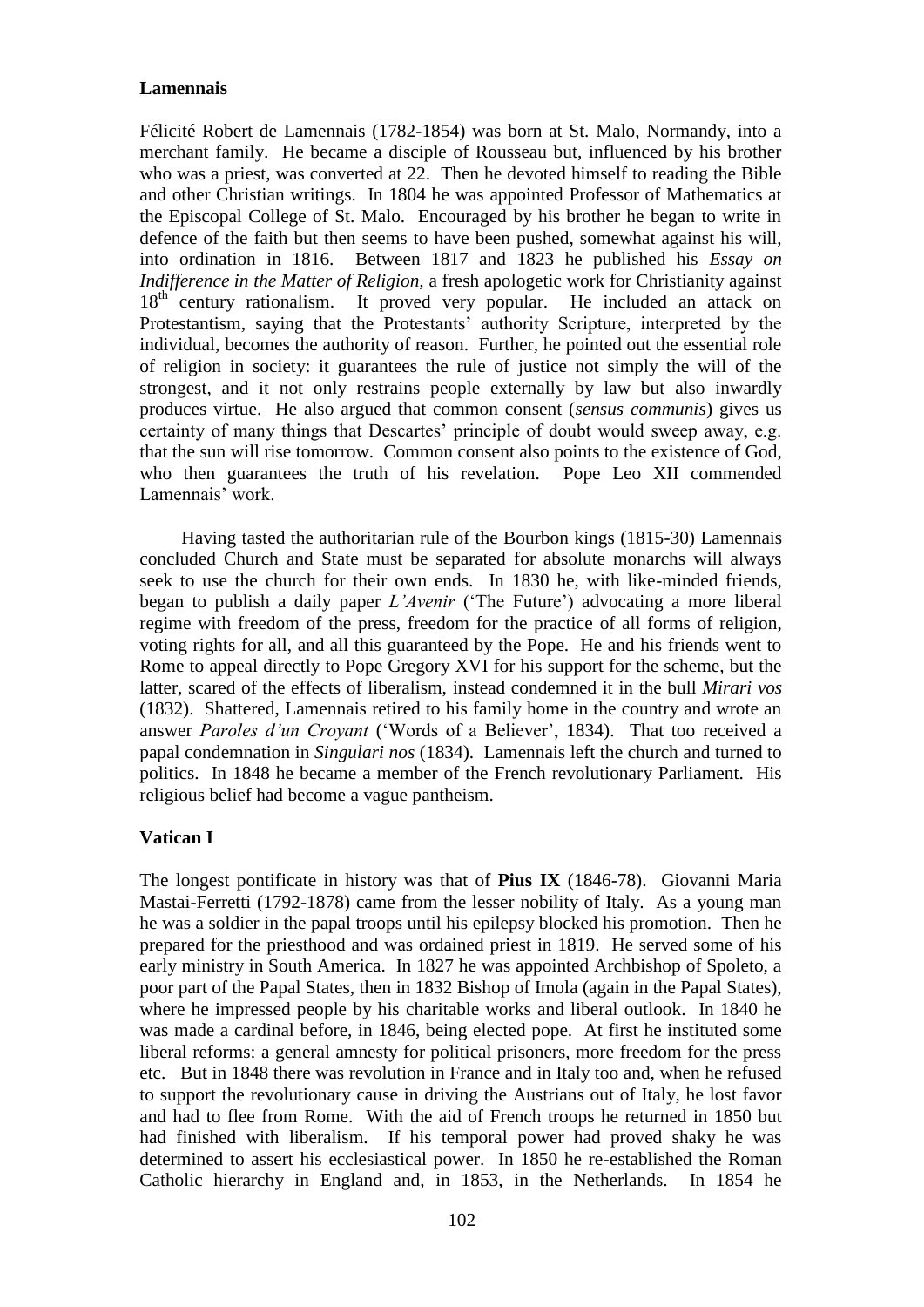**Lamennais**

Félicité Robert de Lamennais (1782-1854) was born at St. Malo, Normandy, into a merchant family. He became a disciple of Rousseau but, influenced by his brother who was a priest, was converted at 22. Then he devoted himself to reading the Bible and other Christian writings. In 1804 he was appointed Professor of Mathematics at the Episcopal College of St. Malo. Encouraged by his brother he began to write in defence of the faith but then seems to have been pushed, somewhat against his will, into ordination in 1816. Between 1817 and 1823 he published his *Essay on Indifference in the Matter of Religion*, a fresh apologetic work for Christianity against 18th century rationalism. It proved very popular. He included an attack on Protestantism, saying that the Protestants' authority Scripture, interpreted by the individual, becomes the authority of reason. Further, he pointed out the essential role of religion in society: it guarantees the rule of justice not simply the will of the strongest, and it not only restrains people externally by law but also inwardly produces virtue. He also argued that common consent (*sensus communis*) gives us certainty of many things that Descartes' principle of doubt would sweep away, e.g. that the sun will rise tomorrow. Common consent also points to the existence of God, who then guarantees the truth of his revelation. Pope Leo XII commended Lamennais' work.

Having tasted the authoritarian rule of the Bourbon kings (1815-30) Lamennais concluded Church and State must be separated for absolute monarchs will always seek to use the church for their own ends. In 1830 he, with like-minded friends, began to publish a daily paper *L'Avenir* ('The Future') advocating a more liberal regime with freedom of the press, freedom for the practice of all forms of religion, voting rights for all, and all this guaranteed by the Pope. He and his friends went to Rome to appeal directly to Pope Gregory XVI for his support for the scheme, but the latter, scared of the effects of liberalism, instead condemned it in the bull *Mirari vos* (1832). Shattered, Lamennais retired to his family home in the country and wrote an answer *Paroles d'un Croyant* ('Words of a Believer', 1834). That too received a papal condemnation in *Singulari nos* (1834). Lamennais left the church and turned to politics. In 1848 he became a member of the French revolutionary Parliament. His religious belief had become a vague pantheism.

**Vatican I**

The longest pontificate in history was that of **Pius IX** (1846-78). Giovanni Maria Mastai-Ferretti (1792-1878) came from the lesser nobility of Italy. As a young man he was a soldier in the papal troops until his epilepsy blocked his promotion. Then he prepared for the priesthood and was ordained priest in 1819. He served some of his early ministry in South America. In 1827 he was appointed Archbishop of Spoleto, a poor part of the Papal States, then in 1832 Bishop of Imola (again in the Papal States), where he impressed people by his charitable works and liberal outlook. In 1840 he was made a cardinal before, in 1846, being elected pope. At first he instituted some liberal reforms: a general amnesty for political prisoners, more freedom for the press etc. But in 1848 there was revolution in France and in Italy too and, when he refused to support the revolutionary cause in driving the Austrians out of Italy, he lost favor and had to flee from Rome. With the aid of French troops he returned in 1850 but had finished with liberalism. If his temporal power had proved shaky he was determined to assert his ecclesiastical power. In 1850 he re-established the Roman Catholic hierarchy in England and, in 1853, in the Netherlands. In 1854 he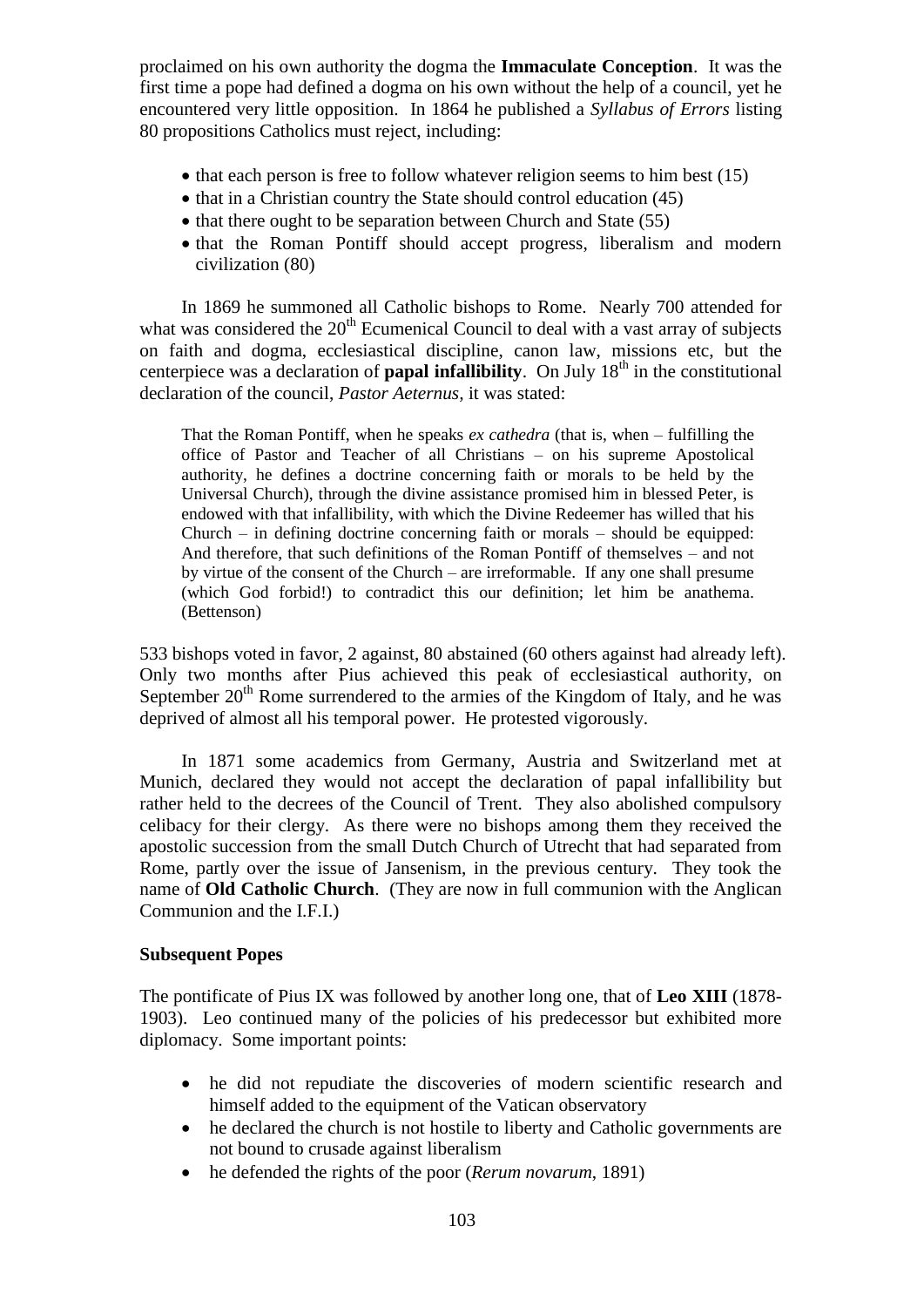proclaimed on his own authority the dogma the **Immaculate Conception**. It was the first time a pope had defined a dogma on his own without the help of a council, yet he encountered very little opposition. In 1864 he published a *Syllabus of Errors* listing 80 propositions Catholics must reject, including:

- that each person is free to follow whatever religion seems to him best (15)
- that in a Christian country the State should control education (45)
- that there ought to be separation between Church and State (55)
- that the Roman Pontiff should accept progress, liberalism and modern civilization (80)

In 1869 he summoned all Catholic bishops to Rome. Nearly 700 attended for what was considered the 20th Ecumenical Council to deal with a vast array of subjects on faith and dogma, ecclesiastical discipline, canon law, missions etc, but the centerpiece was a declaration of **papal infallibility**. On July 18th in the constitutional declaration of the council, *Pastor Aeternus*, it was stated:

> That the Roman Pontiff, when he speaks *ex cathedra* (that is, when – fulfilling the office of Pastor and Teacher of all Christians – on his supreme Apostolical authority, he defines a doctrine concerning faith or morals to be held by the Universal Church), through the divine assistance promised him in blessed Peter, is endowed with that infallibility, with which the Divine Redeemer has willed that his Church – in defining doctrine concerning faith or morals – should be equipped: And therefore, that such definitions of the Roman Pontiff of themselves – and not by virtue of the consent of the Church – are irreformable. If any one shall presume (which God forbid!) to contradict this our definition; let him be anathema. (Bettenson)

533 bishops voted in favor, 2 against, 80 abstained (60 others against had already left). Only two months after Pius achieved this peak of ecclesiastical authority, on September 20th Rome surrendered to the armies of the Kingdom of Italy, and he was deprived of almost all his temporal power. He protested vigorously.

In 1871 some academics from Germany, Austria and Switzerland met at Munich, declared they would not accept the declaration of papal infallibility but rather held to the decrees of the Council of Trent. They also abolished compulsory celibacy for their clergy. As there were no bishops among them they received the apostolic succession from the small Dutch Church of Utrecht that had separated from Rome, partly over the issue of Jansenism, in the previous century. They took the name of **Old Catholic Church**. (They are now in full communion with the Anglican Communion and the I.F.I.)

### Subsequent Popes

The pontificate of Pius IX was followed by another long one, that of **Leo XIII** (1878-1903). Leo continued many of the policies of his predecessor but exhibited more diplomacy. Some important points:

- he did not repudiate the discoveries of modern scientific research and himself added to the equipment of the Vatican observatory
- he declared the church is not hostile to liberty and Catholic governments are not bound to crusade against liberalism
- he defended the rights of the poor (*Rerum novarum*, 1891)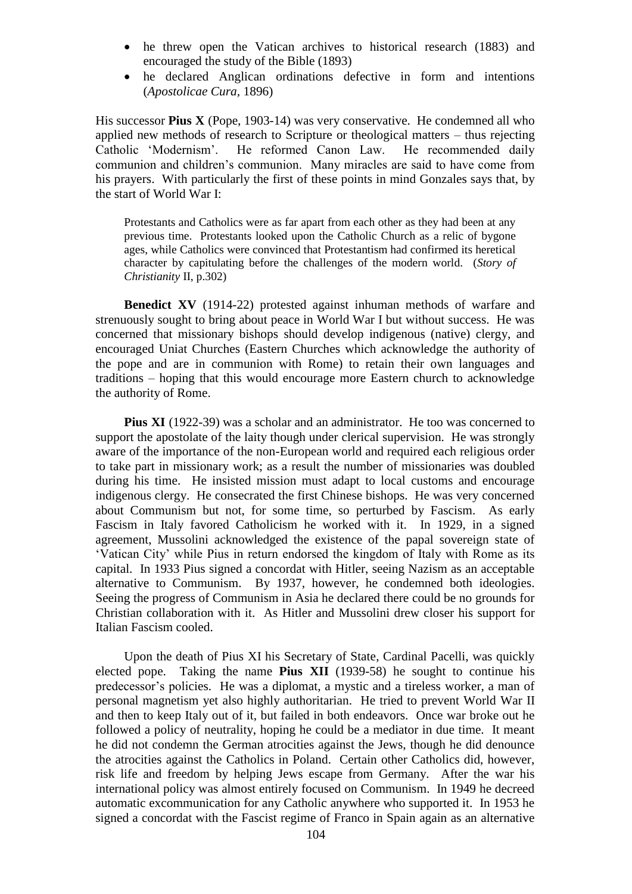- he threw open the Vatican archives to historical research (1883) and encouraged the study of the Bible (1893)
- he declared Anglican ordinations defective in form and intentions (*Apostolicae Cura*, 1896)

His successor **Pius X** (Pope, 1903-14) was very conservative. He condemned all who applied new methods of research to Scripture or theological matters – thus rejecting Catholic 'Modernism'. He reformed Canon Law. He recommended daily communion and children's communion. Many miracles are said to have come from his prayers. With particularly the first of these points in mind Gonzales says that, by the start of World War I:

> Protestants and Catholics were as far apart from each other as they had been at any previous time. Protestants looked upon the Catholic Church as a relic of bygone ages, while Catholics were convinced that Protestantism had confirmed its heretical character by capitulating before the challenges of the modern world. (*Story of Christianity* II, p.302)

**Benedict XV** (1914-22) protested against inhuman methods of warfare and strenuously sought to bring about peace in World War I but without success. He was concerned that missionary bishops should develop indigenous (native) clergy, and encouraged Uniat Churches (Eastern Churches which acknowledge the authority of the pope and are in communion with Rome) to retain their own languages and traditions – hoping that this would encourage more Eastern church to acknowledge the authority of Rome.

**Pius XI** (1922-39) was a scholar and an administrator. He too was concerned to support the apostolate of the laity though under clerical supervision. He was strongly aware of the importance of the non-European world and required each religious order to take part in missionary work; as a result the number of missionaries was doubled during his time. He insisted mission must adapt to local customs and encourage indigenous clergy. He consecrated the first Chinese bishops. He was very concerned about Communism but not, for some time, so perturbed by Fascism. As early Fascism in Italy favored Catholicism he worked with it. In 1929, in a signed agreement, Mussolini acknowledged the existence of the papal sovereign state of 'Vatican City' while Pius in return endorsed the kingdom of Italy with Rome as its capital. In 1933 Pius signed a concordat with Hitler, seeing Nazism as an acceptable alternative to Communism. By 1937, however, he condemned both ideologies. Seeing the progress of Communism in Asia he declared there could be no grounds for Christian collaboration with it. As Hitler and Mussolini drew closer his support for Italian Fascism cooled.

Upon the death of Pius XI his Secretary of State, Cardinal Pacelli, was quickly elected pope. Taking the name **Pius XII** (1939-58) he sought to continue his predecessor's policies. He was a diplomat, a mystic and a tireless worker, a man of personal magnetism yet also highly authoritarian. He tried to prevent World War II and then to keep Italy out of it, but failed in both endeavors. Once war broke out he followed a policy of neutrality, hoping he could be a mediator in due time. It meant he did not condemn the German atrocities against the Jews, though he did denounce the atrocities against the Catholics in Poland. Certain other Catholics did, however, risk life and freedom by helping Jews escape from Germany. After the war his international policy was almost entirely focused on Communism. In 1949 he decreed automatic excommunication for any Catholic anywhere who supported it. In 1953 he signed a concordat with the Fascist regime of Franco in Spain again as an alternative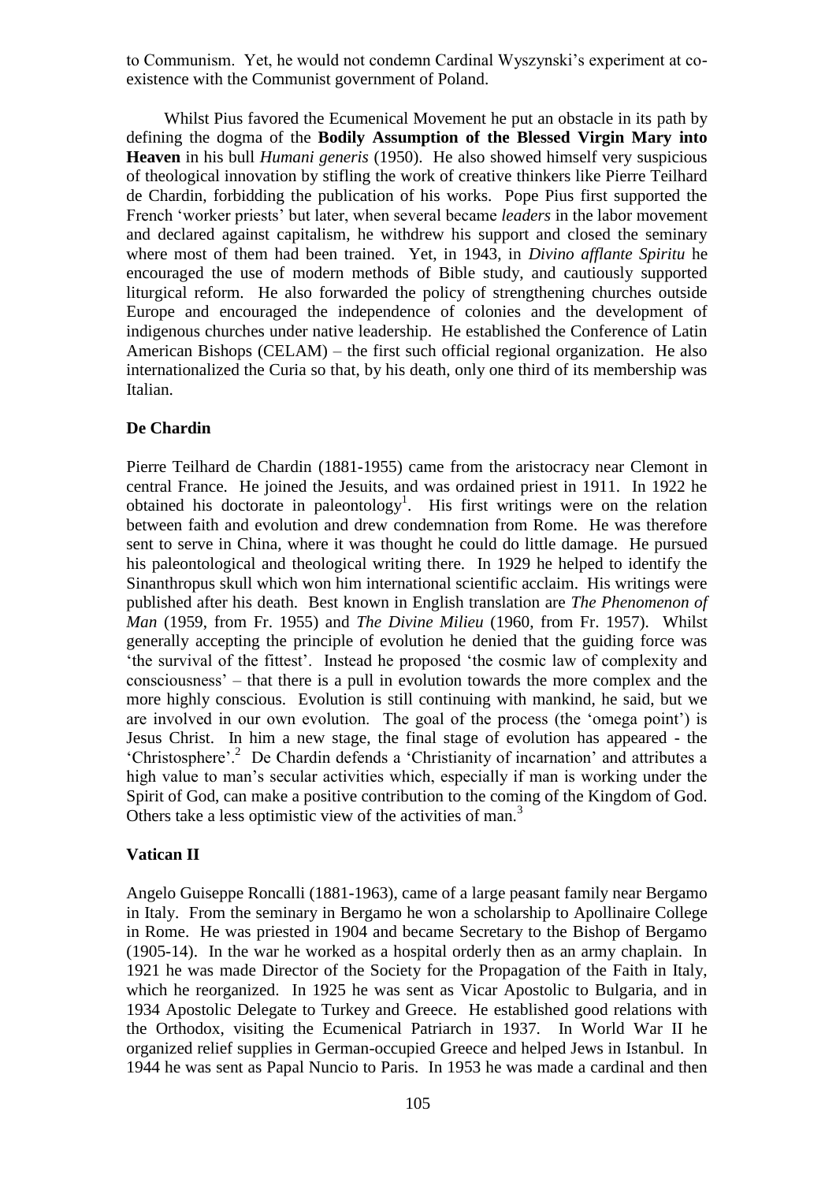to Communism. Yet, he would not condemn Cardinal Wyszynski's experiment at co-existence with the Communist government of Poland.

Whilst Pius favored the Ecumenical Movement he put an obstacle in its path by defining the dogma of the **Bodily Assumption of the Blessed Virgin Mary into Heaven** in his bull *Humani generis* (1950). He also showed himself very suspicious of theological innovation by stifling the work of creative thinkers like Pierre Teilhard de Chardin, forbidding the publication of his works. Pope Pius first supported the French 'worker priests' but later, when several became *leaders* in the labor movement and declared against capitalism, he withdrew his support and closed the seminary where most of them had been trained. Yet, in 1943, in *Divino afflante Spiritu* he encouraged the use of modern methods of Bible study, and cautiously supported liturgical reform. He also forwarded the policy of strengthening churches outside Europe and encouraged the independence of colonies and the development of indigenous churches under native leadership. He established the Conference of Latin American Bishops (CELAM) – the first such official regional organization. He also internationalized the Curia so that, by his death, only one third of its membership was Italian.

### De Chardin

Pierre Teilhard de Chardin (1881-1955) came from the aristocracy near Clemont in central France. He joined the Jesuits, and was ordained priest in 1911. In 1922 he obtained his doctorate in paleontology[1]. His first writings were on the relation between faith and evolution and drew condemnation from Rome. He was therefore sent to serve in China, where it was thought he could do little damage. He pursued his paleontological and theological writing there. In 1929 he helped to identify the Sinanthropus skull which won him international scientific acclaim. His writings were published after his death. Best known in English translation are *The Phenomenon of Man* (1959, from Fr. 1955) and *The Divine Milieu* (1960, from Fr. 1957). Whilst generally accepting the principle of evolution he denied that the guiding force was 'the survival of the fittest'. Instead he proposed 'the cosmic law of complexity and consciousness' – that there is a pull in evolution towards the more complex and the more highly conscious. Evolution is still continuing with mankind, he said, but we are involved in our own evolution. The goal of the process (the 'omega point') is Jesus Christ. In him a new stage, the final stage of evolution has appeared - the 'Christosphere'.[2] De Chardin defends a 'Christianity of incarnation' and attributes a high value to man's secular activities which, especially if man is working under the Spirit of God, can make a positive contribution to the coming of the Kingdom of God. Others take a less optimistic view of the activities of man.[3]

### Vatican II

Angelo Guiseppe Roncalli (1881-1963), came of a large peasant family near Bergamo in Italy. From the seminary in Bergamo he won a scholarship to Apollinaire College in Rome. He was priested in 1904 and became Secretary to the Bishop of Bergamo (1905-14). In the war he worked as a hospital orderly then as an army chaplain. In 1921 he was made Director of the Society for the Propagation of the Faith in Italy, which he reorganized. In 1925 he was sent as Vicar Apostolic to Bulgaria, and in 1934 Apostolic Delegate to Turkey and Greece. He established good relations with the Orthodox, visiting the Ecumenical Patriarch in 1937. In World War II he organized relief supplies in German-occupied Greece and helped Jews in Istanbul. In 1944 he was sent as Papal Nuncio to Paris. In 1953 he was made a cardinal and then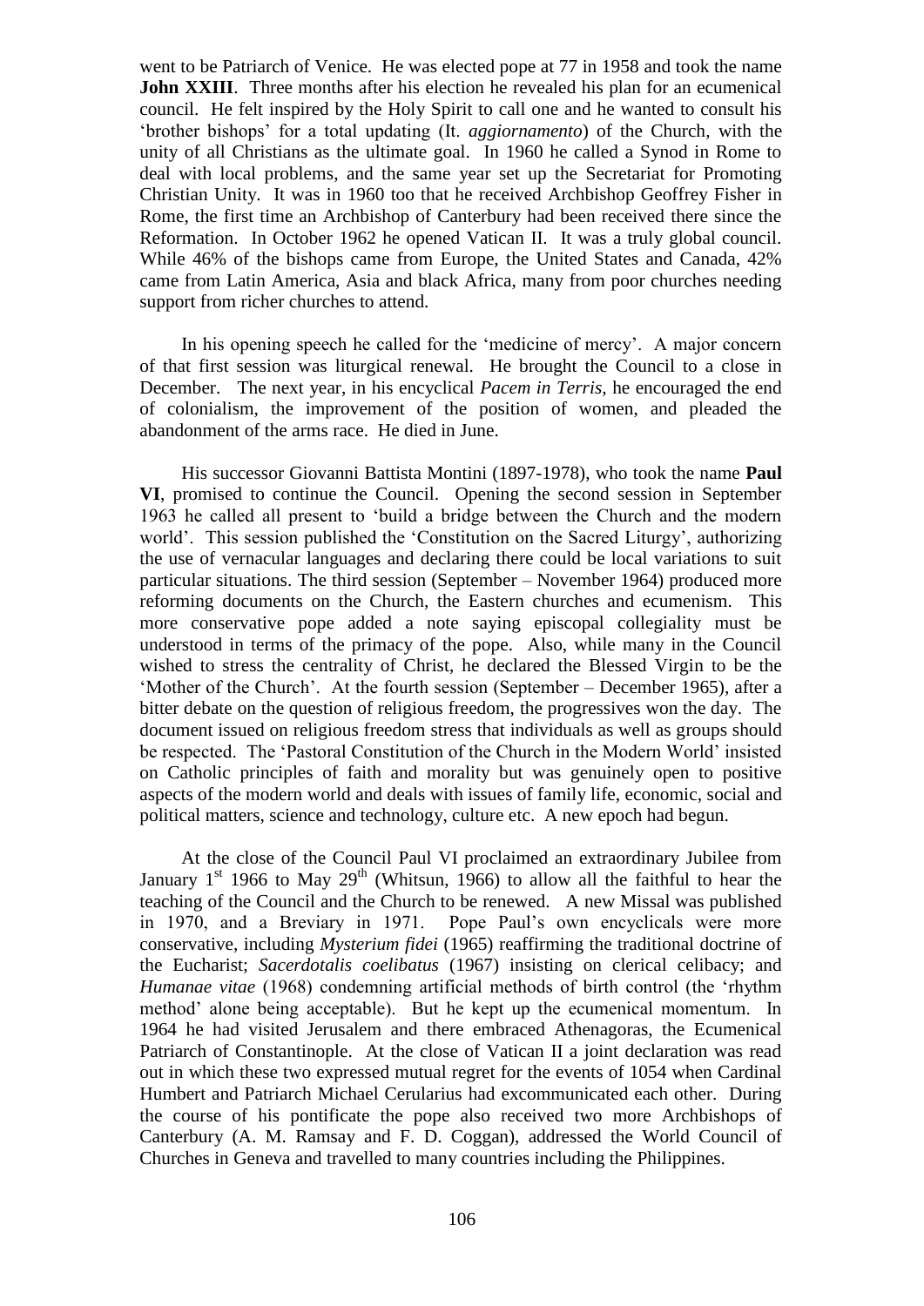went to be Patriarch of Venice. He was elected pope at 77 in 1958 and took the name **John XXIII**. Three months after his election he revealed his plan for an ecumenical council. He felt inspired by the Holy Spirit to call one and he wanted to consult his 'brother bishops' for a total updating (It. *aggiornamento*) of the Church, with the unity of all Christians as the ultimate goal. In 1960 he called a Synod in Rome to deal with local problems, and the same year set up the Secretariat for Promoting Christian Unity. It was in 1960 too that he received Archbishop Geoffrey Fisher in Rome, the first time an Archbishop of Canterbury had been received there since the Reformation. In October 1962 he opened Vatican II. It was a truly global council. While 46% of the bishops came from Europe, the United States and Canada, 42% came from Latin America, Asia and black Africa, many from poor churches needing support from richer churches to attend.

In his opening speech he called for the 'medicine of mercy'. A major concern of that first session was liturgical renewal. He brought the Council to a close in December. The next year, in his encyclical *Pacem in Terris,* he encouraged the end of colonialism, the improvement of the position of women, and pleaded the abandonment of the arms race. He died in June.

His successor Giovanni Battista Montini (1897-1978), who took the name **Paul VI**, promised to continue the Council. Opening the second session in September 1963 he called all present to 'build a bridge between the Church and the modern world'. This session published the 'Constitution on the Sacred Liturgy', authorizing the use of vernacular languages and declaring there could be local variations to suit particular situations. The third session (September – November 1964) produced more reforming documents on the Church, the Eastern churches and ecumenism. This more conservative pope added a note saying episcopal collegiality must be understood in terms of the primacy of the pope. Also, while many in the Council wished to stress the centrality of Christ, he declared the Blessed Virgin to be the 'Mother of the Church'. At the fourth session (September – December 1965), after a bitter debate on the question of religious freedom, the progressives won the day. The document issued on religious freedom stress that individuals as well as groups should be respected. The 'Pastoral Constitution of the Church in the Modern World' insisted on Catholic principles of faith and morality but was genuinely open to positive aspects of the modern world and deals with issues of family life, economic, social and political matters, science and technology, culture etc. A new epoch had begun.

At the close of the Council Paul VI proclaimed an extraordinary Jubilee from January 1st 1966 to May 29th (Whitsun, 1966) to allow all the faithful to hear the teaching of the Council and the Church to be renewed. A new Missal was published in 1970, and a Breviary in 1971. Pope Paul's own encyclicals were more conservative, including *Mysterium fidei* (1965) reaffirming the traditional doctrine of the Eucharist; *Sacerdotalis coelibatus* (1967) insisting on clerical celibacy; and *Humanae vitae* (1968) condemning artificial methods of birth control (the 'rhythm method' alone being acceptable). But he kept up the ecumenical momentum. In 1964 he had visited Jerusalem and there embraced Athenagoras, the Ecumenical Patriarch of Constantinople. At the close of Vatican II a joint declaration was read out in which these two expressed mutual regret for the events of 1054 when Cardinal Humbert and Patriarch Michael Cerularius had excommunicated each other. During the course of his pontificate the pope also received two more Archbishops of Canterbury (A. M. Ramsay and F. D. Coggan), addressed the World Council of Churches in Geneva and travelled to many countries including the Philippines.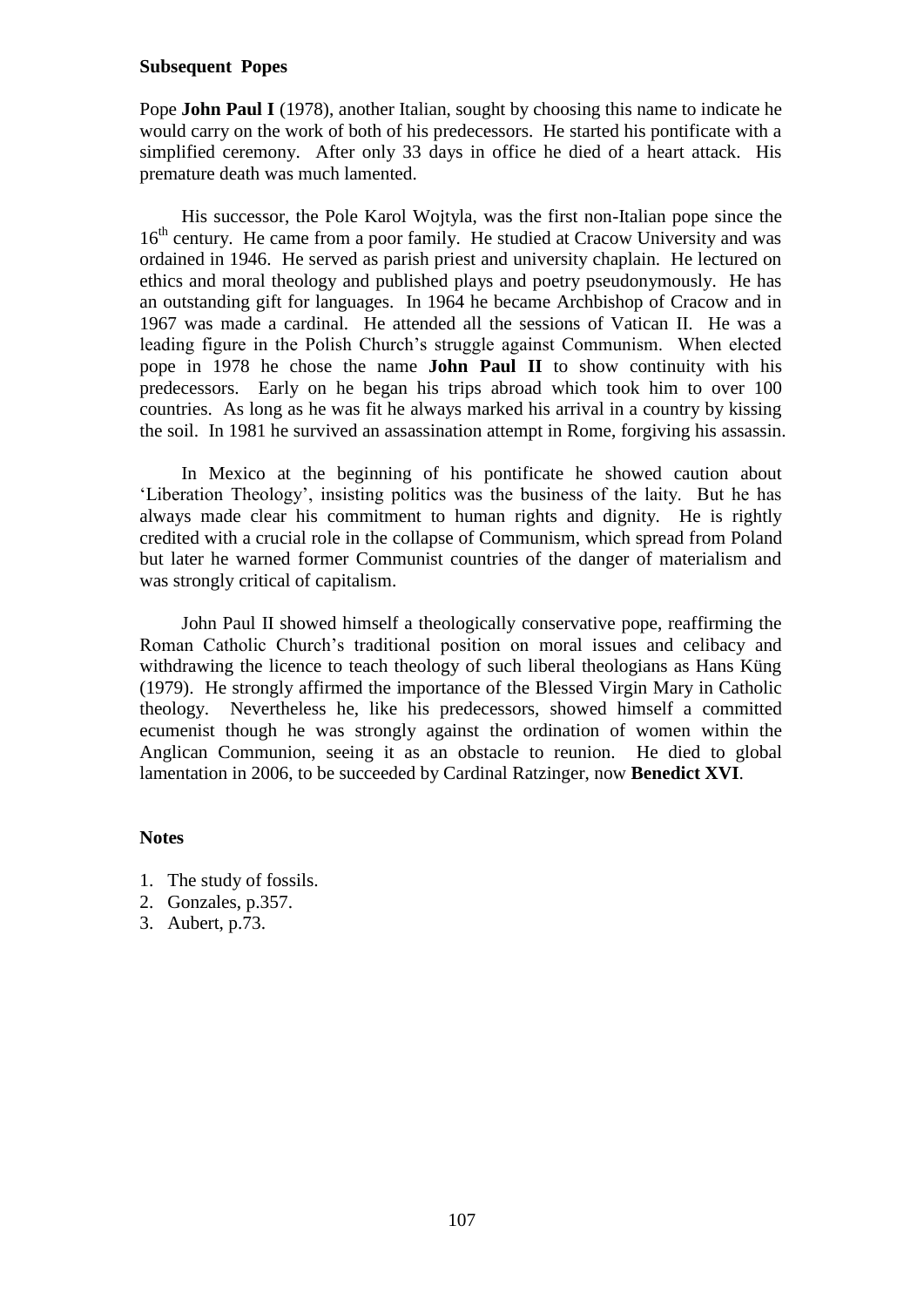**Subsequent Popes**

Pope **John Paul I** (1978), another Italian, sought by choosing this name to indicate he would carry on the work of both of his predecessors. He started his pontificate with a simplified ceremony. After only 33 days in office he died of a heart attack. His premature death was much lamented.

His successor, the Pole Karol Wojtyla, was the first non-Italian pope since the 16th century. He came from a poor family. He studied at Cracow University and was ordained in 1946. He served as parish priest and university chaplain. He lectured on ethics and moral theology and published plays and poetry pseudonymously. He has an outstanding gift for languages. In 1964 he became Archbishop of Cracow and in 1967 was made a cardinal. He attended all the sessions of Vatican II. He was a leading figure in the Polish Church's struggle against Communism. When elected pope in 1978 he chose the name **John Paul II** to show continuity with his predecessors. Early on he began his trips abroad which took him to over 100 countries. As long as he was fit he always marked his arrival in a country by kissing the soil. In 1981 he survived an assassination attempt in Rome, forgiving his assassin.

In Mexico at the beginning of his pontificate he showed caution about 'Liberation Theology', insisting politics was the business of the laity. But he has always made clear his commitment to human rights and dignity. He is rightly credited with a crucial role in the collapse of Communism, which spread from Poland but later he warned former Communist countries of the danger of materialism and was strongly critical of capitalism.

John Paul II showed himself a theologically conservative pope, reaffirming the Roman Catholic Church's traditional position on moral issues and celibacy and withdrawing the licence to teach theology of such liberal theologians as Hans Küng (1979). He strongly affirmed the importance of the Blessed Virgin Mary in Catholic theology. Nevertheless he, like his predecessors, showed himself a committed ecumenist though he was strongly against the ordination of women within the Anglican Communion, seeing it as an obstacle to reunion. He died to global lamentation in 2006, to be succeeded by Cardinal Ratzinger, now **Benedict XVI**.

**Notes**

1. The study of fossils.
2. Gonzales, p.357.
3. Aubert, p.73.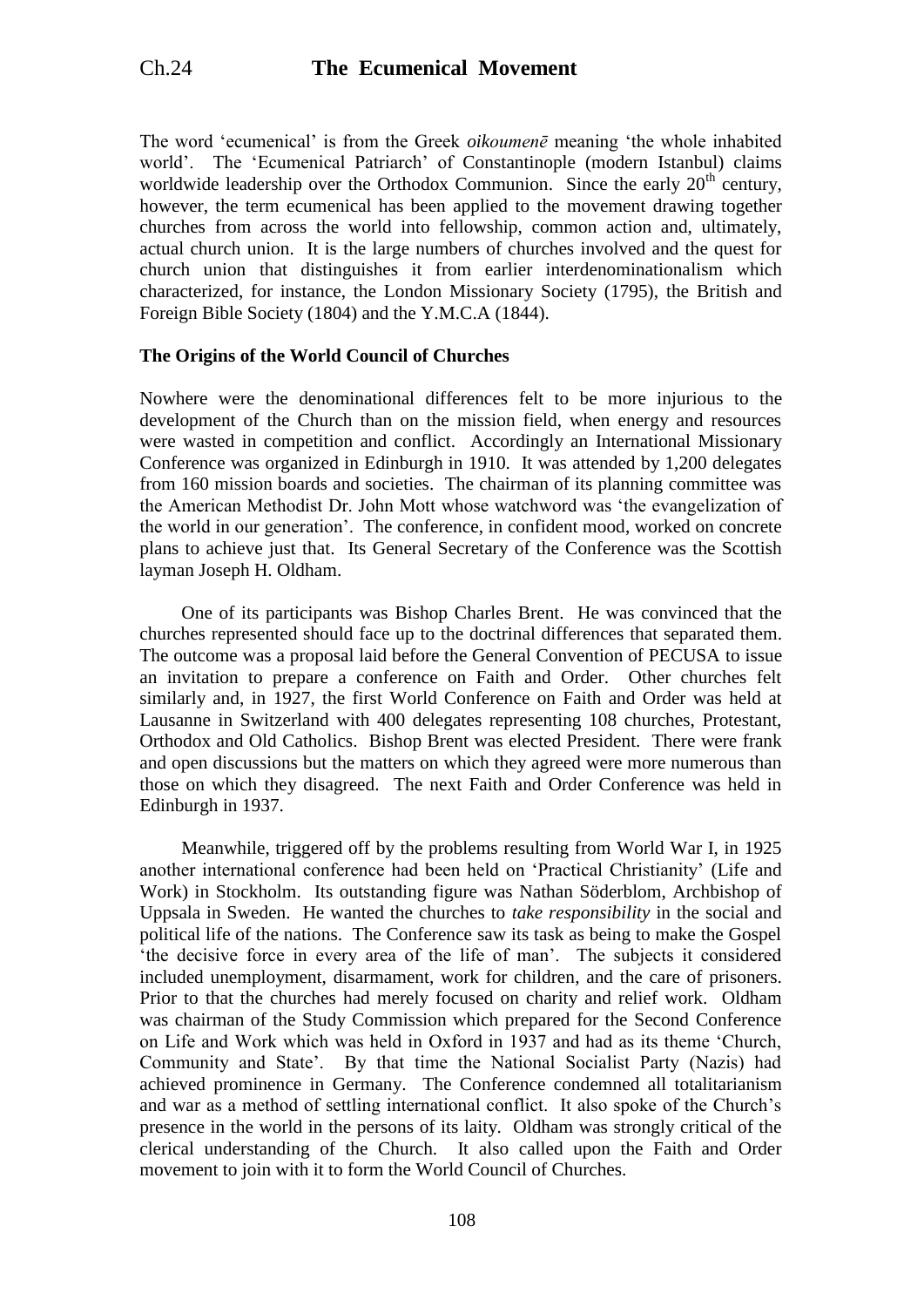# Ch.24 The Ecumenical Movement

The word 'ecumenical' is from the Greek *oikoumenē* meaning 'the whole inhabited world'. The 'Ecumenical Patriarch' of Constantinople (modern Istanbul) claims worldwide leadership over the Orthodox Communion. Since the early 20th century, however, the term ecumenical has been applied to the movement drawing together churches from across the world into fellowship, common action and, ultimately, actual church union. It is the large numbers of churches involved and the quest for church union that distinguishes it from earlier interdenominationalism which characterized, for instance, the London Missionary Society (1795), the British and Foreign Bible Society (1804) and the Y.M.C.A (1844).

**The Origins of the World Council of Churches**

Nowhere were the denominational differences felt to be more injurious to the development of the Church than on the mission field, when energy and resources were wasted in competition and conflict. Accordingly an International Missionary Conference was organized in Edinburgh in 1910. It was attended by 1,200 delegates from 160 mission boards and societies. The chairman of its planning committee was the American Methodist Dr. John Mott whose watchword was 'the evangelization of the world in our generation'. The conference, in confident mood, worked on concrete plans to achieve just that. Its General Secretary of the Conference was the Scottish layman Joseph H. Oldham.

One of its participants was Bishop Charles Brent. He was convinced that the churches represented should face up to the doctrinal differences that separated them. The outcome was a proposal laid before the General Convention of PECUSA to issue an invitation to prepare a conference on Faith and Order. Other churches felt similarly and, in 1927, the first World Conference on Faith and Order was held at Lausanne in Switzerland with 400 delegates representing 108 churches, Protestant, Orthodox and Old Catholics. Bishop Brent was elected President. There were frank and open discussions but the matters on which they agreed were more numerous than those on which they disagreed. The next Faith and Order Conference was held in Edinburgh in 1937.

Meanwhile, triggered off by the problems resulting from World War I, in 1925 another international conference had been held on 'Practical Christianity' (Life and Work) in Stockholm. Its outstanding figure was Nathan Söderblom, Archbishop of Uppsala in Sweden. He wanted the churches to *take responsibility* in the social and political life of the nations. The Conference saw its task as being to make the Gospel 'the decisive force in every area of the life of man'. The subjects it considered included unemployment, disarmament, work for children, and the care of prisoners. Prior to that the churches had merely focused on charity and relief work. Oldham was chairman of the Study Commission which prepared for the Second Conference on Life and Work which was held in Oxford in 1937 and had as its theme 'Church, Community and State'. By that time the National Socialist Party (Nazis) had achieved prominence in Germany. The Conference condemned all totalitarianism and war as a method of settling international conflict. It also spoke of the Church's presence in the world in the persons of its laity. Oldham was strongly critical of the clerical understanding of the Church. It also called upon the Faith and Order movement to join with it to form the World Council of Churches.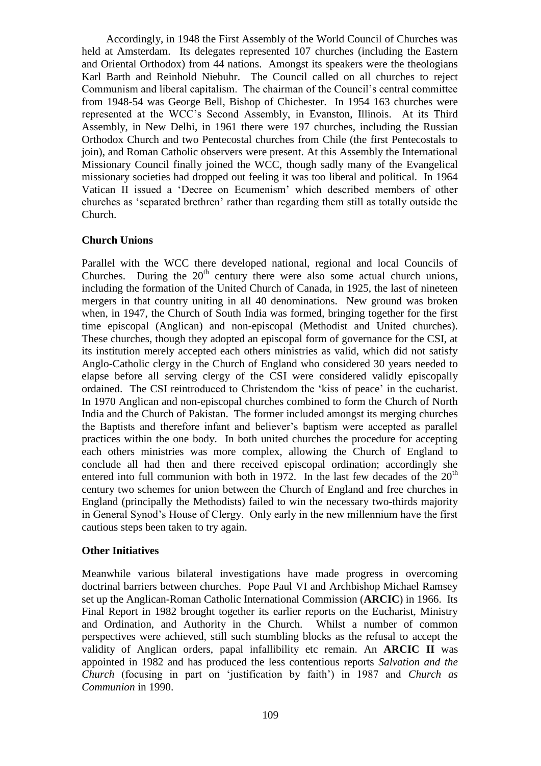Accordingly, in 1948 the First Assembly of the World Council of Churches was held at Amsterdam. Its delegates represented 107 churches (including the Eastern and Oriental Orthodox) from 44 nations. Amongst its speakers were the theologians Karl Barth and Reinhold Niebuhr. The Council called on all churches to reject Communism and liberal capitalism. The chairman of the Council's central committee from 1948-54 was George Bell, Bishop of Chichester. In 1954 163 churches were represented at the WCC's Second Assembly, in Evanston, Illinois. At its Third Assembly, in New Delhi, in 1961 there were 197 churches, including the Russian Orthodox Church and two Pentecostal churches from Chile (the first Pentecostals to join), and Roman Catholic observers were present. At this Assembly the International Missionary Council finally joined the WCC, though sadly many of the Evangelical missionary societies had dropped out feeling it was too liberal and political. In 1964 Vatican II issued a 'Decree on Ecumenism' which described members of other churches as 'separated brethren' rather than regarding them still as totally outside the Church.

**Church Unions**

Parallel with the WCC there developed national, regional and local Councils of Churches. During the 20th century there were also some actual church unions, including the formation of the United Church of Canada, in 1925, the last of nineteen mergers in that country uniting in all 40 denominations. New ground was broken when, in 1947, the Church of South India was formed, bringing together for the first time episcopal (Anglican) and non-episcopal (Methodist and United churches). These churches, though they adopted an episcopal form of governance for the CSI, at its institution merely accepted each others ministries as valid, which did not satisfy Anglo-Catholic clergy in the Church of England who considered 30 years needed to elapse before all serving clergy of the CSI were considered validly episcopally ordained. The CSI reintroduced to Christendom the 'kiss of peace' in the eucharist. In 1970 Anglican and non-episcopal churches combined to form the Church of North India and the Church of Pakistan. The former included amongst its merging churches the Baptists and therefore infant and believer's baptism were accepted as parallel practices within the one body. In both united churches the procedure for accepting each others ministries was more complex, allowing the Church of England to conclude all had then and there received episcopal ordination; accordingly she entered into full communion with both in 1972. In the last few decades of the 20th century two schemes for union between the Church of England and free churches in England (principally the Methodists) failed to win the necessary two-thirds majority in General Synod's House of Clergy. Only early in the new millennium have the first cautious steps been taken to try again.

**Other Initiatives**

Meanwhile various bilateral investigations have made progress in overcoming doctrinal barriers between churches. Pope Paul VI and Archbishop Michael Ramsey set up the Anglican-Roman Catholic International Commission (**ARCIC**) in 1966. Its Final Report in 1982 brought together its earlier reports on the Eucharist, Ministry and Ordination, and Authority in the Church. Whilst a number of common perspectives were achieved, still such stumbling blocks as the refusal to accept the validity of Anglican orders, papal infallibility etc remain. An **ARCIC II** was appointed in 1982 and has produced the less contentious reports *Salvation and the Church* (focusing in part on 'justification by faith') in 1987 and *Church as Communion* in 1990.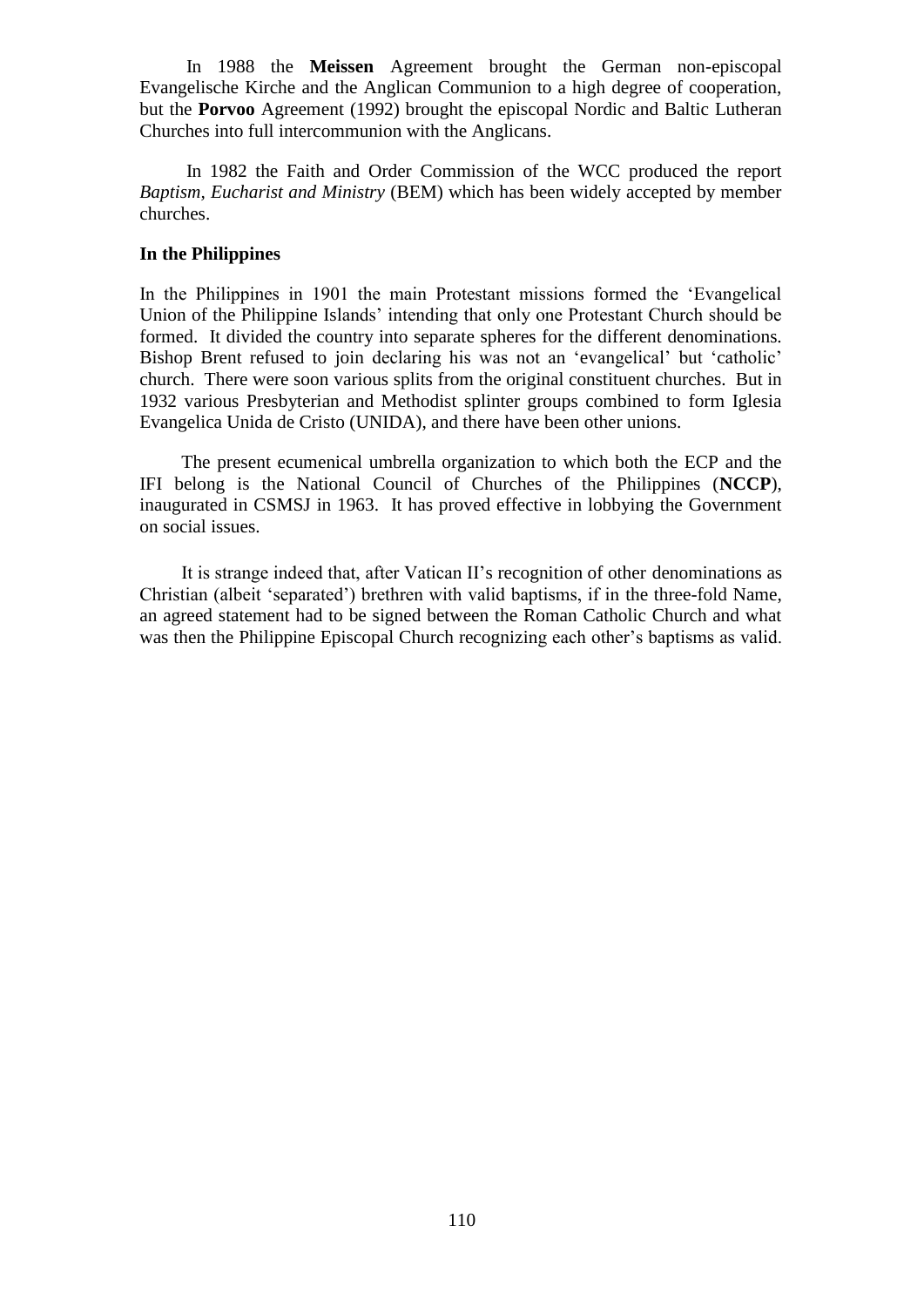In 1988 the **Meissen** Agreement brought the German non-episcopal Evangelische Kirche and the Anglican Communion to a high degree of cooperation, but the **Porvoo** Agreement (1992) brought the episcopal Nordic and Baltic Lutheran Churches into full intercommunion with the Anglicans.

In 1982 the Faith and Order Commission of the WCC produced the report *Baptism, Eucharist and Ministry* (BEM) which has been widely accepted by member churches.

**In the Philippines**

In the Philippines in 1901 the main Protestant missions formed the 'Evangelical Union of the Philippine Islands' intending that only one Protestant Church should be formed. It divided the country into separate spheres for the different denominations. Bishop Brent refused to join declaring his was not an 'evangelical' but 'catholic' church. There were soon various splits from the original constituent churches. But in 1932 various Presbyterian and Methodist splinter groups combined to form Iglesia Evangelica Unida de Cristo (UNIDA), and there have been other unions.

The present ecumenical umbrella organization to which both the ECP and the IFI belong is the National Council of Churches of the Philippines (**NCCP**), inaugurated in CSMSJ in 1963. It has proved effective in lobbying the Government on social issues.

It is strange indeed that, after Vatican II's recognition of other denominations as Christian (albeit 'separated') brethren with valid baptisms, if in the three-fold Name, an agreed statement had to be signed between the Roman Catholic Church and what was then the Philippine Episcopal Church recognizing each other's baptisms as valid.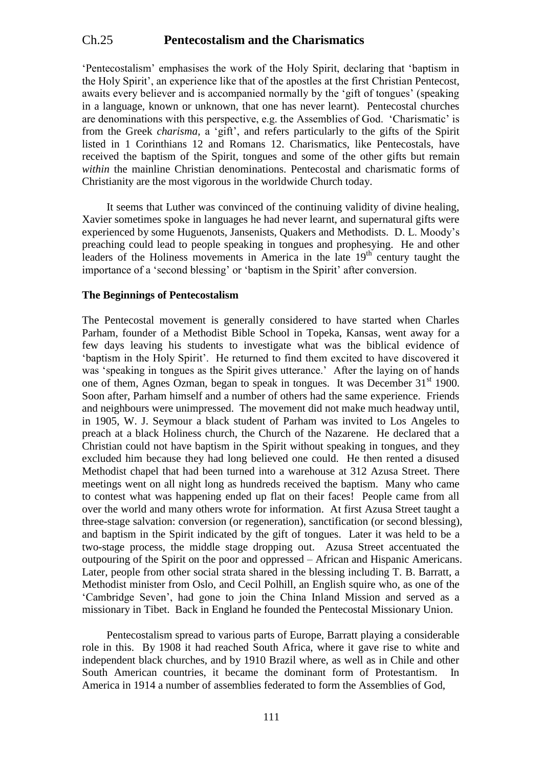## Ch.25 Pentecostalism and the Charismatics

'Pentecostalism' emphasises the work of the Holy Spirit, declaring that 'baptism in the Holy Spirit', an experience like that of the apostles at the first Christian Pentecost, awaits every believer and is accompanied normally by the 'gift of tongues' (speaking in a language, known or unknown, that one has never learnt). Pentecostal churches are denominations with this perspective, e.g. the Assemblies of God. 'Charismatic' is from the Greek *charisma*, a 'gift', and refers particularly to the gifts of the Spirit listed in 1 Corinthians 12 and Romans 12. Charismatics, like Pentecostals, have received the baptism of the Spirit, tongues and some of the other gifts but remain *within* the mainline Christian denominations. Pentecostal and charismatic forms of Christianity are the most vigorous in the worldwide Church today.

It seems that Luther was convinced of the continuing validity of divine healing, Xavier sometimes spoke in languages he had never learnt, and supernatural gifts were experienced by some Huguenots, Jansenists, Quakers and Methodists. D. L. Moody's preaching could lead to people speaking in tongues and prophesying. He and other leaders of the Holiness movements in America in the late 19th century taught the importance of a 'second blessing' or 'baptism in the Spirit' after conversion.

**The Beginnings of Pentecostalism**

The Pentecostal movement is generally considered to have started when Charles Parham, founder of a Methodist Bible School in Topeka, Kansas, went away for a few days leaving his students to investigate what was the biblical evidence of 'baptism in the Holy Spirit'. He returned to find them excited to have discovered it was 'speaking in tongues as the Spirit gives utterance.' After the laying on of hands one of them, Agnes Ozman, began to speak in tongues. It was December 31st 1900. Soon after, Parham himself and a number of others had the same experience. Friends and neighbours were unimpressed. The movement did not make much headway until, in 1905, W. J. Seymour a black student of Parham was invited to Los Angeles to preach at a black Holiness church, the Church of the Nazarene. He declared that a Christian could not have baptism in the Spirit without speaking in tongues, and they excluded him because they had long believed one could. He then rented a disused Methodist chapel that had been turned into a warehouse at 312 Azusa Street. There meetings went on all night long as hundreds received the baptism. Many who came to contest what was happening ended up flat on their faces! People came from all over the world and many others wrote for information. At first Azusa Street taught a three-stage salvation: conversion (or regeneration), sanctification (or second blessing), and baptism in the Spirit indicated by the gift of tongues. Later it was held to be a two-stage process, the middle stage dropping out. Azusa Street accentuated the outpouring of the Spirit on the poor and oppressed – African and Hispanic Americans. Later, people from other social strata shared in the blessing including T. B. Barratt, a Methodist minister from Oslo, and Cecil Polhill, an English squire who, as one of the 'Cambridge Seven', had gone to join the China Inland Mission and served as a missionary in Tibet. Back in England he founded the Pentecostal Missionary Union.

Pentecostalism spread to various parts of Europe, Barratt playing a considerable role in this. By 1908 it had reached South Africa, where it gave rise to white and independent black churches, and by 1910 Brazil where, as well as in Chile and other South American countries, it became the dominant form of Protestantism. In America in 1914 a number of assemblies federated to form the Assemblies of God,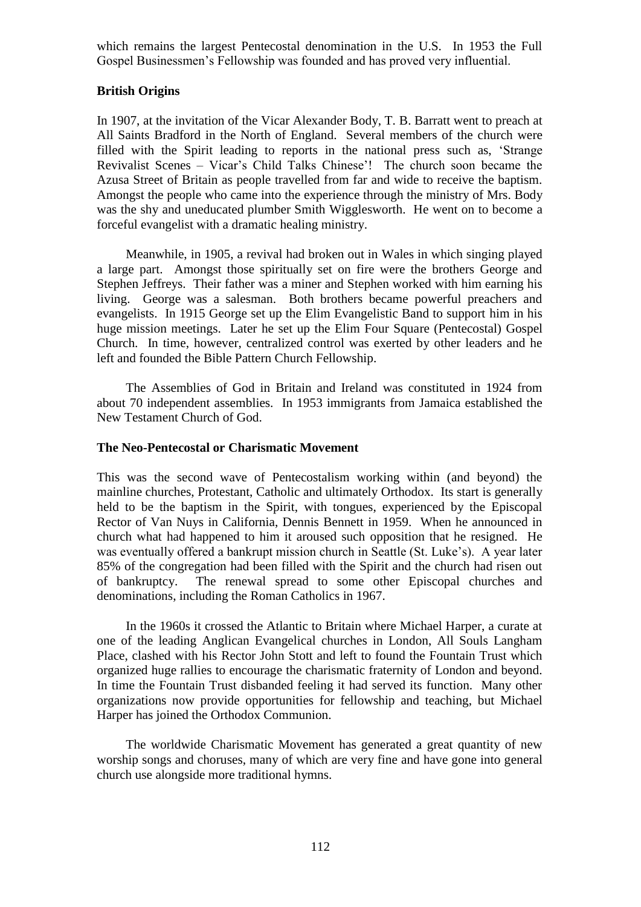which remains the largest Pentecostal denomination in the U.S. In 1953 the Full Gospel Businessmen's Fellowship was founded and has proved very influential.

### British Origins

In 1907, at the invitation of the Vicar Alexander Body, T. B. Barratt went to preach at All Saints Bradford in the North of England. Several members of the church were filled with the Spirit leading to reports in the national press such as, 'Strange Revivalist Scenes – Vicar's Child Talks Chinese'! The church soon became the Azusa Street of Britain as people travelled from far and wide to receive the baptism. Amongst the people who came into the experience through the ministry of Mrs. Body was the shy and uneducated plumber Smith Wigglesworth. He went on to become a forceful evangelist with a dramatic healing ministry.

Meanwhile, in 1905, a revival had broken out in Wales in which singing played a large part. Amongst those spiritually set on fire were the brothers George and Stephen Jeffreys. Their father was a miner and Stephen worked with him earning his living. George was a salesman. Both brothers became powerful preachers and evangelists. In 1915 George set up the Elim Evangelistic Band to support him in his huge mission meetings. Later he set up the Elim Four Square (Pentecostal) Gospel Church. In time, however, centralized control was exerted by other leaders and he left and founded the Bible Pattern Church Fellowship.

The Assemblies of God in Britain and Ireland was constituted in 1924 from about 70 independent assemblies. In 1953 immigrants from Jamaica established the New Testament Church of God.

### The Neo-Pentecostal or Charismatic Movement

This was the second wave of Pentecostalism working within (and beyond) the mainline churches, Protestant, Catholic and ultimately Orthodox. Its start is generally held to be the baptism in the Spirit, with tongues, experienced by the Episcopal Rector of Van Nuys in California, Dennis Bennett in 1959. When he announced in church what had happened to him it aroused such opposition that he resigned. He was eventually offered a bankrupt mission church in Seattle (St. Luke's). A year later 85% of the congregation had been filled with the Spirit and the church had risen out of bankruptcy. The renewal spread to some other Episcopal churches and denominations, including the Roman Catholics in 1967.

In the 1960s it crossed the Atlantic to Britain where Michael Harper, a curate at one of the leading Anglican Evangelical churches in London, All Souls Langham Place, clashed with his Rector John Stott and left to found the Fountain Trust which organized huge rallies to encourage the charismatic fraternity of London and beyond. In time the Fountain Trust disbanded feeling it had served its function. Many other organizations now provide opportunities for fellowship and teaching, but Michael Harper has joined the Orthodox Communion.

The worldwide Charismatic Movement has generated a great quantity of new worship songs and choruses, many of which are very fine and have gone into general church use alongside more traditional hymns.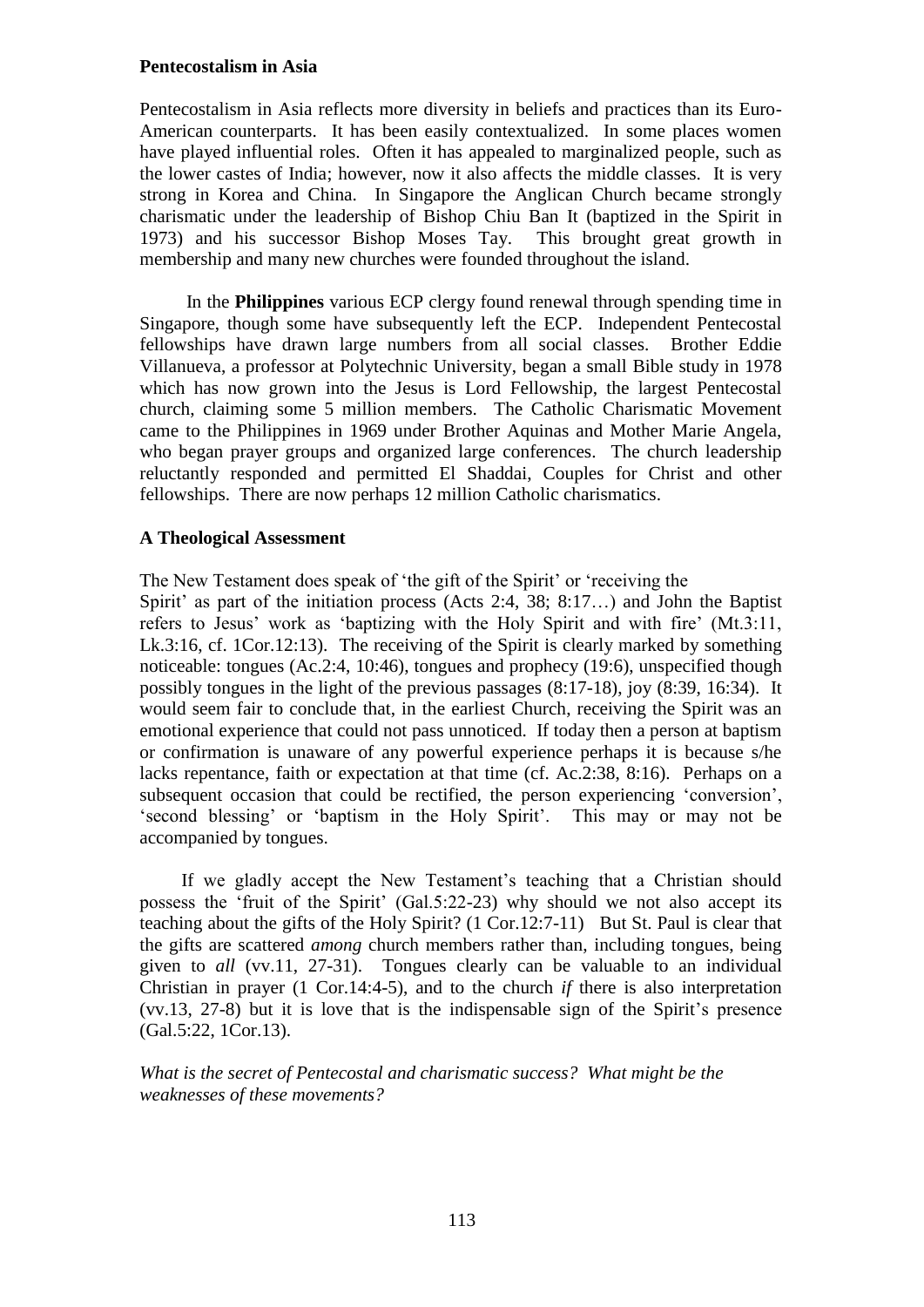**Pentecostalism in Asia**

Pentecostalism in Asia reflects more diversity in beliefs and practices than its Euro-American counterparts. It has been easily contextualized. In some places women have played influential roles. Often it has appealed to marginalized people, such as the lower castes of India; however, now it also affects the middle classes. It is very strong in Korea and China. In Singapore the Anglican Church became strongly charismatic under the leadership of Bishop Chiu Ban It (baptized in the Spirit in 1973) and his successor Bishop Moses Tay. This brought great growth in membership and many new churches were founded throughout the island.

In the **Philippines** various ECP clergy found renewal through spending time in Singapore, though some have subsequently left the ECP. Independent Pentecostal fellowships have drawn large numbers from all social classes. Brother Eddie Villanueva, a professor at Polytechnic University, began a small Bible study in 1978 which has now grown into the Jesus is Lord Fellowship, the largest Pentecostal church, claiming some 5 million members. The Catholic Charismatic Movement came to the Philippines in 1969 under Brother Aquinas and Mother Marie Angela, who began prayer groups and organized large conferences. The church leadership reluctantly responded and permitted El Shaddai, Couples for Christ and other fellowships. There are now perhaps 12 million Catholic charismatics.

**A Theological Assessment**

The New Testament does speak of 'the gift of the Spirit' or 'receiving the Spirit' as part of the initiation process (Acts 2:4, 38; 8:17…) and John the Baptist refers to Jesus' work as 'baptizing with the Holy Spirit and with fire' (Mt.3:11, Lk.3:16, cf. 1Cor.12:13). The receiving of the Spirit is clearly marked by something noticeable: tongues (Ac.2:4, 10:46), tongues and prophecy (19:6), unspecified though possibly tongues in the light of the previous passages (8:17-18), joy (8:39, 16:34). It would seem fair to conclude that, in the earliest Church, receiving the Spirit was an emotional experience that could not pass unnoticed. If today then a person at baptism or confirmation is unaware of any powerful experience perhaps it is because s/he lacks repentance, faith or expectation at that time (cf. Ac.2:38, 8:16). Perhaps on a subsequent occasion that could be rectified, the person experiencing 'conversion', 'second blessing' or 'baptism in the Holy Spirit'. This may or may not be accompanied by tongues.

If we gladly accept the New Testament's teaching that a Christian should possess the 'fruit of the Spirit' (Gal.5:22-23) why should we not also accept its teaching about the gifts of the Holy Spirit? (1 Cor.12:7-11) But St. Paul is clear that the gifts are scattered *among* church members rather than, including tongues, being given to *all* (vv.11, 27-31). Tongues clearly can be valuable to an individual Christian in prayer (1 Cor.14:4-5), and to the church *if* there is also interpretation (vv.13, 27-8) but it is love that is the indispensable sign of the Spirit's presence (Gal.5:22, 1Cor.13).

*What is the secret of Pentecostal and charismatic success? What might be the weaknesses of these movements?*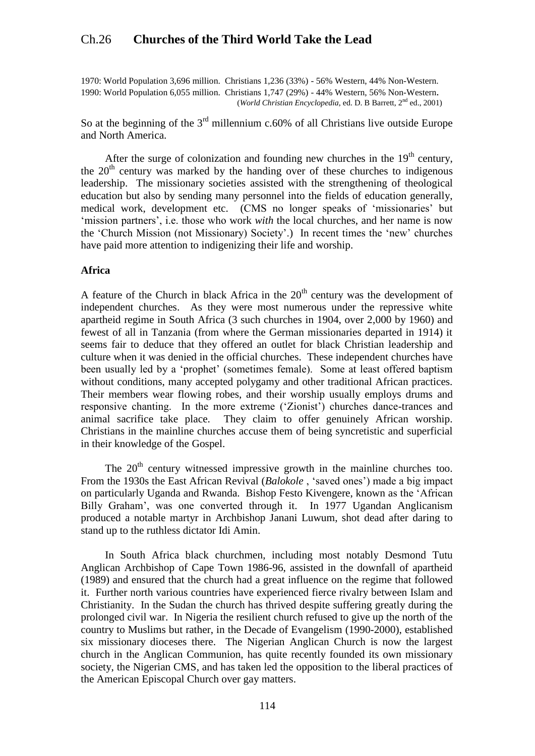# Ch.26 **Churches of the Third World Take the Lead**

1970: World Population 3,696 million. Christians 1,236 (33%) - 56% Western, 44% Non-Western.
1990: World Population 6,055 million. Christians 1,747 (29%) - 44% Western, 56% Non-Western.
(*World Christian Encyclopedia*, ed. D. B Barrett, 2nd ed., 2001)

So at the beginning of the 3rd millennium c.60% of all Christians live outside Europe and North America.

After the surge of colonization and founding new churches in the 19th century, the 20th century was marked by the handing over of these churches to indigenous leadership. The missionary societies assisted with the strengthening of theological education but also by sending many personnel into the fields of education generally, medical work, development etc. (CMS no longer speaks of 'missionaries' but 'mission partners', i.e. those who work *with* the local churches, and her name is now the 'Church Mission (not Missionary) Society'.) In recent times the 'new' churches have paid more attention to indigenizing their life and worship.

**Africa**

A feature of the Church in black Africa in the 20th century was the development of independent churches. As they were most numerous under the repressive white apartheid regime in South Africa (3 such churches in 1904, over 2,000 by 1960) and fewest of all in Tanzania (from where the German missionaries departed in 1914) it seems fair to deduce that they offered an outlet for black Christian leadership and culture when it was denied in the official churches. These independent churches have been usually led by a 'prophet' (sometimes female). Some at least offered baptism without conditions, many accepted polygamy and other traditional African practices. Their members wear flowing robes, and their worship usually employs drums and responsive chanting. In the more extreme ('Zionist') churches dance-trances and animal sacrifice take place. They claim to offer genuinely African worship. Christians in the mainline churches accuse them of being syncretistic and superficial in their knowledge of the Gospel.

The 20th century witnessed impressive growth in the mainline churches too. From the 1930s the East African Revival (*Balokole* , 'saved ones') made a big impact on particularly Uganda and Rwanda. Bishop Festo Kivengere, known as the 'African Billy Graham', was one converted through it. In 1977 Ugandan Anglicanism produced a notable martyr in Archbishop Janani Luwum, shot dead after daring to stand up to the ruthless dictator Idi Amin.

In South Africa black churchmen, including most notably Desmond Tutu Anglican Archbishop of Cape Town 1986-96, assisted in the downfall of apartheid (1989) and ensured that the church had a great influence on the regime that followed it. Further north various countries have experienced fierce rivalry between Islam and Christianity. In the Sudan the church has thrived despite suffering greatly during the prolonged civil war. In Nigeria the resilient church refused to give up the north of the country to Muslims but rather, in the Decade of Evangelism (1990-2000), established six missionary dioceses there. The Nigerian Anglican Church is now the largest church in the Anglican Communion, has quite recently founded its own missionary society, the Nigerian CMS, and has taken led the opposition to the liberal practices of the American Episcopal Church over gay matters.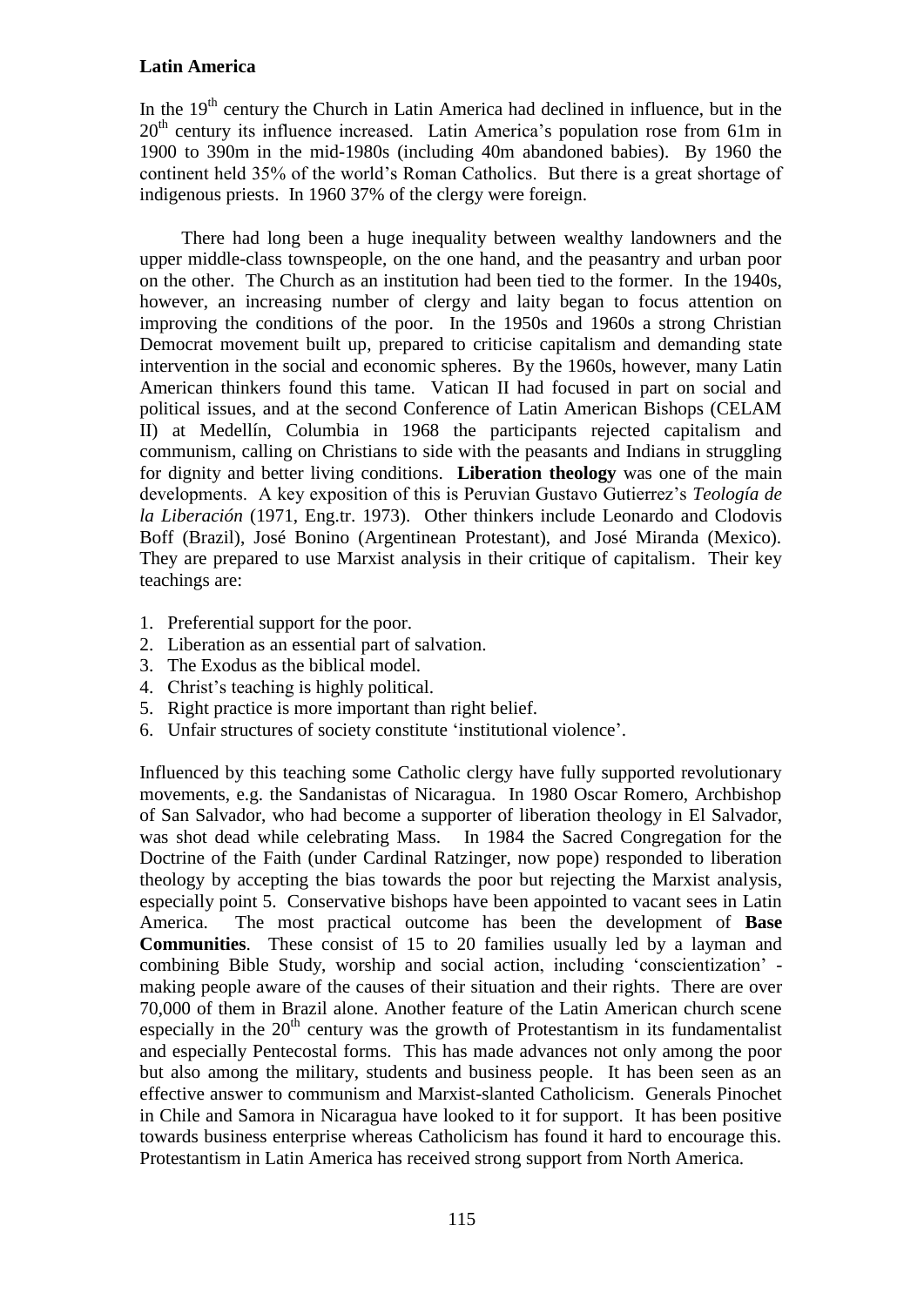**Latin America**

In the 19th century the Church in Latin America had declined in influence, but in the 20th century its influence increased. Latin America's population rose from 61m in 1900 to 390m in the mid-1980s (including 40m abandoned babies). By 1960 the continent held 35% of the world's Roman Catholics. But there is a great shortage of indigenous priests. In 1960 37% of the clergy were foreign.

There had long been a huge inequality between wealthy landowners and the upper middle-class townspeople, on the one hand, and the peasantry and urban poor on the other. The Church as an institution had been tied to the former. In the 1940s, however, an increasing number of clergy and laity began to focus attention on improving the conditions of the poor. In the 1950s and 1960s a strong Christian Democrat movement built up, prepared to criticise capitalism and demanding state intervention in the social and economic spheres. By the 1960s, however, many Latin American thinkers found this tame. Vatican II had focused in part on social and political issues, and at the second Conference of Latin American Bishops (CELAM II) at Medellín, Columbia in 1968 the participants rejected capitalism and communism, calling on Christians to side with the peasants and Indians in struggling for dignity and better living conditions. **Liberation theology** was one of the main developments. A key exposition of this is Peruvian Gustavo Gutierrez's *Teología de la Liberación* (1971, Eng.tr. 1973). Other thinkers include Leonardo and Clodovis Boff (Brazil), José Bonino (Argentinean Protestant), and José Miranda (Mexico). They are prepared to use Marxist analysis in their critique of capitalism. Their key teachings are:

1. Preferential support for the poor.
2. Liberation as an essential part of salvation.
3. The Exodus as the biblical model.
4. Christ's teaching is highly political.
5. Right practice is more important than right belief.
6. Unfair structures of society constitute 'institutional violence'.

Influenced by this teaching some Catholic clergy have fully supported revolutionary movements, e.g. the Sandanistas of Nicaragua. In 1980 Oscar Romero, Archbishop of San Salvador, who had become a supporter of liberation theology in El Salvador, was shot dead while celebrating Mass. In 1984 the Sacred Congregation for the Doctrine of the Faith (under Cardinal Ratzinger, now pope) responded to liberation theology by accepting the bias towards the poor but rejecting the Marxist analysis, especially point 5. Conservative bishops have been appointed to vacant sees in Latin America. The most practical outcome has been the development of **Base Communities**. These consist of 15 to 20 families usually led by a layman and combining Bible Study, worship and social action, including 'conscientization' - making people aware of the causes of their situation and their rights. There are over 70,000 of them in Brazil alone. Another feature of the Latin American church scene especially in the 20th century was the growth of Protestantism in its fundamentalist and especially Pentecostal forms. This has made advances not only among the poor but also among the military, students and business people. It has been seen as an effective answer to communism and Marxist-slanted Catholicism. Generals Pinochet in Chile and Samora in Nicaragua have looked to it for support. It has been positive towards business enterprise whereas Catholicism has found it hard to encourage this. Protestantism in Latin America has received strong support from North America.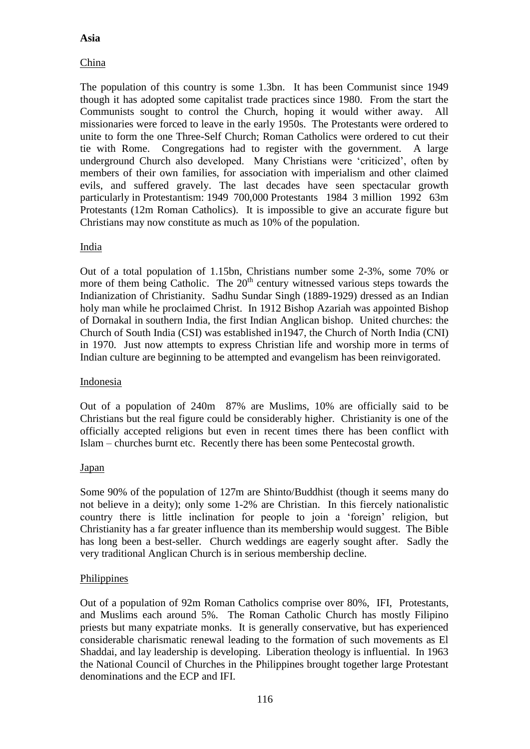**Asia**

China

The population of this country is some 1.3bn. It has been Communist since 1949 though it has adopted some capitalist trade practices since 1980. From the start the Communists sought to control the Church, hoping it would wither away. All missionaries were forced to leave in the early 1950s. The Protestants were ordered to unite to form the one Three-Self Church; Roman Catholics were ordered to cut their tie with Rome. Congregations had to register with the government. A large underground Church also developed. Many Christians were 'criticized', often by members of their own families, for association with imperialism and other claimed evils, and suffered gravely. The last decades have seen spectacular growth particularly in Protestantism: 1949 700,000 Protestants 1984 3 million 1992 63m Protestants (12m Roman Catholics). It is impossible to give an accurate figure but Christians may now constitute as much as 10% of the population.

India

Out of a total population of 1.15bn, Christians number some 2-3%, some 70% or more of them being Catholic. The 20th century witnessed various steps towards the Indianization of Christianity. Sadhu Sundar Singh (1889-1929) dressed as an Indian holy man while he proclaimed Christ. In 1912 Bishop Azariah was appointed Bishop of Dornakal in southern India, the first Indian Anglican bishop. United churches: the Church of South India (CSI) was established in1947, the Church of North India (CNI) in 1970. Just now attempts to express Christian life and worship more in terms of Indian culture are beginning to be attempted and evangelism has been reinvigorated.

Indonesia

Out of a population of 240m 87% are Muslims, 10% are officially said to be Christians but the real figure could be considerably higher. Christianity is one of the officially accepted religions but even in recent times there has been conflict with Islam – churches burnt etc. Recently there has been some Pentecostal growth.

Japan

Some 90% of the population of 127m are Shinto/Buddhist (though it seems many do not believe in a deity); only some 1-2% are Christian. In this fiercely nationalistic country there is little inclination for people to join a 'foreign' religion, but Christianity has a far greater influence than its membership would suggest. The Bible has long been a best-seller. Church weddings are eagerly sought after. Sadly the very traditional Anglican Church is in serious membership decline.

Philippines

Out of a population of 92m Roman Catholics comprise over 80%, IFI, Protestants, and Muslims each around 5%. The Roman Catholic Church has mostly Filipino priests but many expatriate monks. It is generally conservative, but has experienced considerable charismatic renewal leading to the formation of such movements as El Shaddai, and lay leadership is developing. Liberation theology is influential. In 1963 the National Council of Churches in the Philippines brought together large Protestant denominations and the ECP and IFI.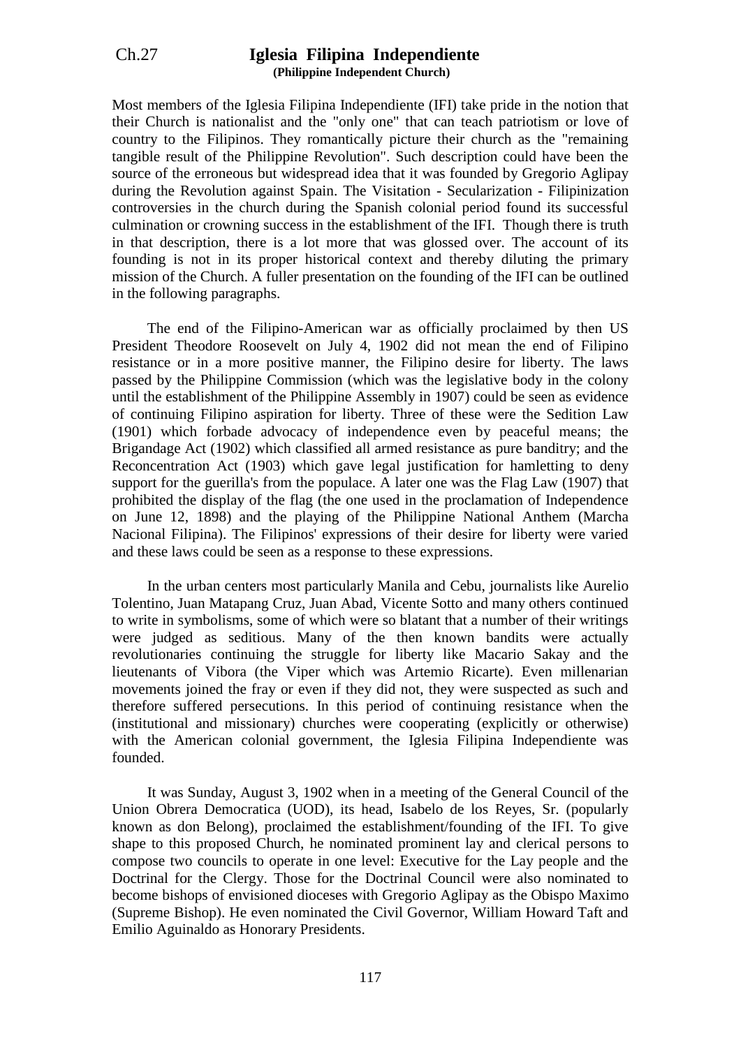# Ch.27 Iglesia Filipina Independiente

**(Philippine Independent Church)**

Most members of the Iglesia Filipina Independiente (IFI) take pride in the notion that their Church is nationalist and the "only one" that can teach patriotism or love of country to the Filipinos. They romantically picture their church as the "remaining tangible result of the Philippine Revolution". Such description could have been the source of the erroneous but widespread idea that it was founded by Gregorio Aglipay during the Revolution against Spain. The Visitation - Secularization - Filipinization controversies in the church during the Spanish colonial period found its successful culmination or crowning success in the establishment of the IFI. Though there is truth in that description, there is a lot more that was glossed over. The account of its founding is not in its proper historical context and thereby diluting the primary mission of the Church. A fuller presentation on the founding of the IFI can be outlined in the following paragraphs.

The end of the Filipino-American war as officially proclaimed by then US President Theodore Roosevelt on July 4, 1902 did not mean the end of Filipino resistance or in a more positive manner, the Filipino desire for liberty. The laws passed by the Philippine Commission (which was the legislative body in the colony until the establishment of the Philippine Assembly in 1907) could be seen as evidence of continuing Filipino aspiration for liberty. Three of these were the Sedition Law (1901) which forbade advocacy of independence even by peaceful means; the Brigandage Act (1902) which classified all armed resistance as pure banditry; and the Reconcentration Act (1903) which gave legal justification for hamletting to deny support for the guerilla's from the populace. A later one was the Flag Law (1907) that prohibited the display of the flag (the one used in the proclamation of Independence on June 12, 1898) and the playing of the Philippine National Anthem (Marcha Nacional Filipina). The Filipinos' expressions of their desire for liberty were varied and these laws could be seen as a response to these expressions.

In the urban centers most particularly Manila and Cebu, journalists like Aurelio Tolentino, Juan Matapang Cruz, Juan Abad, Vicente Sotto and many others continued to write in symbolisms, some of which were so blatant that a number of their writings were judged as seditious. Many of the then known bandits were actually revolutionaries continuing the struggle for liberty like Macario Sakay and the lieutenants of Vibora (the Viper which was Artemio Ricarte). Even millenarian movements joined the fray or even if they did not, they were suspected as such and therefore suffered persecutions. In this period of continuing resistance when the (institutional and missionary) churches were cooperating (explicitly or otherwise) with the American colonial government, the Iglesia Filipina Independiente was founded.

It was Sunday, August 3, 1902 when in a meeting of the General Council of the Union Obrera Democratica (UOD), its head, Isabelo de los Reyes, Sr. (popularly known as don Belong), proclaimed the establishment/founding of the IFI. To give shape to this proposed Church, he nominated prominent lay and clerical persons to compose two councils to operate in one level: Executive for the Lay people and the Doctrinal for the Clergy. Those for the Doctrinal Council were also nominated to become bishops of envisioned dioceses with Gregorio Aglipay as the Obispo Maximo (Supreme Bishop). He even nominated the Civil Governor, William Howard Taft and Emilio Aguinaldo as Honorary Presidents.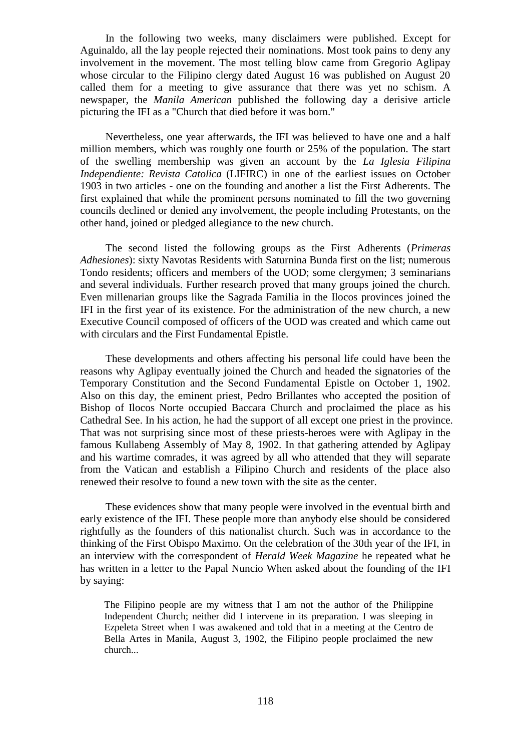In the following two weeks, many disclaimers were published. Except for Aguinaldo, all the lay people rejected their nominations. Most took pains to deny any involvement in the movement. The most telling blow came from Gregorio Aglipay whose circular to the Filipino clergy dated August 16 was published on August 20 called them for a meeting to give assurance that there was yet no schism. A newspaper, the *Manila American* published the following day a derisive article picturing the IFI as a "Church that died before it was born."

Nevertheless, one year afterwards, the IFI was believed to have one and a half million members, which was roughly one fourth or 25% of the population. The start of the swelling membership was given an account by the *La Iglesia Filipina Independiente: Revista Catolica* (LIFIRC) in one of the earliest issues on October 1903 in two articles - one on the founding and another a list the First Adherents. The first explained that while the prominent persons nominated to fill the two governing councils declined or denied any involvement, the people including Protestants, on the other hand, joined or pledged allegiance to the new church.

The second listed the following groups as the First Adherents (*Primeras Adhesiones*): sixty Navotas Residents with Saturnina Bunda first on the list; numerous Tondo residents; officers and members of the UOD; some clergymen; 3 seminarians and several individuals. Further research proved that many groups joined the church. Even millenarian groups like the Sagrada Familia in the Ilocos provinces joined the IFI in the first year of its existence. For the administration of the new church, a new Executive Council composed of officers of the UOD was created and which came out with circulars and the First Fundamental Epistle.

These developments and others affecting his personal life could have been the reasons why Aglipay eventually joined the Church and headed the signatories of the Temporary Constitution and the Second Fundamental Epistle on October 1, 1902. Also on this day, the eminent priest, Pedro Brillantes who accepted the position of Bishop of Ilocos Norte occupied Baccara Church and proclaimed the place as his Cathedral See. In his action, he had the support of all except one priest in the province. That was not surprising since most of these priests-heroes were with Aglipay in the famous Kullabeng Assembly of May 8, 1902. In that gathering attended by Aglipay and his wartime comrades, it was agreed by all who attended that they will separate from the Vatican and establish a Filipino Church and residents of the place also renewed their resolve to found a new town with the site as the center.

These evidences show that many people were involved in the eventual birth and early existence of the IFI. These people more than anybody else should be considered rightfully as the founders of this nationalist church. Such was in accordance to the thinking of the First Obispo Maximo. On the celebration of the 30th year of the IFI, in an interview with the correspondent of *Herald Week Magazine* he repeated what he has written in a letter to the Papal Nuncio When asked about the founding of the IFI by saying:

> The Filipino people are my witness that I am not the author of the Philippine Independent Church; neither did I intervene in its preparation. I was sleeping in Ezpeleta Street when I was awakened and told that in a meeting at the Centro de Bella Artes in Manila, August 3, 1902, the Filipino people proclaimed the new church...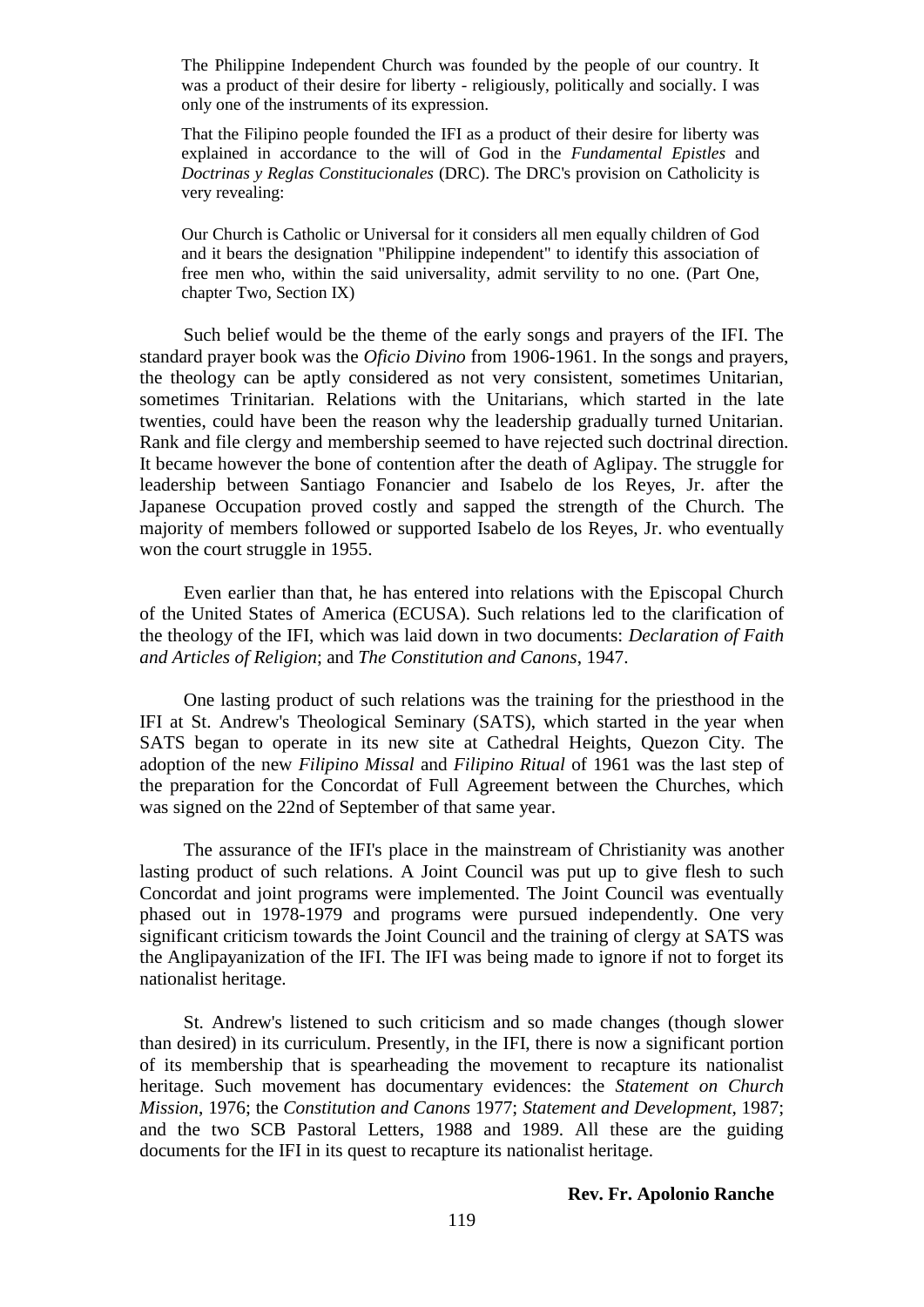> The Philippine Independent Church was founded by the people of our country. It was a product of their desire for liberty - religiously, politically and socially. I was only one of the instruments of its expression.

> That the Filipino people founded the IFI as a product of their desire for liberty was explained in accordance to the will of God in the *Fundamental Epistles* and *Doctrinas y Reglas Constitucionales* (DRC). The DRC's provision on Catholicity is very revealing:

> Our Church is Catholic or Universal for it considers all men equally children of God and it bears the designation "Philippine independent" to identify this association of free men who, within the said universality, admit servility to no one. (Part One, chapter Two, Section IX)

Such belief would be the theme of the early songs and prayers of the IFI. The standard prayer book was the *Oficio Divino* from 1906-1961. In the songs and prayers, the theology can be aptly considered as not very consistent, sometimes Unitarian, sometimes Trinitarian. Relations with the Unitarians, which started in the late twenties, could have been the reason why the leadership gradually turned Unitarian. Rank and file clergy and membership seemed to have rejected such doctrinal direction. It became however the bone of contention after the death of Aglipay. The struggle for leadership between Santiago Fonancier and Isabelo de los Reyes, Jr. after the Japanese Occupation proved costly and sapped the strength of the Church. The majority of members followed or supported Isabelo de los Reyes, Jr. who eventually won the court struggle in 1955.

Even earlier than that, he has entered into relations with the Episcopal Church of the United States of America (ECUSA). Such relations led to the clarification of the theology of the IFI, which was laid down in two documents: *Declaration of Faith and Articles of Religion*; and *The Constitution and Canons*, 1947.

One lasting product of such relations was the training for the priesthood in the IFI at St. Andrew's Theological Seminary (SATS), which started in the year when SATS began to operate in its new site at Cathedral Heights, Quezon City. The adoption of the new *Filipino Missal* and *Filipino Ritual* of 1961 was the last step of the preparation for the Concordat of Full Agreement between the Churches, which was signed on the 22nd of September of that same year.

The assurance of the IFI's place in the mainstream of Christianity was another lasting product of such relations. A Joint Council was put up to give flesh to such Concordat and joint programs were implemented. The Joint Council was eventually phased out in 1978-1979 and programs were pursued independently. One very significant criticism towards the Joint Council and the training of clergy at SATS was the Anglipayanization of the IFI. The IFI was being made to ignore if not to forget its nationalist heritage.

St. Andrew's listened to such criticism and so made changes (though slower than desired) in its curriculum. Presently, in the IFI, there is now a significant portion of its membership that is spearheading the movement to recapture its nationalist heritage. Such movement has documentary evidences: the *Statement on Church Mission*, 1976; the *Constitution and Canons* 1977; *Statement and Development*, 1987; and the two SCB Pastoral Letters, 1988 and 1989. All these are the guiding documents for the IFI in its quest to recapture its nationalist heritage.

**Rev. Fr. Apolonio Ranche**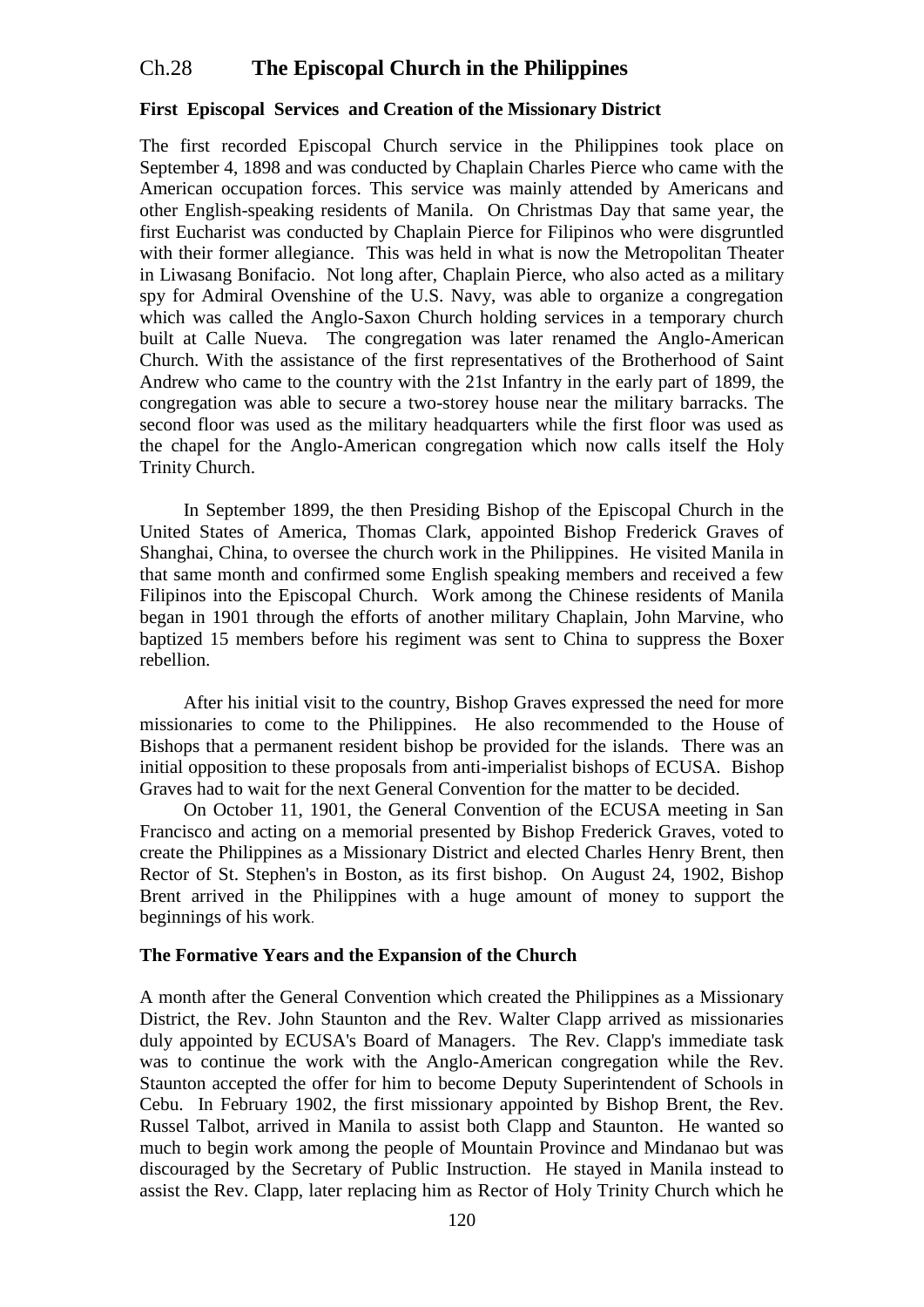## Ch.28 **The Episcopal Church in the Philippines**

### First Episcopal Services and Creation of the Missionary District

The first recorded Episcopal Church service in the Philippines took place on September 4, 1898 and was conducted by Chaplain Charles Pierce who came with the American occupation forces. This service was mainly attended by Americans and other English-speaking residents of Manila. On Christmas Day that same year, the first Eucharist was conducted by Chaplain Pierce for Filipinos who were disgruntled with their former allegiance. This was held in what is now the Metropolitan Theater in Liwasang Bonifacio. Not long after, Chaplain Pierce, who also acted as a military spy for Admiral Ovenshine of the U.S. Navy, was able to organize a congregation which was called the Anglo-Saxon Church holding services in a temporary church built at Calle Nueva. The congregation was later renamed the Anglo-American Church. With the assistance of the first representatives of the Brotherhood of Saint Andrew who came to the country with the 21st Infantry in the early part of 1899, the congregation was able to secure a two-storey house near the military barracks. The second floor was used as the military headquarters while the first floor was used as the chapel for the Anglo-American congregation which now calls itself the Holy Trinity Church.

In September 1899, the then Presiding Bishop of the Episcopal Church in the United States of America, Thomas Clark, appointed Bishop Frederick Graves of Shanghai, China, to oversee the church work in the Philippines. He visited Manila in that same month and confirmed some English speaking members and received a few Filipinos into the Episcopal Church. Work among the Chinese residents of Manila began in 1901 through the efforts of another military Chaplain, John Marvine, who baptized 15 members before his regiment was sent to China to suppress the Boxer rebellion.

After his initial visit to the country, Bishop Graves expressed the need for more missionaries to come to the Philippines. He also recommended to the House of Bishops that a permanent resident bishop be provided for the islands. There was an initial opposition to these proposals from anti-imperialist bishops of ECUSA. Bishop Graves had to wait for the next General Convention for the matter to be decided.

On October 11, 1901, the General Convention of the ECUSA meeting in San Francisco and acting on a memorial presented by Bishop Frederick Graves, voted to create the Philippines as a Missionary District and elected Charles Henry Brent, then Rector of St. Stephen's in Boston, as its first bishop. On August 24, 1902, Bishop Brent arrived in the Philippines with a huge amount of money to support the beginnings of his work.

### The Formative Years and the Expansion of the Church

A month after the General Convention which created the Philippines as a Missionary District, the Rev. John Staunton and the Rev. Walter Clapp arrived as missionaries duly appointed by ECUSA's Board of Managers. The Rev. Clapp's immediate task was to continue the work with the Anglo-American congregation while the Rev. Staunton accepted the offer for him to become Deputy Superintendent of Schools in Cebu. In February 1902, the first missionary appointed by Bishop Brent, the Rev. Russel Talbot, arrived in Manila to assist both Clapp and Staunton. He wanted so much to begin work among the people of Mountain Province and Mindanao but was discouraged by the Secretary of Public Instruction. He stayed in Manila instead to assist the Rev. Clapp, later replacing him as Rector of Holy Trinity Church which he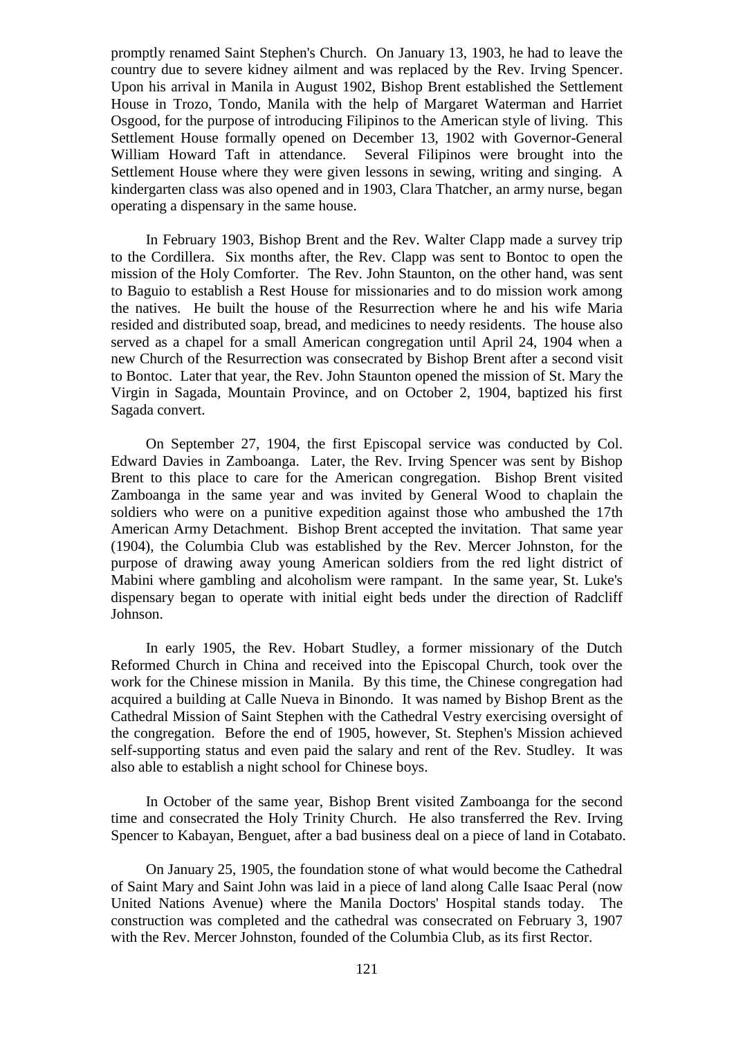promptly renamed Saint Stephen's Church. On January 13, 1903, he had to leave the country due to severe kidney ailment and was replaced by the Rev. Irving Spencer. Upon his arrival in Manila in August 1902, Bishop Brent established the Settlement House in Trozo, Tondo, Manila with the help of Margaret Waterman and Harriet Osgood, for the purpose of introducing Filipinos to the American style of living. This Settlement House formally opened on December 13, 1902 with Governor-General William Howard Taft in attendance. Several Filipinos were brought into the Settlement House where they were given lessons in sewing, writing and singing. A kindergarten class was also opened and in 1903, Clara Thatcher, an army nurse, began operating a dispensary in the same house.

In February 1903, Bishop Brent and the Rev. Walter Clapp made a survey trip to the Cordillera. Six months after, the Rev. Clapp was sent to Bontoc to open the mission of the Holy Comforter. The Rev. John Staunton, on the other hand, was sent to Baguio to establish a Rest House for missionaries and to do mission work among the natives. He built the house of the Resurrection where he and his wife Maria resided and distributed soap, bread, and medicines to needy residents. The house also served as a chapel for a small American congregation until April 24, 1904 when a new Church of the Resurrection was consecrated by Bishop Brent after a second visit to Bontoc. Later that year, the Rev. John Staunton opened the mission of St. Mary the Virgin in Sagada, Mountain Province, and on October 2, 1904, baptized his first Sagada convert.

On September 27, 1904, the first Episcopal service was conducted by Col. Edward Davies in Zamboanga. Later, the Rev. Irving Spencer was sent by Bishop Brent to this place to care for the American congregation. Bishop Brent visited Zamboanga in the same year and was invited by General Wood to chaplain the soldiers who were on a punitive expedition against those who ambushed the 17th American Army Detachment. Bishop Brent accepted the invitation. That same year (1904), the Columbia Club was established by the Rev. Mercer Johnston, for the purpose of drawing away young American soldiers from the red light district of Mabini where gambling and alcoholism were rampant. In the same year, St. Luke's dispensary began to operate with initial eight beds under the direction of Radcliff Johnson.

In early 1905, the Rev. Hobart Studley, a former missionary of the Dutch Reformed Church in China and received into the Episcopal Church, took over the work for the Chinese mission in Manila. By this time, the Chinese congregation had acquired a building at Calle Nueva in Binondo. It was named by Bishop Brent as the Cathedral Mission of Saint Stephen with the Cathedral Vestry exercising oversight of the congregation. Before the end of 1905, however, St. Stephen's Mission achieved self-supporting status and even paid the salary and rent of the Rev. Studley. It was also able to establish a night school for Chinese boys.

In October of the same year, Bishop Brent visited Zamboanga for the second time and consecrated the Holy Trinity Church. He also transferred the Rev. Irving Spencer to Kabayan, Benguet, after a bad business deal on a piece of land in Cotabato.

On January 25, 1905, the foundation stone of what would become the Cathedral of Saint Mary and Saint John was laid in a piece of land along Calle Isaac Peral (now United Nations Avenue) where the Manila Doctors' Hospital stands today. The construction was completed and the cathedral was consecrated on February 3, 1907 with the Rev. Mercer Johnston, founded of the Columbia Club, as its first Rector.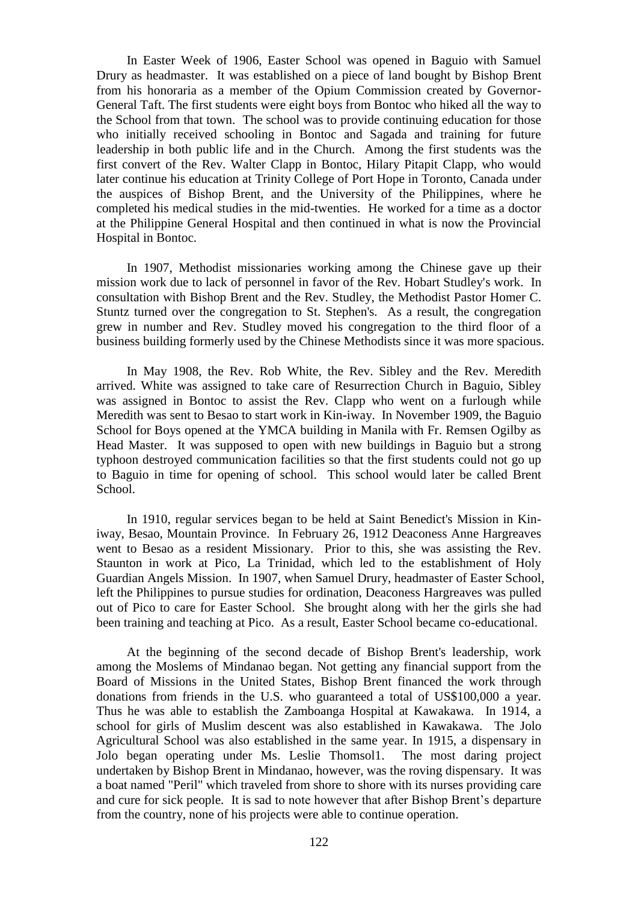In Easter Week of 1906, Easter School was opened in Baguio with Samuel Drury as headmaster. It was established on a piece of land bought by Bishop Brent from his honoraria as a member of the Opium Commission created by Governor-General Taft. The first students were eight boys from Bontoc who hiked all the way to the School from that town. The school was to provide continuing education for those who initially received schooling in Bontoc and Sagada and training for future leadership in both public life and in the Church. Among the first students was the first convert of the Rev. Walter Clapp in Bontoc, Hilary Pitapit Clapp, who would later continue his education at Trinity College of Port Hope in Toronto, Canada under the auspices of Bishop Brent, and the University of the Philippines, where he completed his medical studies in the mid-twenties. He worked for a time as a doctor at the Philippine General Hospital and then continued in what is now the Provincial Hospital in Bontoc.

In 1907, Methodist missionaries working among the Chinese gave up their mission work due to lack of personnel in favor of the Rev. Hobart Studley's work. In consultation with Bishop Brent and the Rev. Studley, the Methodist Pastor Homer C. Stuntz turned over the congregation to St. Stephen's. As a result, the congregation grew in number and Rev. Studley moved his congregation to the third floor of a business building formerly used by the Chinese Methodists since it was more spacious.

In May 1908, the Rev. Rob White, the Rev. Sibley and the Rev. Meredith arrived. White was assigned to take care of Resurrection Church in Baguio, Sibley was assigned in Bontoc to assist the Rev. Clapp who went on a furlough while Meredith was sent to Besao to start work in Kin-iway. In November 1909, the Baguio School for Boys opened at the YMCA building in Manila with Fr. Remsen Ogilby as Head Master. It was supposed to open with new buildings in Baguio but a strong typhoon destroyed communication facilities so that the first students could not go up to Baguio in time for opening of school. This school would later be called Brent School.

In 1910, regular services began to be held at Saint Benedict's Mission in Kin-iway, Besao, Mountain Province. In February 26, 1912 Deaconess Anne Hargreaves went to Besao as a resident Missionary. Prior to this, she was assisting the Rev. Staunton in work at Pico, La Trinidad, which led to the establishment of Holy Guardian Angels Mission. In 1907, when Samuel Drury, headmaster of Easter School, left the Philippines to pursue studies for ordination, Deaconess Hargreaves was pulled out of Pico to care for Easter School. She brought along with her the girls she had been training and teaching at Pico. As a result, Easter School became co-educational.

At the beginning of the second decade of Bishop Brent's leadership, work among the Moslems of Mindanao began. Not getting any financial support from the Board of Missions in the United States, Bishop Brent financed the work through donations from friends in the U.S. who guaranteed a total of US$100,000 a year. Thus he was able to establish the Zamboanga Hospital at Kawakawa. In 1914, a school for girls of Muslim descent was also established in Kawakawa. The Jolo Agricultural School was also established in the same year. In 1915, a dispensary in Jolo began operating under Ms. Leslie Thomsol1. The most daring project undertaken by Bishop Brent in Mindanao, however, was the roving dispensary. It was a boat named "Peril" which traveled from shore to shore with its nurses providing care and cure for sick people. It is sad to note however that after Bishop Brent's departure from the country, none of his projects were able to continue operation.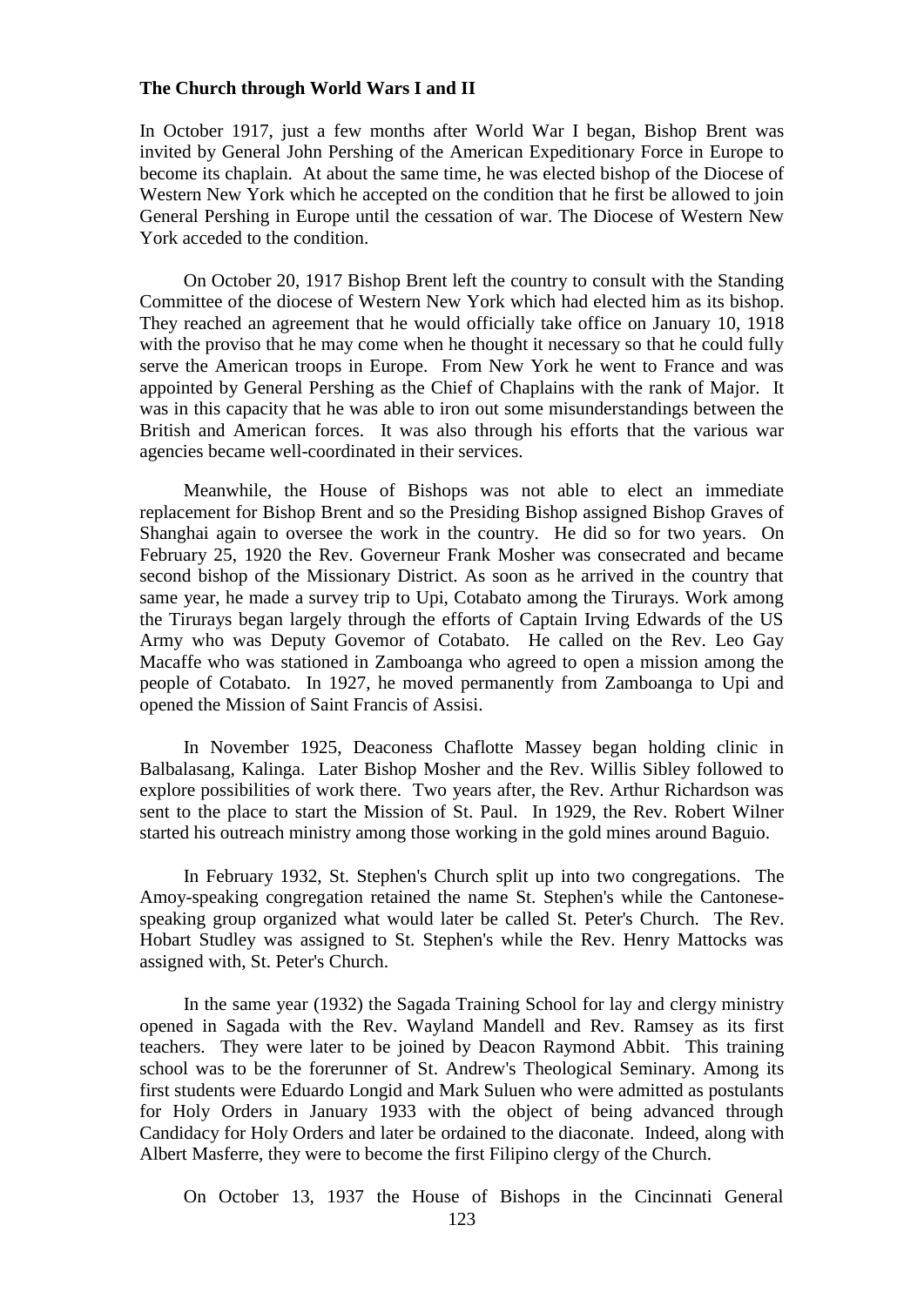**The Church through World Wars I and II**

In October 1917, just a few months after World War I began, Bishop Brent was invited by General John Pershing of the American Expeditionary Force in Europe to become its chaplain. At about the same time, he was elected bishop of the Diocese of Western New York which he accepted on the condition that he first be allowed to join General Pershing in Europe until the cessation of war. The Diocese of Western New York acceded to the condition.

On October 20, 1917 Bishop Brent left the country to consult with the Standing Committee of the diocese of Western New York which had elected him as its bishop. They reached an agreement that he would officially take office on January 10, 1918 with the proviso that he may come when he thought it necessary so that he could fully serve the American troops in Europe. From New York he went to France and was appointed by General Pershing as the Chief of Chaplains with the rank of Major. It was in this capacity that he was able to iron out some misunderstandings between the British and American forces. It was also through his efforts that the various war agencies became well-coordinated in their services.

Meanwhile, the House of Bishops was not able to elect an immediate replacement for Bishop Brent and so the Presiding Bishop assigned Bishop Graves of Shanghai again to oversee the work in the country. He did so for two years. On February 25, 1920 the Rev. Governeur Frank Mosher was consecrated and became second bishop of the Missionary District. As soon as he arrived in the country that same year, he made a survey trip to Upi, Cotabato among the Tirurays. Work among the Tirurays began largely through the efforts of Captain Irving Edwards of the US Army who was Deputy Govemor of Cotabato. He called on the Rev. Leo Gay Macaffe who was stationed in Zamboanga who agreed to open a mission among the people of Cotabato. In 1927, he moved permanently from Zamboanga to Upi and opened the Mission of Saint Francis of Assisi.

In November 1925, Deaconess Chaflotte Massey began holding clinic in Balbalasang, Kalinga. Later Bishop Mosher and the Rev. Willis Sibley followed to explore possibilities of work there. Two years after, the Rev. Arthur Richardson was sent to the place to start the Mission of St. Paul. In 1929, the Rev. Robert Wilner started his outreach ministry among those working in the gold mines around Baguio.

In February 1932, St. Stephen's Church split up into two congregations. The Amoy-speaking congregation retained the name St. Stephen's while the Cantonese-speaking group organized what would later be called St. Peter's Church. The Rev. Hobart Studley was assigned to St. Stephen's while the Rev. Henry Mattocks was assigned with, St. Peter's Church.

In the same year (1932) the Sagada Training School for lay and clergy ministry opened in Sagada with the Rev. Wayland Mandell and Rev. Ramsey as its first teachers. They were later to be joined by Deacon Raymond Abbit. This training school was to be the forerunner of St. Andrew's Theological Seminary. Among its first students were Eduardo Longid and Mark Suluen who were admitted as postulants for Holy Orders in January 1933 with the object of being advanced through Candidacy for Holy Orders and later be ordained to the diaconate. Indeed, along with Albert Masferre, they were to become the first Filipino clergy of the Church.

On October 13, 1937 the House of Bishops in the Cincinnati General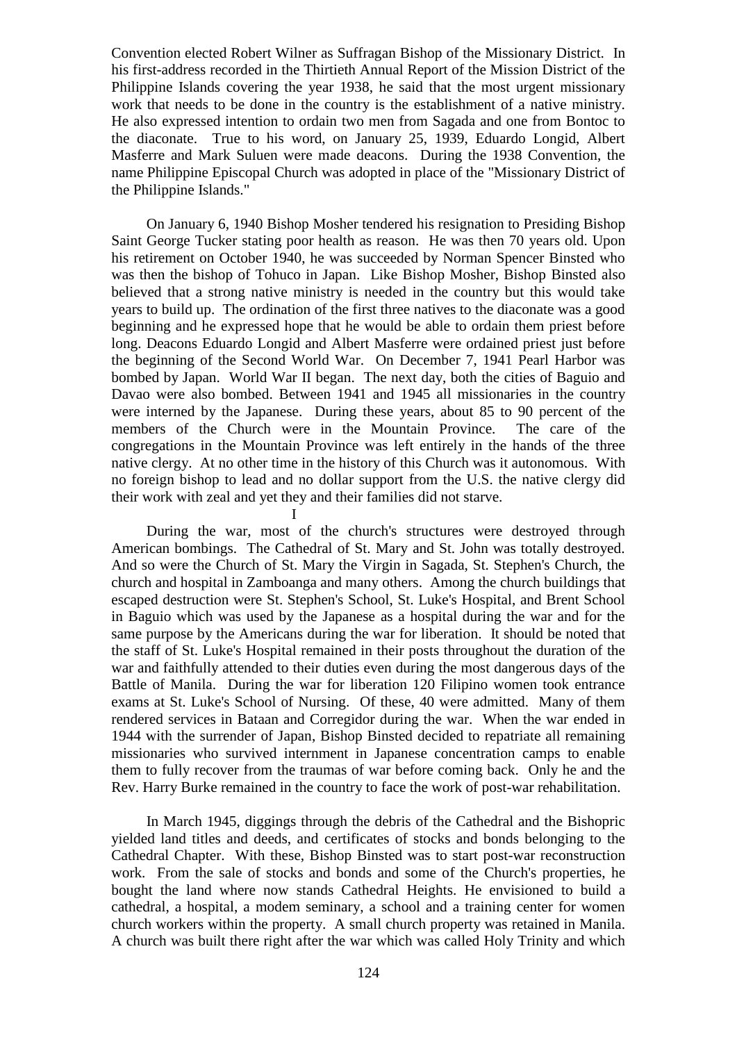Convention elected Robert Wilner as Suffragan Bishop of the Missionary District. In his first-address recorded in the Thirtieth Annual Report of the Mission District of the Philippine Islands covering the year 1938, he said that the most urgent missionary work that needs to be done in the country is the establishment of a native ministry. He also expressed intention to ordain two men from Sagada and one from Bontoc to the diaconate. True to his word, on January 25, 1939, Eduardo Longid, Albert Masferre and Mark Suluen were made deacons. During the 1938 Convention, the name Philippine Episcopal Church was adopted in place of the "Missionary District of the Philippine Islands."

On January 6, 1940 Bishop Mosher tendered his resignation to Presiding Bishop Saint George Tucker stating poor health as reason. He was then 70 years old. Upon his retirement on October 1940, he was succeeded by Norman Spencer Binsted who was then the bishop of Tohuco in Japan. Like Bishop Mosher, Bishop Binsted also believed that a strong native ministry is needed in the country but this would take years to build up. The ordination of the first three natives to the diaconate was a good beginning and he expressed hope that he would be able to ordain them priest before long. Deacons Eduardo Longid and Albert Masferre were ordained priest just before the beginning of the Second World War. On December 7, 1941 Pearl Harbor was bombed by Japan. World War II began. The next day, both the cities of Baguio and Davao were also bombed. Between 1941 and 1945 all missionaries in the country were interned by the Japanese. During these years, about 85 to 90 percent of the members of the Church were in the Mountain Province. The care of the congregations in the Mountain Province was left entirely in the hands of the three native clergy. At no other time in the history of this Church was it autonomous. With no foreign bishop to lead and no dollar support from the U.S. the native clergy did their work with zeal and yet they and their families did not starve.

I

During the war, most of the church's structures were destroyed through American bombings. The Cathedral of St. Mary and St. John was totally destroyed. And so were the Church of St. Mary the Virgin in Sagada, St. Stephen's Church, the church and hospital in Zamboanga and many others. Among the church buildings that escaped destruction were St. Stephen's School, St. Luke's Hospital, and Brent School in Baguio which was used by the Japanese as a hospital during the war and for the same purpose by the Americans during the war for liberation. It should be noted that the staff of St. Luke's Hospital remained in their posts throughout the duration of the war and faithfully attended to their duties even during the most dangerous days of the Battle of Manila. During the war for liberation 120 Filipino women took entrance exams at St. Luke's School of Nursing. Of these, 40 were admitted. Many of them rendered services in Bataan and Corregidor during the war. When the war ended in 1944 with the surrender of Japan, Bishop Binsted decided to repatriate all remaining missionaries who survived internment in Japanese concentration camps to enable them to fully recover from the traumas of war before coming back. Only he and the Rev. Harry Burke remained in the country to face the work of post-war rehabilitation.

In March 1945, diggings through the debris of the Cathedral and the Bishopric yielded land titles and deeds, and certificates of stocks and bonds belonging to the Cathedral Chapter. With these, Bishop Binsted was to start post-war reconstruction work. From the sale of stocks and bonds and some of the Church's properties, he bought the land where now stands Cathedral Heights. He envisioned to build a cathedral, a hospital, a modem seminary, a school and a training center for women church workers within the property. A small church property was retained in Manila. A church was built there right after the war which was called Holy Trinity and which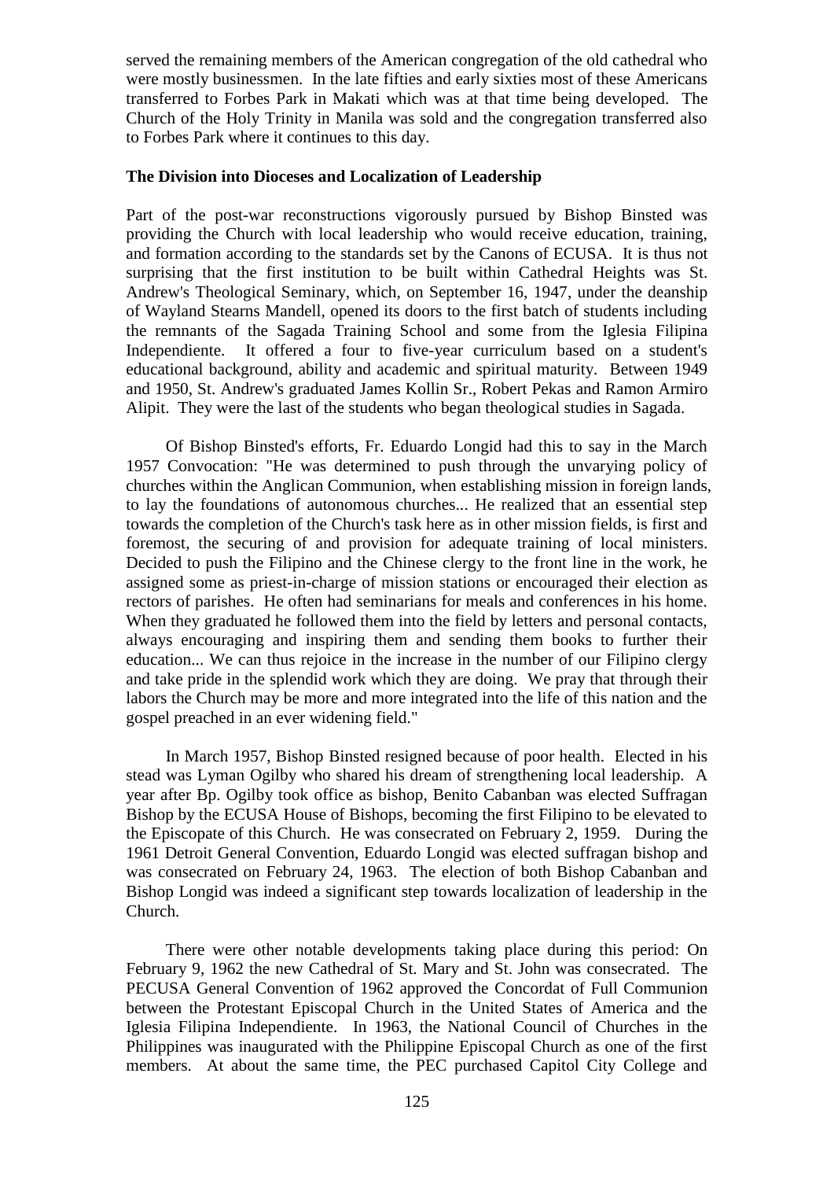served the remaining members of the American congregation of the old cathedral who were mostly businessmen. In the late fifties and early sixties most of these Americans transferred to Forbes Park in Makati which was at that time being developed. The Church of the Holy Trinity in Manila was sold and the congregation transferred also to Forbes Park where it continues to this day.

**The Division into Dioceses and Localization of Leadership**

Part of the post-war reconstructions vigorously pursued by Bishop Binsted was providing the Church with local leadership who would receive education, training, and formation according to the standards set by the Canons of ECUSA. It is thus not surprising that the first institution to be built within Cathedral Heights was St. Andrew's Theological Seminary, which, on September 16, 1947, under the deanship of Wayland Stearns Mandell, opened its doors to the first batch of students including the remnants of the Sagada Training School and some from the Iglesia Filipina Independiente. It offered a four to five-year curriculum based on a student's educational background, ability and academic and spiritual maturity. Between 1949 and 1950, St. Andrew's graduated James Kollin Sr., Robert Pekas and Ramon Armiro Alipit. They were the last of the students who began theological studies in Sagada.

Of Bishop Binsted's efforts, Fr. Eduardo Longid had this to say in the March 1957 Convocation: "He was determined to push through the unvarying policy of churches within the Anglican Communion, when establishing mission in foreign lands, to lay the foundations of autonomous churches... He realized that an essential step towards the completion of the Church's task here as in other mission fields, is first and foremost, the securing of and provision for adequate training of local ministers. Decided to push the Filipino and the Chinese clergy to the front line in the work, he assigned some as priest-in-charge of mission stations or encouraged their election as rectors of parishes. He often had seminarians for meals and conferences in his home. When they graduated he followed them into the field by letters and personal contacts, always encouraging and inspiring them and sending them books to further their education... We can thus rejoice in the increase in the number of our Filipino clergy and take pride in the splendid work which they are doing. We pray that through their labors the Church may be more and more integrated into the life of this nation and the gospel preached in an ever widening field."

In March 1957, Bishop Binsted resigned because of poor health. Elected in his stead was Lyman Ogilby who shared his dream of strengthening local leadership. A year after Bp. Ogilby took office as bishop, Benito Cabanban was elected Suffragan Bishop by the ECUSA House of Bishops, becoming the first Filipino to be elevated to the Episcopate of this Church. He was consecrated on February 2, 1959. During the 1961 Detroit General Convention, Eduardo Longid was elected suffragan bishop and was consecrated on February 24, 1963. The election of both Bishop Cabanban and Bishop Longid was indeed a significant step towards localization of leadership in the Church.

There were other notable developments taking place during this period: On February 9, 1962 the new Cathedral of St. Mary and St. John was consecrated. The PECUSA General Convention of 1962 approved the Concordat of Full Communion between the Protestant Episcopal Church in the United States of America and the Iglesia Filipina Independiente. In 1963, the National Council of Churches in the Philippines was inaugurated with the Philippine Episcopal Church as one of the first members. At about the same time, the PEC purchased Capitol City College and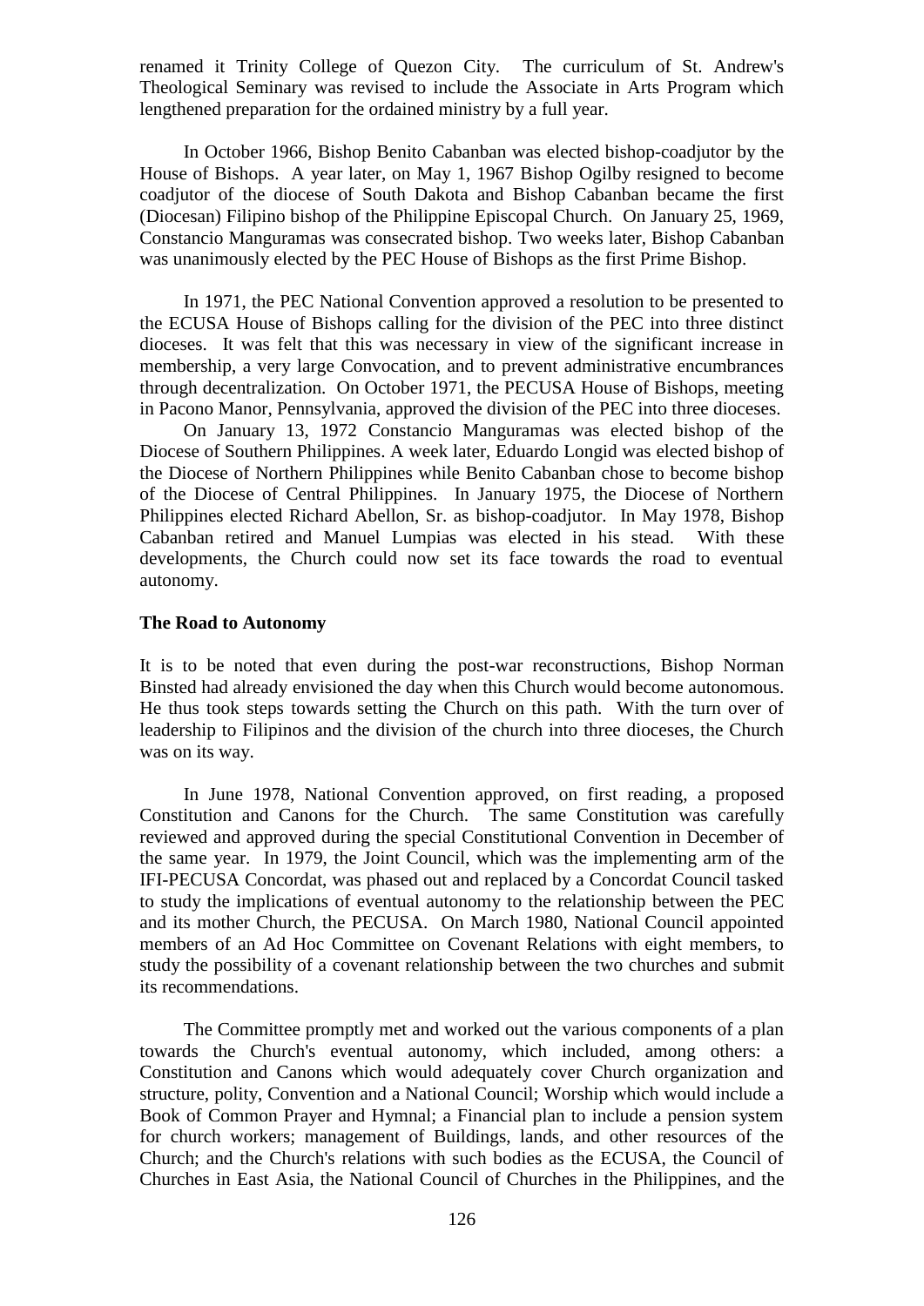renamed it Trinity College of Quezon City. The curriculum of St. Andrew's Theological Seminary was revised to include the Associate in Arts Program which lengthened preparation for the ordained ministry by a full year.

In October 1966, Bishop Benito Cabanban was elected bishop-coadjutor by the House of Bishops. A year later, on May 1, 1967 Bishop Ogilby resigned to become coadjutor of the diocese of South Dakota and Bishop Cabanban became the first (Diocesan) Filipino bishop of the Philippine Episcopal Church. On January 25, 1969, Constancio Manguramas was consecrated bishop. Two weeks later, Bishop Cabanban was unanimously elected by the PEC House of Bishops as the first Prime Bishop.

In 1971, the PEC National Convention approved a resolution to be presented to the ECUSA House of Bishops calling for the division of the PEC into three distinct dioceses. It was felt that this was necessary in view of the significant increase in membership, a very large Convocation, and to prevent administrative encumbrances through decentralization. On October 1971, the PECUSA House of Bishops, meeting in Pacono Manor, Pennsylvania, approved the division of the PEC into three dioceses.

On January 13, 1972 Constancio Manguramas was elected bishop of the Diocese of Southern Philippines. A week later, Eduardo Longid was elected bishop of the Diocese of Northern Philippines while Benito Cabanban chose to become bishop of the Diocese of Central Philippines. In January 1975, the Diocese of Northern Philippines elected Richard Abellon, Sr. as bishop-coadjutor. In May 1978, Bishop Cabanban retired and Manuel Lumpias was elected in his stead. With these developments, the Church could now set its face towards the road to eventual autonomy.

**The Road to Autonomy**

It is to be noted that even during the post-war reconstructions, Bishop Norman Binsted had already envisioned the day when this Church would become autonomous. He thus took steps towards setting the Church on this path. With the turn over of leadership to Filipinos and the division of the church into three dioceses, the Church was on its way.

In June 1978, National Convention approved, on first reading, a proposed Constitution and Canons for the Church. The same Constitution was carefully reviewed and approved during the special Constitutional Convention in December of the same year. In 1979, the Joint Council, which was the implementing arm of the IFI-PECUSA Concordat, was phased out and replaced by a Concordat Council tasked to study the implications of eventual autonomy to the relationship between the PEC and its mother Church, the PECUSA. On March 1980, National Council appointed members of an Ad Hoc Committee on Covenant Relations with eight members, to study the possibility of a covenant relationship between the two churches and submit its recommendations.

The Committee promptly met and worked out the various components of a plan towards the Church's eventual autonomy, which included, among others: a Constitution and Canons which would adequately cover Church organization and structure, polity, Convention and a National Council; Worship which would include a Book of Common Prayer and Hymnal; a Financial plan to include a pension system for church workers; management of Buildings, lands, and other resources of the Church; and the Church's relations with such bodies as the ECUSA, the Council of Churches in East Asia, the National Council of Churches in the Philippines, and the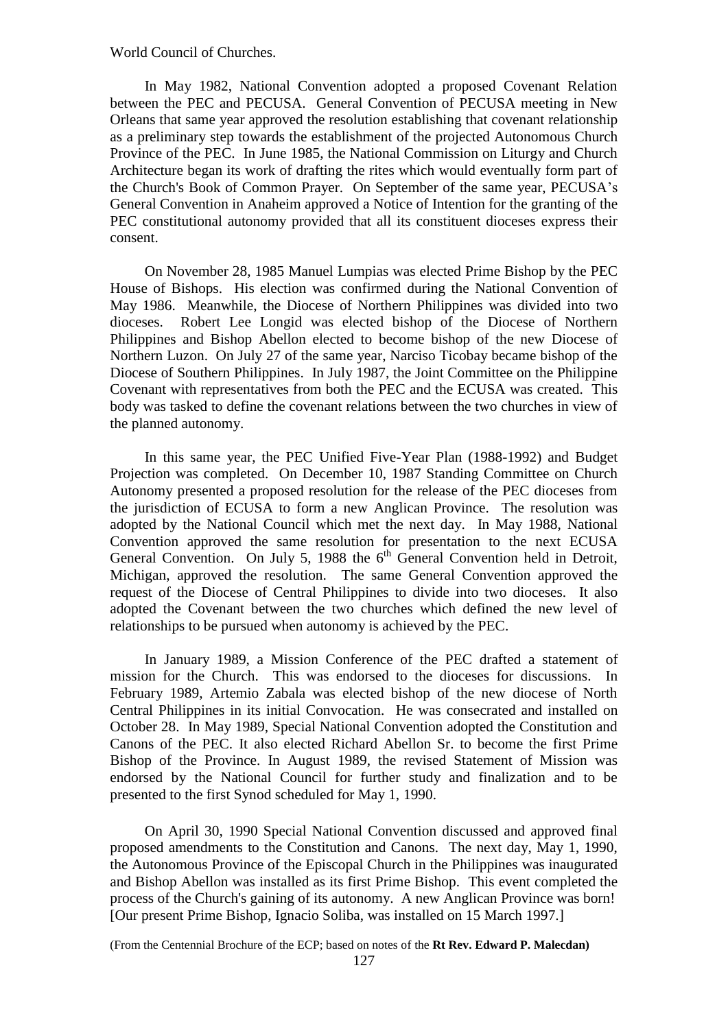World Council of Churches.

In May 1982, National Convention adopted a proposed Covenant Relation between the PEC and PECUSA. General Convention of PECUSA meeting in New Orleans that same year approved the resolution establishing that covenant relationship as a preliminary step towards the establishment of the projected Autonomous Church Province of the PEC. In June 1985, the National Commission on Liturgy and Church Architecture began its work of drafting the rites which would eventually form part of the Church's Book of Common Prayer. On September of the same year, PECUSA's General Convention in Anaheim approved a Notice of Intention for the granting of the PEC constitutional autonomy provided that all its constituent dioceses express their consent.

On November 28, 1985 Manuel Lumpias was elected Prime Bishop by the PEC House of Bishops. His election was confirmed during the National Convention of May 1986. Meanwhile, the Diocese of Northern Philippines was divided into two dioceses. Robert Lee Longid was elected bishop of the Diocese of Northern Philippines and Bishop Abellon elected to become bishop of the new Diocese of Northern Luzon. On July 27 of the same year, Narciso Ticobay became bishop of the Diocese of Southern Philippines. In July 1987, the Joint Committee on the Philippine Covenant with representatives from both the PEC and the ECUSA was created. This body was tasked to define the covenant relations between the two churches in view of the planned autonomy.

In this same year, the PEC Unified Five-Year Plan (1988-1992) and Budget Projection was completed. On December 10, 1987 Standing Committee on Church Autonomy presented a proposed resolution for the release of the PEC dioceses from the jurisdiction of ECUSA to form a new Anglican Province. The resolution was adopted by the National Council which met the next day. In May 1988, National Convention approved the same resolution for presentation to the next ECUSA General Convention. On July 5, 1988 the 6th General Convention held in Detroit, Michigan, approved the resolution. The same General Convention approved the request of the Diocese of Central Philippines to divide into two dioceses. It also adopted the Covenant between the two churches which defined the new level of relationships to be pursued when autonomy is achieved by the PEC.

In January 1989, a Mission Conference of the PEC drafted a statement of mission for the Church. This was endorsed to the dioceses for discussions. In February 1989, Artemio Zabala was elected bishop of the new diocese of North Central Philippines in its initial Convocation. He was consecrated and installed on October 28. In May 1989, Special National Convention adopted the Constitution and Canons of the PEC. It also elected Richard Abellon Sr. to become the first Prime Bishop of the Province. In August 1989, the revised Statement of Mission was endorsed by the National Council for further study and finalization and to be presented to the first Synod scheduled for May 1, 1990.

On April 30, 1990 Special National Convention discussed and approved final proposed amendments to the Constitution and Canons. The next day, May 1, 1990, the Autonomous Province of the Episcopal Church in the Philippines was inaugurated and Bishop Abellon was installed as its first Prime Bishop. This event completed the process of the Church's gaining of its autonomy. A new Anglican Province was born! [Our present Prime Bishop, Ignacio Soliba, was installed on 15 March 1997.]

(From the Centennial Brochure of the ECP; based on notes of the **Rt Rev. Edward P. Malecdan)**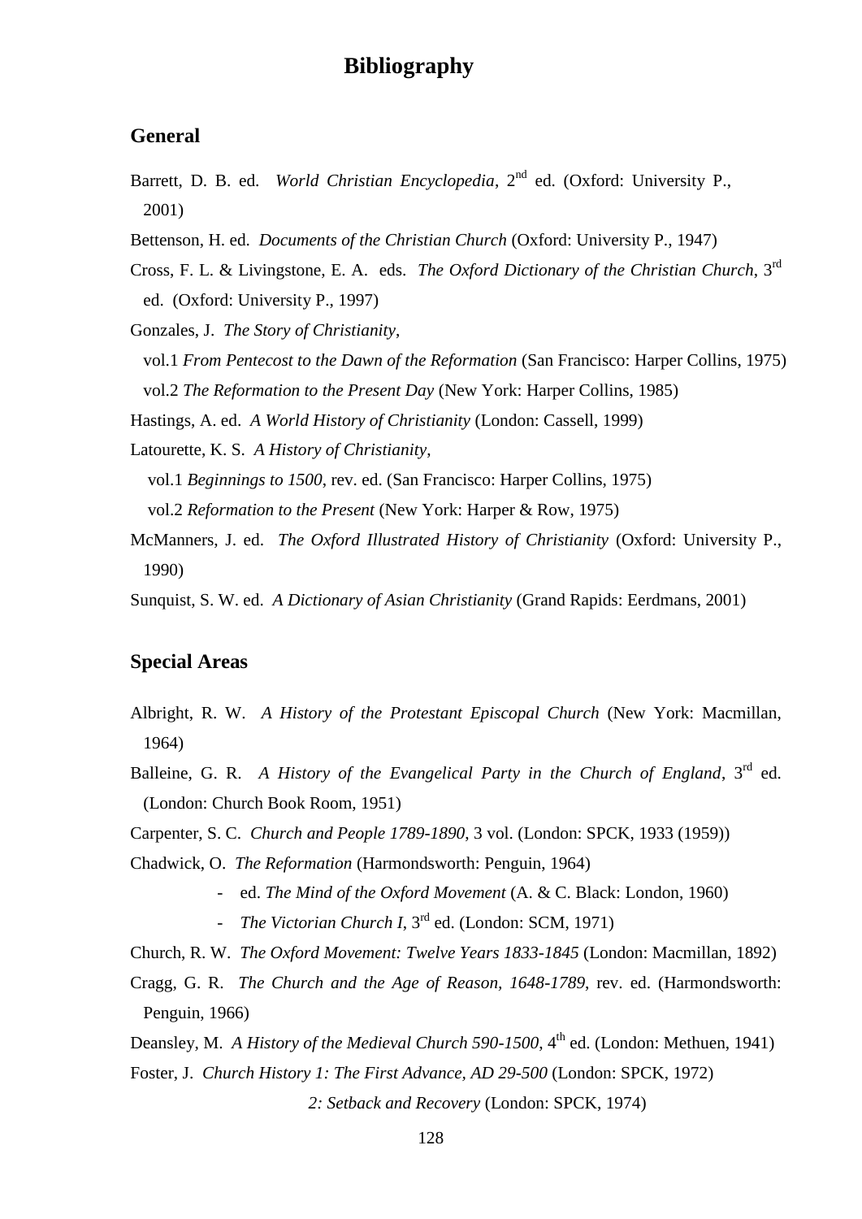# Bibliography

## General

Barrett, D. B. ed. *World Christian Encyclopedia*, 2nd ed. (Oxford: University P., 2001)

Bettenson, H. ed. *Documents of the Christian Church* (Oxford: University P., 1947)

Cross, F. L. & Livingstone, E. A. eds. *The Oxford Dictionary of the Christian Church*, 3rd ed. (Oxford: University P., 1997)

Gonzales, J. *The Story of Christianity*,

vol.1 *From Pentecost to the Dawn of the Reformation* (San Francisco: Harper Collins, 1975)

vol.2 *The Reformation to the Present Day* (New York: Harper Collins, 1985)

Hastings, A. ed. *A World History of Christianity* (London: Cassell, 1999)

Latourette, K. S. *A History of Christianity*,

vol.1 *Beginnings to 1500*, rev. ed. (San Francisco: Harper Collins, 1975)

vol.2 *Reformation to the Present* (New York: Harper & Row, 1975)

McManners, J. ed. *The Oxford Illustrated History of Christianity* (Oxford: University P., 1990)

Sunquist, S. W. ed. *A Dictionary of Asian Christianity* (Grand Rapids: Eerdmans, 2001)

## Special Areas

Albright, R. W. *A History of the Protestant Episcopal Church* (New York: Macmillan, 1964)

Balleine, G. R. *A History of the Evangelical Party in the Church of England*, 3rd ed. (London: Church Book Room, 1951)

Carpenter, S. C. *Church and People 1789-1890*, 3 vol. (London: SPCK, 1933 (1959))

Chadwick, O. *The Reformation* (Harmondsworth: Penguin, 1964)

- ed. *The Mind of the Oxford Movement* (A. & C. Black: London, 1960)
- *The Victorian Church I*, 3rd ed. (London: SCM, 1971)

Church, R. W. *The Oxford Movement: Twelve Years 1833-1845* (London: Macmillan, 1892)

Cragg, G. R. *The Church and the Age of Reason, 1648-1789*, rev. ed. (Harmondsworth: Penguin, 1966)

Deansley, M. *A History of the Medieval Church 590-1500*, 4th ed. (London: Methuen, 1941)

Foster, J. *Church History 1: The First Advance, AD 29-500* (London: SPCK, 1972)

*2: Setback and Recovery* (London: SPCK, 1974)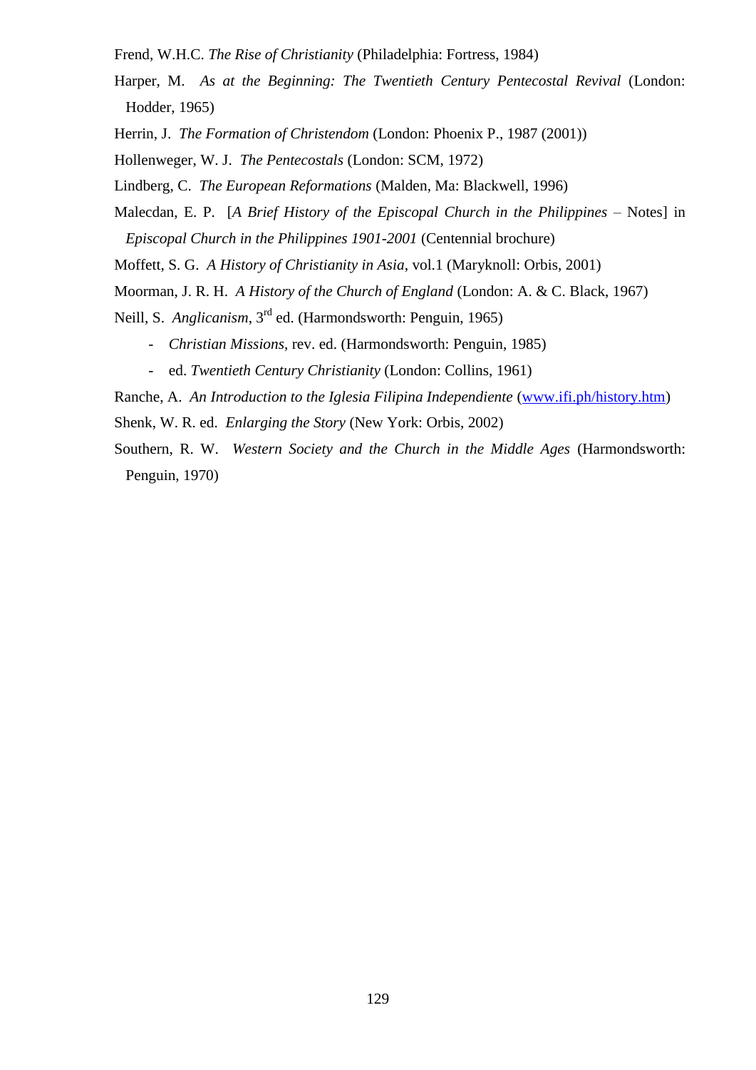Frend, W.H.C. *The Rise of Christianity* (Philadelphia: Fortress, 1984)

Harper, M. *As at the Beginning: The Twentieth Century Pentecostal Revival* (London: Hodder, 1965)

Herrin, J. *The Formation of Christendom* (London: Phoenix P., 1987 (2001))

Hollenweger, W. J. *The Pentecostals* (London: SCM, 1972)

Lindberg, C. *The European Reformations* (Malden, Ma: Blackwell, 1996)

Malecdan, E. P. [*A Brief History of the Episcopal Church in the Philippines* – Notes] in *Episcopal Church in the Philippines 1901-2001* (Centennial brochure)

Moffett, S. G. *A History of Christianity in Asia*, vol.1 (Maryknoll: Orbis, 2001)

Moorman, J. R. H. *A History of the Church of England* (London: A. & C. Black, 1967)

Neill, S. *Anglicanism*, 3rd ed. (Harmondsworth: Penguin, 1965)

- *Christian Missions*, rev. ed. (Harmondsworth: Penguin, 1985)
- ed. *Twentieth Century Christianity* (London: Collins, 1961)

Ranche, A. *An Introduction to the Iglesia Filipina Independiente* (www.ifi.ph/history.htm)

Shenk, W. R. ed. *Enlarging the Story* (New York: Orbis, 2002)

Southern, R. W. *Western Society and the Church in the Middle Ages* (Harmondsworth: Penguin, 1970)